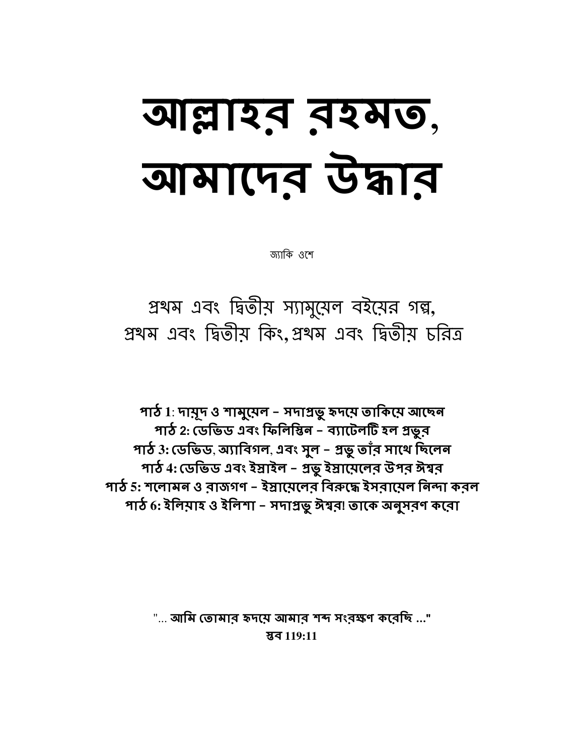# আল্লাহর রহমত, আমাদের উদ্ধার

জ্যাকি ওশে

প্রথম এবং দ্বিতীয় স্যামুয়েল বইয়ের গল্প,
প্রথম এবং দ্বিতীয় কিং, প্রথম এবং দ্বিতীয় চরিত্র

**পাঠ 1: দায়ূদ ও শামুয়েল – সদাপ্রভু হৃদয়ে তাকিয়ে আছেন**
**পাঠ 2: ডেভিড এবং ফিলিস্তিন – ব্যাটেলটি হল প্রভুর**
**পাঠ 3: ডেভিড, অ্যাবিগল, এবং সুল – প্রভু তাঁর সাথে ছিলেন**
**পাঠ 4: ডেভিড এবং ইস্রাইল – প্রভু ইস্রায়েলের উপর ঈশ্বর**
**পাঠ 5: শলোমন ও রাজগণ – ইস্রায়েলের বিরুদ্ধে ইসরায়েল নিন্দা করল**
**পাঠ 6: ইলিয়াহ ও ইলিশা – সদাপ্রভু ঈশ্বর! তাকে অনুসরণ করো**

**"... আমি তোমার হৃদয়ে আমার শব্দ সংরক্ষণ করেছি ..."**
**স্তব 119:11**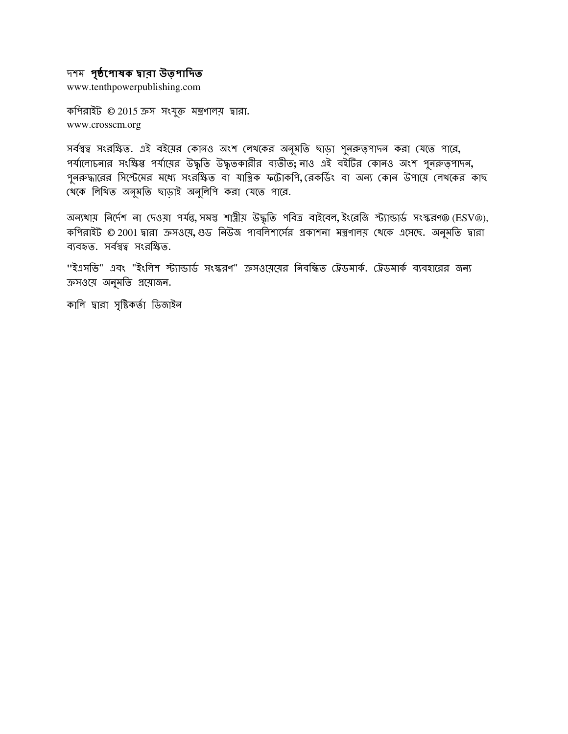দশম **পৃষ্ঠপোষক দ্বারা উত্পাদিত**
www.tenthpowerpublishing.com

কপিরাইট © 2015 ক্রস সংযুক্ত মন্ত্রণালয় দ্বারা.
www.crosscm.org

সর্বস্বত্ব সংরক্ষিত. এই বইয়ের কোনও অংশ লেখকের অনুমতি ছাড়া পুনরুত্পাদন করা যেতে পারে, পর্যালোচনার সংক্ষিপ্ত পর্যায়ের উদ্ধৃতি উদ্ধৃতকারীর ব্যতীত; নাও এই বইটির কোনও অংশ পুনরুত্পাদন, পুনরুদ্ধারের সিস্টেমের মধ্যে সংরক্ষিত বা যান্ত্রিক ফটোকপি, রেকর্ডিং বা অন্য কোন উপায়ে লেখকের কাছ থেকে লিখিত অনুমতি ছাড়াই অনুলিপি করা যেতে পারে.

অন্যথায় নির্দেশ না দেওয়া পর্যন্ত, সমস্ত শাস্ত্রীয় উদ্ধৃতি পবিত্র বাইবেল, ইংরেজি স্ট্যান্ডার্ড সংস্করণ® (ESV®), কপিরাইট © 2001 দ্বারা ক্রসওয়ে, গুড নিউজ পাবলিশার্সের প্রকাশনা মন্ত্রণালয় থেকে এসেছে. অনুমতি দ্বারা ব্যবহৃত. সর্বস্বত্ব সংরক্ষিত.

"ইএসভি" এবং "ইংলিশ স্ট্যান্ডার্ড সংস্করণ" ক্রসওয়েয়ের নিবন্ধিত ট্রেডমার্ক. ট্রেডমার্ক ব্যবহারের জন্য ক্রসওয়ে অনুমতি প্রয়োজন.

কালি দ্বারা সৃষ্টিকর্তা ডিজাইন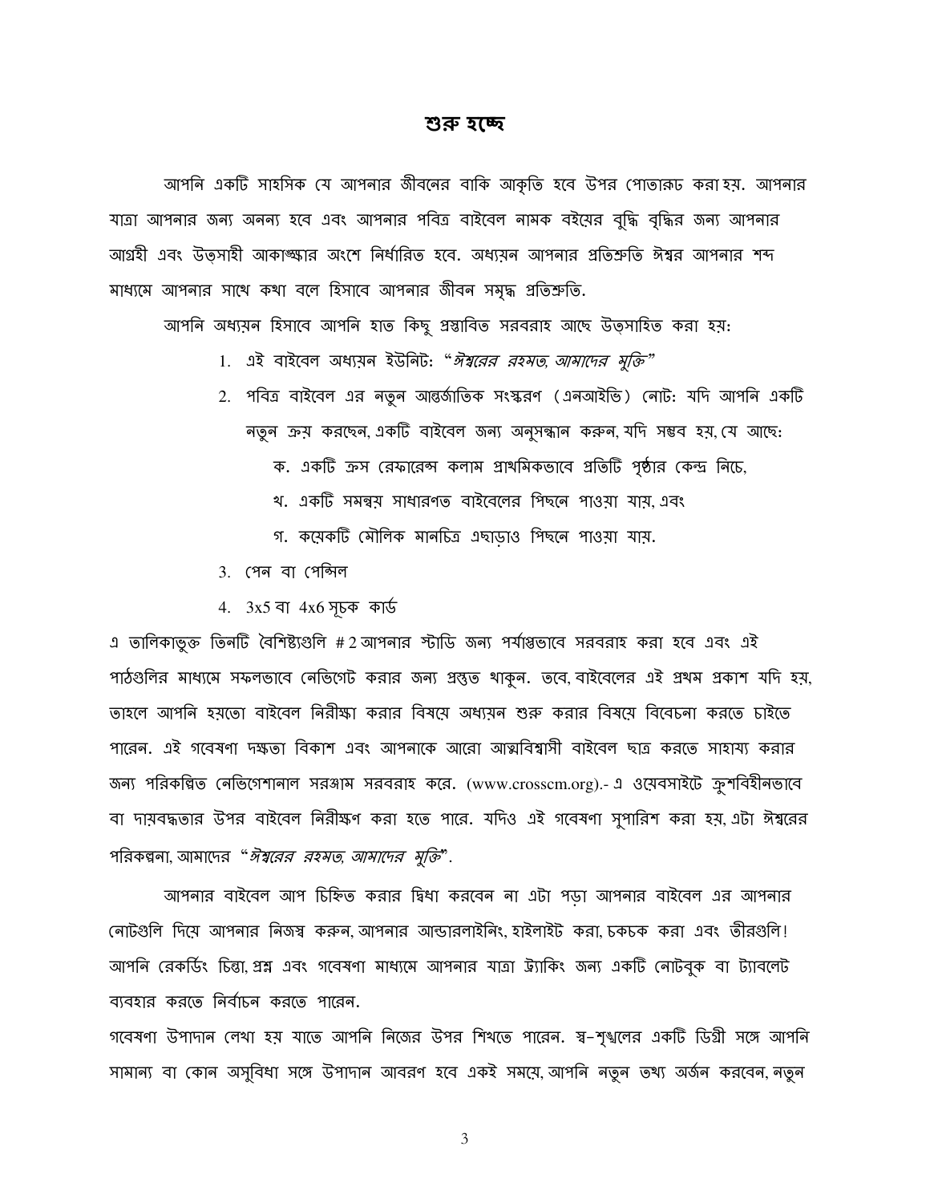# শুরু হচ্ছে

আপনি একটি সাহসিক যে আপনার জীবনের বাকি আকৃতি হবে উপর পোতারূঢ় করা হয়. আপনার যাত্রা আপনার জন্য অনন্য হবে এবং আপনার পবিত্র বাইবেল নামক বইয়ের বুদ্ধি বৃদ্ধির জন্য আপনার আগ্রহী এবং উত্সাহী আকাঙ্ক্ষার অংশে নির্ধারিত হবে. অধ্যয়ন আপনার প্রতিশ্রুতি ঈশ্বর আপনার শব্দ মাধ্যমে আপনার সাথে কথা বলে হিসাবে আপনার জীবন সমৃদ্ধ প্রতিশ্রুতি.

আপনি অধ্যয়ন হিসাবে আপনি হাত কিছু প্রস্তাবিত সরবরাহ আছে উত্সাহিত করা হয়:

1. এই বাইবেল অধ্যয়ন ইউনিট: "*ঈশ্বরের রহমত, আমাদের মুক্তি*"
2. পবিত্র বাইবেল এর নতুন আন্তর্জাতিক সংস্করণ (এনআইভি) নোট: যদি আপনি একটি নতুন ক্রয় করছেন, একটি বাইবেল জন্য অনুসন্ধান করুন, যদি সম্ভব হয়, যে আছে:
   - ক. একটি ক্রস রেফারেন্স কলাম প্রাথমিকভাবে প্রতিটি পৃষ্ঠার কেন্দ্র নিচে,
   - খ. একটি সমন্বয় সাধারণত বাইবেলের পিছনে পাওয়া যায়, এবং
   - গ. কয়েকটি মৌলিক মানচিত্র এছাড়াও পিছনে পাওয়া যায়.
3. পেন বা পেন্সিল
4. 3x5 বা 4x6 সূচক কার্ড

এ তালিকাভুক্ত তিনটি বৈশিষ্ট্যগুলি # 2 আপনার স্টাডি জন্য পর্যাপ্তভাবে সরবরাহ করা হবে এবং এই পাঠগুলির মাধ্যমে সফলভাবে নেভিগেট করার জন্য প্রস্তুত থাকুন. তবে, বাইবেলের এই প্রথম প্রকাশ যদি হয়, তাহলে আপনি হয়তো বাইবেল নিরীক্ষা করার বিষয়ে অধ্যয়ন শুরু করার বিষয়ে বিবেচনা করতে চাইতে পারেন. এই গবেষণা দক্ষতা বিকাশ এবং আপনাকে আরো আত্মবিশ্বাসী বাইবেল ছাত্র করতে সাহায্য করার জন্য পরিকল্পিত নেভিগেশনাল সরঞ্জাম সরবরাহ করে. (www.crosscm.org).- এ ওয়েবসাইটে ক্রুশবিহীনভাবে বা দায়বদ্ধতার উপর বাইবেল নিরীক্ষণ করা হতে পারে. যদিও এই গবেষণা সুপারিশ করা হয়, এটা ঈশ্বরের পরিকল্পনা, আমাদের "*ঈশ্বরের রহমত, আমাদের মুক্তি*".

আপনার বাইবেল আপ চিহ্নিত করার দ্বিধা করবেন না এটা পড়া আপনার বাইবেল এর আপনার নোটগুলি দিয়ে আপনার নিজস্ব করুন, আপনার আন্ডারলাইনিং, হাইলাইট করা, চকচক করা এবং তীরগুলি! আপনি রেকর্ডিং চিন্তা, প্রশ্ন এবং গবেষণা মাধ্যমে আপনার যাত্রা ট্র্যাকিং জন্য একটি নোটবুক বা ট্যাবলেট ব্যবহার করতে নির্বাচন করতে পারেন.

গবেষণা উপাদান লেখা হয় যাতে আপনি নিজের উপর শিখতে পারেন. স্ব-শৃঙ্খলের একটি ডিগ্রী সঙ্গে আপনি সামান্য বা কোন অসুবিধা সঙ্গে উপাদান আবরণ হবে একই সময়ে, আপনি নতুন তথ্য অর্জন করবেন, নতুন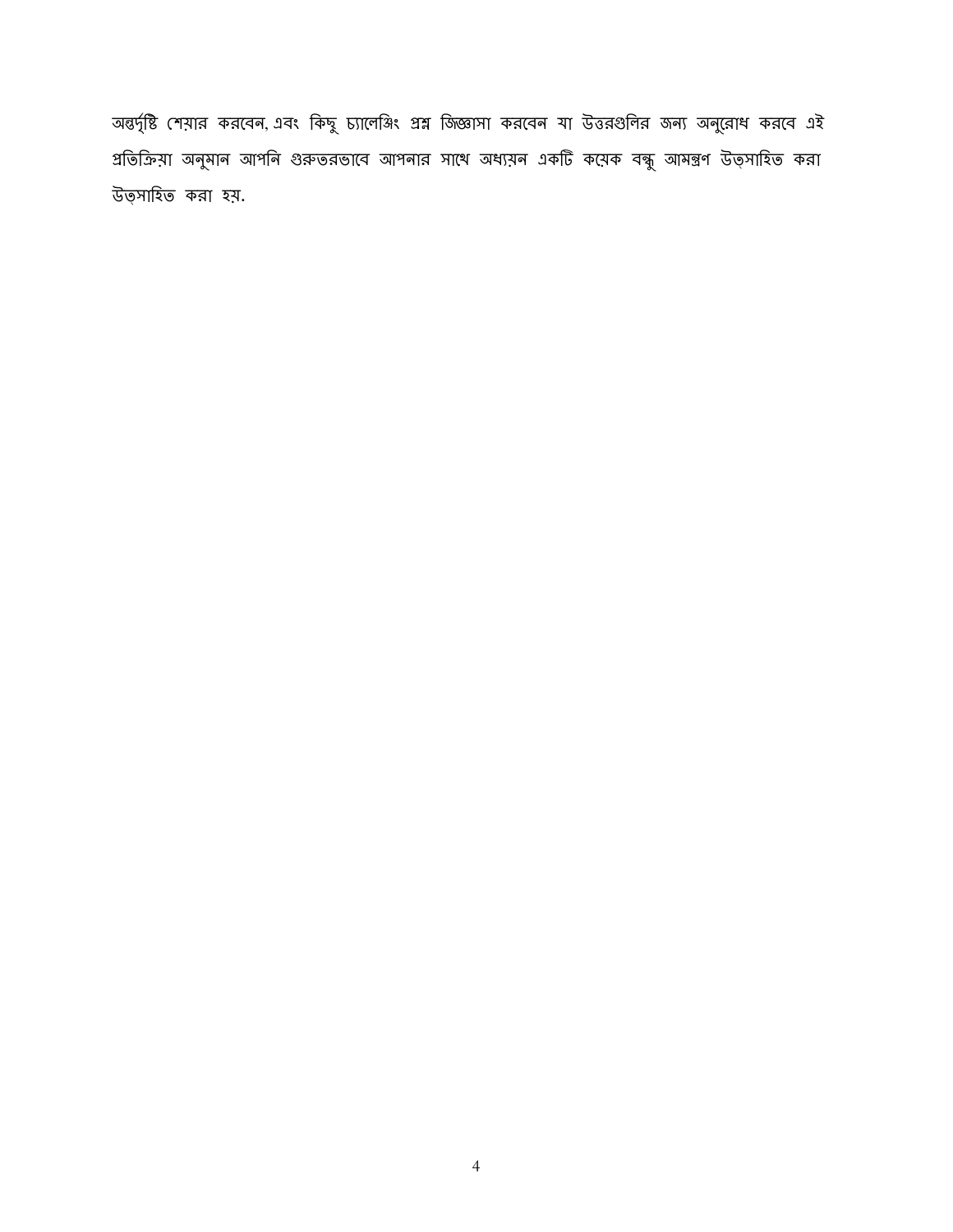অন্তর্দৃষ্টি শেয়ার করবেন, এবং কিছু চ্যালেঞ্জিং প্রশ্ন জিজ্ঞাসা করবেন যা উত্তরগুলির জন্য অনুরোধ করবে এই প্রতিক্রিয়া অনুমান আপনি গুরুতরভাবে আপনার সাথে অধ্যয়ন একটি কয়েক বন্ধু আমন্ত্রণ উত্সাহিত করা উত্সাহিত করা হয়.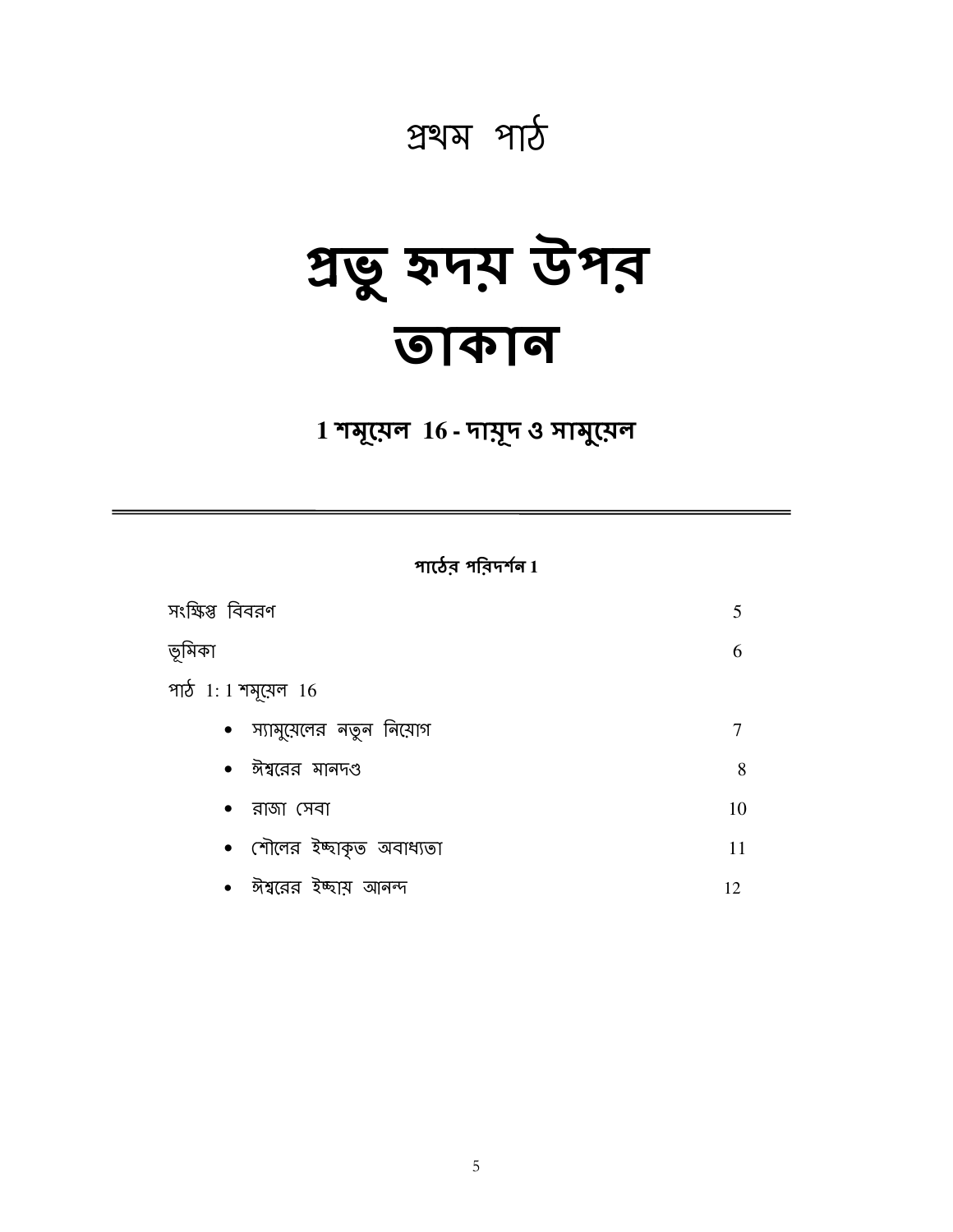## প্রথম পাঠ

# প্রভু হৃদয় উপর তাকান

### 1 শমূয়েল 16 - দায়ূদ ও সামুয়েল

---

**পাঠের পরিদর্শন 1**

| | |
|---|---|
| সংক্ষিপ্ত বিবরণ | 5 |
| ভূমিকা | 6 |
| পাঠ 1: 1 শমূয়েল 16 | |
| • স্যামুয়েলের নতুন নিয়োগ | 7 |
| • ঈশ্বরের মানদণ্ড | 8 |
| • রাজা সেবা | 10 |
| • শৌলের ইচ্ছাকৃত অবাধ্যতা | 11 |
| • ঈশ্বরের ইচ্ছায় আনন্দ | 12 |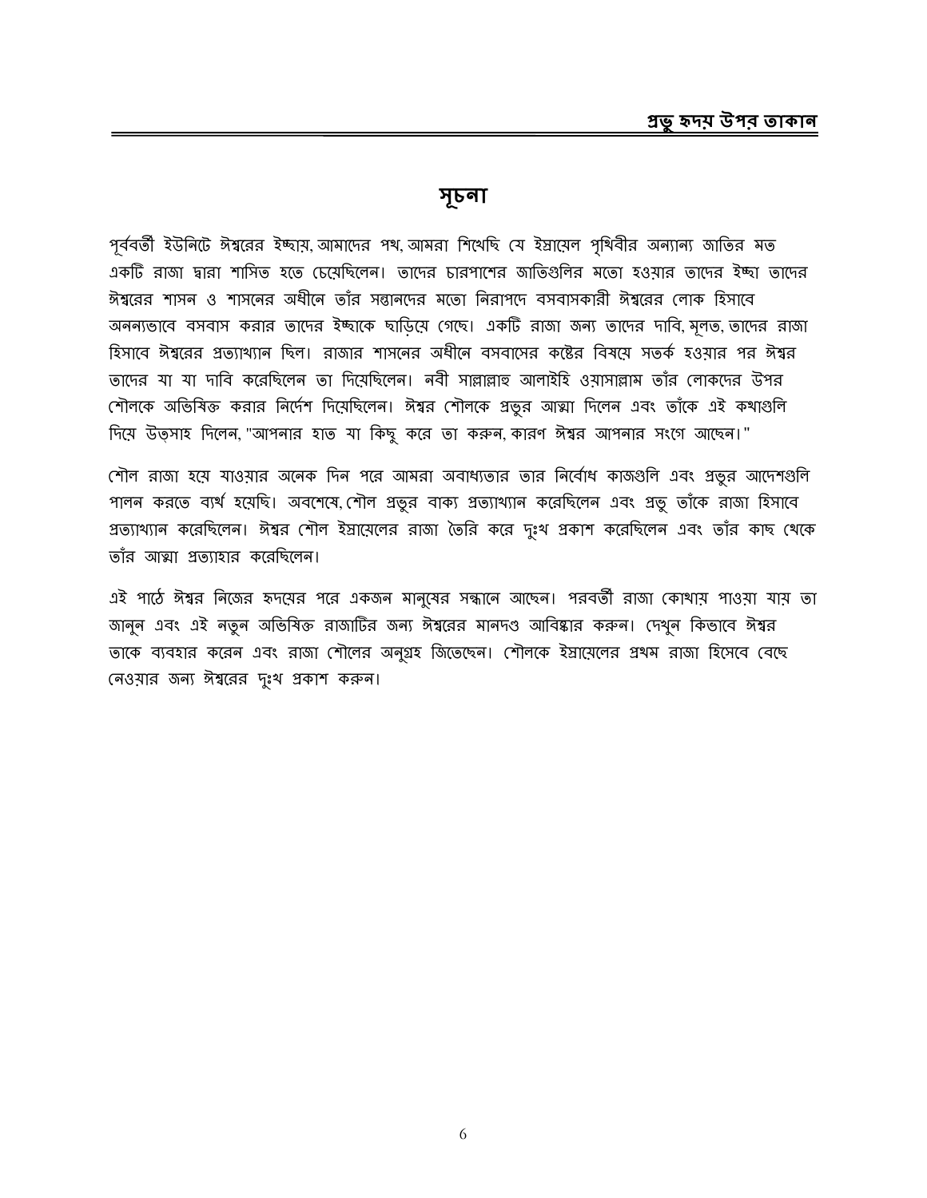# সূচনা

পূর্ববর্তী ইউনিটে ঈশ্বরের ইচ্ছায়, আমাদের পথ, আমরা শিখেছি যে ইস্রায়েল পৃথিবীর অন্যান্য জাতির মত একটি রাজা দ্বারা শাসিত হতে চেয়েছিলেন। তাদের চারপাশের জাতিগুলির মতো হওয়ার তাদের ইচ্ছা তাদের ঈশ্বরের শাসন ও শাসনের অধীনে তাঁর সন্তানদের মতো নিরাপদে বসবাসকারী ঈশ্বরের লোক হিসাবে অনন্যভাবে বসবাস করার তাদের ইচ্ছাকে ছাড়িয়ে গেছে। একটি রাজা জন্য তাদের দাবি, মূলত, তাদের রাজা হিসাবে ঈশ্বরের প্রত্যাখ্যান ছিল। রাজার শাসনের অধীনে বসবাসের কষ্টের বিষয়ে সতর্ক হওয়ার পর ঈশ্বর তাদের যা যা দাবি করেছিলেন তা দিয়েছিলেন। নবী সাল্লাল্লাহু আলাইহি ওয়াসাল্লাম তাঁর লোকদের উপর শৌলকে অভিষিক্ত করার নির্দেশ দিয়েছিলেন। ঈশ্বর শৌলকে প্রভুর আত্মা দিলেন এবং তাঁকে এই কথাগুলি দিয়ে উত্সাহ দিলেন, "আপনার হাত যা কিছু করে তা করুন, কারণ ঈশ্বর আপনার সংগে আছেন।"

শৌল রাজা হয়ে যাওয়ার অনেক দিন পরে আমরা অবাধ্যতার তার নির্বোধ কাজগুলি এবং প্রভুর আদেশগুলি পালন করতে ব্যর্থ হয়েছি। অবশেষে, শৌল প্রভুর বাক্য প্রত্যাখ্যান করেছিলেন এবং প্রভু তাঁকে রাজা হিসাবে প্রত্যাখ্যান করেছিলেন। ঈশ্বর শৌল ইস্রায়েলের রাজা তৈরি করে দুঃখ প্রকাশ করেছিলেন এবং তাঁর কাছ থেকে তাঁর আত্মা প্রত্যাহার করেছিলেন।

এই পাঠে ঈশ্বর নিজের হৃদয়ের পরে একজন মানুষের সন্ধানে আছেন। পরবর্তী রাজা কোথায় পাওয়া যায় তা জানুন এবং এই নতুন অভিষিক্ত রাজাটির জন্য ঈশ্বরের মানদণ্ড আবিষ্কার করুন। দেখুন কিভাবে ঈশ্বর তাকে ব্যবহার করেন এবং রাজা শৌলের অনুগ্রহ জিতেছেন। শৌলকে ইস্রায়েলের প্রথম রাজা হিসেবে বেছে নেওয়ার জন্য ঈশ্বরের দুঃখ প্রকাশ করুন।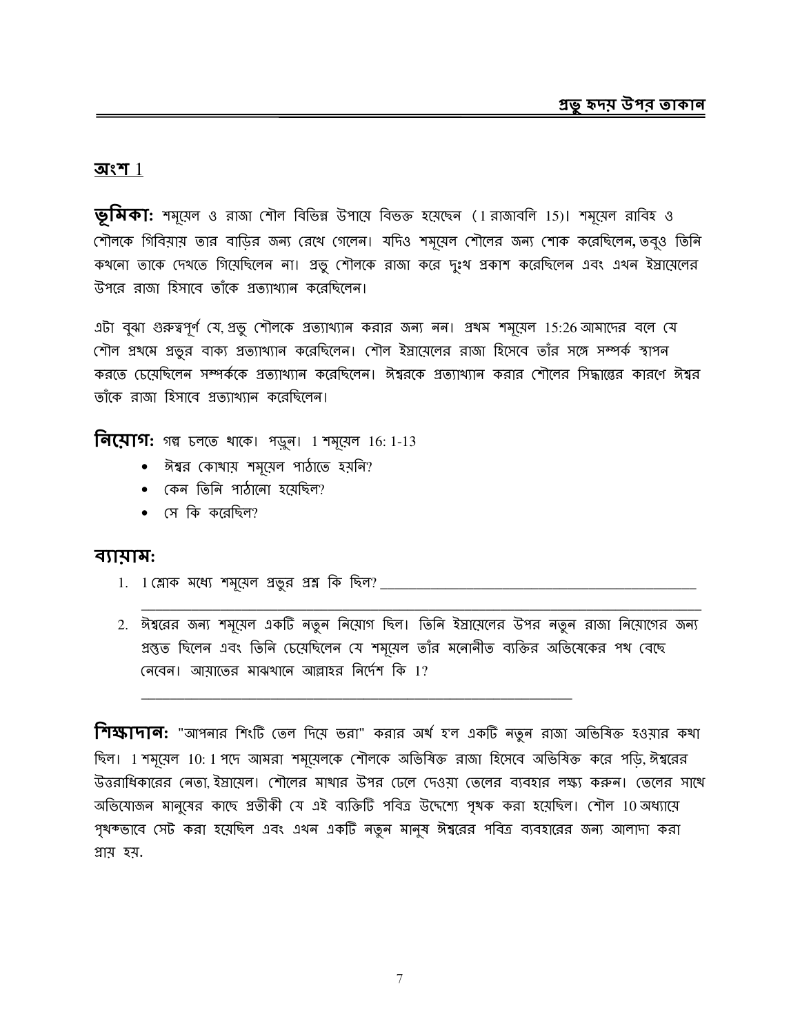## অংশ 1

**ভূমিকা:** শমূয়েল ও রাজা শৌল বিভিন্ন উপায়ে বিভক্ত হয়েছেন (1 রাজাবলি 15)। শমূয়েল রাবিহ ও শৌলকে গিবিয়ায় তার বাড়ির জন্য রেখে গেলেন। যদিও শমূয়েল শৌলের জন্য শোক করেছিলেন, তবুও তিনি কখনো তাকে দেখতে গিয়েছিলেন না। প্রভু শৌলকে রাজা করে দুঃখ প্রকাশ করেছিলেন এবং এখন ইস্রায়েলের উপরে রাজা হিসাবে তাঁকে প্রত্যাখ্যান করেছিলেন।

এটা বুঝা গুরুত্বপূর্ণ যে, প্রভু শৌলকে প্রত্যাখ্যান করার জন্য নন। প্রথম শমূয়েল 15:26 আমাদের বলে যে শৌল প্রথমে প্রভুর বাক্য প্রত্যাখ্যান করেছিলেন। শৌল ইস্রায়েলের রাজা হিসেবে তাঁর সঙ্গে সম্পর্ক স্থাপন করতে চেয়েছিলেন সম্পর্ককে প্রত্যাখ্যান করেছিলেন। ঈশ্বরকে প্রত্যাখ্যান করার শৌলের সিদ্ধান্তের কারণে ঈশ্বর তাঁকে রাজা হিসাবে প্রত্যাখ্যান করেছিলেন।

**নিয়োগ:** গল্প চলতে থাকে। পড়ুন। 1 শমূয়েল 16: 1-13

- ঈশ্বর কোথায় শমূয়েল পাঠাতে হয়নি?
- কেন তিনি পাঠানো হয়েছিল?
- সে কি করেছিল?

**ব্যায়াম:**

1. 1 শ্লোক মধ্যে শমূয়েল প্রভুর প্রশ্ন কি ছিল? ______________________________________________
______________________________________________________________________________

2. ঈশ্বরের জন্য শমূয়েল একটি নতুন নিয়োগ ছিল। তিনি ইস্রায়েলের উপর নতুন রাজা নিয়োগের জন্য প্রস্তুত ছিলেন এবং তিনি চেয়েছিলেন যে শমূয়েল তাঁর মনোনীত ব্যক্তির অভিষেকের পথ বেছে নেবেন। আয়াতের মাঝখানে আল্লাহর নির্দেশ কি 1?
______________________________________________________________

**শিক্ষাদান:** "আপনার শিংটি তেল দিয়ে ভরা" করার অর্থ হ'ল একটি নতুন রাজা অভিষিক্ত হওয়ার কথা ছিল। 1 শমূয়েল 10: 1 পদে আমরা শমূয়েলকে শৌলকে অভিষিক্ত রাজা হিসেবে অভিষিক্ত করে পড়ি, ঈশ্বরের উত্তরাধিকারের নেতা, ইস্রায়েল। শৌলের মাথার উপর ঢেলে দেওয়া তেলের ব্যবহার লক্ষ্য করুন। তেলের সাথে অভিযোজন মানুষের কাছে প্রতীকী যে এই ব্যক্তিটি পবিত্র উদ্দেশ্যে পৃথক করা হয়েছিল। শৌল 10 অধ্যায়ে পৃথক্‌ভাবে সেট করা হয়েছিল এবং এখন একটি নতুন মানুষ ঈশ্বরের পবিত্র ব্যবহারের জন্য আলাদা করা প্রায় হয়.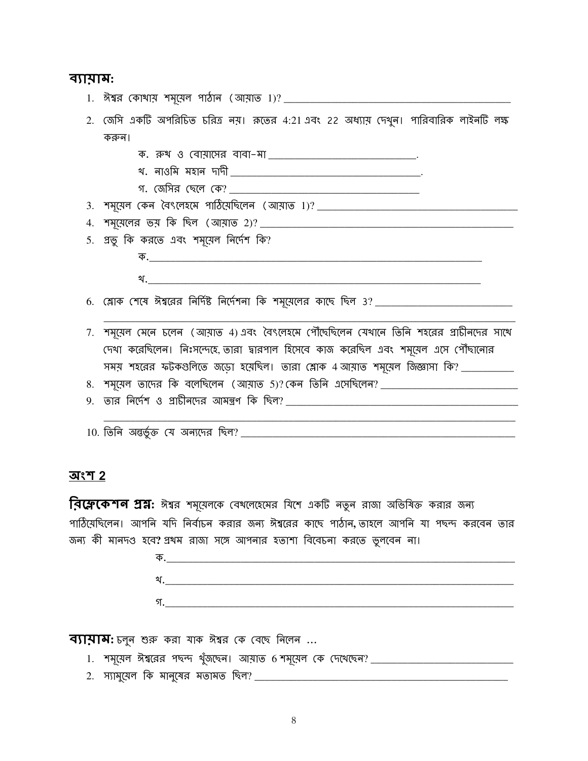**ব্যায়াম:**

1. ঈশ্বর কোথায় শমূয়েল পাঠান (আয়াত 1)? ____________________________________________
2. জেসি একটি অপরিচিত চরিত্র নয়। রুতের 4:21 এবং 22 অধ্যায় দেখুন। পারিবারিক লাইনটি লক্ষ করুন।
   - ক. রুথ ও বোয়াসের বাবা-মা ____________________________.
   - খ. নাওমি মহান দাদী ____________________________________.
   - গ. জেসির ছেলে কে? ______________________________________
3. শমূয়েল কেন বৈৎলেহমে পাঠিয়েছিলেন (আয়াত 1)? ______________________________________
4. শমূয়েলের ভয় কি ছিল (আয়াত 2)? ______________________________________________
5. প্রভু কি করতে এবং শমূয়েল নির্দেশ কি?
   - ক.________________________________________________________________
   - খ.________________________________________________________________
6. শ্লোক শেষে ঈশ্বরের নির্দিষ্ট নির্দেশনা কি শমূয়েলের কাছে ছিল 3? __________________________ ______________________________________________________________________
7. শমূয়েল মেনে চলেন (আয়াত 4) এবং বৈৎলেহমে পৌঁছেছিলেন যেখানে তিনি শহরের প্রাচীনদের সাথে দেখা করেছিলেন। নিঃসন্দেহে, তারা দ্বারপাল হিসেবে কাজ করেছিল এবং শমূয়েল এসে পৌঁছানোর সময় শহরের ফটকগুলিতে জড়ো হয়েছিল। তারা শ্লোক 4 আয়াত শমূয়েল জিজ্ঞাসা কি? __________
8. শমূয়েল তাদের কি বলেছিলেন (আয়াত 5)? কেন তিনি এসেছিলেন? ___________________________
9. তার নির্দেশ ও প্রাচীনদের আমন্ত্রণ কি ছিল? ____________________________________________ ______________________________________________________________________
10. তিনি অন্তর্ভুক্ত যে অন্যদের ছিল? ______________________________________________________

## অংশ 2

**রিফ্লেকেশন প্রশ্ন:** ঈশ্বর শমূয়েলকে বেথলেহেমের যিশে একটি নতুন রাজা অভিষিক্ত করার জন্য পাঠিয়েছিলেন। আপনি যদি নির্বাচন করার জন্য ঈশ্বরের কাছে পাঠান, তাহলে আপনি যা পছন্দ করবেন তার জন্য কী মানদণ্ড হবে? প্রথম রাজা সঙ্গে আপনার হতাশা বিবেচনা করতে ভুলবেন না।

- ক.________________________________________________________________
- খ.________________________________________________________________
- গ.________________________________________________________________

**ব্যায়াম:** চলুন শুরু করা যাক ঈশ্বর কে বেছে নিলেন ...

1. শমূয়েল ঈশ্বরের পছন্দ খুঁজছেন। আয়াত 6 শমূয়েল কে দেখেছেন? ____________________________
2. স্যামুয়েল কি মানুষের মতামত ছিল? ______________________________________________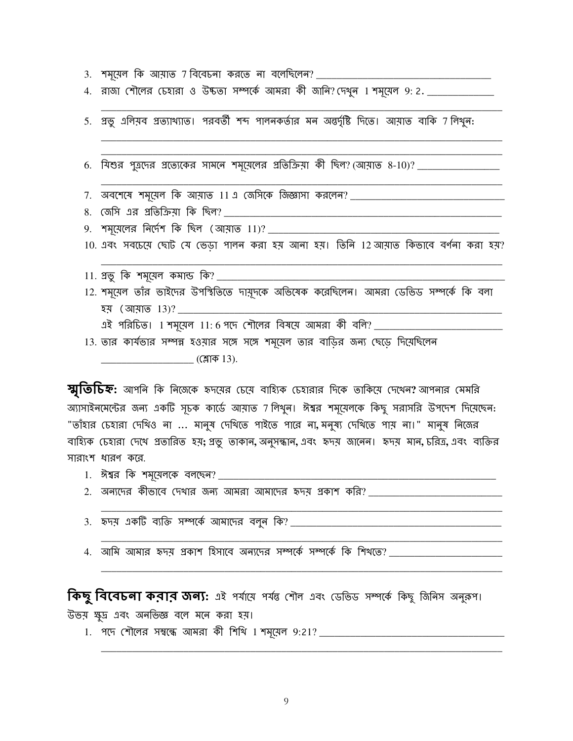3. শমূয়েল কি আয়াত 7 বিবেচনা করতে না বলেছিলেন? ___________________________________

4. রাজা শৌলের চেহারা ও উচ্চতা সম্পর্কে আমরা কী জানি? দেখুন 1 শমূয়েল 9: 2. _____________
_______________________________________________________________________________

5. প্রভু এলিয়ব প্রত্যাখ্যাত। পরবর্তী শব্দ পালনকর্তার মন অন্তর্দৃষ্টি দিতে। আয়াত বাকি 7 লিখুন:
_______________________________________________________________________________
_______________________________________________________________________________

6. যিশুর পুত্রদের প্রত্যেকের সামনে শমূয়েলের প্রতিক্রিয়া কী ছিল? (আয়াত 8-10)? _______________
_______________________________________________________________________________

7. অবশেষে শমূয়েল কি আয়াত 11 এ জেসিকে জিজ্ঞাসা করলেন? ______________________________

8. জেসি এর প্রতিক্রিয়া কি ছিল? _______________________________________________________

9. শমূয়েলের নির্দেশ কি ছিল (আয়াত 11)? ___________________________________________

10. এবং সবচেয়ে ছোট যে ভেড়া পালন করা হয় আনা হয়। তিনি 12 আয়াত কিভাবে বর্ণনা করা হয়?
_______________________________________________________________________________

11. প্রভু কি শমূয়েল কমান্ড কি? _______________________________________________________

12. শমূয়েল তাঁর ভাইদের উপস্থিতিতে দায়ূদকে অভিষেক করেছিলেন। আমরা ডেভিড সম্পর্কে কি বলা হয় (আয়াত 13)? _____________________________________________________________
এই পরিচিত। 1 শমূয়েল 11: 6 পদে শৌলের বিষয়ে আমরা কী বলি? ________________________

13. তার কার্যভার সম্পন্ন হওয়ার সঙ্গে সঙ্গে শমূয়েল তার বাড়ির জন্য ছেড়ে দিয়েছিলেন __________________ (শ্লোক 13).

**স্মৃতিচিহ্ন:** আপনি কি নিজেকে হৃদয়ের চেয়ে বাহ্যিক চেহারার দিকে তাকিয়ে দেখেন**?** আপনার মেমরি অ্যাসাইনমেন্টের জন্য একটি সূচক কার্ডে আয়াত 7 লিখুন। ঈশ্বর শমূয়েলকে কিছু সরাসরি উপদেশ দিয়েছেন: "তাঁহার চেহারা দেখিও না ... মানুষ দেখিতে পাইতে পারে না, মনুষ্য দেখিতে পায় না।" মানুষ নিজের বাহ্যিক চেহারা দেখে প্রতারিত হয়; প্রভু তাকান, অনুসন্ধান, এবং হৃদয় জানেন। হৃদয় মান, চরিত্র, এবং ব্যক্তির সারাংশ ধারণ করে.

1. ঈশ্বর কি শমূয়েলকে বলছেন? _____________________________________________________

2. অন্যদের কীভাবে দেখার জন্য আমরা আমাদের হৃদয় প্রকাশ করি? __________________________
_______________________________________________________________________________

3. হৃদয় একটি ব্যক্তি সম্পর্কে আমাদের বলুন কি? ___________________________________________
_______________________________________________________________________________

4. আমি আমার হৃদয় প্রকাশ হিসাবে অন্যদের সম্পর্কে সম্পর্কে কি শিখতে? _____________________
_______________________________________________________________________________

**কিছু বিবেচনা করার জন্য:** এই পর্যায়ে পর্যন্ত শৌল এবং ডেভিড সম্পর্কে কিছু জিনিস অনুরূপ। উভয় ক্ষুদ্র এবং অনভিজ্ঞ বলে মনে করা হয়।

1. পদে শৌলের সম্বন্ধে আমরা কী শিখি 1 শমূয়েল 9:21? _________________________________
_______________________________________________________________________________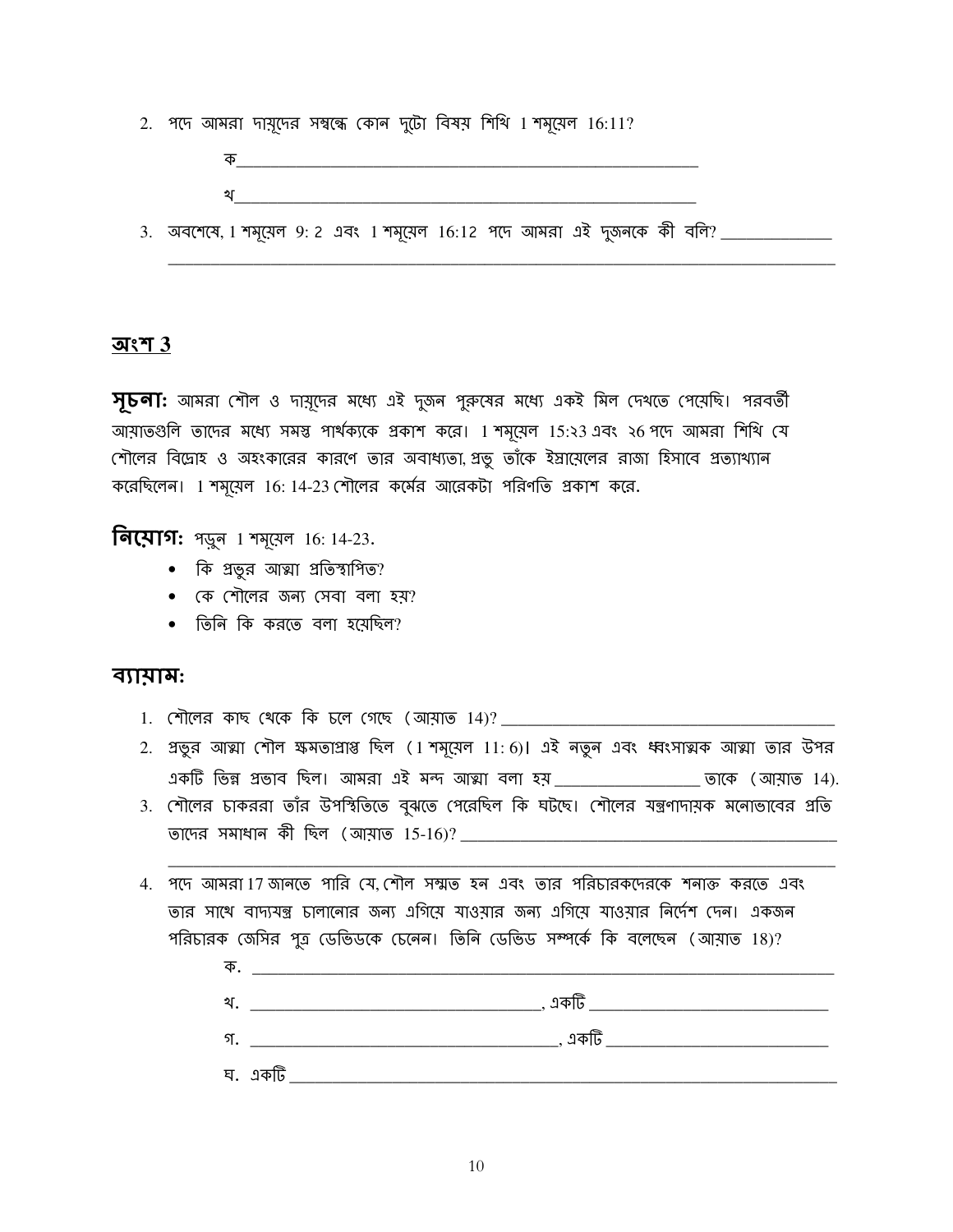2. পদে আমরা দায়ূদের সম্বন্ধে কোন দুটো বিষয় শিখি 1 শমূয়েল 16:11?

   ক\_\_\_\_\_\_\_\_\_\_\_\_\_\_\_\_\_\_\_\_\_\_\_\_\_\_\_\_\_\_\_\_\_\_\_\_\_\_\_\_\_\_\_\_\_\_\_\_\_\_\_\_

   খ\_\_\_\_\_\_\_\_\_\_\_\_\_\_\_\_\_\_\_\_\_\_\_\_\_\_\_\_\_\_\_\_\_\_\_\_\_\_\_\_\_\_\_\_\_\_\_\_\_\_\_\_

3. অবশেষে, 1 শমূয়েল 9: 2 এবং 1 শমূয়েল 16:12 পদে আমরা এই দুজনকে কী বলি? \_\_\_\_\_\_\_\_\_\_\_\_
\_\_\_\_\_\_\_\_\_\_\_\_\_\_\_\_\_\_\_\_\_\_\_\_\_\_\_\_\_\_\_\_\_\_\_\_\_\_\_\_\_\_\_\_\_\_\_\_\_\_\_\_\_\_\_\_\_\_\_\_\_\_\_\_\_\_\_\_\_\_

## অংশ 3

**সূচনা:** আমরা শৌল ও দায়ূদের মধ্যে এই দুজন পুরুষের মধ্যে একই মিল দেখতে পেয়েছি। পরবর্তী আয়াতগুলি তাদের মধ্যে সমস্ত পার্থক্যকে প্রকাশ করে। 1 শমূয়েল 15:২3 এবং ২6 পদে আমরা শিখি যে শৌলের বিদ্রোহ ও অহংকারের কারণে তার অবাধ্যতা, প্রভু তাঁকে ইস্রায়েলের রাজা হিসাবে প্রত্যাখ্যান করেছিলেন। 1 শমূয়েল 16: 14-23 শৌলের কর্মের আরেকটা পরিণতি প্রকাশ করে.

**নিয়োগ:** পড়ুন 1 শমূয়েল 16: 14-23.

- কি প্রভুর আত্মা প্রতিস্থাপিত?
- কে শৌলের জন্য সেবা বলা হয়?
- তিনি কি করতে বলা হয়েছিল?

### ব্যায়াম:

1. শৌলের কাছ থেকে কি চলে গেছে (আয়াত 14)? \_\_\_\_\_\_\_\_\_\_\_\_\_\_\_\_\_\_\_\_\_\_\_\_\_\_\_\_\_\_\_\_\_\_\_\_
2. প্রভুর আত্মা শৌল ক্ষমতাপ্রাপ্ত ছিল (1 শমূয়েল 11: 6)। এই নতুন এবং ধ্বংসাত্মক আত্মা তার উপর একটি ভিন্ন প্রভাব ছিল। আমরা এই মন্দ আত্মা বলা হয় \_\_\_\_\_\_\_\_\_\_\_\_\_\_\_\_ তাকে (আয়াত 14).
3. শৌলের চাকররা তাঁর উপস্থিতিতে বুঝতে পেরেছিল কি ঘটছে। শৌলের যন্ত্রণাদায়ক মনোভাবের প্রতি তাদের সমাধান কী ছিল (আয়াত 15-16)? \_\_\_\_\_\_\_\_\_\_\_\_\_\_\_\_\_\_\_\_\_\_\_\_\_\_\_\_\_\_\_\_\_\_\_\_\_\_\_\_\_\_
\_\_\_\_\_\_\_\_\_\_\_\_\_\_\_\_\_\_\_\_\_\_\_\_\_\_\_\_\_\_\_\_\_\_\_\_\_\_\_\_\_\_\_\_\_\_\_\_\_\_\_\_\_\_\_\_\_\_\_\_\_\_\_\_\_\_\_\_\_\_
4. পদে আমরা 17 জানতে পারি যে, শৌল সম্মত হন এবং তার পরিচারকদেরকে শনাক্ত করতে এবং তার সাথে বাদ্যযন্ত্র চালানোর জন্য এগিয়ে যাওয়ার জন্য এগিয়ে যাওয়ার নির্দেশ দেন। একজন পরিচারক জেসির পুত্র ডেভিডকে চেনেন। তিনি ডেভিড সম্পর্কে কি বলেছেন (আয়াত 18)?

   ক. \_\_\_\_\_\_\_\_\_\_\_\_\_\_\_\_\_\_\_\_\_\_\_\_\_\_\_\_\_\_\_\_\_\_\_\_\_\_\_\_\_\_\_\_\_\_\_\_\_\_\_\_\_\_\_\_\_\_\_\_\_\_\_\_

   খ. \_\_\_\_\_\_\_\_\_\_\_\_\_\_\_\_\_\_\_\_\_\_\_\_\_\_\_\_\_\_\_\_\_, একটি \_\_\_\_\_\_\_\_\_\_\_\_\_\_\_\_\_\_\_\_\_\_\_\_\_\_\_\_

   গ. \_\_\_\_\_\_\_\_\_\_\_\_\_\_\_\_\_\_\_\_\_\_\_\_\_\_\_\_\_\_\_\_\_, একটি \_\_\_\_\_\_\_\_\_\_\_\_\_\_\_\_\_\_\_\_\_\_\_\_\_\_\_\_

   ঘ. একটি \_\_\_\_\_\_\_\_\_\_\_\_\_\_\_\_\_\_\_\_\_\_\_\_\_\_\_\_\_\_\_\_\_\_\_\_\_\_\_\_\_\_\_\_\_\_\_\_\_\_\_\_\_\_\_\_\_\_\_\_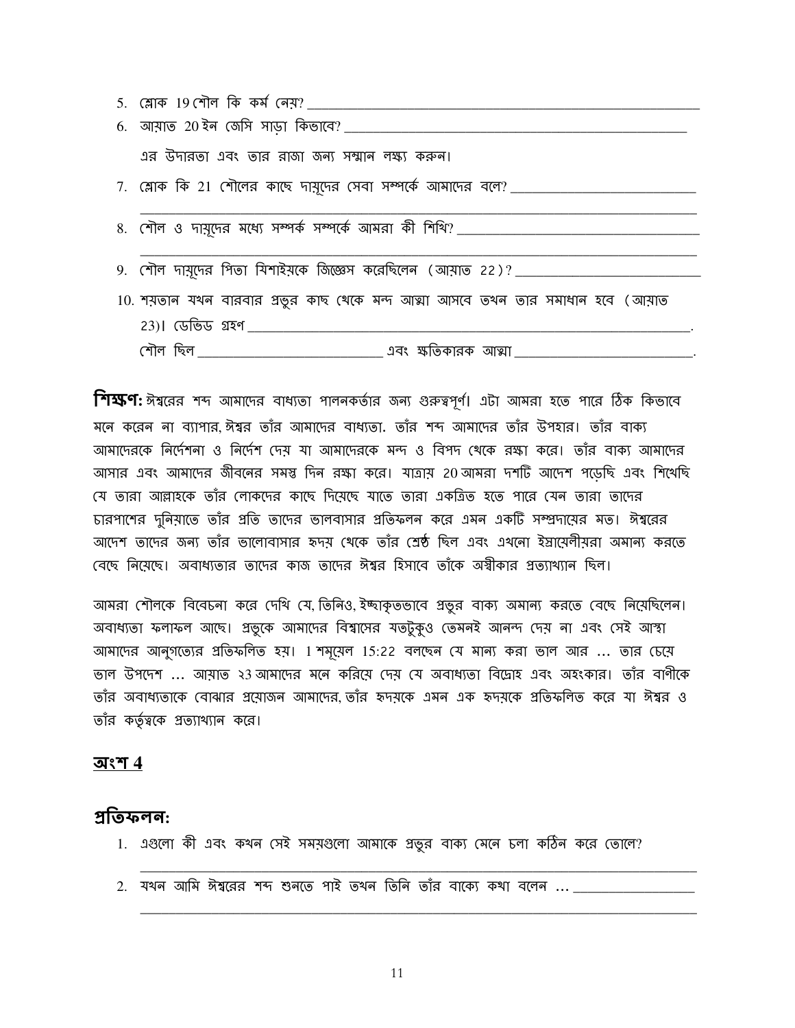5. শ্লোক 19 শৌল কি কর্ম নেয়? ___

6. আয়াত 20 ইন জেসি সাড়া কিভাবে? ___

   এর উদারতা এবং তার রাজা জন্য সম্মান লক্ষ্য করুন।

7. শ্লোক কি 21 শৌলের কাছে দায়ূদের সেবা সম্পর্কে আমাদের বলে? ___

8. শৌল ও দায়ূদের মধ্যে সম্পর্ক সম্পর্কে আমরা কী শিখি? ___

9. শৌল দায়ূদের পিতা যিশাইয়কে জিজ্ঞেস করেছিলেন (আয়াত 22)? ___

10. শয়তান যখন বারবার প্রভুর কাছ থেকে মন্দ আত্মা আসবে তখন তার সমাধান হবে (আয়াত 23)। ডেভিড গ্রহণ ___.
    শৌল ছিল ___ এবং ক্ষতিকারক আত্মা ___.

**শিক্ষণ:** ঈশ্বরের শব্দ আমাদের বাধ্যতা পালনকর্তার জন্য গুরুত্বপূর্ণ। এটা আমরা হতে পারে ঠিক কিভাবে মনে করেন না ব্যাপার, ঈশ্বর তাঁর আমাদের বাধ্যতা. তাঁর শব্দ আমাদের তাঁর উপহার। তাঁর বাক্য আমাদেরকে নির্দেশনা ও নির্দেশ দেয় যা আমাদেরকে মন্দ ও বিপদ থেকে রক্ষা করে। তাঁর বাক্য আমাদের আসার এবং আমাদের জীবনের সমস্ত দিন রক্ষা করে। যাত্রায় 20 আমরা দশটি আদেশ পড়েছি এবং শিখেছি যে তারা আল্লাহকে তাঁর লোকদের কাছে দিয়েছে যাতে তারা একত্রিত হতে পারে যেন তারা তাদের চারপাশের দুনিয়াতে তাঁর প্রতি তাদের ভালবাসার প্রতিফলন করে এমন একটি সম্প্রদায়ের মত। ঈশ্বরের আদেশ তাদের জন্য তাঁর ভালোবাসার হৃদয় থেকে তাঁর শ্রেষ্ঠ ছিল এবং এখনো ইস্রায়েলীয়রা অমান্য করতে বেছে নিয়েছে। অবাধ্যতার তাদের কাজ তাদের ঈশ্বর হিসাবে তাঁকে অস্বীকার প্রত্যাখ্যান ছিল।

আমরা শৌলকে বিবেচনা করে দেখি যে, তিনিও, ইচ্ছাকৃতভাবে প্রভুর বাক্য অমান্য করতে বেছে নিয়েছিলেন। অবাধ্যতা ফলাফল আছে। প্রভুকে আমাদের বিশ্বাসের যতটুকুও তেমনই আনন্দ দেয় না এবং সেই আস্থা আমাদের আনুগত্যের প্রতিফলিত হয়। 1 শমূয়েল 15:22 বলছেন যে মান্য করা ভাল আর … তার চেয়ে ভাল উপদেশ … আয়াত ২৩ আমাদের মনে করিয়ে দেয় যে অবাধ্যতা বিদ্রোহ এবং অহংকার। তাঁর বাণীকে তাঁর অবাধ্যতাকে বোঝার প্রয়োজন আমাদের, তাঁর হৃদয়কে এমন এক হৃদয়কে প্রতিফলিত করে যা ঈশ্বর ও তাঁর কর্তৃত্বকে প্রত্যাখ্যান করে।

## <u>অংশ 4</u>

### প্রতিফলন:

1. এগুলো কী এবং কখন সেই সময়গুলো আমাকে প্রভুর বাক্য মেনে চলা কঠিন করে তোলে?
   ___

2. যখন আমি ঈশ্বরের শব্দ শুনতে পাই তখন তিনি তাঁর বাক্যে কথা বলেন … ___
   ___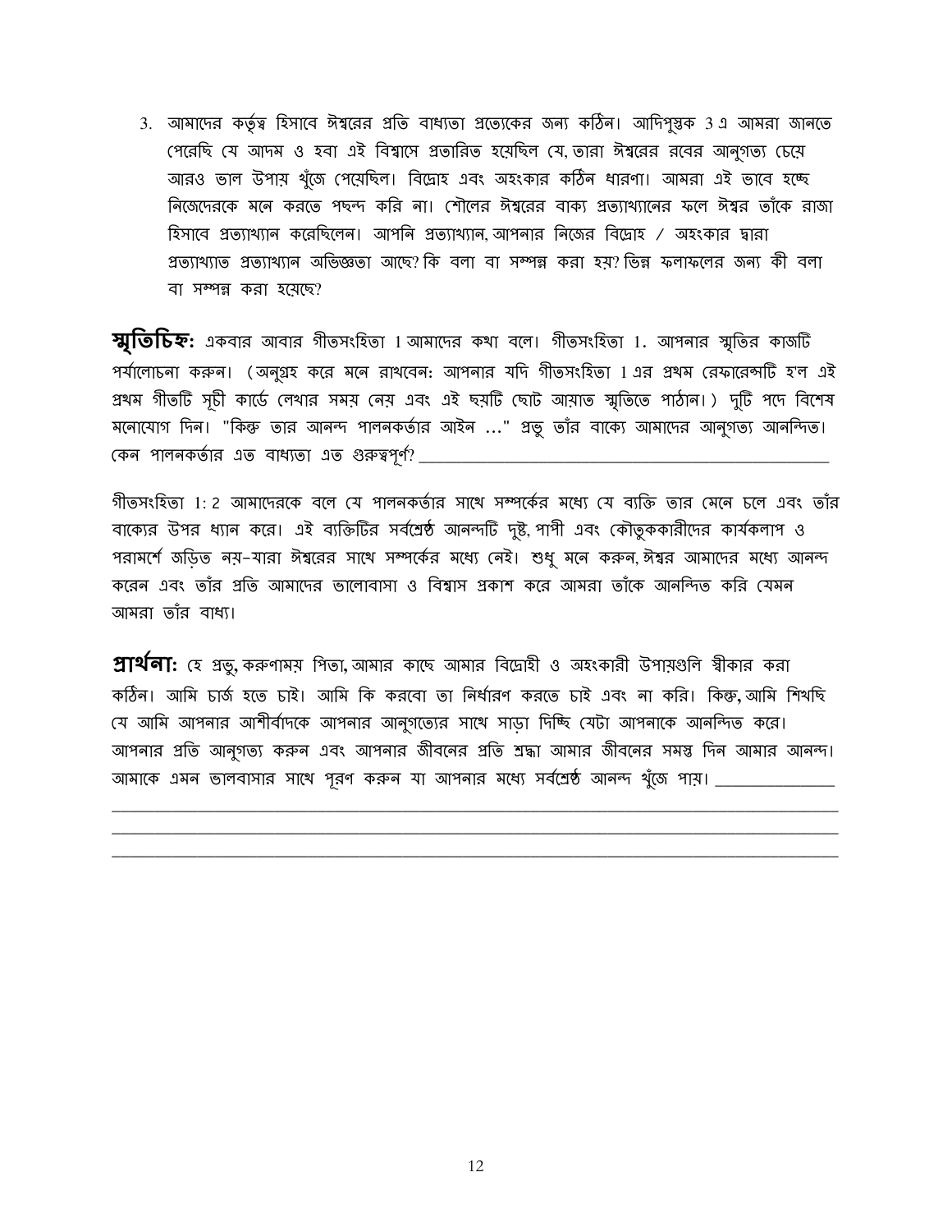3. আমাদের কর্তৃত্ব হিসাবে ঈশ্বরের প্রতি বাধ্যতা প্রত্যেকের জন্য কঠিন। আদিপুস্তক 3 এ আমরা জানতে পেরেছি যে আদম ও হবা এই বিশ্বাসে প্রতারিত হয়েছিল যে, তারা ঈশ্বরের রবের আনুগত্য চেয়ে আরও ভাল উপায় খুঁজে পেয়েছিল। বিদ্রোহ এবং অহংকার কঠিন ধারণা। আমরা এই ভাবে হচ্ছে নিজেদেরকে মনে করতে পছন্দ করি না। শৌলের ঈশ্বরের বাক্য প্রত্যাখ্যানের ফলে ঈশ্বর তাঁকে রাজা হিসাবে প্রত্যাখ্যান করেছিলেন। আপনি প্রত্যাখ্যান, আপনার নিজের বিদ্রোহ / অহংকার দ্বারা প্রত্যাখ্যাত প্রত্যাখ্যান অভিজ্ঞতা আছে? কি বলা বা সম্পন্ন করা হয়? ভিন্ন ফলাফলের জন্য কী বলা বা সম্পন্ন করা হয়েছে?

**স্মৃতিচিহ্ন:** একবার আবার গীতসংহিতা 1 আমাদের কথা বলে। গীতসংহিতা 1. আপনার স্মৃতির কাজটি পর্যালোচনা করুন। (অনুগ্রহ করে মনে রাখবেন: আপনার যদি গীতসংহিতা 1 এর প্রথম রেফারেন্সটি হ'ল এই প্রথম গীতটি সূচী কার্ডে লেখার সময় নেয় এবং এই ছয়টি ছোট আয়াত স্মৃতিতে পাঠান।) দুটি পদে বিশেষ মনোযোগ দিন। "কিন্তু তার আনন্দ পালনকর্তার আইন ..." প্রভু তাঁর বাক্যে আমাদের আনুগত্য আনন্দিত। কেন পালনকর্তার এত বাধ্যতা এত গুরুত্বপূর্ণ? ____________________________________________

গীতসংহিতা 1: 2 আমাদেরকে বলে যে পালনকর্তার সাথে সম্পর্কের মধ্যে যে ব্যক্তি তার মেনে চলে এবং তাঁর বাক্যের উপর ধ্যান করে। এই ব্যক্তিটির সর্বশ্রেষ্ঠ আনন্দটি দুষ্ট, পাপী এবং কৌতুককারীদের কার্যকলাপ ও পরামর্শে জড়িত নয়-যারা ঈশ্বরের সাথে সম্পর্কের মধ্যে নেই। শুধু মনে করুন, ঈশ্বর আমাদের মধ্যে আনন্দ করেন এবং তাঁর প্রতি আমাদের ভালোবাসা ও বিশ্বাস প্রকাশ করে আমরা তাঁকে আনন্দিত করি যেমন আমরা তাঁর বাধ্য।

**প্রার্থনা:** হে প্রভু, করুণাময় পিতা, আমার কাছে আমার বিদ্রোহী ও অহংকারী উপায়গুলি স্বীকার করা কঠিন। আমি চার্জ হতে চাই। আমি কি করবো তা নির্ধারণ করতে চাই এবং না করি। কিন্তু, আমি শিখছি যে আমি আপনার আশীর্বাদকে আপনার আনুগত্যের সাথে সাড়া দিচ্ছি যেটা আপনাকে আনন্দিত করে। আপনার প্রতি আনুগত্য করুন এবং আপনার জীবনের প্রতি শ্রদ্ধা আমার জীবনের সমস্ত দিন আমার আনন্দ। আমাকে এমন ভালবাসার সাথে পূরণ করুন যা আপনার মধ্যে সর্বশ্রেষ্ঠ আনন্দ খুঁজে পায়। ______________
____________________________________________________________________________
____________________________________________________________________________
____________________________________________________________________________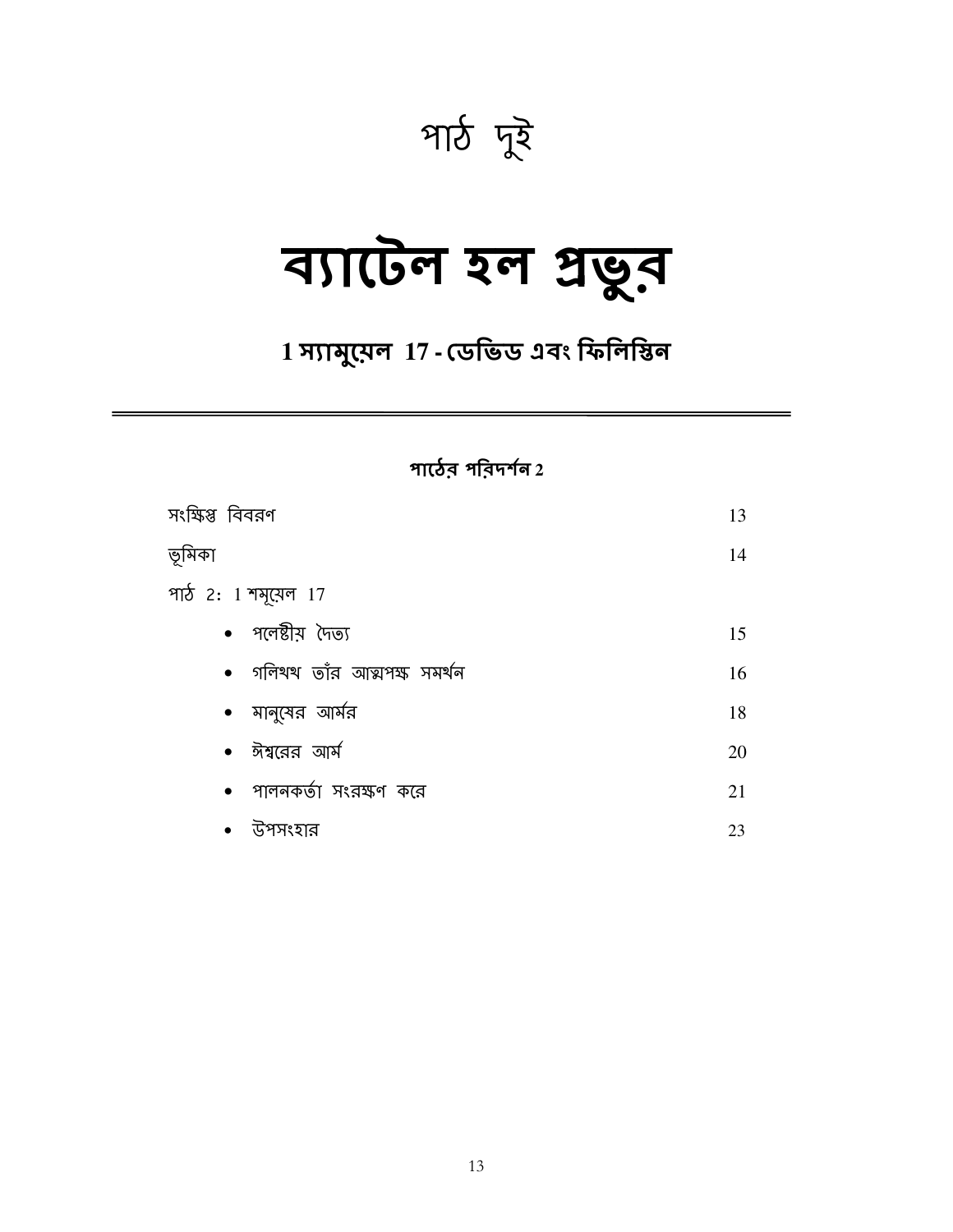# পাঠ দুই

# ব্যাটেল হল প্রভুর

## 1 স্যামুয়েল 17 - ডেভিড এবং ফিলিস্তিন

---

### পাঠের পরিদর্শন 2

| | |
|---|---|
| সংক্ষিপ্ত বিবরণ | 13 |
| ভূমিকা | 14 |
| পাঠ 2: 1 শমূয়েল 17 | |
| • পলেষ্টীয় দৈত্য | 15 |
| • গলিয়থ তাঁর আত্মপক্ষ সমর্থন | 16 |
| • মানুষের আর্মর | 18 |
| • ঈশ্বরের আর্ম | 20 |
| • পালনকর্তা সংরক্ষণ করে | 21 |
| • উপসংহার | 23 |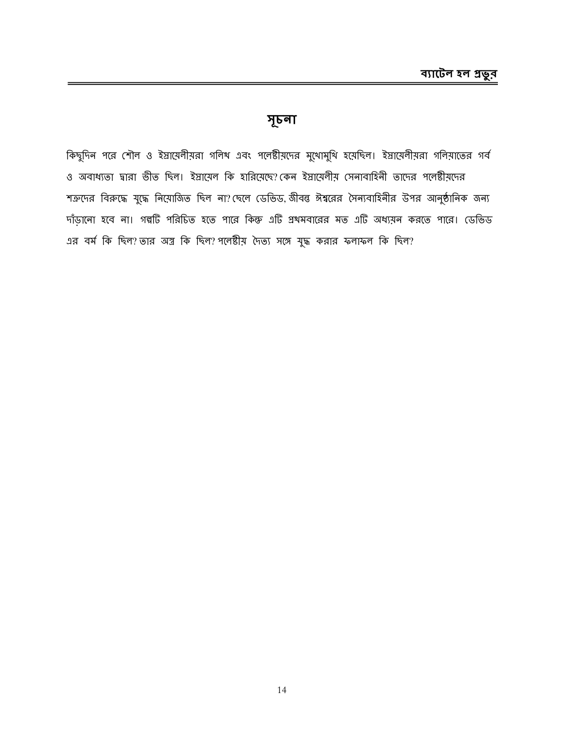## সূচনা

কিছুদিন পরে শৌল ও ইস্রায়েলীয়রা গলিথ এবং পলেষ্টীয়দের মুখোমুখি হয়েছিল। ইস্রায়েলীয়রা গলিয়াতের গর্ব ও অবাধ্যতা দ্বারা ভীত ছিল। ইস্রায়েল কি হারিয়েছে? কেন ইস্রায়েলীয় সেনাবাহিনী তাদের পলেষ্টীয়দের শত্রুদের বিরুদ্ধে যুদ্ধে নিয়োজিত ছিল না? ছেলে ডেভিড, জীবন্ত ঈশ্বরের সৈন্যবাহিনীর উপর আনুষ্ঠানিক জন্য দাঁড়ানো হবে না। গল্পটি পরিচিত হতে পারে কিন্তু এটি প্রথমবারের মত এটি অধ্যয়ন করতে পারে। ডেভিড এর বর্ম কি ছিল? তার অস্ত্র কি ছিল? পলেষ্টীয় দৈত্য সঙ্গে যুদ্ধ করার ফলাফল কি ছিল?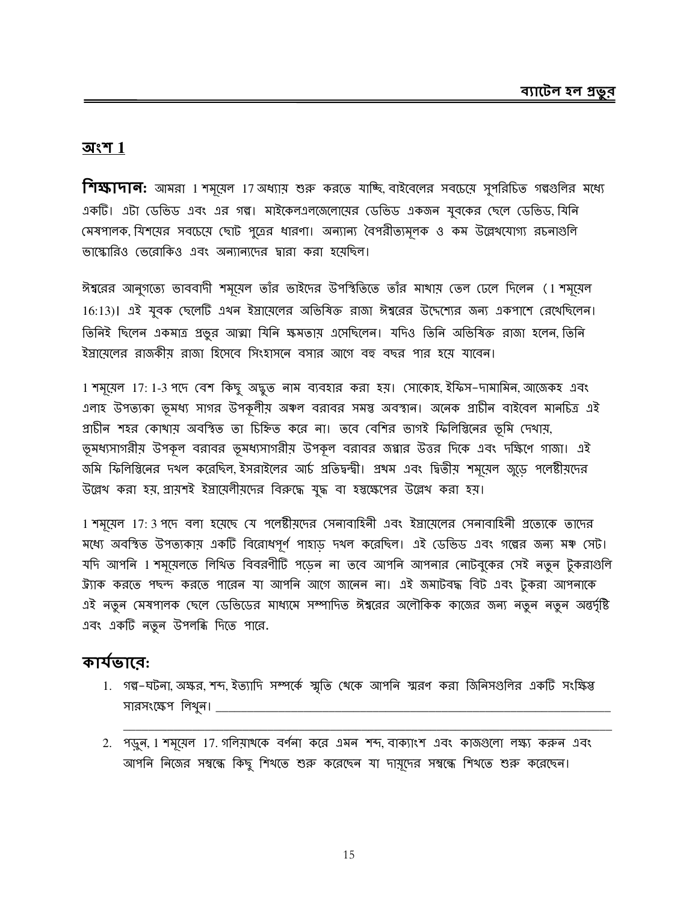## অংশ 1

**শিক্ষাদান:** আমরা 1 শমূয়েল 17 অধ্যায় শুরু করতে যাচ্ছি, বাইবেলের সবচেয়ে সুপরিচিত গল্পগুলির মধ্যে একটি। এটা ডেভিড এবং এর গল্প। মাইকেলএলজেলোয়ের ডেভিড একজন যুবকের ছেলে ডেভিড, যিনি মেষপালক, যিশয়ের সবচেয়ে ছোট পুত্রের ধারণা। অন্যান্য বৈপরীত্যমূলক ও কম উল্লেখযোগ্য রচনাগুলি ভাস্কোরিও ভেরোকিও এবং অন্যান্যদের দ্বারা করা হয়েছিল।

ঈশ্বরের আনুগত্যে ভাববাদী শমূয়েল তাঁর ভাইদের উপস্থিতিতে তাঁর মাথায় তেল ঢেলে দিলেন (1 শমূয়েল 16:13)। এই যুবক ছেলেটি এখন ইস্রায়েলের অভিষিক্ত রাজা ঈশ্বরের উদ্দেশ্যের জন্য একপাশে রেখেছিলেন। তিনিই ছিলেন একমাত্র প্রভুর আত্মা যিনি ক্ষমতায় এসেছিলেন। যদিও তিনি অভিষিক্ত রাজা হলেন, তিনি ইস্রায়েলের রাজকীয় রাজা হিসেবে সিংহাসনে বসার আগে বহু বছর পার হয়ে যাবেন।

1 শমূয়েল 17: 1-3 পদে বেশ কিছু অদ্ভুত নাম ব্যবহার করা হয়। সোকোহ, ইফিস-দামামিন, আজেকহ এবং এলাহ উপত্যকা ভূমধ্য সাগর উপকূলীয় অঞ্চল বরাবর সমস্ত অবস্থান। অনেক প্রাচীন বাইবেল মানচিত্র এই প্রাচীন শহর কোথায় অবস্থিত তা চিহ্নিত করে না। তবে বেশির ভাগই ফিলিস্তিনের ভূমি দেখায়, ভূমধ্যসাগরীয় উপকূল বরাবর ভূমধ্যসাগরীয় উপকূল বরাবর জপ্পার উত্তর দিকে এবং দক্ষিণে গাজা। এই জমি ফিলিস্তিনের দখল করেছিল, ইসরাইলের আর্চ প্রতিদ্বন্দ্বী। প্রথম এবং দ্বিতীয় শমূয়েল জুড়ে পলেষ্টীয়দের উল্লেখ করা হয়, প্রায়শই ইস্রায়েলীয়দের বিরুদ্ধে যুদ্ধ বা হস্তক্ষেপের উল্লেখ করা হয়।

1 শমূয়েল 17: 3 পদে বলা হয়েছে যে পলেষ্টীয়দের সেনাবাহিনী এবং ইস্রায়েলের সেনাবাহিনী প্রত্যেকে তাদের মধ্যে অবস্থিত উপত্যকায় একটি বিরোধপূর্ণ পাহাড় দখল করেছিল। এই ডেভিড এবং গল্পের জন্য মঞ্চ সেট। যদি আপনি 1 শমূয়েলতে লিখিত বিবরণীটি পড়েন না তবে আপনি আপনার নোটবুকের সেই নতুন টুকরাগুলি ট্র্যাক করতে পছন্দ করতে পারেন যা আপনি আগে জানেন না। এই জমাটবদ্ধ বিট এবং টুকরা আপনাকে এই নতুন মেষপালক ছেলে ডেভিডের মাধ্যমে সম্পাদিত ঈশ্বরের অলৌকিক কাজের জন্য নতুন নতুন অন্তর্দৃষ্টি এবং একটি নতুন উপলব্ধি দিতে পারে.

## কার্যভাবে:

1. গল্প-ঘটনা, অক্ষর, শব্দ, ইত্যাদি সম্পর্কে স্মৃতি থেকে আপনি স্মরণ করা জিনিসগুলির একটি সংক্ষিপ্ত সারসংক্ষেপ লিখুন। ______________________________________________________________
2. পড়ুন, 1 শমূয়েল 17. গলিয়াথকে বর্ণনা করে এমন শব্দ, বাক্যাংশ এবং কাজগুলো লক্ষ্য করুন এবং আপনি নিজের সম্বন্ধে কিছু শিখতে শুরু করেছেন যা দায়ূদের সম্বন্ধে শিখতে শুরু করেছেন।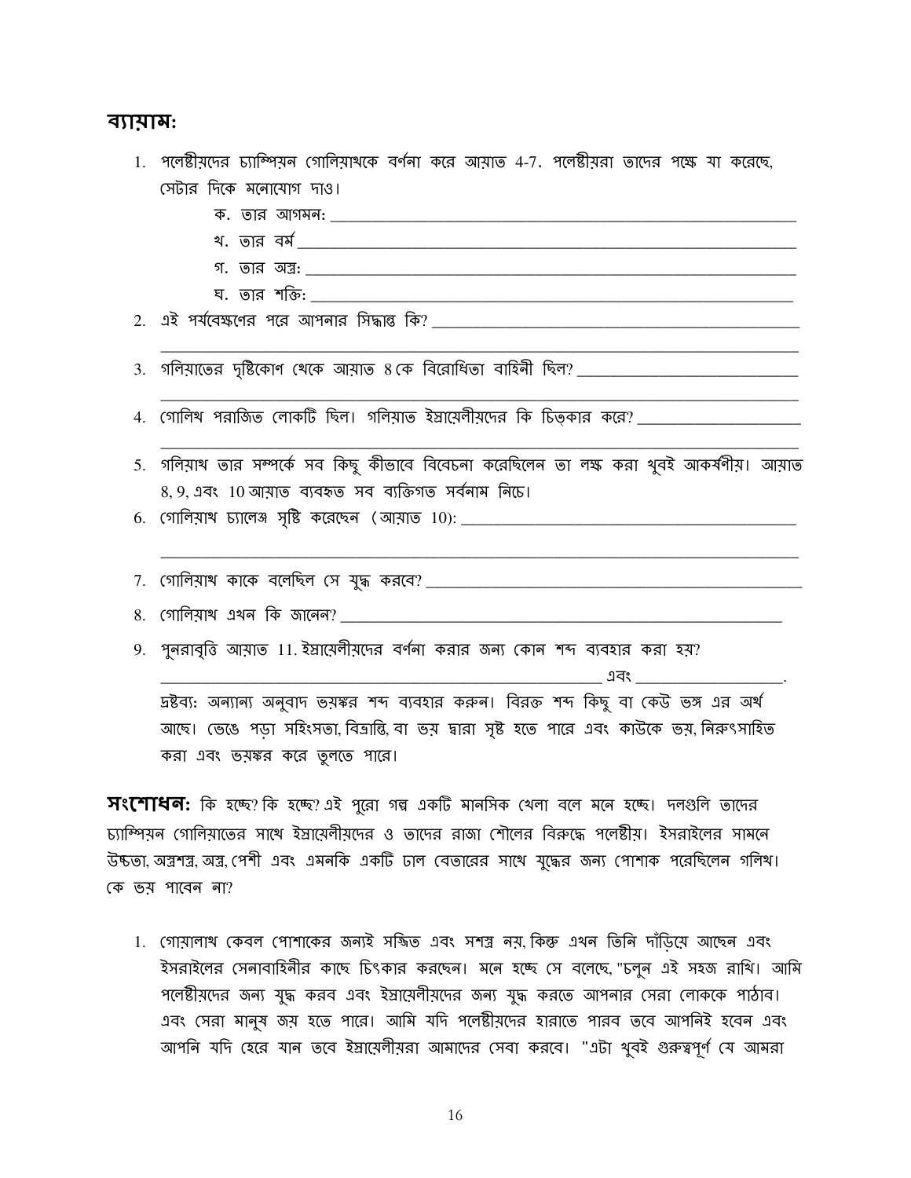## ব্যায়াম:

1. পলেষ্টীয়দের চ্যাম্পিয়ন গোলিয়াথকে বর্ণনা করে আয়াত 4-7. পলেষ্টীয়রা তাদের পক্ষে যা করেছে, সেটার দিকে মনোযোগ দাও।
   - ক. তার আগমন: ____________________
   - খ. তার বর্ম ____________________
   - গ. তার অস্ত্র: ____________________
   - ঘ. তার শক্তি: ____________________
2. এই পর্যবেক্ষণের পরে আপনার সিদ্ধান্ত কি? ____________________
   ____________________
3. গলিয়াতের দৃষ্টিকোণ থেকে আয়াত 8 কে বিরোধিতা বাহিনী ছিল? ____________________
   ____________________
4. গোলিথ পরাজিত লোকটি ছিল। গলিয়াত ইস্রায়েলীয়দের কি চিত্কার করে? ____________________
   ____________________
5. গলিয়াথ তার সম্পর্কে সব কিছু কীভাবে বিবেচনা করেছিলেন তা লক্ষ করা খুবই আকর্ষণীয়। আয়াত 8, 9, এবং 10 আয়াত ব্যবহৃত সব ব্যক্তিগত সর্বনাম নিচে।
6. গোলিয়াথ চ্যালেঞ্জ সৃষ্টি করেছেন (আয়াত 10): ____________________
   ____________________
7. গোলিয়াথ কাকে বলেছিল সে যুদ্ধ করবে? ____________________
8. গোলিয়াথ এখন কি জানেন? ____________________
9. পুনরাবৃত্তি আয়াত 11. ইস্রায়েলীয়দের বর্ণনা করার জন্য কোন শব্দ ব্যবহার করা হয়?
   ____________________ এবং ____________________.

   দ্রষ্টব্য: অন্যান্য অনুবাদ ভয়ঙ্কর শব্দ ব্যবহার করুন। বিরক্ত শব্দ কিছু বা কেউ ভঙ্গ এর অর্থ আছে। ভেঙে পড়া সহিংসতা, বিভ্রান্তি, বা ভয় দ্বারা সৃষ্ট হতে পারে এবং কাউকে ভয়, নিরুৎসাহিত করা এবং ভয়ঙ্কর করে তুলতে পারে।

**সংশোধন:** কি হচ্ছে? কি হচ্ছে? এই পুরো গল্প একটি মানসিক খেলা বলে মনে হচ্ছে। দলগুলি তাদের চ্যাম্পিয়ন গোলিয়াতের সাথে ইস্রায়েলীয়দের ও তাদের রাজা শৌলের বিরুদ্ধে পলেষ্টীয়। ইসরাইলের সামনে উচ্চতা, অস্ত্রশস্ত্র, অস্ত্র, পেশী এবং এমনকি একটি ঢাল বেতারের সাথে যুদ্ধের জন্য পোশাক পরেছিলেন গলিথ। কে ভয় পাবেন না?

1. গোয়ালাথ কেবল পোশাকের জন্যই সজ্জিত এবং সশস্ত্র নয়, কিন্তু এখন তিনি দাঁড়িয়ে আছেন এবং ইসরাইলের সেনাবাহিনীর কাছে চিৎকার করছেন। মনে হচ্ছে সে বলেছে, "চলুন এই সহজ রাখি। আমি পলেষ্টীয়দের জন্য যুদ্ধ করব এবং ইস্রায়েলীয়দের জন্য যুদ্ধ করতে আপনার সেরা লোককে পাঠাব। এবং সেরা মানুষ জয় হতে পারে। আমি যদি পলেষ্টীয়দের হারাতে পারব তবে আপনিই হবেন এবং আপনি যদি হেরে যান তবে ইস্রায়েলীয়রা আমাদের সেবা করবে। "এটা খুবই গুরুত্বপূর্ণ যে আমরা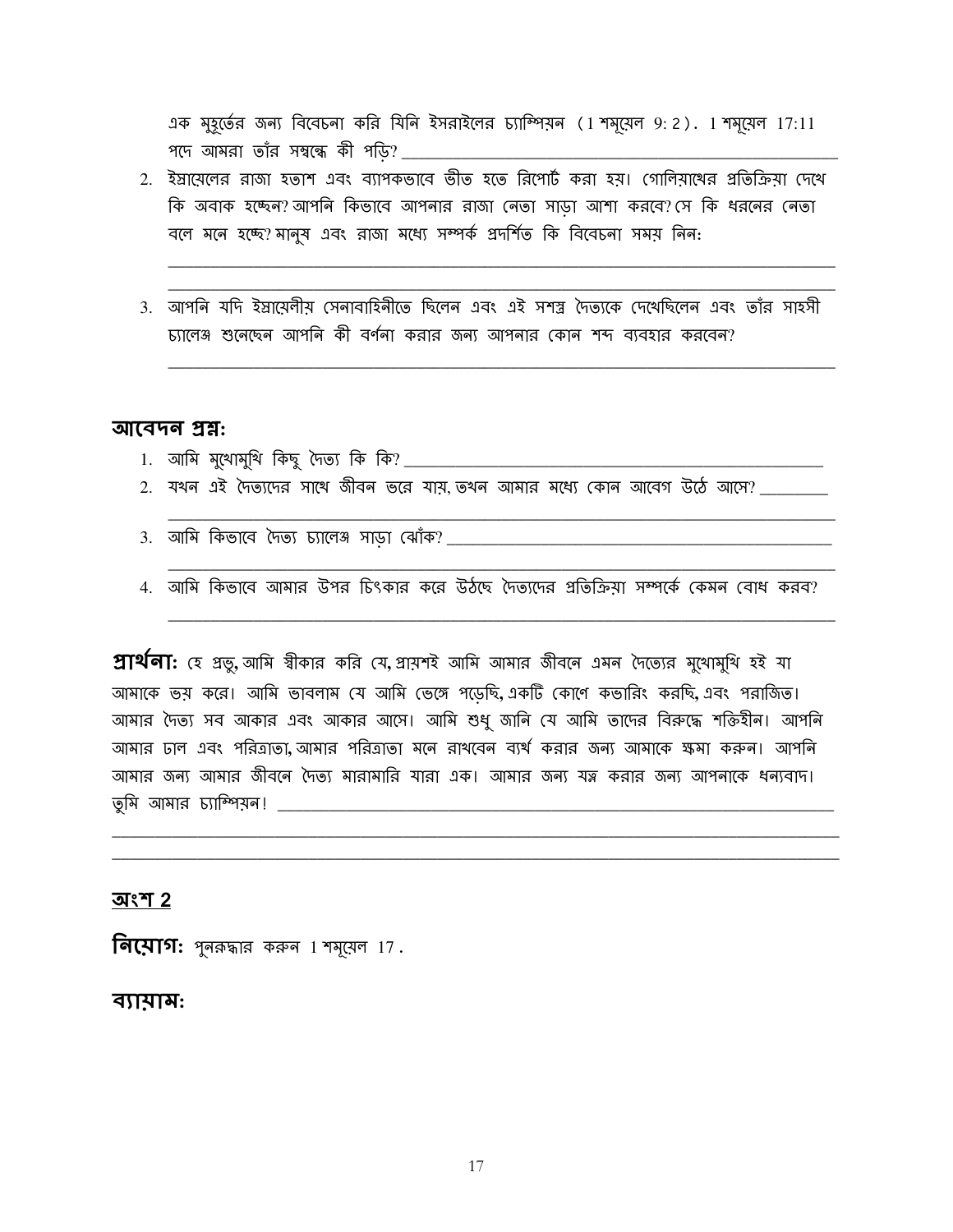এক মুহূর্তের জন্য বিবেচনা করি যিনি ইসরাইলের চ্যাম্পিয়ন (1 শমূয়েল 9: 2). 1 শমূয়েল 17:11 পদে আমরা তাঁর সম্বন্ধে কী পড়ি? ____________________________________________

2. ইস্রায়েলের রাজা হতাশ এবং ব্যাপকভাবে ভীত হতে রিপোর্ট করা হয়। গোলিয়াথের প্রতিক্রিয়া দেখে কি অবাক হচ্ছেন? আপনি কিভাবে আপনার রাজা নেতা সাড়া আশা করবে? সে কি ধরনের নেতা বলে মনে হচ্ছে? মানুষ এবং রাজা মধ্যে সম্পর্ক প্রদর্শিত কি বিবেচনা সময় নিন:

________________________________________________________________________

________________________________________________________________________

3. আপনি যদি ইস্রায়েলীয় সেনাবাহিনীতে ছিলেন এবং এই সশস্ত্র দৈত্যকে দেখেছিলেন এবং তাঁর সাহসী চ্যালেঞ্জ শুনেছেন আপনি কী বর্ণনা করার জন্য আপনার কোন শব্দ ব্যবহার করবেন?

________________________________________________________________________

## আবেদন প্রশ্ন:

1. আমি মুখোমুখি কিছু দৈত্য কি কি? ____________________________________________
2. যখন এই দৈত্যদের সাথে জীবন ভরে যায়, তখন আমার মধ্যে কোন আবেগ উঠে আসে? ________

________________________________________________________________________

3. আমি কিভাবে দৈত্য চ্যালেঞ্জ সাড়া ঝোঁক? ____________________________________________

________________________________________________________________________

4. আমি কিভাবে আমার উপর চিৎকার করে উঠছে দৈত্যদের প্রতিক্রিয়া সম্পর্কে কেমন বোধ করব?

________________________________________________________________________

**প্রার্থনা:** হে প্রভু, আমি স্বীকার করি যে, প্রায়শই আমি আমার জীবনে এমন দৈত্যের মুখোমুখি হই যা আমাকে ভয় করে। আমি ভাবলাম যে আমি ভেঙ্গে পড়েছি, একটি কোণে কভারিং করছি, এবং পরাজিত। আমার দৈত্য সব আকার এবং আকার আসে। আমি শুধু জানি যে আমি তাদের বিরুদ্ধে শক্তিহীন। আপনি আমার ঢাল এবং পরিত্রাতা, আমার পরিত্রাতা মনে রাখবেন ব্যর্থ করার জন্য আমাকে ক্ষমা করুন। আপনি আমার জন্য আমার জীবনে দৈত্য মারামারি যারা এক। আমার জন্য যত্ন করার জন্য আপনাকে ধন্যবাদ। তুমি আমার চ্যাম্পিয়ন! ____________________________________________

________________________________________________________________________

________________________________________________________________________

## অংশ 2

**নিয়োগ:** পুনরুদ্ধার করুন 1 শমূয়েল 17 .

## ব্যায়াম: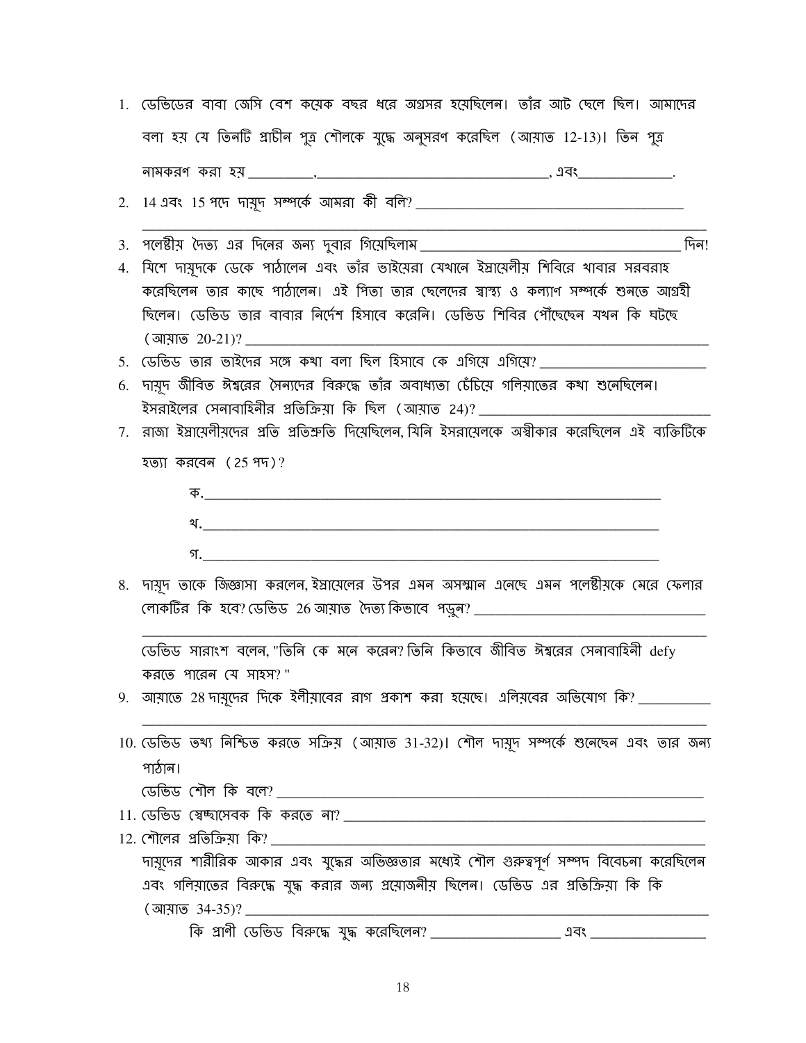1. ডেভিডের বাবা জেসি বেশ কয়েক বছর ধরে অগ্রসর হয়েছিলেন। তাঁর আট ছেলে ছিল। আমাদের বলা হয় যে তিনটি প্রাচীন পুত্র শৌলকে যুদ্ধে অনুসরণ করেছিল (আয়াত 12-13)। তিন পুত্র নামকরণ করা হয় _________,_________________________________, এবং_____________.
2. 14 এবং 15 পদে দায়ূদ সম্পর্কে আমরা কী বলি? _____________________________________
_______________________________________________________________________________
3. পলেষ্টীয় দৈত্য এর দিনের জন্য দুবার গিয়েছিলাম _____________________________________ দিন!
4. যিশে দায়ূদকে ডেকে পাঠালেন এবং তাঁর ভাইয়েরা যেখানে ইস্রায়েলীয় শিবিরে খাবার সরবরাহ করেছিলেন তার কাছে পাঠালেন। এই পিতা তার ছেলেদের স্বাস্থ্য ও কল্যাণ সম্পর্কে শুনতে আগ্রহী ছিলেন। ডেভিড তার বাবার নির্দেশ হিসাবে করেনি। ডেভিড শিবির পৌঁছেছেন যখন কি ঘটছে (আয়াত 20-21)? _______________________________________________________________
5. ডেভিড তার ভাইদের সঙ্গে কথা বলা ছিল হিসাবে কে এগিয়ে এগিয়ে? _______________________
6. দায়ূদ জীবিত ঈশ্বরের সৈন্যদের বিরুদ্ধে তাঁর অবাধ্যতা চেঁচিয়ে গলিয়াতের কথা শুনেছিলেন। ইসরাইলের সেনাবাহিনীর প্রতিক্রিয়া কি ছিল (আয়াত 24)? ______________________________
7. রাজা ইস্রায়েলীয়দের প্রতি প্রতিশ্রুতি দিয়েছিলেন, যিনি ইসরায়েলকে অস্বীকার করেছিলেন এই ব্যক্তিটিকে হত্যা করবেন (25 পদ)?

   ক.________________________________________________________________

   খ.________________________________________________________________

   গ.________________________________________________________________

8. দায়ূদ তাকে জিজ্ঞাসা করলেন, ইস্রায়েলের উপর এমন অসম্মান এনেছে এমন পলেষ্টীয়কে মেরে ফেলার লোকটির কি হবে? ডেভিড 26 আয়াত দৈত্য কিভাবে পড়ুন? ________________________________
_______________________________________________________________________________
ডেভিড সারাংশ বলেন, "তিনি কে মনে করেন? তিনি কিভাবে জীবিত ঈশ্বরের সেনাবাহিনী defy করতে পারেন যে সাহস? "
9. আয়াতে 28 দায়ূদের দিকে ইলীয়াবের রাগ প্রকাশ করা হয়েছে। এলিয়বের অভিযোগ কি? __________
_______________________________________________________________________________
10. ডেভিড তথ্য নিশ্চিত করতে সক্রিয় (আয়াত 31-32)। শৌল দায়ূদ সম্পর্কে শুনেছেন এবং তার জন্য পাঠান।
ডেভিড শৌল কি বলে? ___________________________________________________________
11. ডেভিড স্বেচ্ছাসেবক কি করতে না? ______________________________________________________
12. শৌলের প্রতিক্রিয়া কি? ______________________________________________________________
দায়ূদের শারীরিক আকার এবং যুদ্ধের অভিজ্ঞতার মধ্যেই শৌল গুরুত্বপূর্ণ সম্পদ বিবেচনা করেছিলেন এবং গলিয়াতের বিরুদ্ধে যুদ্ধ করার জন্য প্রয়োজনীয় ছিলেন। ডেভিড এর প্রতিক্রিয়া কি কি (আয়াত 34-35)? _______________________________________________________________
কি প্রাণী ডেভিড বিরুদ্ধে যুদ্ধ করেছিলেন? _________________ এবং ________________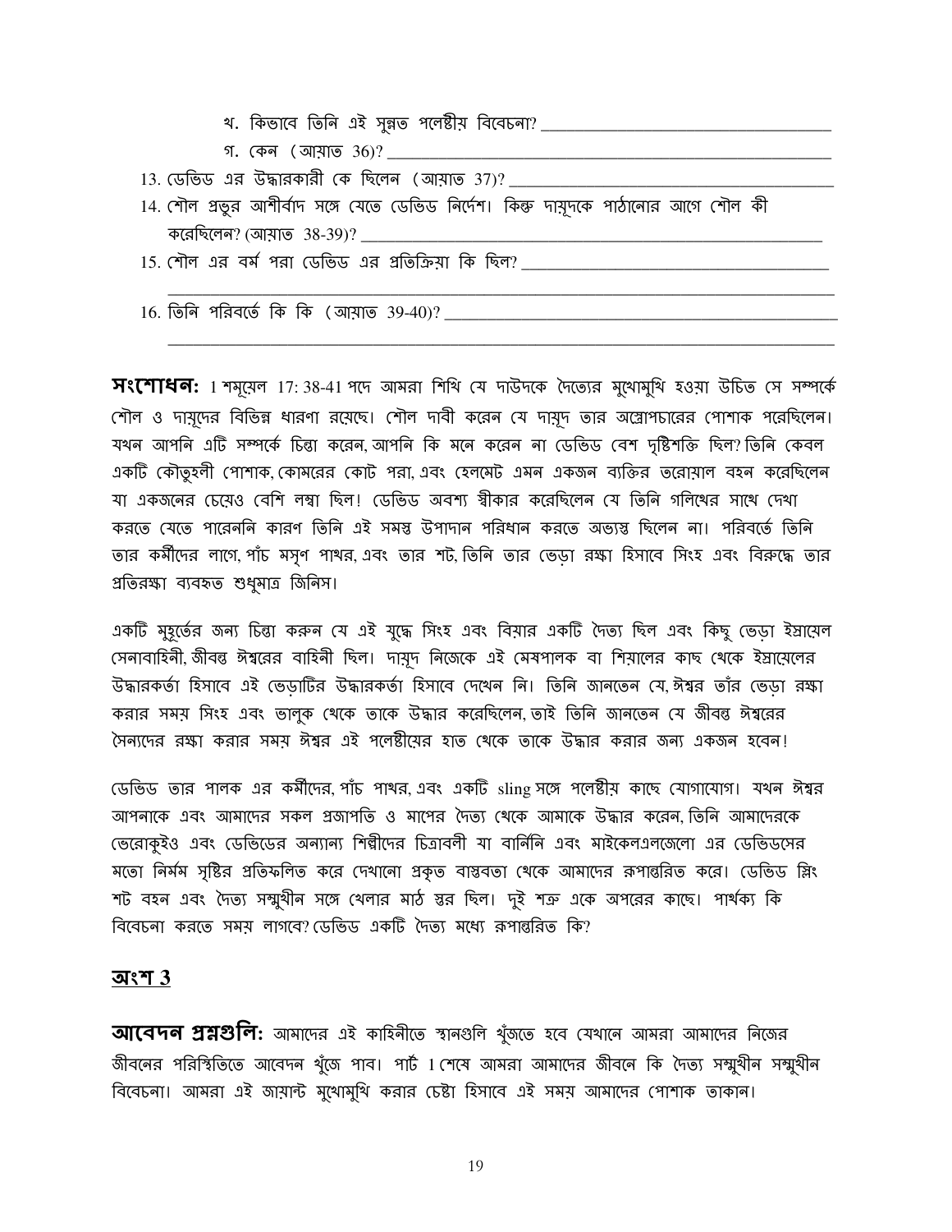থ. কিভাবে তিনি এই সুন্নত পলেষ্টীয় বিবেচনা? ________________________________

গ. কেন (আয়াত 36)? ________________________________________________

13. ডেভিড এর উদ্ধারকারী কে ছিলেন (আয়াত 37)? ________________________________

14. শৌল প্রভুর আশীর্বাদ সঙ্গে যেতে ডেভিড নির্দেশ। কিন্তু দায়ূদকে পাঠানোর আগে শৌল কী করেছিলেন? (আয়াত 38-39)? ________________________________________________

15. শৌল এর বর্ম পরা ডেভিড এর প্রতিক্রিয়া কি ছিল? ________________________________

________________________________________________________________

16. তিনি পরিবর্তে কি কি (আয়াত 39-40)? ________________________________________

________________________________________________________________

**সংশোধন:** 1 শমূয়েল 17: 38-41 পদে আমরা শিখি যে দাউদকে দৈত্যের মুখোমুখি হওয়া উচিত সে সম্পর্কে শৌল ও দায়ূদের বিভিন্ন ধারণা রয়েছে। শৌল দাবী করেন যে দায়ূদ তার অস্ত্রোপচারের পোশাক পরেছিলেন। যখন আপনি এটি সম্পর্কে চিন্তা করেন, আপনি কি মনে করেন না ডেভিড বেশ দৃষ্টিশক্তি ছিল? তিনি কেবল একটি কৌতূহলী পোশাক, কোমরের কোট পরা, এবং হেলমেট এমন একজন ব্যক্তির তরোয়াল বহন করেছিলেন যা একজনের চেয়েও বেশি লম্বা ছিল! ডেভিড অবশ্য স্বীকার করেছিলেন যে তিনি গলিথের সাথে দেখা করতে যেতে পারেননি কারণ তিনি এই সমস্ত উপাদান পরিধান করতে অভ্যস্ত ছিলেন না। পরিবর্তে তিনি তার কর্মীদের লাগে, পাঁচ মসৃণ পাথর, এবং তার শট, তিনি তার ভেড়া রক্ষা হিসাবে সিংহ এবং বিরুদ্ধে তার প্রতিরক্ষা ব্যবহৃত শুধুমাত্র জিনিস।

একটি মুহূর্তের জন্য চিন্তা করুন যে এই যুদ্ধে সিংহ এবং বিয়ার একটি দৈত্য ছিল এবং কিছু ভেড়া ইস্রায়েল সেনাবাহিনী, জীবন্ত ঈশ্বরের বাহিনী ছিল। দায়ূদ নিজেকে এই মেষপালক বা শিয়ালের কাছ থেকে ইস্রায়েলের উদ্ধারকর্তা হিসাবে এই ভেড়াটির উদ্ধারকর্তা হিসাবে দেখেন নি। তিনি জানতেন যে, ঈশ্বর তাঁর ভেড়া রক্ষা করার সময় সিংহ এবং ভালুক থেকে তাকে উদ্ধার করেছিলেন, তাই তিনি জানতেন যে জীবন্ত ঈশ্বরের সৈন্যদের রক্ষা করার সময় ঈশ্বর এই পলেষ্টীয়ের হাত থেকে তাকে উদ্ধার করার জন্য একজন হবেন!

ডেভিড তার পালক এর কর্মীদের, পাঁচ পাথর, এবং একটি sling সঙ্গে পলেষ্টীয় কাছে যোগাযোগ। যখন ঈশ্বর আপনাকে এবং আমাদের সকল প্রজাপতি ও মাপের দৈত্য থেকে আমাকে উদ্ধার করেন, তিনি আমাদেরকে ভেরোকুইও এবং ডেভিডের অন্যান্য শিল্পীদের চিত্রাবলী যা বার্নিনি এবং মাইকেলএলজেলো এর ডেভিডসের মতো নির্মম সৃষ্টির প্রতিফলিত করে দেখানো প্রকৃত বাস্তবতা থেকে আমাদের রূপান্তরিত করে। ডেভিড স্লিং শট বহন এবং দৈত্য সম্মুখীন সঙ্গে খেলার মাঠ স্তর ছিল। দুই শত্রু একে অপরের কাছে। পার্থক্য কি বিবেচনা করতে সময় লাগবে? ডেভিড একটি দৈত্য মধ্যে রূপান্তরিত কি?

## অংশ 3

**আবেদন প্রশ্নগুলি:** আমাদের এই কাহিনীতে স্থানগুলি খুঁজতে হবে যেখানে আমরা আমাদের নিজের জীবনের পরিস্থিতিতে আবেদন খুঁজে পাব। পার্ট 1 শেষে আমরা আমাদের জীবনে কি দৈত্য সম্মুখীন সম্মুখীন বিবেচনা। আমরা এই জায়ান্ট মুখোমুখি করার চেষ্টা হিসাবে এই সময় আমাদের পোশাক তাকান।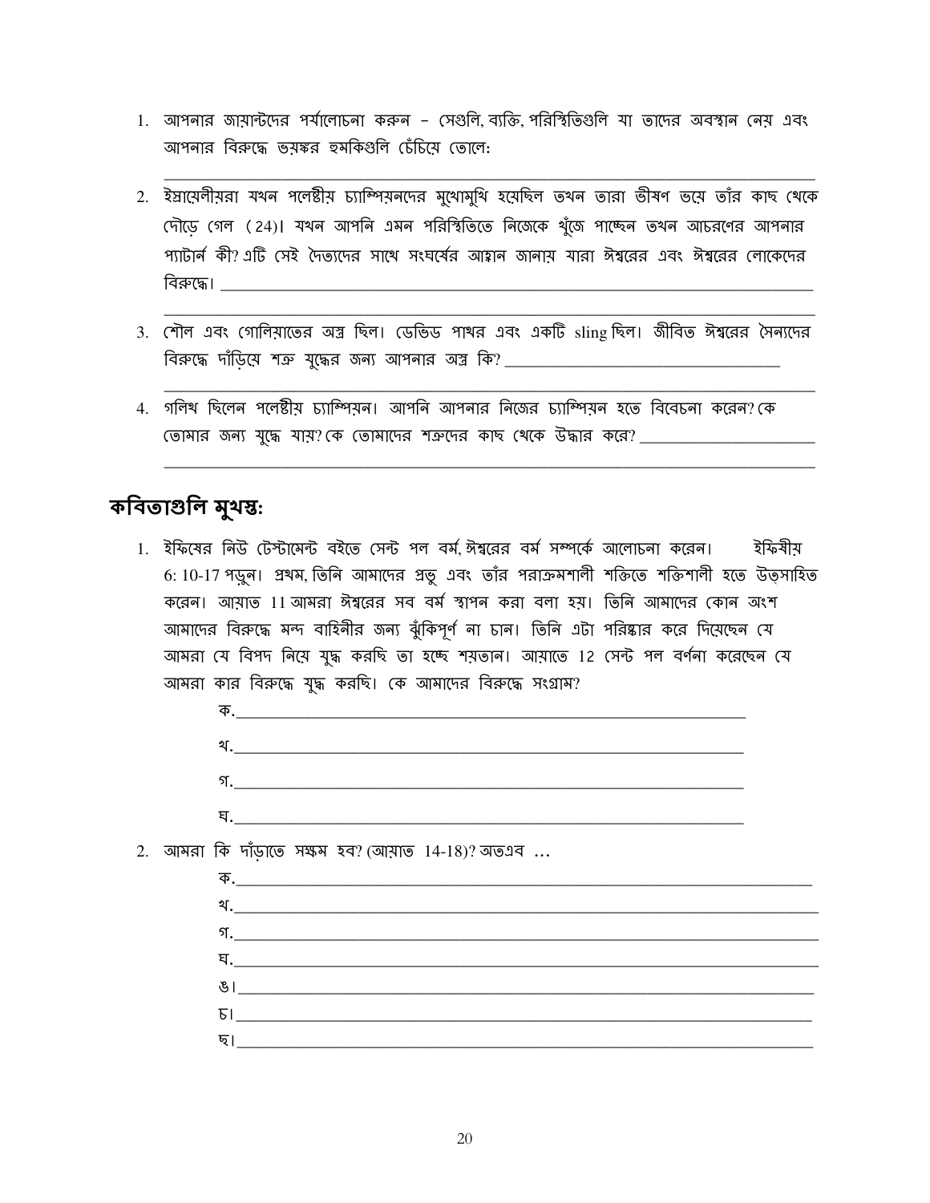1. আপনার জায়ান্টদের পর্যালোচনা করুন – সেগুলি, ব্যক্তি, পরিস্থিতিগুলি যা তাদের অবস্থান নেয় এবং আপনার বিরুদ্ধে ভয়ঙ্কর হুমকিগুলি চেঁচিয়ে তোলে: \_\_\_\_\_\_\_\_\_\_\_\_\_\_\_\_\_\_\_\_\_\_\_\_\_\_\_\_\_\_\_\_\_\_\_\_\_\_\_\_
2. ইস্রায়েলীয়রা যখন পলেষ্টীয় চ্যাম্পিয়নদের মুখোমুখি হয়েছিল তখন তারা ভীষণ ভয়ে তাঁর কাছ থেকে দৌড়ে গেল (24)। যখন আপনি এমন পরিস্থিতিতে নিজেকে খুঁজে পাচ্ছেন তখন আচরণের আপনার প্যাটার্ন কী? এটি সেই দৈত্যদের সাথে সংঘর্ষের আহ্বান জানায় যারা ঈশ্বরের এবং ঈশ্বরের লোকেদের বিরুদ্ধে। \_\_\_\_\_\_\_\_\_\_\_\_\_\_\_\_\_\_\_\_\_\_\_\_\_\_\_\_\_\_\_\_\_\_\_\_\_\_\_\_
3. শৌল এবং গোলিয়াতের অস্ত্র ছিল। ডেভিড পাথর এবং একটি sling ছিল। জীবিত ঈশ্বরের সৈন্যদের বিরুদ্ধে দাঁড়িয়ে শত্রু যুদ্ধের জন্য আপনার অস্ত্র কি? \_\_\_\_\_\_\_\_\_\_\_\_\_\_\_\_\_\_\_\_\_\_\_\_\_\_\_\_\_\_\_\_\_\_\_\_\_\_\_\_
4. গলিথ ছিলেন পলেষ্টীয় চ্যাম্পিয়ন। আপনি আপনার নিজের চ্যাম্পিয়ন হতে বিবেচনা করেন? কে তোমার জন্য যুদ্ধে যায়? কে তোমাদের শত্রুদের কাছ থেকে উদ্ধার করে? \_\_\_\_\_\_\_\_\_\_\_\_\_\_\_\_\_\_\_\_\_\_\_\_\_\_\_\_\_\_\_\_\_\_\_\_\_\_\_\_

## কবিতাগুলি মুখস্থ:

1. ইফিষের নিউ টেস্টামেন্ট বইতে সেন্ট পল বর্ম, ঈশ্বরের বর্ম সম্পর্কে আলোচনা করেন। ইফিষীয় 6: 10-17 পড়ুন। প্রথম, তিনি আমাদের প্রভু এবং তাঁর পরাক্রমশালী শক্তিতে শক্তিশালী হতে উত্সাহিত করেন। আয়াত 11 আমরা ঈশ্বরের সব বর্ম স্থাপন করা বলা হয়। তিনি আমাদের কোন অংশ আমাদের বিরুদ্ধে মন্দ বাহিনীর জন্য ঝুঁকিপূর্ণ না চান। তিনি এটা পরিষ্কার করে দিয়েছেন যে আমরা যে বিপদ নিয়ে যুদ্ধ করছি তা হচ্ছে শয়তান। আয়াতে 12 সেন্ট পল বর্ণনা করেছেন যে আমরা কার বিরুদ্ধে যুদ্ধ করছি। কে আমাদের বিরুদ্ধে সংগ্রাম?

   ক.\_\_\_\_\_\_\_\_\_\_\_\_\_\_\_\_\_\_\_\_\_\_\_\_\_\_\_\_\_\_\_\_\_\_\_\_\_\_\_\_

   খ.\_\_\_\_\_\_\_\_\_\_\_\_\_\_\_\_\_\_\_\_\_\_\_\_\_\_\_\_\_\_\_\_\_\_\_\_\_\_\_\_

   গ.\_\_\_\_\_\_\_\_\_\_\_\_\_\_\_\_\_\_\_\_\_\_\_\_\_\_\_\_\_\_\_\_\_\_\_\_\_\_\_\_

   ঘ.\_\_\_\_\_\_\_\_\_\_\_\_\_\_\_\_\_\_\_\_\_\_\_\_\_\_\_\_\_\_\_\_\_\_\_\_\_\_\_\_

2. আমরা কি দাঁড়াতে সক্ষম হব? (আয়াত 14-18)? অতএব …

   ক.\_\_\_\_\_\_\_\_\_\_\_\_\_\_\_\_\_\_\_\_\_\_\_\_\_\_\_\_\_\_\_\_\_\_\_\_\_\_\_\_

   খ.\_\_\_\_\_\_\_\_\_\_\_\_\_\_\_\_\_\_\_\_\_\_\_\_\_\_\_\_\_\_\_\_\_\_\_\_\_\_\_\_

   গ.\_\_\_\_\_\_\_\_\_\_\_\_\_\_\_\_\_\_\_\_\_\_\_\_\_\_\_\_\_\_\_\_\_\_\_\_\_\_\_\_

   ঘ.\_\_\_\_\_\_\_\_\_\_\_\_\_\_\_\_\_\_\_\_\_\_\_\_\_\_\_\_\_\_\_\_\_\_\_\_\_\_\_\_

   ঙ।\_\_\_\_\_\_\_\_\_\_\_\_\_\_\_\_\_\_\_\_\_\_\_\_\_\_\_\_\_\_\_\_\_\_\_\_\_\_\_\_

   চ।\_\_\_\_\_\_\_\_\_\_\_\_\_\_\_\_\_\_\_\_\_\_\_\_\_\_\_\_\_\_\_\_\_\_\_\_\_\_\_\_

   ছ।\_\_\_\_\_\_\_\_\_\_\_\_\_\_\_\_\_\_\_\_\_\_\_\_\_\_\_\_\_\_\_\_\_\_\_\_\_\_\_\_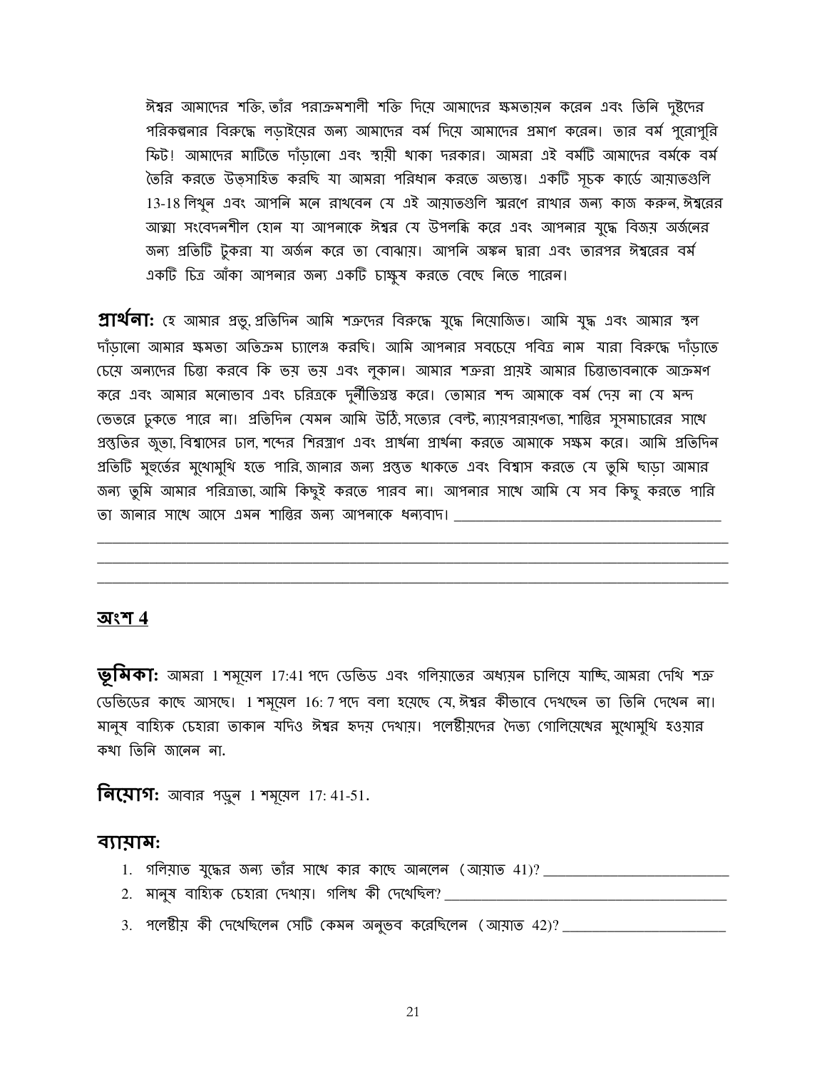ঈশ্বর আমাদের শক্তি, তাঁর পরাক্রমশালী শক্তি দিয়ে আমাদের ক্ষমতায়ন করেন এবং তিনি দুষ্টদের পরিকল্পনার বিরুদ্ধে লড়াইয়ের জন্য আমাদের বর্ম দিয়ে আমাদের প্রমাণ করেন। তার বর্ম পুরোপুরি ফিট! আমাদের মাটিতে দাঁড়ানো এবং স্থায়ী থাকা দরকার। আমরা এই বর্মটি আমাদের বর্মকে বর্ম তৈরি করতে উত্সাহিত করছি যা আমরা পরিধান করতে অভ্যস্ত। একটি সূচক কার্ডে আয়াতগুলি 13-18 লিখুন এবং আপনি মনে রাখবেন যে এই আয়াতগুলি স্মরণে রাখার জন্য কাজ করুন, ঈশ্বরের আত্মা সংবেদনশীল হোন যা আপনাকে ঈশ্বর যে উপলব্ধি করে এবং আপনার যুদ্ধে বিজয় অর্জনের জন্য প্রতিটি টুকরা যা অর্জন করে তা বোঝায়। আপনি অঙ্কন দ্বারা এবং তারপর ঈশ্বরের বর্ম একটি চিত্র আঁকা আপনার জন্য একটি চাক্ষুষ করতে বেছে নিতে পারেন।

**প্রার্থনা:** হে আমার প্রভু, প্রতিদিন আমি শত্রুদের বিরুদ্ধে যুদ্ধে নিয়োজিত। আমি যুদ্ধ এবং আমার স্থল দাঁড়ানো আমার ক্ষমতা অতিক্রম চ্যালেঞ্জ করছি। আমি আপনার সবচেয়ে পবিত্র নাম যারা বিরুদ্ধে দাঁড়াতে চেয়ে অন্যদের চিন্তা করবে কি ভয় ভয় এবং লুকান। আমার শত্রুরা প্রায়ই আমার চিন্তাভাবনাকে আক্রমণ করে এবং আমার মনোভাব এবং চরিত্রকে দুর্নীতিগ্রস্ত করে। তোমার শব্দ আমাকে বর্ম দেয় না যে মন্দ ভেতরে ঢুকতে পারে না। প্রতিদিন যেমন আমি উঠি, সত্যের বেল্ট, ন্যায়পরায়ণতা, শান্তির সুসমাচারের সাথে প্রস্তুতির জুতা, বিশ্বাসের ঢাল, শব্দের শিরস্ত্রাণ এবং প্রার্থনা প্রার্থনা করতে আমাকে সক্ষম করে। আমি প্রতিদিন প্রতিটি মুহূর্তের মুখোমুখি হতে পারি, জানার জন্য প্রস্তুত থাকতে এবং বিশ্বাস করতে যে তুমি ছাড়া আমার জন্য তুমি আমার পরিত্রাতা, আমি কিছুই করতে পারব না। আপনার সাথে আমি যে সব কিছু করতে পারি তা জানার সাথে আসে এমন শান্তির জন্য আপনাকে ধন্যবাদ। ____________________________________
____________________________________________________________________________________
____________________________________________________________________________________
____________________________________________________________________________________

## অংশ 4

**ভূমিকা:** আমরা 1 শমূয়েল 17:41 পদে ডেভিড এবং গলিয়াতের অধ্যয়ন চালিয়ে যাচ্ছি, আমরা দেখি শত্রু ডেভিডের কাছে আসছে। 1 শমূয়েল 16: 7 পদে বলা হয়েছে যে, ঈশ্বর কীভাবে দেখছেন তা তিনি দেখেন না। মানুষ বাহ্যিক চেহারা তাকান যদিও ঈশ্বর হৃদয় দেখায়। পলেষ্টীয়দের দৈত্য গোলিয়েথের মুখোমুখি হওয়ার কথা তিনি জানেন না.

**নিয়োগ:** আবার পড়ুন 1 শমূয়েল 17: 41-51.

**ব্যায়াম:**

1. গলিয়াত যুদ্ধের জন্য তাঁর সাথে কার কাছে আনলেন (আয়াত 41)? ________________________
2. মানুষ বাহ্যিক চেহারা দেখায়। গলিথ কী দেখেছিল? ____________________________________
3. পলেষ্টীয় কী দেখেছিলেন সেটি কেমন অনুভব করেছিলেন (আয়াত 42)? _____________________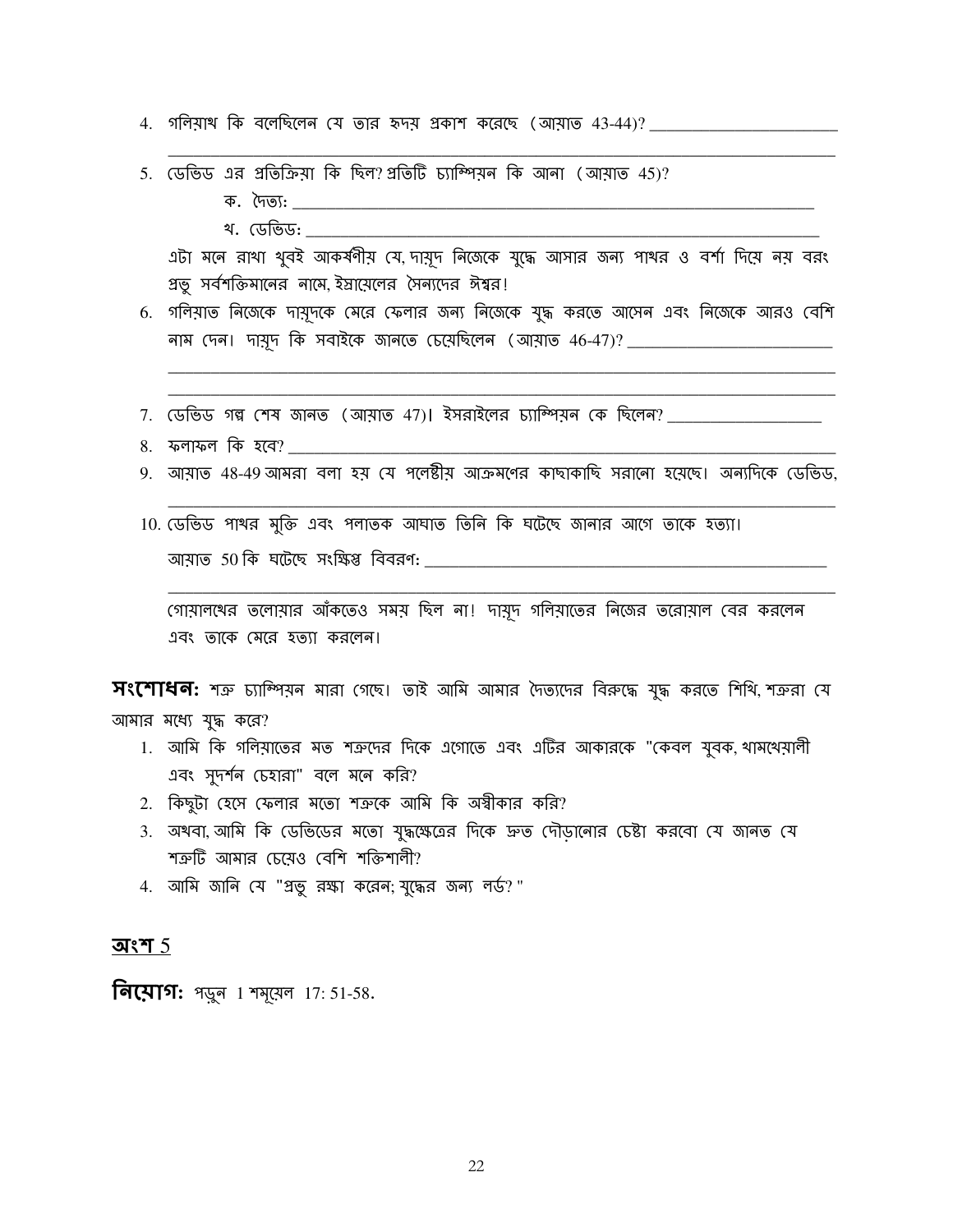4. গলিয়াথ কি বলেছিলেন যে তার হৃদয় প্রকাশ করেছে (আয়াত 43-44)? _______________________

_______________________________________________________________________________

5. ডেভিড এর প্রতিক্রিয়া কি ছিল? প্রতিটি চ্যাম্পিয়ন কি আনা (আয়াত 45)?

   ক. দৈত্য: _______________________________________________________________

   খ. ডেভিড: ______________________________________________________________

   এটা মনে রাখা খুবই আকর্ষণীয় যে, দায়ূদ নিজেকে যুদ্ধে আসার জন্য পাথর ও বর্শা দিয়ে নয় বরং প্রভু সর্বশক্তিমানের নামে, ইস্রায়েলের সৈন্যদের ঈশ্বর!

6. গলিয়াত নিজেকে দায়ূদকে মেরে ফেলার জন্য নিজেকে যুদ্ধ করতে আসেন এবং নিজেকে আরও বেশি নাম দেন। দায়ূদ কি সবাইকে জানতে চেয়েছিলেন (আয়াত 46-47)? _______________________

_______________________________________________________________________________

_______________________________________________________________________________

7. ডেভিড গল্প শেষ জানত (আয়াত 47)। ইসরাইলের চ্যাম্পিয়ন কে ছিলেন? __________________

8. ফলাফল কি হবে? _______________________________________________________________

9. আয়াত 48-49 আমরা বলা হয় যে পলেষ্টীয় আক্রমণের কাছাকাছি সরানো হয়েছে। অন্যদিকে ডেভিড,

_______________________________________________________________________________

10. ডেভিড পাথর মুক্তি এবং পলাতক আঘাত তিনি কি ঘটেছে জানার আগে তাকে হত্যা।

    আয়াত 50 কি ঘটেছে সংক্ষিপ্ত বিবরণ: ____________________________________________

    _______________________________________________________________________________

    গোয়ালথের তলোয়ার আঁকতেও সময় ছিল না! দায়ূদ গলিয়াতের নিজের তরোয়াল বের করলেন এবং তাকে মেরে হত্যা করলেন।

**সংশোধন:** শত্রু চ্যাম্পিয়ন মারা গেছে। তাই আমি আমার দৈত্যদের বিরুদ্ধে যুদ্ধ করতে শিখি, শত্রুরা যে আমার মধ্যে যুদ্ধ করে?

1. আমি কি গলিয়াতের মত শত্রুদের দিকে এগোতে এবং এটির আকারকে "কেবল যুবক, খামখেয়ালী এবং সুদর্শন চেহারা" বলে মনে করি?
2. কিছুটা হেসে ফেলার মতো শত্রুকে আমি কি অস্বীকার করি?
3. অথবা, আমি কি ডেভিডের মতো যুদ্ধক্ষেত্রের দিকে দ্রুত দৌড়ানোর চেষ্টা করবো যে জানত যে শত্রুটি আমার চেয়েও বেশি শক্তিশালী?
4. আমি জানি যে "প্রভু রক্ষা করেন; যুদ্ধের জন্য লর্ড? "

## <u>অংশ 5</u>

**নিয়োগ:** পড়ুন 1 শমূয়েল 17: 51-58.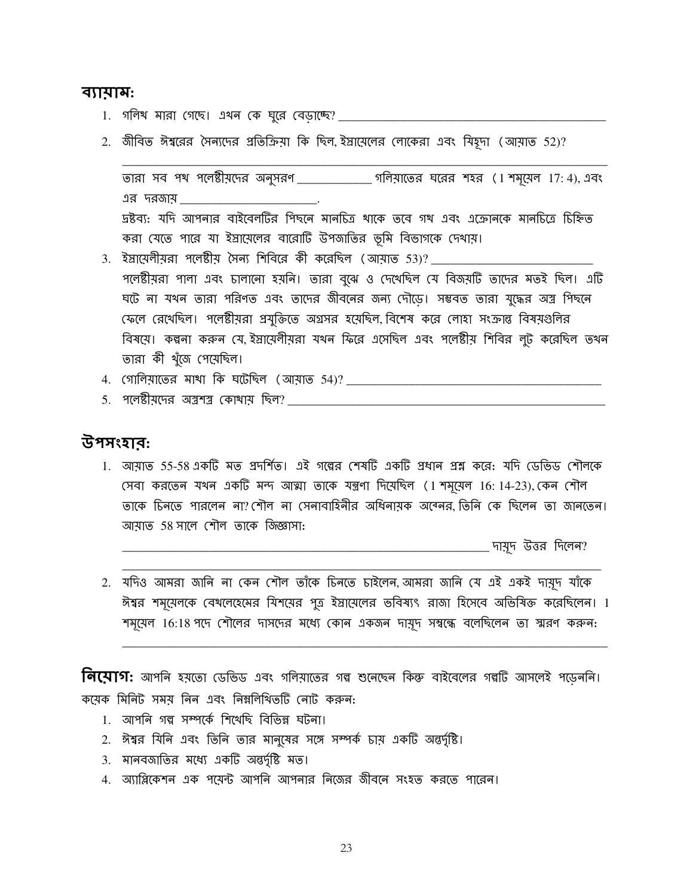## ব্যায়াম:

1. গলিথ মারা গেছে। এখন কে ঘুরে বেড়াচ্ছে? ____________________________________________
2. জীবিত ঈশ্বরের সৈন্যদের প্রতিক্রিয়া কি ছিল, ইস্রায়েলের লোকেরা এবং যিহূদা (আয়াত 52)?

   ____________________________________________________________________________

   তারা সব পথ পলেষ্টীয়দের অনুসরণ ____________ গলিয়াতের ঘরের শহর (1 শমূয়েল 17: 4), এবং এর দরজায় ______________________.

   দ্রষ্টব্য: যদি আপনার বাইবেলটির পিছনে মানচিত্র থাকে তবে গথ এবং এক্রোনকে মানচিত্রে চিহ্নিত করা যেতে পারে যা ইস্রায়েলের বারোটি উপজাতির ভূমি বিভাগকে দেখায়।
3. ইস্রায়েলীয়রা পলেষ্টীয় সৈন্য শিবিরে কী করেছিল (আয়াত 53)? ___________________________

   পলেষ্টীয়রা পালা এবং চালানো হয়নি। তারা বুঝে ও দেখেছিল যে বিজয়টি তাদের মতই ছিল। এটি ঘটে না যখন তারা পরিণত এবং তাদের জীবনের জন্য দৌড়ে। সম্ভবত তারা যুদ্ধের অস্ত্র পিছনে ফেলে রেখেছিল। পলেষ্টীয়রা প্রযুক্তিতে অগ্রসর হয়েছিল, বিশেষ করে লোহা সংক্রান্ত বিষয়গুলির বিষয়ে। কল্পনা করুন যে, ইস্রায়েলীয়রা যখন ফিরে এসেছিল এবং পলেষ্টীয় শিবির লুট করেছিল তখন তারা কী খুঁজে পেয়েছিল।
4. গোলিয়াতের মাথা কি ঘটেছিল (আয়াত 54)? ________________________________________
5. পলেষ্টীয়দের অস্ত্রশস্ত্র কোথায় ছিল? ___________________________________________

## উপসংহার:

1. আয়াত 55-58 একটি মত প্রদর্শিত। এই গল্পের শেষটি একটি প্রধান প্রশ্ন করে: যদি ডেভিড শৌলকে সেবা করতেন যখন একটি মন্দ আত্মা তাকে যন্ত্রণা দিয়েছিল (1 শমূয়েল 16: 14-23), কেন শৌল তাকে চিনতে পারলেন না? শৌল না সেনাবাহিনীর অধিনায়ক অবেনর, তিনি কে ছিলেন তা জানতেন। আয়াত 58 সালে শৌল তাকে জিজ্ঞাসা:

   ____________________________________________________________ দায়ূদ উত্তর দিলেন?

   ____________________________________________________________________________
2. যদিও আমরা জানি না কেন শৌল তাঁকে চিনতে চাইলেন, আমরা জানি যে এই একই দায়ূদ যাঁকে ঈশ্বর শমূয়েলকে বেথলেহেমের যিশয়ের পুত্র ইস্রায়েলের ভবিষ্যৎ রাজা হিসেবে অভিষিক্ত করেছিলেন। 1 শমূয়েল 16:18 পদে শৌলের দাসদের মধ্যে কোন একজন দায়ূদ সম্বন্ধে বলেছিলেন তা স্মরণ করুন:

   ____________________________________________________________________________

**নিয়োগ:** আপনি হয়তো ডেভিড এবং গলিয়াতের গল্প শুনেছেন কিন্তু বাইবেলের গল্পটি আসলেই পড়েননি। কয়েক মিনিট সময় নিন এবং নিম্নলিখিতটি নোট করুন:

1. আপনি গল্প সম্পর্কে শিখেছি বিভিন্ন ঘটনা।
2. ঈশ্বর যিনি এবং তিনি তার মানুষের সঙ্গে সম্পর্ক চায় একটি অন্তর্দৃষ্টি।
3. মানবজাতির মধ্যে একটি অন্তর্দৃষ্টি মত।
4. অ্যাপ্লিকেশন এক পয়েন্ট আপনি আপনার নিজের জীবনে সংহত করতে পারেন।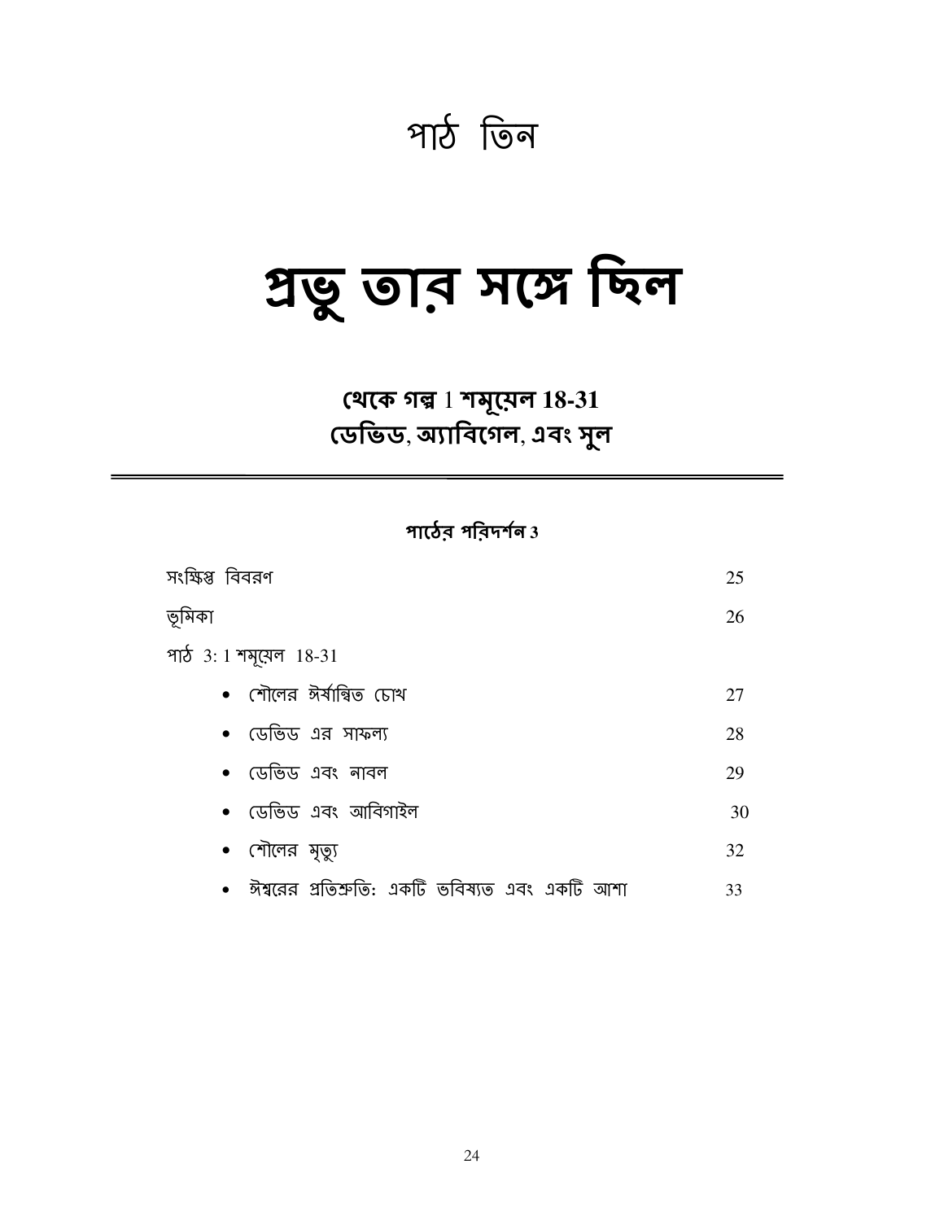# পাঠ তিন

# প্রভু তার সঙ্গে ছিল

## থেকে গল্প 1 শমূয়েল 18-31
## ডেভিড, অ্যাবিগেল, এবং সুল

---

### পাঠের পরিদর্শন 3

| | |
|---|---|
| সংক্ষিপ্ত বিবরণ | 25 |
| ভূমিকা | 26 |
| পাঠ 3: 1 শমূয়েল 18-31 | |
| • শৌলের ঈর্ষান্বিত চোখ | 27 |
| • ডেভিড এর সাফল্য | 28 |
| • ডেভিড এবং নাবল | 29 |
| • ডেভিড এবং আবিগাইল | 30 |
| • শৌলের মৃত্যু | 32 |
| • ঈশ্বরের প্রতিশ্রুতি: একটি ভবিষ্যত এবং একটি আশা | 33 |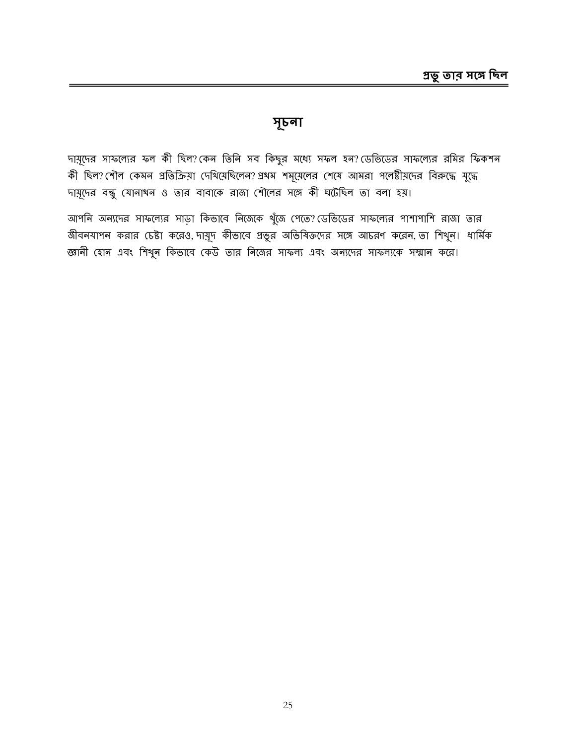## সূচনা

দায়ূদের সাফল্যের ফল কী ছিল? কেন তিনি সব কিছুর মধ্যে সফল হন? ডেভিডের সাফল্যের রমির ফিকশন কী ছিল? শৌল কেমন প্রতিক্রিয়া দেখিয়েছিলেন? প্রথম শমূয়েলের শেষে আমরা পলেষ্টীয়দের বিরুদ্ধে যুদ্ধে দায়ূদের বন্ধু যোনাথন ও তার বাবাকে রাজা শৌলের সঙ্গে কী ঘটেছিল তা বলা হয়।

আপনি অন্যদের সাফল্যের সাড়া কিভাবে নিজেকে খুঁজে পেতে? ডেভিডের সাফল্যের পাশাপাশি রাজা তার জীবনযাপন করার চেষ্টা করেও, দায়ূদ কীভাবে প্রভুর অভিষিক্তদের সঙ্গে আচরণ করেন, তা শিখুন। ধার্মিক জ্ঞানী হোন এবং শিখুন কিভাবে কেউ তার নিজের সাফল্য এবং অন্যদের সাফল্যকে সম্মান করে।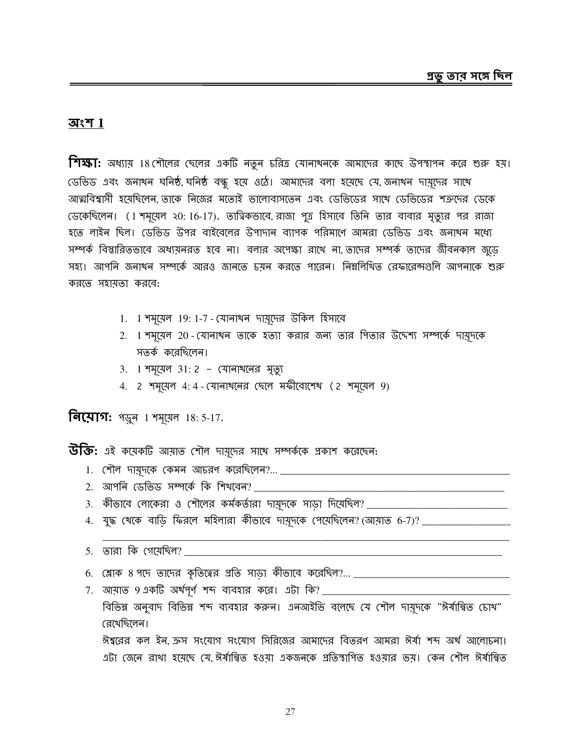## অংশ 1

**শিক্ষা:** অধ্যায় 18 শৌলের ছেলের একটি নতুন চরিত্র যোনাথনকে আমাদের কাছে উপস্থাপন করে শুরু হয়। ডেভিড এবং জনাথন ঘনিষ্ঠ, ঘনিষ্ঠ বন্ধু হয়ে ওঠে। আমাদের বলা হয়েছে যে, জনাথন দায়ূদের সাথে আত্মবিশ্বাসী হয়েছিলেন, তাকে নিজের মতোই ভালোবাসতেন এবং ডেভিডের সাথে ডেভিডের শত্রুদের ডেকে ডেকেছিলেন। (1 শমূয়েল ২০: 16-17). তাত্ত্বিকভাবে, রাজা পুত্র হিসাবে তিনি তার বাবার মৃত্যুর পর রাজা হতে লাইন ছিল। ডেভিড উপর বাইবেলের উপাদান ব্যাপক পরিমাণে আমরা ডেভিড এবং জনাথন মধ্যে সম্পর্ক বিস্তারিতভাবে অধ্যয়নরত হবে না। বলার অপেক্ষা রাখে না, তাদের সম্পর্ক তাদের জীবনকাল জুড়ে সহ্য। আপনি জনাথন সম্পর্কে আরও জানতে চয়ন করতে পারেন। নিম্নলিখিত রেফারেন্সগুলি আপনাকে শুরু করতে সহায়তা করবে:

1. 1 শমূয়েল 19: 1-7 - যোনাথন দায়ূদের উকিল হিসাবে
2. 1 শমূয়েল 20 - যোনাথন তাকে হত্যা করার জন্য তার পিতার উদ্দেশ্য সম্পর্কে দায়ূদকে সতর্ক করেছিলেন।
3. 1 শমূয়েল 31: 2 – যোনাথনের মৃত্যু
4. 2 শমূয়েল 4: 4 - যোনাথনের ছেলে মফীবোশেথ (2 শমূয়েল 9)

**নিয়োগ:** পড়ুন 1 শমূয়েল 18: 5-17.

**উক্তি:** এই কয়েকটি আয়াত শৌল দায়ূদের সাথে সম্পর্ককে প্রকাশ করেছেন:

1. শৌল দায়ূদকে কেমন আচরণ করেছিলেন?... \_\_\_\_\_\_\_\_\_\_\_\_\_\_\_\_\_\_\_\_\_\_\_\_\_\_\_\_\_\_\_\_\_\_\_\_\_\_\_\_
2. আপনি ডেভিড সম্পর্কে কি শিখবেন? \_\_\_\_\_\_\_\_\_\_\_\_\_\_\_\_\_\_\_\_\_\_\_\_\_\_\_\_\_\_\_\_\_\_\_\_\_\_\_\_
3. কীভাবে লোকেরা ও শৌলের কর্মকর্তারা দায়ূদকে সাড়া দিয়েছিল? \_\_\_\_\_\_\_\_\_\_\_\_\_\_\_\_\_\_\_\_\_\_\_\_
4. যুদ্ধ থেকে বাড়ি ফিরলে মহিলারা কীভাবে দায়ূদকে পেয়েছিলেন? (আয়াত 6-7)? \_\_\_\_\_\_\_\_\_\_\_\_\_\_\_\_
   \_\_\_\_\_\_\_\_\_\_\_\_\_\_\_\_\_\_\_\_\_\_\_\_\_\_\_\_\_\_\_\_\_\_\_\_\_\_\_\_\_\_\_\_\_\_\_\_\_\_\_\_\_\_\_\_\_\_\_\_\_\_\_\_\_\_
5. তারা কি গেয়েছিল? \_\_\_\_\_\_\_\_\_\_\_\_\_\_\_\_\_\_\_\_\_\_\_\_\_\_\_\_\_\_\_\_\_\_\_\_\_\_\_\_\_\_\_\_\_\_\_\_\_\_\_\_\_\_
6. শ্লোক 8 পদে তাদের কৃতিত্বের প্রতি সাড়া কীভাবে করেছিল?... \_\_\_\_\_\_\_\_\_\_\_\_\_\_\_\_\_\_\_\_\_\_\_\_\_\_\_\_\_\_
7. আয়াত 9 একটি অর্থপূর্ণ শব্দ ব্যবহার করে। এটা কি? \_\_\_\_\_\_\_\_\_\_\_\_\_\_\_\_\_\_\_\_\_\_\_\_\_\_\_\_\_\_\_\_
   বিভিন্ন অনুবাদ বিভিন্ন শব্দ ব্যবহার করুন। এনআইভি বলেছে যে শৌল দায়ূদকে "ঈর্ষান্বিত চোখ" রেখেছিলেন।
   ঈশ্বরের কল ইন, ক্রস সংযোগ সংযোগ সিরিজের আমাদের বিতরণ আমরা ঈর্ষা শব্দ অর্থ আলোচনা। এটা জেনে রাখা হয়েছে যে, ঈর্ষান্বিত হওয়া একজনকে প্রতিস্থাপিত হওয়ার ভয়। কেন শৌল ঈর্ষান্বিত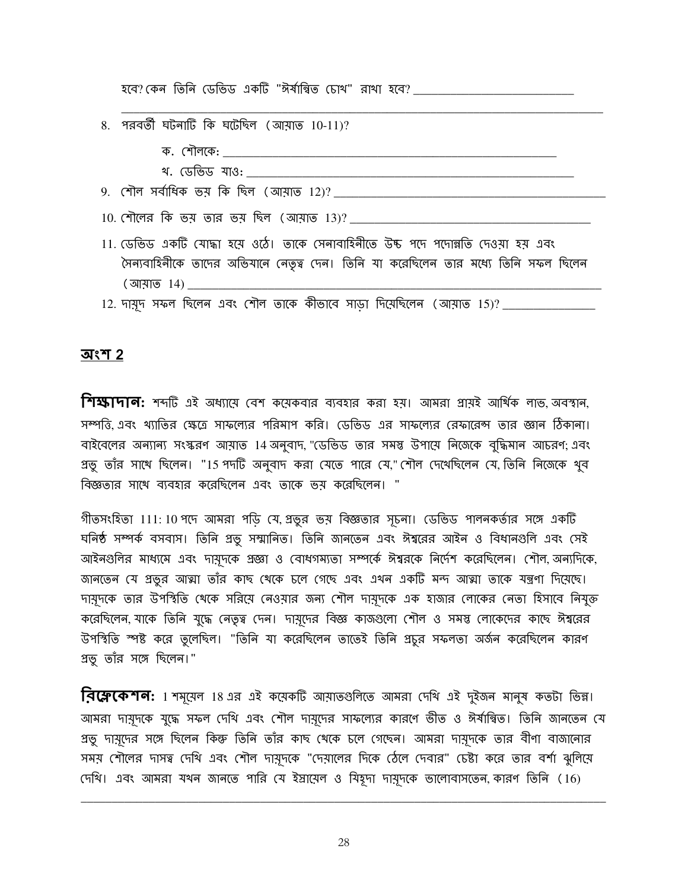হবে? কেন তিনি ডেভিড একটি "ঈর্ষান্বিত চোখ" রাখা হবে? ___________________________

___________________________________________________________________________

8. পরবর্তী ঘটনাটি কি ঘটেছিল (আয়াত 10-11)?

   ক. শৌলকে: ___________________________________________________________

   খ. ডেভিড যাও: _________________________________________________________

9. শৌল সর্বাধিক ভয় কি ছিল (আয়াত 12)? ___________________________________________

10. শৌলের কি ভয় তার ভয় ছিল (আয়াত 13)? ___________________________________________

11. ডেভিড একটি যোদ্ধা হয়ে ওঠে। তাকে সেনাবাহিনীতে উচ্চ পদে পদোন্নতি দেওয়া হয় এবং সৈন্যবাহিনীকে তাদের অভিযানে নেতৃত্ব দেন। তিনি যা করেছিলেন তার মধ্যে তিনি সফল ছিলেন (আয়াত 14) ___________________________________________________________

12. দায়ূদ সফল ছিলেন এবং শৌল তাকে কীভাবে সাড়া দিয়েছিলেন (আয়াত 15)? _______________

## অংশ 2

**শিক্ষাদান:** শব্দটি এই অধ্যায়ে বেশ কয়েকবার ব্যবহার করা হয়। আমরা প্রায়ই আর্থিক লাভ, অবস্থান, সম্পত্তি, এবং খ্যাতির ক্ষেত্রে সাফল্যের পরিমাপ করি। ডেভিড এর সাফল্যের রেফারেন্স তার জ্ঞান ঠিকানা। বাইবেলের অন্যান্য সংস্করণ আয়াত 14 অনুবাদ, "ডেভিড তার সমস্ত উপায়ে নিজেকে বুদ্ধিমান আচরণ; এবং প্রভু তাঁর সাথে ছিলেন। "15 পদটি অনুবাদ করা যেতে পারে যে," শৌল দেখেছিলেন যে, তিনি নিজেকে খুব বিজ্ঞতার সাথে ব্যবহার করেছিলেন এবং তাকে ভয় করেছিলেন। "

গীতসংহিতা 111: 10 পদে আমরা পড়ি যে, প্রভুর ভয় বিজ্ঞতার সূচনা। ডেভিড পালনকর্তার সঙ্গে একটি ঘনিষ্ঠ সম্পর্ক বসবাস। তিনি প্রভু সম্মানিত। তিনি জানতেন এবং ঈশ্বরের আইন ও বিধানগুলি এবং সেই আইনগুলির মাধ্যমে এবং দায়ূদকে প্রজ্ঞা ও বোধগম্যতা সম্পর্কে ঈশ্বরকে নির্দেশ করেছিলেন। শৌল, অন্যদিকে, জানতেন যে প্রভুর আত্মা তাঁর কাছ থেকে চলে গেছে এবং এখন একটি মন্দ আত্মা তাকে যন্ত্রণা দিয়েছে। দায়ূদকে তার উপস্থিতি থেকে সরিয়ে নেওয়ার জন্য শৌল দায়ূদকে এক হাজার লোকের নেতা হিসাবে নিযুক্ত করেছিলেন, যাকে তিনি যুদ্ধে নেতৃত্ব দেন। দায়ূদের বিজ্ঞ কাজগুলো শৌল ও সমস্ত লোকেদের কাছে ঈশ্বরের উপস্থিতি স্পষ্ট করে তুলেছিল। "তিনি যা করেছিলেন তাতেই তিনি প্রচুর সফলতা অর্জন করেছিলেন কারণ প্রভু তাঁর সঙ্গে ছিলেন।"

**রিফ্লেকেশন:** 1 শমূয়েল 18 এর এই কয়েকটি আয়াতগুলিতে আমরা দেখি এই দুইজন মানুষ কতটা ভিন্ন। আমরা দায়ূদকে যুদ্ধে সফল দেখি এবং শৌল দায়ূদের সাফল্যের কারণে ভীত ও ঈর্ষান্বিত। তিনি জানতেন যে প্রভু দায়ূদের সঙ্গে ছিলেন কিন্তু তিনি তাঁর কাছ থেকে চলে গেছেন। আমরা দায়ূদকে তার বীণা বাজানোর সময় শৌলের দাসত্ব দেখি এবং শৌল দায়ূদকে "দেয়ালের দিকে ঠেলে দেবার" চেষ্টা করে তার বর্শা ঝুলিয়ে দেখি। এবং আমরা যখন জানতে পারি যে ইস্রায়েল ও যিহূদা দায়ূদকে ভালোবাসতেন, কারণ তিনি (16)

___________________________________________________________________________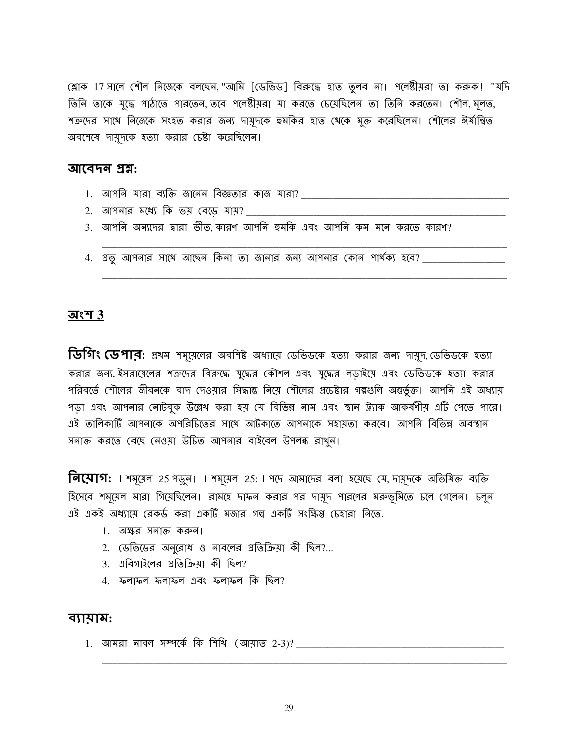শ্লোক 17 সালে শৌল নিজেকে বলছেন, "আমি [ডেভিড] বিরুদ্ধে হাত তুলব না। পলেষ্টীয়রা তা করুক! "যদি তিনি তাকে যুদ্ধে পাঠাতে পারতেন, তবে পলেষ্টীয়রা যা করতে চেয়েছিলেন তা তিনি করতেন। শৌল, মূলত, শত্রুদের সাথে নিজেকে সংহত করার জন্য দায়ূদকে হুমকির হাত থেকে মুক্ত করেছিলেন। শৌলের ঈর্ষান্বিত অবশেষে দায়ূদকে হত্যা করার চেষ্টা করেছিলেন।

### আবেদন প্রশ্ন:

1. আপনি যারা ব্যক্তি জানেন বিজ্ঞতার কাজ যারা? ______________________________
2. আপনার মধ্যে কি ভয় বেড়ে যায়? ______________________________
3. আপনি অন্যদের দ্বারা ভীত, কারণ আপনি হুমকি এবং আপনি কম মনে করতে কারণ?
   ______________________________
4. প্রভু আপনার সাথে আছেন কিনা তা জানার জন্য আপনার কোন পার্থক্য হবে? ______________
   ______________________________

## অংশ 3

**ডিগিং ডেপার:** প্রথম শমূয়েলের অবশিষ্ট অধ্যায়ে ডেভিডকে হত্যা করার জন্য দায়ূদ, ডেভিডকে হত্যা করার জন্য, ইসরায়েলের শত্রুদের বিরুদ্ধে যুদ্ধের কৌশল এবং যুদ্ধের লড়াইয়ে এবং ডেভিডকে হত্যা করার পরিবর্তে শৌলের জীবনকে বাদ দেওয়ার সিদ্ধান্ত নিয়ে শৌলের প্রচেষ্টার গল্পগুলি অন্তর্ভুক্ত। আপনি এই অধ্যায় পড়া এবং আপনার নোটবুক উল্লেখ করা হয় যে বিভিন্ন নাম এবং স্থান ট্র্যাক আকর্ষণীয় এটি পেতে পারে। এই তালিকাটি আপনাকে অপরিচিতের সাথে আটকাতে আপনাকে সহায়তা করবে। আপনি বিভিন্ন অবস্থান সনাক্ত করতে বেছে নেওয়া উচিত আপনার বাইবেল উপলব্ধ রাখুন।

**নিয়োগ:** 1 শমূয়েল 25 পড়ুন। 1 শমূয়েল 25: 1 পদে আমাদের বলা হয়েছে যে, দায়ূদকে অভিষিক্ত ব্যক্তি হিসেবে শমূয়েল মারা গিয়েছিলেন। রামহে দাফন করার পর দায়ূদ পারণের মরুভূমিতে চলে গেলেন। চলুন এই একই অধ্যায়ে রেকর্ড করা একটি মজার গল্প একটি সংক্ষিপ্ত চেহারা নিতে.

1. অক্ষর সনাক্ত করুন।
2. ডেভিডের অনুরোধ ও নাবলের প্রতিক্রিয়া কী ছিল?...
3. এবিগাইলের প্রতিক্রিয়া কী ছিল?
4. ফলাফল ফলাফল এবং ফলাফল কি ছিল?

### ব্যায়াম:

1. আমরা নাবল সম্পর্কে কি শিখি (আয়াত 2-3)? ______________________________
   ______________________________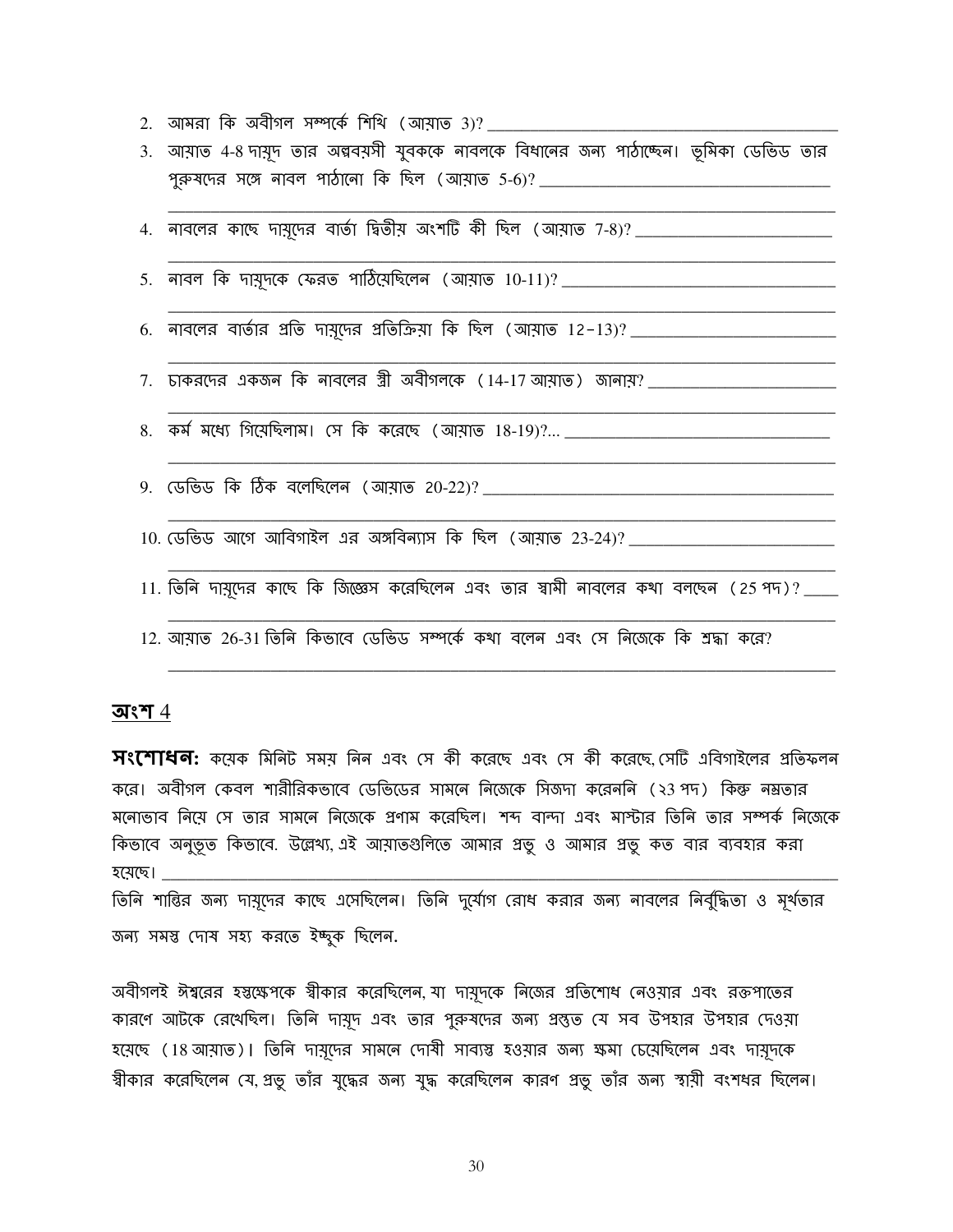2. আমরা কি অবীগল সম্পর্কে শিখি (আয়াত 3)? ___________________________________

3. আয়াত 4-8 দায়ূদ তার অল্পবয়সী যুবককে নাবলকে বিধানের জন্য পাঠাচ্ছেন। ভূমিকা ডেভিড তার পুরুষদের সঙ্গে নাবল পাঠানো কি ছিল (আয়াত 5-6)? ___________________________________

___________________________________________________________________________

4. নাবলের কাছে দায়ূদের বার্তা দ্বিতীয় অংশটি কী ছিল (আয়াত 7-8)? _______________________

___________________________________________________________________________

5. নাবল কি দায়ূদকে ফেরত পাঠিয়েছিলেন (আয়াত 10-11)? ________________________________

___________________________________________________________________________

6. নাবলের বার্তার প্রতি দায়ূদের প্রতিক্রিয়া কি ছিল (আয়াত 12-13)? _________________________

___________________________________________________________________________

7. চাকরদের একজন কি নাবলের স্ত্রী অবীগলকে (14-17 আয়াত) জানায়? _______________________

___________________________________________________________________________

8. কর্ম মধ্যে গিয়েছিলাম। সে কি করেছে (আয়াত 18-19)?... _______________________________

___________________________________________________________________________

9. ডেভিড কি ঠিক বলেছিলেন (আয়াত 20-22)? __________________________________________

___________________________________________________________________________

10. ডেভিড আগে আবিগাইল এর অঙ্গবিন্যাস কি ছিল (আয়াত 23-24)? ________________________

___________________________________________________________________________

11. তিনি দায়ূদের কাছে কি জিজ্ঞেস করেছিলেন এবং তার স্বামী নাবলের কথা বলছেন (25 পদ)? ____

___________________________________________________________________________

12. আয়াত 26-31 তিনি কিভাবে ডেভিড সম্পর্কে কথা বলেন এবং সে নিজেকে কি শ্রদ্ধা করে?

___________________________________________________________________________

## অংশ 4

**সংশোধন:** কয়েক মিনিট সময় নিন এবং সে কী করেছে এবং সে কী করেছে, সেটি এবিগাইলের প্রতিফলন করে। অবীগল কেবল শারীরিকভাবে ডেভিডের সামনে নিজেকে সিজদা করেননি (২৩ পদ) কিন্তু নম্রতার মনোভাব নিয়ে সে তার সামনে নিজেকে প্রণাম করেছিল। শব্দ বান্দা এবং মাস্টার তিনি তার সম্পর্ক নিজেকে কিভাবে অনুভূত কিভাবে. উল্লেখ্য, এই আয়াতগুলিতে আমার প্রভু ও আমার প্রভু কত বার ব্যবহার করা হয়েছে। ___________________________________________________________________________

তিনি শান্তির জন্য দায়ূদের কাছে এসেছিলেন। তিনি দুর্যোগ রোধ করার জন্য নাবলের নির্বুদ্ধিতা ও মূর্খতার জন্য সমস্ত দোষ সহ্য করতে ইচ্ছুক ছিলেন.

অবীগলই ঈশ্বরের হস্তক্ষেপকে স্বীকার করেছিলেন, যা দায়ূদকে নিজের প্রতিশোধ নেওয়ার এবং রক্তপাতের কারণে আটকে রেখেছিল। তিনি দায়ূদ এবং তার পুরুষদের জন্য প্রস্তুত যে সব উপহার উপহার দেওয়া হয়েছে (18 আয়াত)। তিনি দায়ূদের সামনে দোষী সাব্যস্ত হওয়ার জন্য ক্ষমা চেয়েছিলেন এবং দায়ূদকে স্বীকার করেছিলেন যে, প্রভু তাঁর যুদ্ধের জন্য যুদ্ধ করেছিলেন কারণ প্রভু তাঁর জন্য স্থায়ী বংশধর ছিলেন।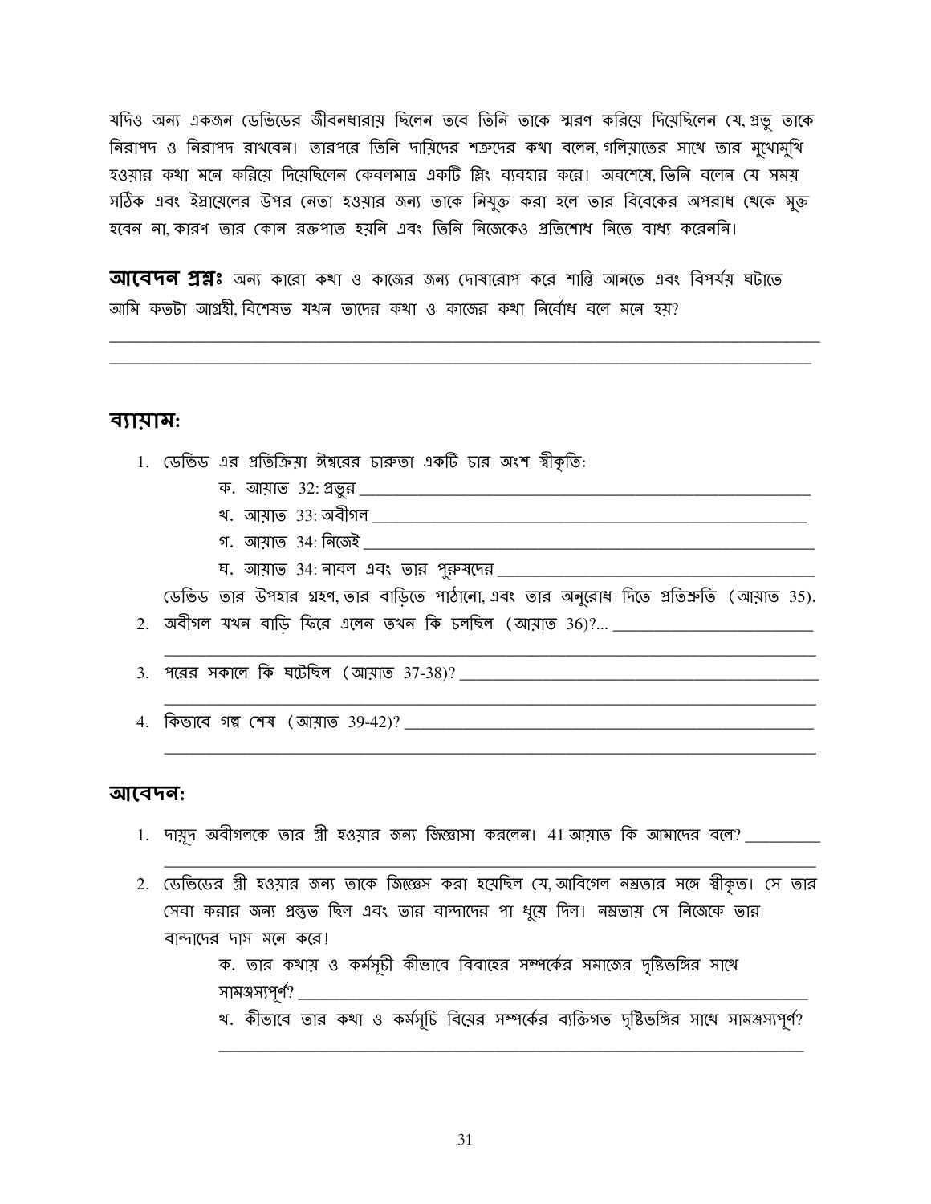যদিও অন্য একজন ডেভিডের জীবনধারায় ছিলেন তবে তিনি তাকে স্মরণ করিয়ে দিয়েছিলেন যে, প্রভু তাকে নিরাপদ ও নিরাপদ রাখবেন। তারপরে তিনি দায়ূদের শত্রুদের কথা বলেন, গলিয়াতের সাথে তার মুখোমুখি হওয়ার কথা মনে করিয়ে দিয়েছিলেন কেবলমাত্র একটি স্লিং ব্যবহার করে। অবশেষে, তিনি বলেন যে সময় সঠিক এবং ইস্রায়েলের উপর নেতা হওয়ার জন্য তাকে নিযুক্ত করা হলে তার বিবেকের অপরাধ থেকে মুক্ত হবেন না, কারণ তার কোন রক্তপাত হয়নি এবং তিনি নিজেকেও প্রতিশোধ নিতে বাধ্য করেননি।

**আবেদন প্রশ্নঃ** অন্য কারো কথা ও কাজের জন্য দোষারোপ করে শান্তি আনতে এবং বিপর্যয় ঘটাতে আমি কতটা আগ্রহী, বিশেষত যখন তাদের কথা ও কাজের কথা নির্বোধ বলে মনে হয়?

______________________________________________________________________________

______________________________________________________________________________

## ব্যায়াম:

1. ডেভিড এর প্রতিক্রিয়া ঈশ্বরের চারুতা একটি চার অংশ স্বীকৃতি:
   - ক. আয়াত 32: প্রভুর ______________________________
   - খ. আয়াত 33: অবীগল ______________________________
   - গ. আয়াত 34: নিজেই ______________________________
   - ঘ. আয়াত 34: নাবল এবং তার পুরুষদের ______________________________

   ডেভিড তার উপহার গ্রহণ, তার বাড়িতে পাঠানো, এবং তার অনুরোধ দিতে প্রতিশ্রুতি (আয়াত 35).
2. অবীগল যখন বাড়ি ফিরে এলেন তখন কি চলছিল (আয়াত 36)?... ______________________________

   ______________________________________________________________________________
3. পরের সকালে কি ঘটেছিল (আয়াত 37-38)? ______________________________

   ______________________________________________________________________________
4. কিভাবে গল্প শেষ (আয়াত 39-42)? ______________________________

   ______________________________________________________________________________

## আবেদন:

1. দায়ূদ অবীগলকে তার স্ত্রী হওয়ার জন্য জিজ্ঞাসা করলেন। 41 আয়াত কি আমাদের বলে? __________

   ______________________________________________________________________________
2. ডেভিডের স্ত্রী হওয়ার জন্য তাকে জিজ্ঞেস করা হয়েছিল যে, আবিগেল নম্রতার সঙ্গে স্বীকৃত। সে তার সেবা করার জন্য প্রস্তুত ছিল এবং তার বান্দাদের পা ধুয়ে দিল। নম্রতায় সে নিজেকে তার বান্দাদের দাস মনে করে!
   - ক. তার কথায় ও কর্মসূচী কীভাবে বিবাহের সম্পর্কের সমাজের দৃষ্টিভঙ্গির সাথে সামঞ্জস্যপূর্ণ? ______________________________
   - খ. কীভাবে তার কথা ও কর্মসূচি বিয়ের সম্পর্কের ব্যক্তিগত দৃষ্টিভঙ্গির সাথে সামঞ্জস্যপূর্ণ?

     ______________________________________________________________________________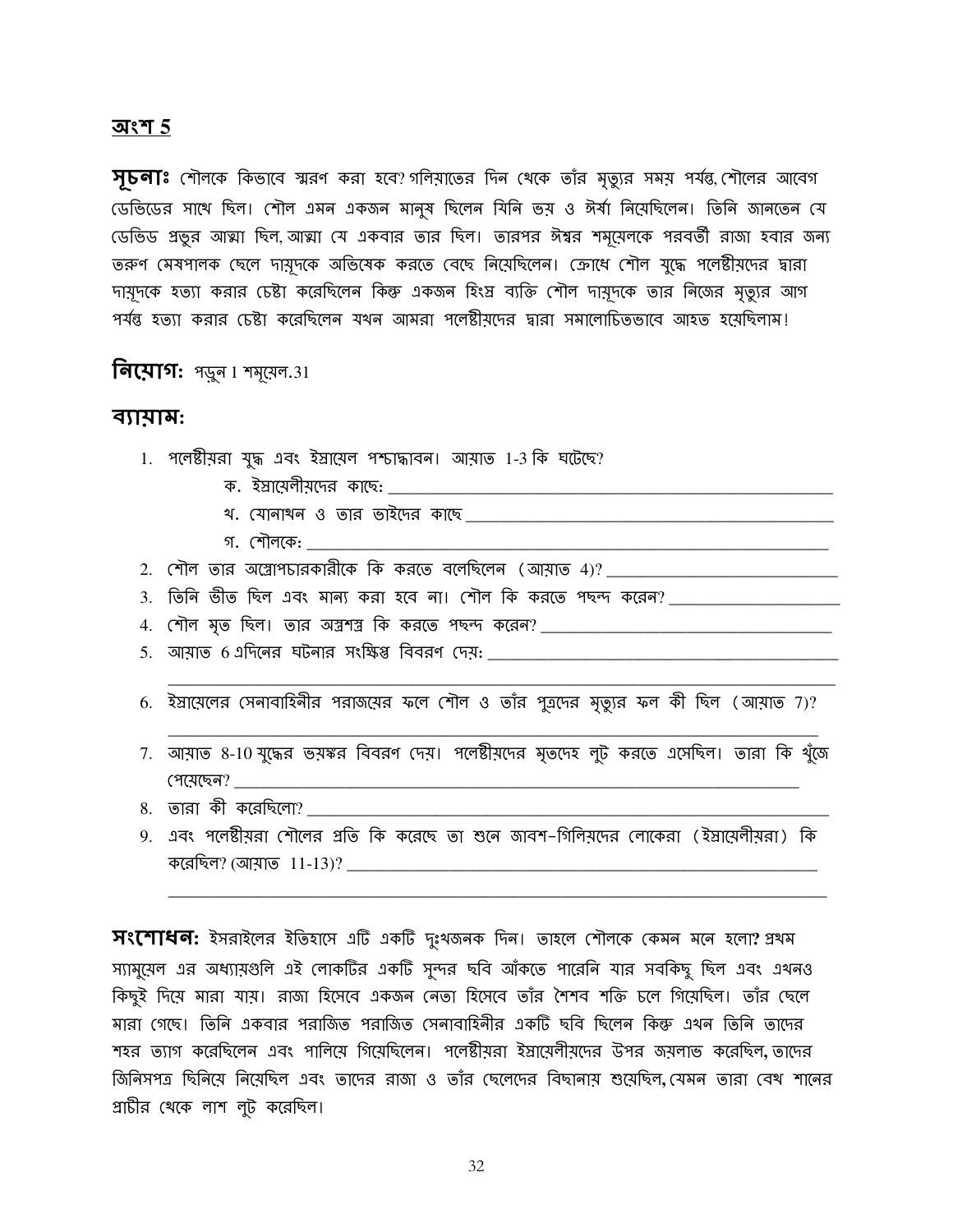## অংশ 5

**সূচনাঃ** শৌলকে কিভাবে স্মরণ করা হবে? গলিয়াতের দিন থেকে তাঁর মৃত্যুর সময় পর্যন্ত, শৌলের আবেগ ডেভিডের সাথে ছিল। শৌল এমন একজন মানুষ ছিলেন যিনি ভয় ও ঈর্ষা নিয়েছিলেন। তিনি জানতেন যে ডেভিড প্রভুর আত্মা ছিল, আত্মা যে একবার তার ছিল। তারপর ঈশ্বর শমূয়েলকে পরবর্তী রাজা হবার জন্য তরুণ মেষপালক ছেলে দায়ূদকে অভিষেক করতে বেছে নিয়েছিলেন। ক্রোধে শৌল যুদ্ধে পলেষ্টীয়দের দ্বারা দায়ূদকে হত্যা করার চেষ্টা করেছিলেন কিন্তু একজন হিংস্র ব্যক্তি শৌল দায়ূদকে তার নিজের মৃত্যুর আগ পর্যন্ত হত্যা করার চেষ্টা করেছিলেন যখন আমরা পলেষ্টীয়দের দ্বারা সমালোচিতভাবে আহত হয়েছিলাম!

**নিয়োগ:** পড়ুন 1 শমূয়েল.31

**ব্যায়াম:**

1. পলেষ্টীয়রা যুদ্ধ এবং ইস্রায়েল পশ্চাদ্ধাবন। আয়াত 1-3 কি ঘটেছে?
   - ক. ইস্রায়েলীয়দের কাছে: ______
   - খ. যোনাথন ও তার ভাইদের কাছে ______
   - গ. শৌলকে: ______
2. শৌল তার অস্ত্রোপচারকারীকে কি করতে বলেছিলেন (আয়াত 4)? ______
3. তিনি ভীত ছিল এবং মান্য করা হবে না। শৌল কি করতে পছন্দ করেন? ______
4. শৌল মৃত ছিল। তার অস্ত্রশস্ত্র কি করতে পছন্দ করেন? ______
5. আয়াত 6 এদিনের ঘটনার সংক্ষিপ্ত বিবরণ দেয়: ______
6. ইস্রায়েলের সেনাবাহিনীর পরাজয়ের ফলে শৌল ও তাঁর পুত্রদের মৃত্যুর ফল কী ছিল (আয়াত 7)? ______
7. আয়াত 8-10 যুদ্ধের ভয়ঙ্কর বিবরণ দেয়। পলেষ্টীয়দের মৃতদেহ লুট করতে এসেছিল। তারা কি খুঁজে পেয়েছেন? ______
8. তারা কী করেছিলো? ______
9. এবং পলেষ্টীয়রা শৌলের প্রতি কি করেছে তা শুনে জাবশ-গিলিয়দের লোকেরা (ইস্রায়েলীয়রা) কি করেছিল? (আয়াত 11-13)? ______

**সংশোধন:** ইসরাইলের ইতিহাসে এটি একটি দুঃখজনক দিন। তাহলে শৌলকে কেমন মনে হলো? প্রথম স্যামুয়েল এর অধ্যায়গুলি এই লোকটির একটি সুন্দর ছবি আঁকতে পারেনি যার সবকিছু ছিল এবং এখনও কিছুই দিয়ে মারা যায়। রাজা হিসেবে একজন নেতা হিসেবে তাঁর শৈশব শক্তি চলে গিয়েছিল। তাঁর ছেলে মারা গেছে। তিনি একবার পরাজিত পরাজিত সেনাবাহিনীর একটি ছবি ছিলেন কিন্তু এখন তিনি তাদের শহর ত্যাগ করেছিলেন এবং পালিয়ে গিয়েছিলেন। পলেষ্টীয়রা ইস্রায়েলীয়দের উপর জয়লাভ করেছিল, তাদের জিনিসপত্র ছিনিয়ে নিয়েছিল এবং তাদের রাজা ও তাঁর ছেলেদের বিছানায় শুয়েছিল, যেমন তারা বেথ শানের প্রাচীর থেকে লাশ লুট করেছিল।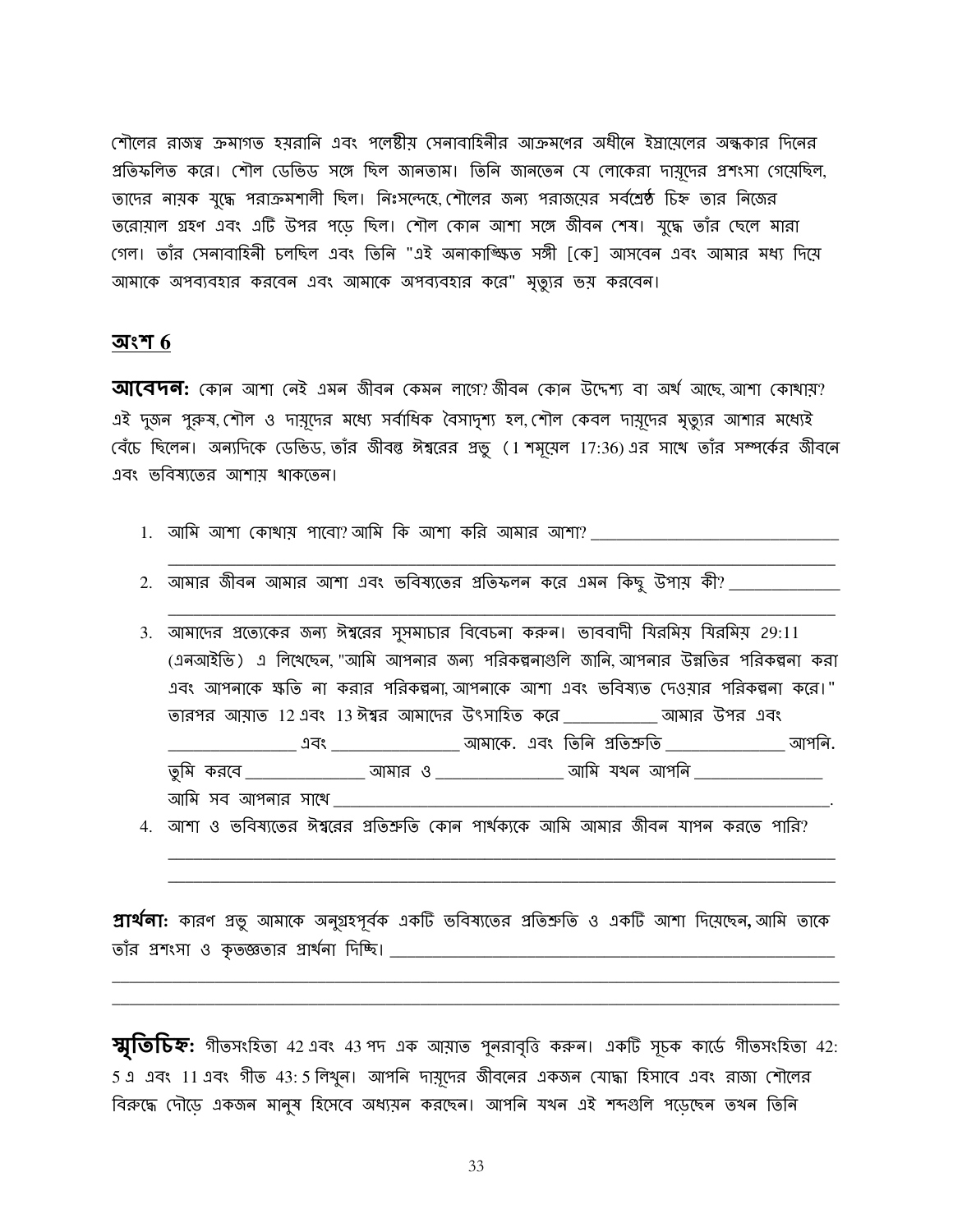শৌলের রাজত্ব ক্রমাগত হয়রানি এবং পলেষ্টীয় সেনাবাহিনীর আক্রমণের অধীনে ইস্রায়েলের অন্ধকার দিনের প্রতিফলিত করে। শৌল ডেভিড সঙ্গে ছিল জানতাম। তিনি জানতেন যে লোকেরা দায়ূদের প্রশংসা গেয়েছিল, তাদের নায়ক যুদ্ধে পরাক্রমশালী ছিল। নিঃসন্দেহে, শৌলের জন্য পরাজয়ের সর্বশ্রেষ্ঠ চিহ্ন তার নিজের তরোয়াল গ্রহণ এবং এটি উপর পড়ে ছিল। শৌল কোন আশা সঙ্গে জীবন শেষ। যুদ্ধে তাঁর ছেলে মারা গেল। তাঁর সেনাবাহিনী চলছিল এবং তিনি "এই অনাকাঙ্খিত সঙ্গী [কে] আসবেন এবং আমার মধ্য দিয়ে আমাকে অপব্যবহার করবেন এবং আমাকে অপব্যবহার করে" মৃত্যুর ভয় করবেন।

## অংশ 6

**আবেদন:** কোন আশা নেই এমন জীবন কেমন লাগে? জীবন কোন উদ্দেশ্য বা অর্থ আছে, আশা কোথায়? এই দুজন পুরুষ, শৌল ও দায়ূদের মধ্যে সর্বাধিক বৈসাদৃশ্য হল, শৌল কেবল দায়ূদের মৃত্যুর আশার মধ্যেই বেঁচে ছিলেন। অন্যদিকে ডেভিড, তাঁর জীবন্ত ঈশ্বরের প্রভু (1 শমূয়েল 17:36) এর সাথে তাঁর সম্পর্কের জীবনে এবং ভবিষ্যতের আশায় থাকতেন।

1. আমি আশা কোথায় পাবো? আমি কি আশা করি আমার আশা? ______________________________
   ______________________________________________________________________________
2. আমার জীবন আমার আশা এবং ভবিষ্যতের প্রতিফলন করে এমন কিছু উপায় কী? _____________
   ______________________________________________________________________________
3. আমাদের প্রত্যেকের জন্য ঈশ্বরের সুসমাচার বিবেচনা করুন। ভাববাদী যিরমিয় যিরমিয় 29:11 (এনআইভি) এ লিখেছেন, "আমি আপনার জন্য পরিকল্পনাগুলি জানি, আপনার উন্নতির পরিকল্পনা করা এবং আপনাকে ক্ষতি না করার পরিকল্পনা, আপনাকে আশা এবং ভবিষ্যত দেওয়ার পরিকল্পনা করে।" তারপর আয়াত 12 এবং 13 ঈশ্বর আমাদের উৎসাহিত করে __________ আমার উপর এবং ______________ এবং ______________ আমাকে. এবং তিনি প্রতিশ্রুতি _____________ আপনি. তুমি করবে _____________ আমার ও ______________ আমি যখন আপনি ______________ আমি সব আপনার সাথে _____________________________________________________________.
4. আশা ও ভবিষ্যতের ঈশ্বরের প্রতিশ্রুতি কোন পার্থক্যকে আমি আমার জীবন যাপন করতে পারি?
   ______________________________________________________________________________
   ______________________________________________________________________________

**প্রার্থনা:** কারণ প্রভু আমাকে অনুগ্রহপূর্বক একটি ভবিষ্যতের প্রতিশ্রুতি ও একটি আশা দিয়েছেন, আমি তাকে তাঁর প্রশংসা ও কৃতজ্ঞতার প্রার্থনা দিচ্ছি। ______________________________________________
______________________________________________________________________________________
______________________________________________________________________________________

**স্মৃতিচিহ্ন:** গীতসংহিতা 42 এবং 43 পদ এক আয়াত পুনরাবৃত্তি করুন। একটি সূচক কার্ডে গীতসংহিতা 42: 5 এ এবং 11 এবং গীত 43: 5 লিখুন। আপনি দায়ূদের জীবনের একজন যোদ্ধা হিসাবে এবং রাজা শৌলের বিরুদ্ধে দৌড়ে একজন মানুষ হিসেবে অধ্যয়ন করছেন। আপনি যখন এই শব্দগুলি পড়েছেন তখন তিনি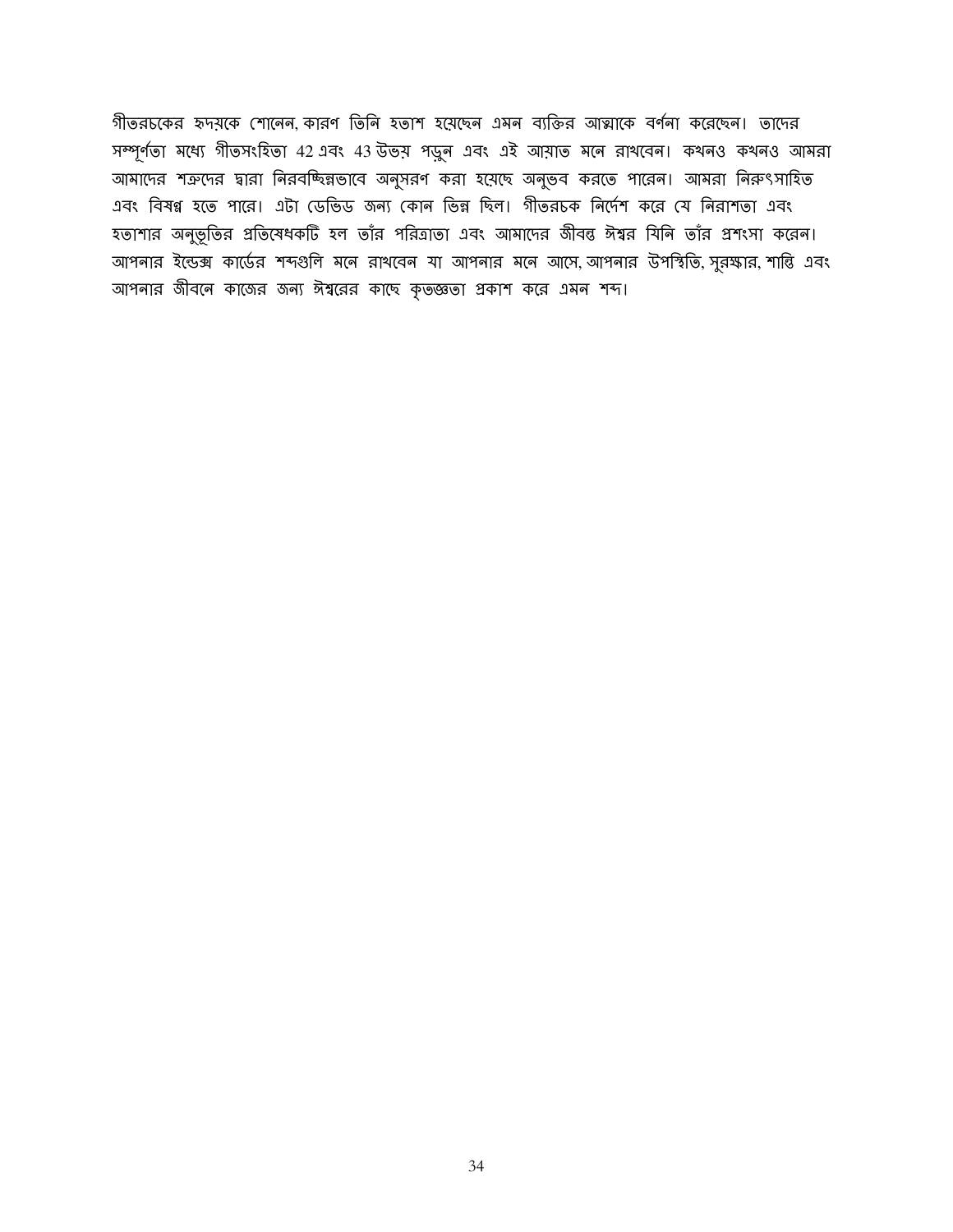গীতরচকের হৃদয়কে শোনেন, কারণ তিনি হতাশ হয়েছেন এমন ব্যক্তির আত্মাকে বর্ণনা করেছেন। তাদের সম্পূর্ণতা মধ্যে গীতসংহিতা 42 এবং 43 উভয় পড়ুন এবং এই আয়াত মনে রাখবেন। কখনও কখনও আমরা আমাদের শত্রুদের দ্বারা নিরবচ্ছিন্নভাবে অনুসরণ করা হয়েছে অনুভব করতে পারেন। আমরা নিরুৎসাহিত এবং বিষণ্ণ হতে পারে। এটা ডেভিড জন্য কোন ভিন্ন ছিল। গীতরচক নির্দেশ করে যে নিরাশতা এবং হতাশার অনুভূতির প্রতিষেধকটি হল তাঁর পরিত্রাতা এবং আমাদের জীবন্ত ঈশ্বর যিনি তাঁর প্রশংসা করেন। আপনার ইন্ডেক্স কার্ডের শব্দগুলি মনে রাখবেন যা আপনার মনে আসে, আপনার উপস্থিতি, সুরক্ষার, শান্তি এবং আপনার জীবনে কাজের জন্য ঈশ্বরের কাছে কৃতজ্ঞতা প্রকাশ করে এমন শব্দ।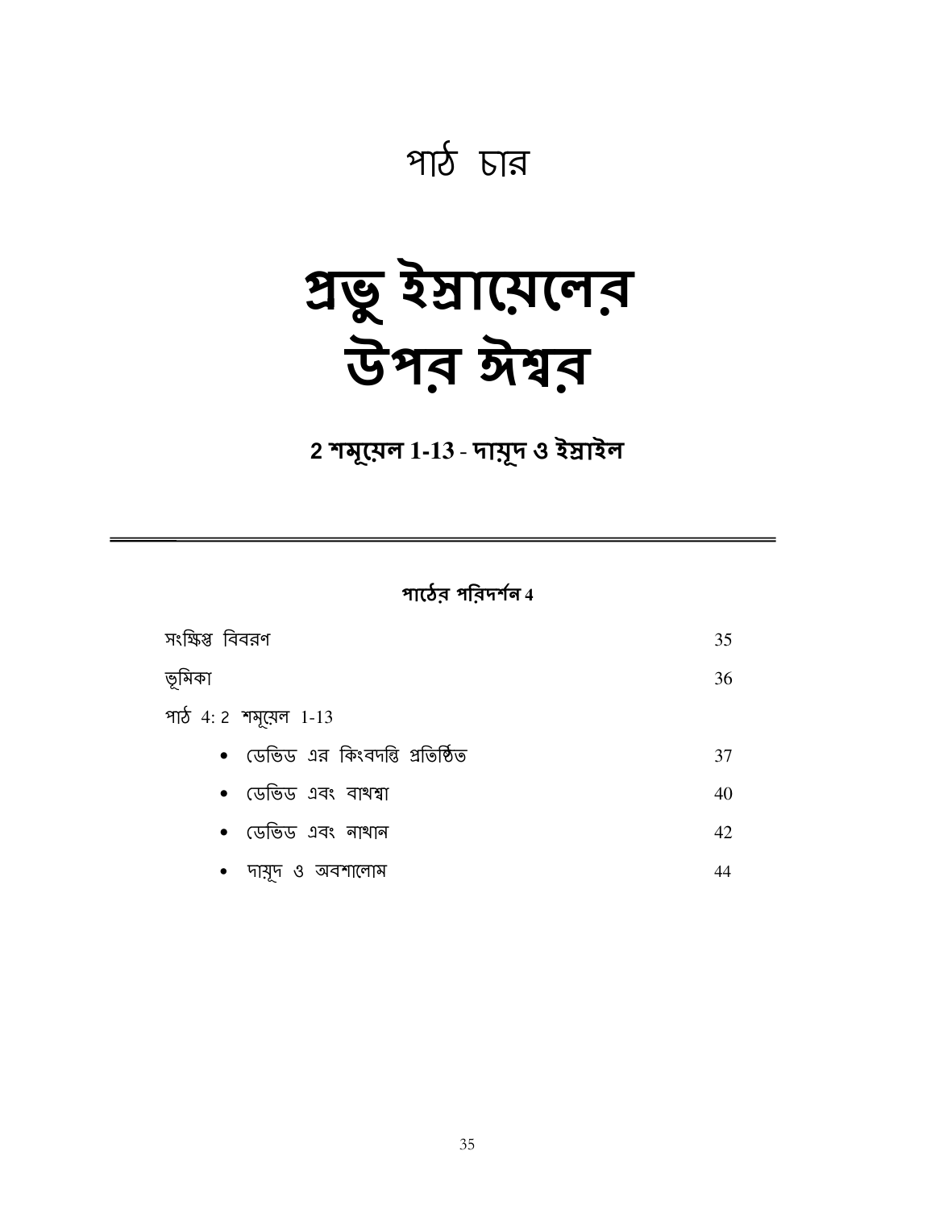# পাঠ চার

# প্রভু ইস্রায়েলের উপর ঈশ্বর

## 2 শমূয়েল 1-13 - দায়ূদ ও ইস্রাইল

---

**পাঠের পরিদর্শন 4**

| | |
|---|---|
| সংক্ষিপ্ত বিবরণ | 35 |
| ভূমিকা | 36 |
| পাঠ 4: 2 শমূয়েল 1-13 | |
| • ডেভিড এর কিংবদন্তি প্রতিষ্ঠিত | 37 |
| • ডেভিড এবং বাথশ্বা | 40 |
| • ডেভিড এবং নাথান | 42 |
| • দায়ূদ ও অবশালোম | 44 |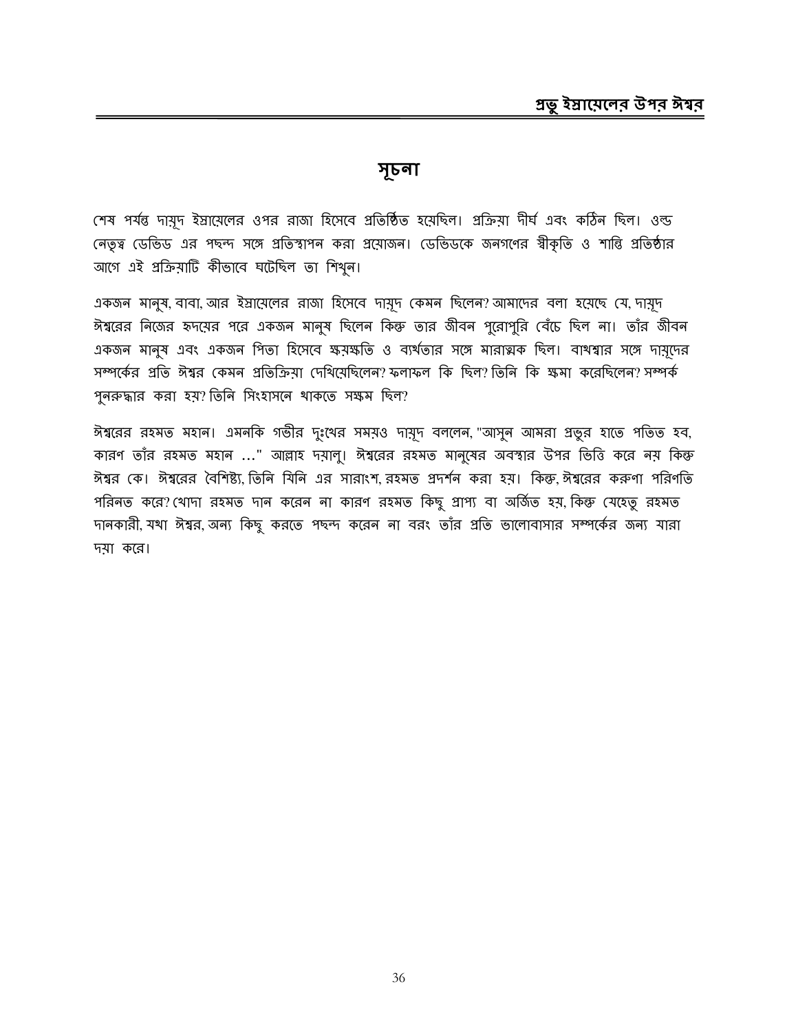## সূচনা

শেষ পর্যন্ত দায়ূদ ইস্রায়েলের ওপর রাজা হিসেবে প্রতিষ্ঠিত হয়েছিল। প্রক্রিয়া দীর্ঘ এবং কঠিন ছিল। ওল্ড নেতৃত্ব ডেভিড এর পছন্দ সঙ্গে প্রতিস্থাপন করা প্রয়োজন। ডেভিডকে জনগণের স্বীকৃতি ও শান্তি প্রতিষ্ঠার আগে এই প্রক্রিয়াটি কীভাবে ঘটেছিল তা শিখুন।

একজন মানুষ, বাবা, আর ইস্রায়েলের রাজা হিসেবে দায়ূদ কেমন ছিলেন? আমাদের বলা হয়েছে যে, দায়ূদ ঈশ্বরের নিজের হৃদয়ের পরে একজন মানুষ ছিলেন কিন্তু তার জীবন পুরোপুরি বেঁচে ছিল না। তাঁর জীবন একজন মানুষ এবং একজন পিতা হিসেবে ক্ষয়ক্ষতি ও ব্যর্থতার সঙ্গে মারাত্মক ছিল। বাথশ্বার সঙ্গে দায়ূদের সম্পর্কের প্রতি ঈশ্বর কেমন প্রতিক্রিয়া দেখিয়েছিলেন? ফলাফল কি ছিল? তিনি কি ক্ষমা করেছিলেন? সম্পর্ক পুনরুদ্ধার করা হয়? তিনি সিংহাসনে থাকতে সক্ষম ছিল?

ঈশ্বরের রহমত মহান। এমনকি গভীর দুঃখের সময়ও দায়ূদ বললেন, "আসুন আমরা প্রভুর হাতে পতিত হব, কারণ তাঁর রহমত মহান ..." আল্লাহ দয়ালু। ঈশ্বরের রহমত মানুষের অবস্থার উপর ভিত্তি করে নয় কিন্তু ঈশ্বর কে। ঈশ্বরের বৈশিষ্ট্য, তিনি যিনি এর সারাংশ, রহমত প্রদর্শন করা হয়। কিন্তু, ঈশ্বরের করুণা পরিণতি পরিনত করে? খোদা রহমত দান করেন না কারণ রহমত কিছু প্রাপ্য বা অর্জিত হয়, কিন্তু যেহেতু রহমত দানকারী, যথা ঈশ্বর, অন্য কিছু করতে পছন্দ করেন না বরং তাঁর প্রতি ভালোবাসার সম্পর্কের জন্য যারা দয়া করে।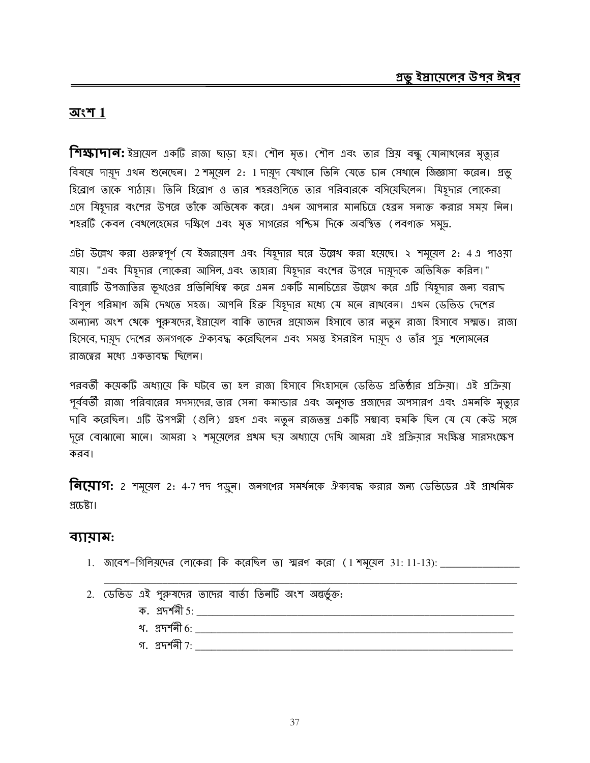## অংশ 1

**শিক্ষাদান:** ইস্রায়েল একটি রাজা ছাড়া হয়। শৌল মৃত। শৌল এবং তার প্রিয় বন্ধু যোনাথনের মৃত্যুর বিষয়ে দায়ূদ এখন শুনেছেন। 2 শমূয়েল 2: 1 দায়ূদ যেখানে তিনি যেতে চান সেখানে জিজ্ঞাসা করেন। প্রভু হিব্রোণ তাকে পাঠায়। তিনি হিব্রোণ ও তার শহরগুলিতে তার পরিবারকে বসিয়েছিলেন। যিহূদার লোকেরা এসে যিহূদার বংশের উপরে তাঁকে অভিষেক করে। এখন আপনার মানচিত্রে হেব্রন সনাক্ত করার সময় নিন। শহরটি কেবল বেথলেহেমের দক্ষিণে এবং মৃত সাগরের পশ্চিম দিকে অবস্থিত (লবণাক্ত সমুদ্র.

এটা উল্লেখ করা গুরুত্বপূর্ণ যে ইজরায়েল এবং যিহূদার ঘরে উল্লেখ করা হয়েছে। ২ শমূয়েল 2: 4 এ পাওয়া যায়। "এবং যিহূদার লোকেরা আসিল, এবং তাহারা যিহূদার বংশের উপরে দায়ূদকে অভিষিক্ত করিল।" বারোটি উপজাতির ভূখণ্ডের প্রতিনিধিত্ব করে এমন একটি মানচিত্রের উল্লেখ করে এটি যিহূদার জন্য বরাদ্দ বিপুল পরিমাণ জমি দেখতে সহজ। আপনি হিব্রু যিহূদার মধ্যে যে মনে রাখবেন। এখন ডেভিড দেশের অন্যান্য অংশ থেকে পুরুষদের, ইস্রায়েল বাকি তাদের প্রয়োজন হিসাবে তার নতুন রাজা হিসাবে সম্মত। রাজা হিসেবে, দায়ূদ দেশের জনগণকে ঐক্যবদ্ধ করেছিলেন এবং সমস্ত ইসরাইল দায়ূদ ও তাঁর পুত্র শলোমনের রাজত্বের মধ্যে একতাবদ্ধ ছিলেন।

পরবর্তী কয়েকটি অধ্যায়ে কি ঘটবে তা হল রাজা হিসাবে সিংহাসনে ডেভিড প্রতিষ্ঠার প্রক্রিয়া। এই প্রক্রিয়া পূর্ববর্তী রাজা পরিবারের সদস্যদের, তার সেনা কমান্ডার এবং অনুগত প্রজাদের অপসারণ এবং এমনকি মৃত্যুর দাবি করেছিল। এটি উপপত্নী (গুলি) গ্রহণ এবং নতুন রাজতন্ত্র একটি সম্ভাব্য হুমকি ছিল যে যে কেউ সঙ্গে দূরে বোঝানো মানে। আমরা ২ শমূয়েলের প্রথম ছয় অধ্যায়ে দেখি আমরা এই প্রক্রিয়ার সংক্ষিপ্ত সারসংক্ষেপ করব।

**নিয়োগ:** 2 শমূয়েল 2: 4-7 পদ পড়ুন। জনগণের সমর্থনকে ঐক্যবদ্ধ করার জন্য ডেভিডের এই প্রাথমিক প্রচেষ্টা।

## ব্যায়াম:

1. জাবেশ-গিলিয়দের লোকেরা কি করেছিল তা স্মরণ করো (1 শমূয়েল 31: 11-13): _______________
   ________________________________________________________________________
2. ডেভিড এই পুরুষদের তাদের বার্তা তিনটি অংশ অন্তর্ভুক্ত:
   - ক. প্রদর্শনী 5: ____________________________________________________________
   - খ. প্রদর্শনী 6: ____________________________________________________________
   - গ. প্রদর্শনী 7: ____________________________________________________________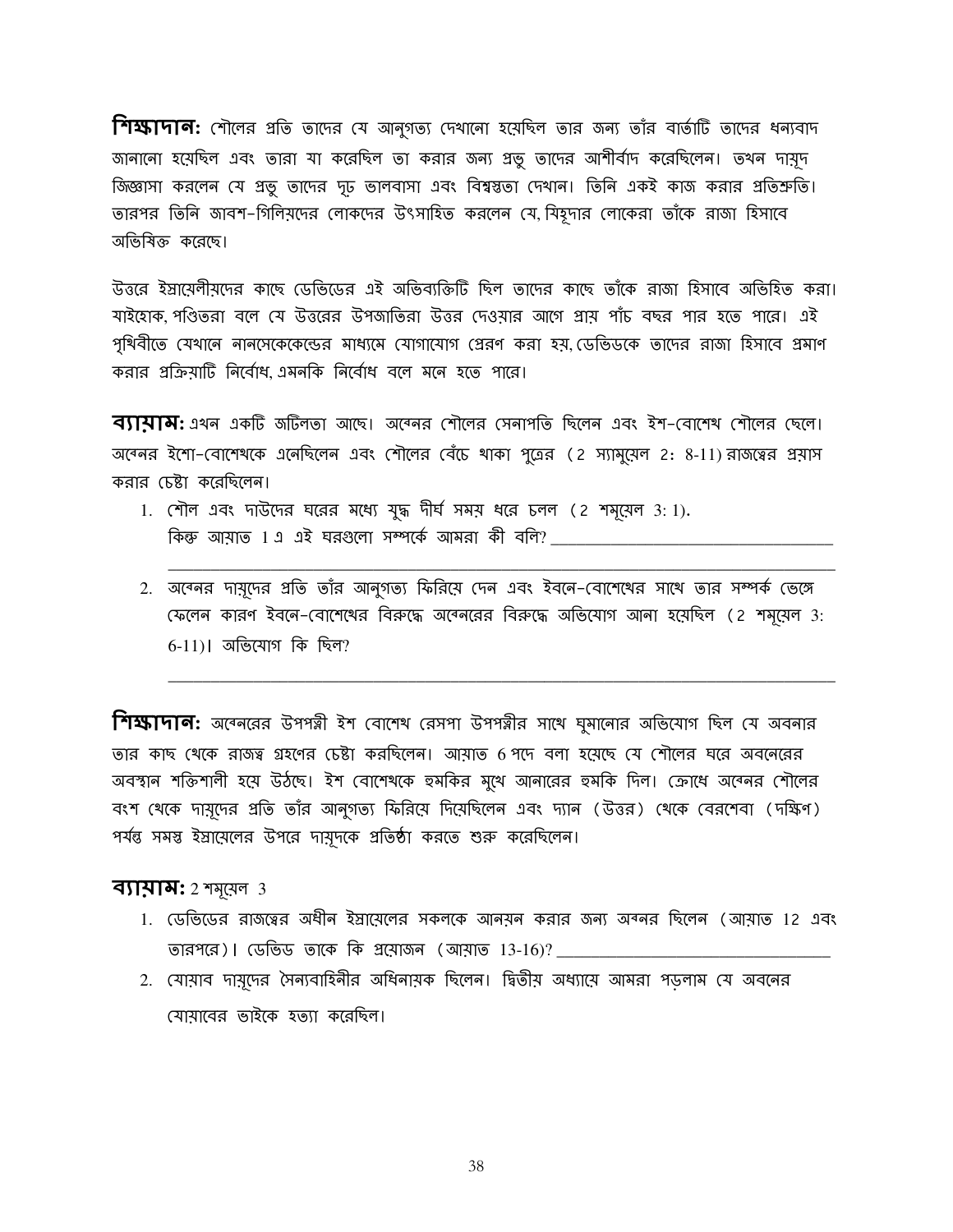**শিক্ষাদান:** শৌলের প্রতি তাদের যে আনুগত্য দেখানো হয়েছিল তার জন্য তাঁর বার্তাটি তাদের ধন্যবাদ জানানো হয়েছিল এবং তারা যা করেছিল তা করার জন্য প্রভু তাদের আশীর্বাদ করেছিলেন। তখন দায়ূদ জিজ্ঞাসা করলেন যে প্রভু তাদের দৃঢ় ভালবাসা এবং বিশ্বস্ততা দেখান। তিনি একই কাজ করার প্রতিশ্রুতি। তারপর তিনি জাবশ-গিলিয়দের লোকদের উৎসাহিত করলেন যে, যিহূদার লোকেরা তাঁকে রাজা হিসাবে অভিষিক্ত করেছে।

উত্তরে ইস্রায়েলীয়দের কাছে ডেভিডের এই অভিব্যক্তিটি ছিল তাদের কাছে তাঁকে রাজা হিসাবে অভিহিত করা। যাইহোক, পণ্ডিতরা বলে যে উত্তরের উপজাতিরা উত্তর দেওয়ার আগে প্রায় পাঁচ বছর পার হতে পারে। এই পৃথিবীতে যেখানে নানসেকেকেন্ডের মাধ্যমে যোগাযোগ প্রেরণ করা হয়, ডেভিডকে তাদের রাজা হিসাবে প্রমাণ করার প্রক্রিয়াটি নির্বোধ, এমনকি নির্বোধ বলে মনে হতে পারে।

**ব্যায়াম:** এখন একটি জটিলতা আছে। অবেনর শৌলের সেনাপতি ছিলেন এবং ইশ-বোশেথ শৌলের ছেলে। অবেনর ইশো-বোশেথকে এনেছিলেন এবং শৌলের বেঁচে থাকা পুত্রের (2 স্যামুয়েল 2: 8-11) রাজত্বের প্রয়াস করার চেষ্টা করেছিলেন।

1. শৌল এবং দাউদের ঘরের মধ্যে যুদ্ধ দীর্ঘ সময় ধরে চলল (2 শমূয়েল 3: 1).
   কিন্তু আয়াত 1 এ এই ঘরগুলো সম্পর্কে আমরা কী বলি? ________________________________
   ______________________________________________________________________________
2. অবেনর দায়ূদের প্রতি তাঁর আনুগত্য ফিরিয়ে দেন এবং ইবনে-বোশেথের সাথে তার সম্পর্ক ভেঙ্গে ফেলেন কারণ ইবনে-বোশেথের বিরুদ্ধে অবেনরের বিরুদ্ধে অভিযোগ আনা হয়েছিল (2 শমূয়েল 3: 6-11)। অভিযোগ কি ছিল?
   ______________________________________________________________________________

**শিক্ষাদান:** অবেনরের উপপত্নী ইশ বোশেথ রেসপা উপপত্নীর সাথে ঘুমানোর অভিযোগ ছিল যে অবনার তার কাছ থেকে রাজত্ব গ্রহণের চেষ্টা করছিলেন। আয়াত 6 পদে বলা হয়েছে যে শৌলের ঘরে অবনেরের অবস্থান শক্তিশালী হয়ে উঠছে। ইশ বোশেথকে হুমকির মুখে আনারের হুমকি দিল। ক্রোধে অবেনর শৌলের বংশ থেকে দায়ূদের প্রতি তাঁর আনুগত্য ফিরিয়ে দিয়েছিলেন এবং দ্যান (উত্তর) থেকে বেরশেবা (দক্ষিণ) পর্যন্ত সমস্ত ইস্রায়েলের উপরে দায়ূদকে প্রতিষ্ঠা করতে শুরু করেছিলেন।

**ব্যায়াম:** 2 শমূয়েল 3

1. ডেভিডের রাজত্বের অধীন ইস্রায়েলের সকলকে আনয়ন করার জন্য অবনর ছিলেন (আয়াত 12 এবং তারপরে)। ডেভিড তাকে কি প্রয়োজন (আয়াত 13-16)? ________________________________
2. যোয়াব দায়ূদের সৈন্যবাহিনীর অধিনায়ক ছিলেন। দ্বিতীয় অধ্যায়ে আমরা পড়লাম যে অবনের যোয়াবের ভাইকে হত্যা করেছিল।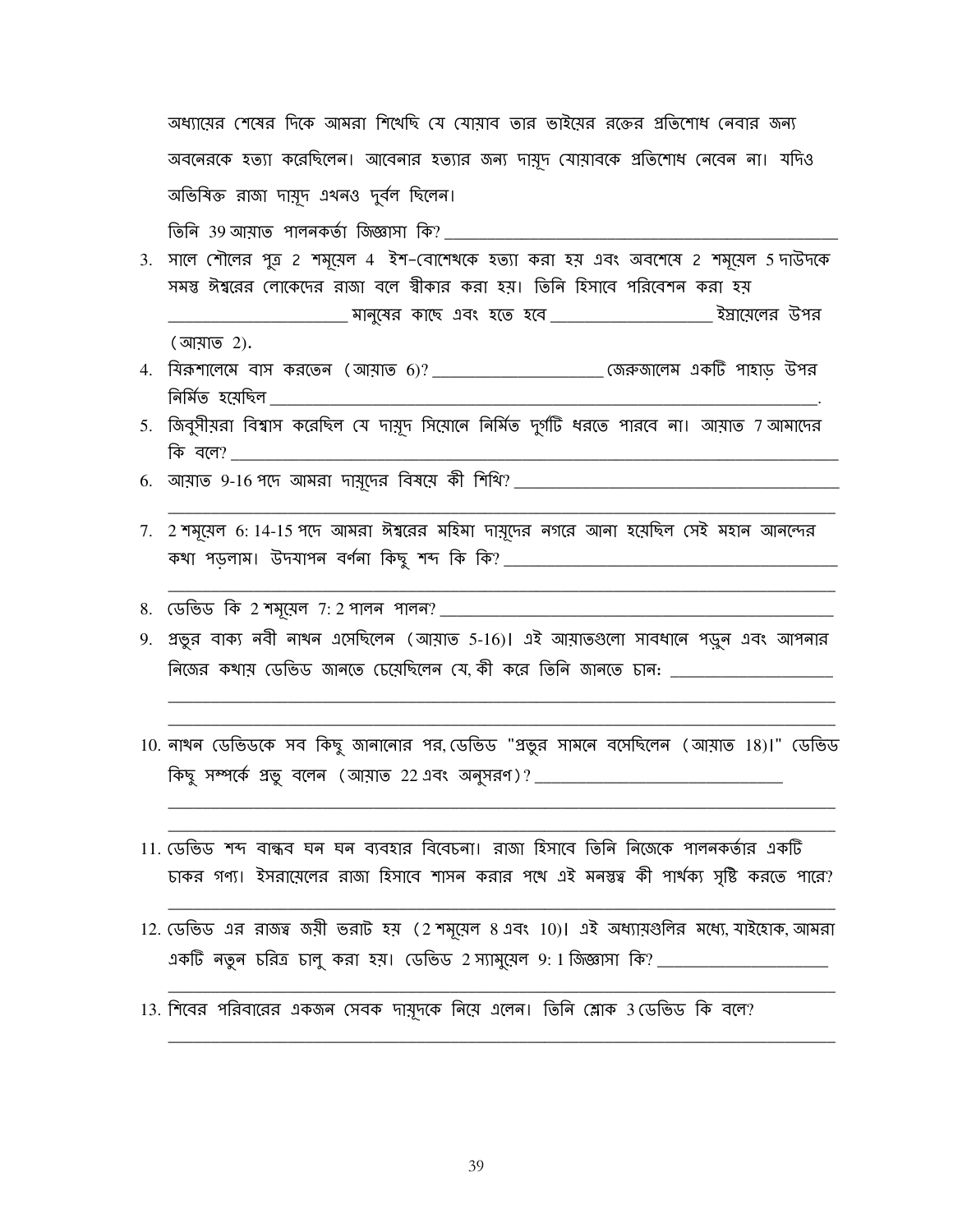অধ্যায়ের শেষের দিকে আমরা শিখেছি যে যোয়াব তার ভাইয়ের রক্তের প্রতিশোধ নেবার জন্য অবনেরকে হত্যা করেছিলেন। আবেনার হত্যার জন্য দায়ূদ যোয়াবকে প্রতিশোধ নেবেন না। যদিও অভিষিক্ত রাজা দায়ূদ এখনও দুর্বল ছিলেন।

তিনি 39 আয়াত পালনকর্তা জিজ্ঞাসা কি? ______________________________________________

3. সালে শৌলের পুত্র 2 শমূয়েল 4 ইশ-বোশেথকে হত্যা করা হয় এবং অবশেষে 2 শমূয়েল 5 দাউদকে সমস্ত ঈশ্বরের লোকেদের রাজা বলে স্বীকার করা হয়। তিনি হিসাবে পরিবেশন করা হয় ____________________ মানুষের কাছে এবং হতে হবে __________________ ইস্রায়েলের উপর (আয়াত 2).
4. যিরূশালেমে বাস করতেন (আয়াত 6)? ___________________ জেরুজালেম একটি পাহাড় উপর নির্মিত হয়েছিল ______________________________________________________________.
5. জিবূষীয়রা বিশ্বাস করেছিল যে দায়ূদ সিয়োনে নির্মিত দুর্গটি ধরতে পারবে না। আয়াত 7 আমাদের কি বলে? ______________________________________________________________________
6. আয়াত 9-16 পদে আমরা দায়ূদের বিষয়ে কী শিখি? ____________________________________
______________________________________________________________________________
7. 2 শমূয়েল 6: 14-15 পদে আমরা ঈশ্বরের মহিমা দায়ূদের নগরে আনা হয়েছিল সেই মহান আনন্দের কথা পড়লাম। উদযাপন বর্ণনা কিছু শব্দ কি কি? ______________________________________
______________________________________________________________________________
8. ডেভিড কি 2 শমূয়েল 7: 2 পালন পালন? _____________________________________________
9. প্রভুর বাক্য নবী নাথন এসেছিলেন (আয়াত 5-16)। এই আয়াতগুলো সাবধানে পড়ুন এবং আপনার নিজের কথায় ডেভিড জানতে চেয়েছিলেন যে, কী করে তিনি জানতে চান: __________________
______________________________________________________________________________
______________________________________________________________________________
10. নাথন ডেভিডকে সব কিছু জানানোর পর, ডেভিড "প্রভুর সামনে বসেছিলেন (আয়াত 18)।" ডেভিড কিছু সম্পর্কে প্রভু বলেন (আয়াত 22 এবং অনুসরণ)? ____________________________
______________________________________________________________________________
______________________________________________________________________________
11. ডেভিড শব্দ বান্ধব ঘন ঘন ব্যবহার বিবেচনা। রাজা হিসাবে তিনি নিজেকে পালনকর্তার একটি চাকর গণ্য। ইসরায়েলের রাজা হিসাবে শাসন করার পথে এই মনস্তত্ত্ব কী পার্থক্য সৃষ্টি করতে পারে?
______________________________________________________________________________
12. ডেভিড এর রাজত্ব জয়ী ভরাট হয় (2 শমূয়েল 8 এবং 10)। এই অধ্যায়গুলির মধ্যে, যাইহোক, আমরা একটি নতুন চরিত্র চালু করা হয়। ডেভিড 2 স্যামুয়েল 9: 1 জিজ্ঞাসা কি? ___________________
______________________________________________________________________________
13. শিবের পরিবারের একজন সেবক দায়ূদকে নিয়ে এলেন। তিনি শ্লোক 3 ডেভিড কি বলে?
______________________________________________________________________________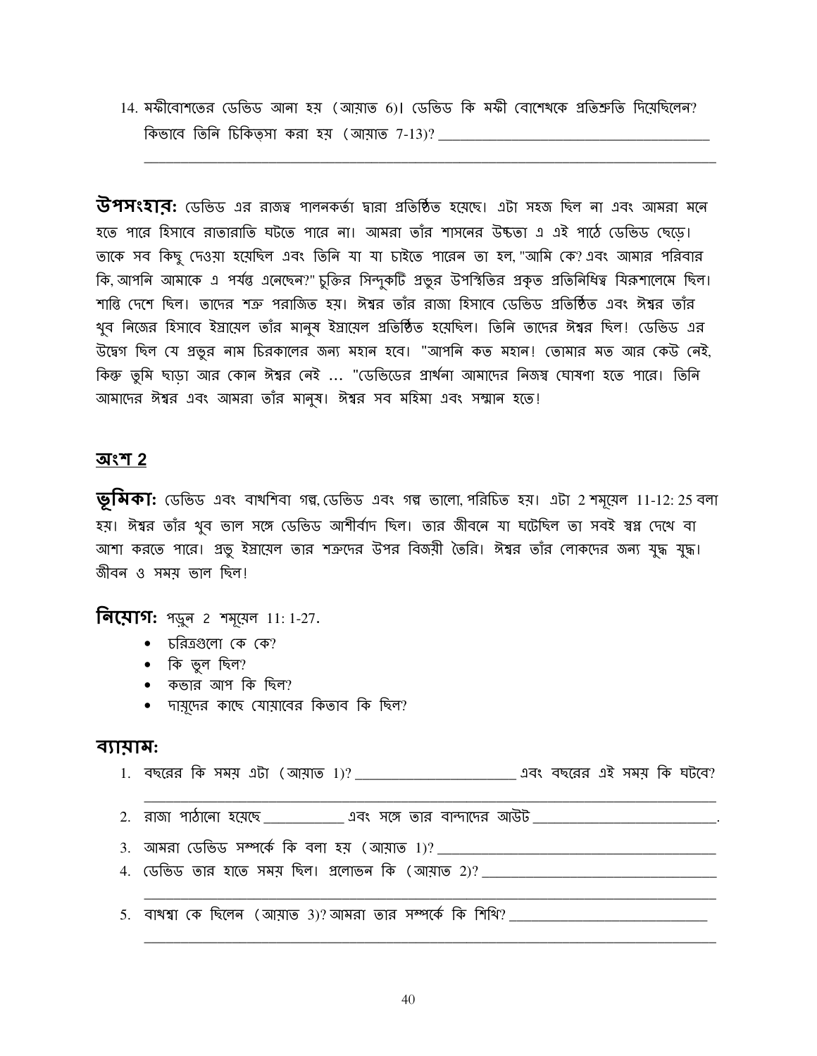14. মফীবোশতের ডেভিড আনা হয় (আয়াত 6)। ডেভিড কি মফী বোশেথকে প্রতিশ্রুতি দিয়েছিলেন? কিভাবে তিনি চিকিত্সা করা হয় (আয়াত 7-13)? ______________________________________
______________________________________________________________________________

**উপসংহার:** ডেভিড এর রাজত্ব পালনকর্তা দ্বারা প্রতিষ্ঠিত হয়েছে। এটা সহজ ছিল না এবং আমরা মনে হতে পারে হিসাবে রাতারাতি ঘটতে পারে না। আমরা তাঁর শাসনের উচ্চতা এ এই পাঠে ডেভিড ছেড়ে। তাকে সব কিছু দেওয়া হয়েছিল এবং তিনি যা যা চাইতে পারেন তা হল, "আমি কে? এবং আমার পরিবার কি, আপনি আমাকে এ পর্যন্ত এনেছেন?" চুক্তির সিন্দুকটি প্রভুর উপস্থিতির প্রকৃত প্রতিনিধিত্ব যিরুশালেমে ছিল। শান্তি দেশে ছিল। তাদের শত্রু পরাজিত হয়। ঈশ্বর তাঁর রাজা হিসাবে ডেভিড প্রতিষ্ঠিত এবং ঈশ্বর তাঁর খুব নিজের হিসাবে ইস্রায়েল তাঁর মানুষ ইস্রায়েল প্রতিষ্ঠিত হয়েছিল। তিনি তাদের ঈশ্বর ছিল! ডেভিড এর উদ্বেগ ছিল যে প্রভুর নাম চিরকালের জন্য মহান হবে। "আপনি কত মহান! তোমার মত আর কেউ নেই, কিন্তু তুমি ছাড়া আর কোন ঈশ্বর নেই ... "ডেভিডের প্রার্থনা আমাদের নিজস্ব ঘোষণা হতে পারে। তিনি আমাদের ঈশ্বর এবং আমরা তাঁর মানুষ। ঈশ্বর সব মহিমা এবং সম্মান হতে!

## অংশ 2

**ভূমিকা:** ডেভিড এবং বাথশিবা গল্প, ডেভিড এবং গল্প ভালো, পরিচিত হয়। এটা 2 শমূয়েল 11-12: 25 বলা হয়। ঈশ্বর তাঁর খুব ভাল সঙ্গে ডেভিড আশীর্বাদ ছিল। তার জীবনে যা ঘটেছিল তা সবই স্বপ্ন দেখে বা আশা করতে পারে। প্রভু ইস্রায়েল তার শত্রুদের উপর বিজয়ী তৈরি। ঈশ্বর তাঁর লোকদের জন্য যুদ্ধ যুদ্ধ। জীবন ও সময় ভাল ছিল!

**নিয়োগ:** পড়ুন 2 শমূয়েল 11: 1-27.

- চরিত্রগুলো কে কে?
- কি ভুল ছিল?
- কভার আপ কি ছিল?
- দায়ূদের কাছে যোয়াবের কিতাব কি ছিল?

**ব্যায়াম:**

1. বছরের কি সময় এটা (আয়াত 1)? ______________________ এবং বছরের এই সময় কি ঘটবে?
______________________________________________________________________________
2. রাজা পাঠানো হয়েছে ___________ এবং সঙ্গে তার বান্দাদের আউট _________________________.
3. আমরা ডেভিড সম্পর্কে কি বলা হয় (আয়াত 1)? ________________________________________
4. ডেভিড তার হাতে সময় ছিল। প্রলোভন কি (আয়াত 2)? ________________________________
______________________________________________________________________________
5. বাথশ্বা কে ছিলেন (আয়াত 3)? আমরা তার সম্পর্কে কি শিখি? ___________________________
______________________________________________________________________________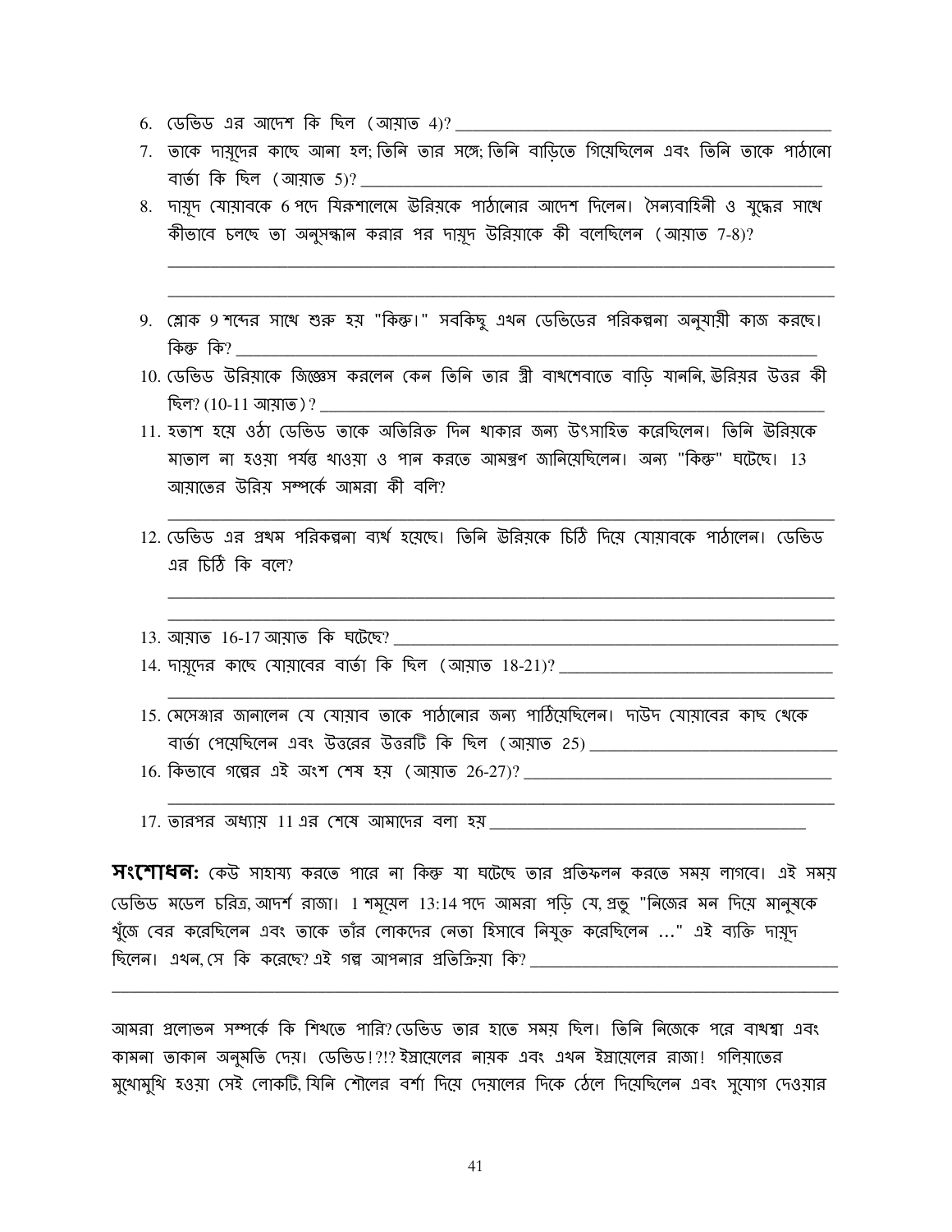6. ডেভিড এর আদেশ কি ছিল (আয়াত 4)? \_\_\_\_\_\_\_\_\_\_\_\_\_\_\_\_\_\_\_\_\_\_\_\_\_\_\_\_\_\_\_\_\_\_\_\_\_\_\_\_
7. তাকে দায়ূদের কাছে আনা হল; তিনি তার সঙ্গে; তিনি বাড়িতে গিয়েছিলেন এবং তিনি তাকে পাঠানো বার্তা কি ছিল (আয়াত 5)? \_\_\_\_\_\_\_\_\_\_\_\_\_\_\_\_\_\_\_\_\_\_\_\_\_\_\_\_\_\_\_\_\_\_\_\_\_\_\_\_
8. দায়ূদ যোয়াবকে 6 পদে যিরূশালেমে ঊরিয়কে পাঠানোর আদেশ দিলেন। সৈন্যবাহিনী ও যুদ্ধের সাথে কীভাবে চলছে তা অনুসন্ধান করার পর দায়ূদ উরিয়াকে কী বলেছিলেন (আয়াত 7-8)?

   \_\_\_\_\_\_\_\_\_\_\_\_\_\_\_\_\_\_\_\_\_\_\_\_\_\_\_\_\_\_\_\_\_\_\_\_\_\_\_\_\_\_\_\_\_\_\_\_\_\_\_\_\_\_\_\_\_\_\_\_

   \_\_\_\_\_\_\_\_\_\_\_\_\_\_\_\_\_\_\_\_\_\_\_\_\_\_\_\_\_\_\_\_\_\_\_\_\_\_\_\_\_\_\_\_\_\_\_\_\_\_\_\_\_\_\_\_\_\_\_\_
9. শ্লোক 9 শব্দের সাথে শুরু হয় "কিন্তু।" সবকিছু এখন ডেভিডের পরিকল্পনা অনুযায়ী কাজ করছে। কিন্তু কি? \_\_\_\_\_\_\_\_\_\_\_\_\_\_\_\_\_\_\_\_\_\_\_\_\_\_\_\_\_\_\_\_\_\_\_\_\_\_\_\_
10. ডেভিড উরিয়াকে জিজ্ঞেস করলেন কেন তিনি তার স্ত্রী বাথশেবাতে বাড়ি যাননি, ঊরিয়র উত্তর কী ছিল? (10-11 আয়াত) ? \_\_\_\_\_\_\_\_\_\_\_\_\_\_\_\_\_\_\_\_\_\_\_\_\_\_\_\_\_\_\_\_\_\_\_\_\_\_\_\_
11. হতাশ হয়ে ওঠা ডেভিড তাকে অতিরিক্ত দিন থাকার জন্য উৎসাহিত করেছিলেন। তিনি ঊরিয়কে মাতাল না হওয়া পর্যন্ত খাওয়া ও পান করতে আমন্ত্রণ জানিয়েছিলেন। অন্য "কিন্তু" ঘটেছে। 13 আয়াতের উরিয় সম্পর্কে আমরা কী বলি?

    \_\_\_\_\_\_\_\_\_\_\_\_\_\_\_\_\_\_\_\_\_\_\_\_\_\_\_\_\_\_\_\_\_\_\_\_\_\_\_\_\_\_\_\_\_\_\_\_\_\_\_\_\_\_\_\_\_\_\_\_
12. ডেভিড এর প্রথম পরিকল্পনা ব্যর্থ হয়েছে। তিনি ঊরিয়কে চিঠি দিয়ে যোয়াবকে পাঠালেন। ডেভিড এর চিঠি কি বলে?

    \_\_\_\_\_\_\_\_\_\_\_\_\_\_\_\_\_\_\_\_\_\_\_\_\_\_\_\_\_\_\_\_\_\_\_\_\_\_\_\_\_\_\_\_\_\_\_\_\_\_\_\_\_\_\_\_\_\_\_\_

    \_\_\_\_\_\_\_\_\_\_\_\_\_\_\_\_\_\_\_\_\_\_\_\_\_\_\_\_\_\_\_\_\_\_\_\_\_\_\_\_\_\_\_\_\_\_\_\_\_\_\_\_\_\_\_\_\_\_\_\_
13. আয়াত 16-17 আয়াত কি ঘটেছে? \_\_\_\_\_\_\_\_\_\_\_\_\_\_\_\_\_\_\_\_\_\_\_\_\_\_\_\_\_\_\_\_\_\_\_\_\_\_\_\_
14. দায়ূদের কাছে যোয়াবের বার্তা কি ছিল (আয়াত 18-21)? \_\_\_\_\_\_\_\_\_\_\_\_\_\_\_\_\_\_\_\_\_\_\_\_\_\_\_\_\_\_\_\_

    \_\_\_\_\_\_\_\_\_\_\_\_\_\_\_\_\_\_\_\_\_\_\_\_\_\_\_\_\_\_\_\_\_\_\_\_\_\_\_\_\_\_\_\_\_\_\_\_\_\_\_\_\_\_\_\_\_\_\_\_
15. মেসেঞ্জার জানালেন যে যোয়াব তাকে পাঠানোর জন্য পাঠিয়েছিলেন। দাউদ যোয়াবের কাছ থেকে বার্তা পেয়েছিলেন এবং উত্তরের উত্তরটি কি ছিল (আয়াত 25) \_\_\_\_\_\_\_\_\_\_\_\_\_\_\_\_\_\_\_\_\_\_\_\_\_\_\_\_
16. কিভাবে গল্পের এই অংশ শেষ হয় (আয়াত 26-27)? \_\_\_\_\_\_\_\_\_\_\_\_\_\_\_\_\_\_\_\_\_\_\_\_\_\_\_\_\_\_\_\_\_\_\_\_

    \_\_\_\_\_\_\_\_\_\_\_\_\_\_\_\_\_\_\_\_\_\_\_\_\_\_\_\_\_\_\_\_\_\_\_\_\_\_\_\_\_\_\_\_\_\_\_\_\_\_\_\_\_\_\_\_\_\_\_\_
17. তারপর অধ্যায় 11 এর শেষে আমাদের বলা হয় \_\_\_\_\_\_\_\_\_\_\_\_\_\_\_\_\_\_\_\_\_\_\_\_\_\_\_\_\_\_\_\_\_\_\_\_\_\_

**সংশোধন:** কেউ সাহায্য করতে পারে না কিন্তু যা ঘটেছে তার প্রতিফলন করতে সময় লাগবে। এই সময় ডেভিড মডেল চরিত্র, আদর্শ রাজা। 1 শমূয়েল 13:14 পদে আমরা পড়ি যে, প্রভু "নিজের মন দিয়ে মানুষকে খুঁজে বের করেছিলেন এবং তাকে তাঁর লোকদের নেতা হিসাবে নিযুক্ত করেছিলেন ..." এই ব্যক্তি দায়ূদ ছিলেন। এখন, সে কি করেছে? এই গল্প আপনার প্রতিক্রিয়া কি? \_\_\_\_\_\_\_\_\_\_\_\_\_\_\_\_\_\_\_\_\_\_\_\_\_\_\_\_\_\_\_\_\_\_\_\_

\_\_\_\_\_\_\_\_\_\_\_\_\_\_\_\_\_\_\_\_\_\_\_\_\_\_\_\_\_\_\_\_\_\_\_\_\_\_\_\_\_\_\_\_\_\_\_\_\_\_\_\_\_\_\_\_\_\_\_\_\_\_\_\_

আমরা প্রলোভন সম্পর্কে কি শিখতে পারি? ডেভিড তার হাতে সময় ছিল। তিনি নিজেকে পরে বাথশ্বা এবং কামনা তাকান অনুমতি দেয়। ডেভিড!?!? ইস্রায়েলের নায়ক এবং এখন ইস্রায়েলের রাজা! গলিয়াতের মুখোমুখি হওয়া সেই লোকটি, যিনি শৌলের বর্শা দিয়ে দেয়ালের দিকে ঠেলে দিয়েছিলেন এবং সুযোগ দেওয়ার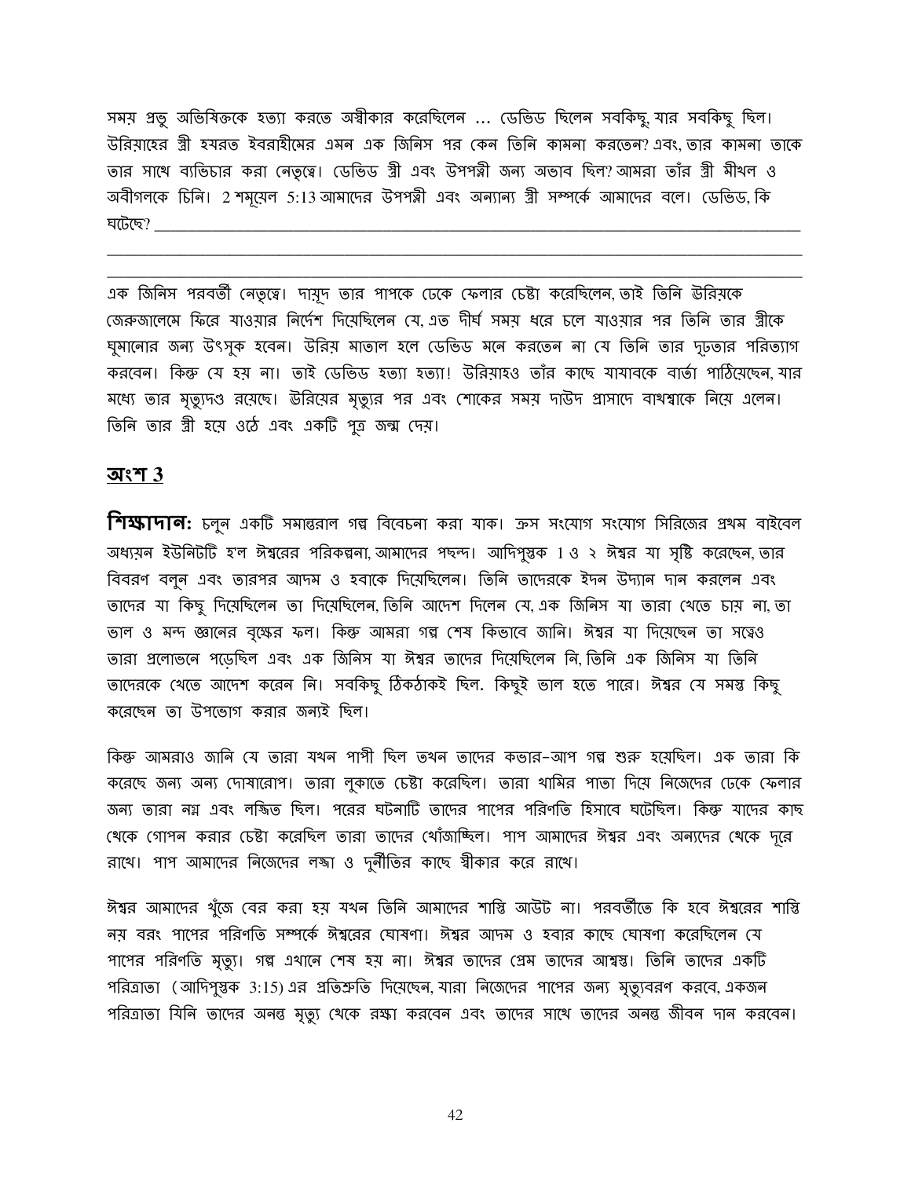সময় প্রভু অভিষিক্তকে হত্যা করতে অস্বীকার করেছিলেন ... ডেভিড ছিলেন সবকিছু, যার সবকিছু ছিল। উরিয়াহের স্ত্রী হযরত ইবরাহীমের এমন এক জিনিস পর কেন তিনি কামনা করতেন? এবং, তার কামনা তাকে তার সাথে ব্যভিচার করা নেতৃত্বে। ডেভিড স্ত্রী এবং উপপত্নী জন্য অভাব ছিল? আমরা তাঁর স্ত্রী মীখল ও অবীগলকে চিনি। 2 শমূয়েল 5:13 আমাদের উপপত্নী এবং অন্যান্য স্ত্রী সম্পর্কে আমাদের বলে। ডেভিড, কি ঘটেছে? ________________________________________________________________________________
________________________________________________________________________________________
________________________________________________________________________________________

এক জিনিস পরবর্তী নেতৃত্বে। দায়ূদ তার পাপকে ঢেকে ফেলার চেষ্টা করেছিলেন, তাই তিনি ঊরিয়কে জেরুজালেমে ফিরে যাওয়ার নির্দেশ দিয়েছিলেন যে, এত দীর্ঘ সময় ধরে চলে যাওয়ার পর তিনি তার স্ত্রীকে ঘুমানোর জন্য উৎসুক হবেন। উরিয় মাতাল হলে ডেভিড মনে করতেন না যে তিনি তার দৃঢ়তার পরিত্যাগ করবেন। কিন্তু যে হয় না। তাই ডেভিড হত্যা হত্যা! উরিয়াহও তাঁর কাছে যাযাবকে বার্তা পাঠিয়েছেন, যার মধ্যে তার মৃত্যুদণ্ড রয়েছে। ঊরিয়ের মৃত্যুর পর এবং শোকের সময় দাউদ প্রাসাদে বাথশ্বাকে নিয়ে এলেন। তিনি তার স্ত্রী হয়ে ওঠে এবং একটি পুত্র জন্ম দেয়।

## অংশ 3

**শিক্ষাদান:** চলুন একটি সমান্তরাল গল্প বিবেচনা করা যাক। ক্রস সংযোগ সংযোগ সিরিজের প্রথম বাইবেল অধ্যয়ন ইউনিটটি হ'ল ঈশ্বরের পরিকল্পনা, আমাদের পছন্দ। আদিপুস্তক 1 ও ২ ঈশ্বর যা সৃষ্টি করেছেন, তার বিবরণ বলুন এবং তারপর আদম ও হবাকে দিয়েছিলেন। তিনি তাদেরকে ইদন উদ্যান দান করলেন এবং তাদের যা কিছু দিয়েছিলেন তা দিয়েছিলেন, তিনি আদেশ দিলেন যে, এক জিনিস যা তারা খেতে চায় না, তা ভাল ও মন্দ জ্ঞানের বৃক্ষের ফল। কিন্তু আমরা গল্প শেষ কিভাবে জানি। ঈশ্বর যা দিয়েছেন তা সত্ত্বেও তারা প্রলোভনে পড়েছিল এবং এক জিনিস যা ঈশ্বর তাদের দিয়েছিলেন নি, তিনি এক জিনিস যা তিনি তাদেরকে খেতে আদেশ করেন নি। সবকিছু ঠিকঠাকই ছিল. কিছুই ভাল হতে পারে। ঈশ্বর যে সমস্ত কিছু করেছেন তা উপভোগ করার জন্যই ছিল।

কিন্তু আমরাও জানি যে তারা যখন পাপী ছিল তখন তাদের কভার-আপ গল্প শুরু হয়েছিল। এক তারা কি করেছে জন্য অন্য দোষারোপ। তারা লুকাতে চেষ্টা করেছিল। তারা থামির পাতা দিয়ে নিজেদের ঢেকে ফেলার জন্য তারা নগ্ন এবং লজ্জিত ছিল। পরের ঘটনাটি তাদের পাপের পরিণতি হিসাবে ঘটেছিল। কিন্তু যাদের কাছ থেকে গোপন করার চেষ্টা করেছিল তারা তাদের খোঁজাচ্ছিল। পাপ আমাদের ঈশ্বর এবং অন্যদের থেকে দূরে রাখে। পাপ আমাদের নিজেদের লজ্জা ও দুর্নীতির কাছে স্বীকার করে রাখে।

ঈশ্বর আমাদের খুঁজে বের করা হয় যখন তিনি আমাদের শাস্তি আউট না। পরবর্তীতে কি হবে ঈশ্বরের শাস্তি নয় বরং পাপের পরিণতি সম্পর্কে ঈশ্বরের ঘোষণা। ঈশ্বর আদম ও হবার কাছে ঘোষণা করেছিলেন যে পাপের পরিণতি মৃত্যু। গল্প এখানে শেষ হয় না। ঈশ্বর তাদের প্রেম তাদের আশ্বস্ত। তিনি তাদের একটি পরিত্রাতা (আদিপুস্তক 3:15) এর প্রতিশ্রুতি দিয়েছেন, যারা নিজেদের পাপের জন্য মৃত্যুবরণ করবে, একজন পরিত্রাতা যিনি তাদের অনন্ত মৃত্যু থেকে রক্ষা করবেন এবং তাদের সাথে তাদের অনন্ত জীবন দান করবেন।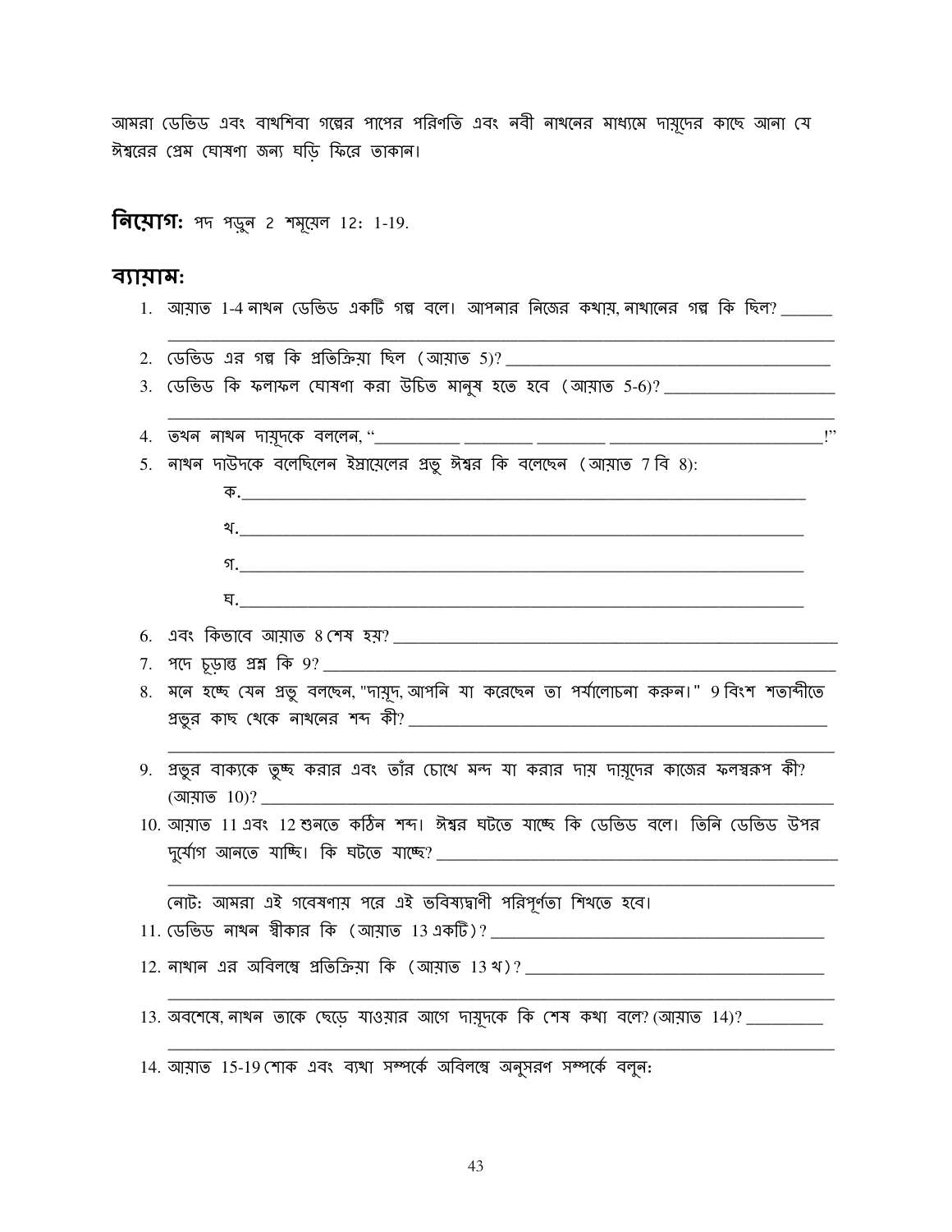আমরা ডেভিড এবং বাথশিবা গল্পের পাপের পরিণতি এবং নবী নাথনের মাধ্যমে দায়ূদের কাছে আনা যে ঈশ্বরের প্রেম ঘোষণা জন্য ঘড়ি ফিরে তাকান।

**নিয়োগ:** পদ পড়ুন 2 শমূয়েল 12: 1-19.

## ব্যায়াম:

1. আয়াত 1-4 নাথন ডেভিড একটি গল্প বলে। আপনার নিজের কথায়, নাথানের গল্প কি ছিল? ______
_______________________________________________
2. ডেভিড এর গল্প কি প্রতিক্রিয়া ছিল (আয়াত 5)? _______________________
3. ডেভিড কি ফলাফল ঘোষণা করা উচিত মানুষ হতে হবে (আয়াত 5-6)? _______________
_______________________________________________
4. তখন নাথন দায়ূদকে বললেন, "__________ ________ ________ ___________________!"
5. নাথন দাউদকে বলেছিলেন ইস্রায়েলের প্রভু ঈশ্বর কি বলেছেন (আয়াত 7 বি 8):
   - ক. _______________________________________________
   - খ. _______________________________________________
   - গ. _______________________________________________
   - ঘ. _______________________________________________
6. এবং কিভাবে আয়াত 8 শেষ হয়? _______________________
7. পদে চূড়ান্ত প্রশ্ন কি 9? _______________________
8. মনে হচ্ছে যেন প্রভু বলছেন, "দায়ূদ, আপনি যা করেছেন তা পর্যালোচনা করুন।" 9 বিংশ শতাব্দীতে প্রভুর কাছ থেকে নাথনের শব্দ কী? _______________________
_______________________________________________
9. প্রভুর বাক্যকে তুচ্ছ করার এবং তাঁর চোখে মন্দ যা করার দায় দায়ূদের কাজের ফলস্বরূপ কী? (আয়াত 10)? _______________________
10. আয়াত 11 এবং 12 শুনতে কঠিন শব্দ। ঈশ্বর ঘটতে যাচ্ছে কি ডেভিড বলে। তিনি ডেভিড উপর দুর্যোগ আনতে যাচ্ছি। কি ঘটতে যাচ্ছে? _______________________
_______________________________________________

    নোট: আমরা এই গবেষণায় পরে এই ভবিষ্যদ্বাণী পরিপূর্ণতা শিখতে হবে।
11. ডেভিড নাথন স্বীকার কি (আয়াত 13 একটি)? _______________________
12. নাথান এর অবিলম্বে প্রতিক্রিয়া কি (আয়াত 13 খ)? _______________________
_______________________________________________
13. অবশেষে, নাথন তাকে ছেড়ে যাওয়ার আগে দায়ূদকে কি শেষ কথা বলে? (আয়াত 14)? _________
_______________________________________________
14. আয়াত 15-19 শোক এবং ব্যথা সম্পর্কে অবিলম্বে অনুসরণ সম্পর্কে বলুন: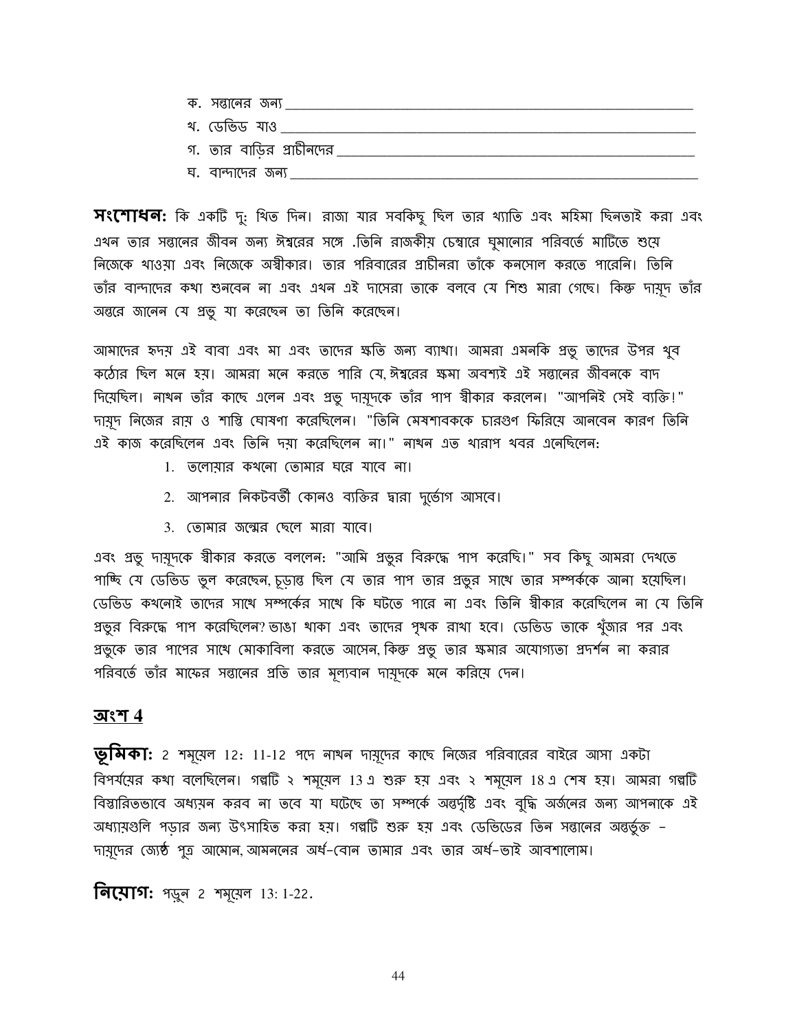ক. সন্তানের জন্য ___________________________________________________________

খ. ডেভিড যাও ___________________________________________________________

গ. তার বাড়ির প্রাচীনদের ____________________________________________________

ঘ. বান্দাদের জন্য _________________________________________________________

**সংশোধন:** কি একটি দু: খিত দিন। রাজা যার সবকিছু ছিল তার খ্যাতি এবং মহিমা ছিনতাই করা এবং এখন তার সন্তানের জীবন জন্য ঈশ্বরের সঙ্গে .তিনি রাজকীয় চেম্বারে ঘুমানোর পরিবর্তে মাটিতে শুয়ে নিজেকে খাওয়া এবং নিজেকে অস্বীকার। তার পরিবারের প্রাচীনরা তাঁকে কনসোল করতে পারেনি। তিনি তাঁর বান্দাদের কথা শুনবেন না এবং এখন এই দাসেরা তাকে বলবে যে শিশু মারা গেছে। কিন্তু দায়ূদ তাঁর অন্তরে জানেন যে প্রভু যা করেছেন তা তিনি করেছেন।

আমাদের হৃদয় এই বাবা এবং মা এবং তাদের ক্ষতি জন্য ব্যাথা। আমরা এমনকি প্রভু তাদের উপর খুব কঠোর ছিল মনে হয়। আমরা মনে করতে পারি যে,ঈশ্বরের ক্ষমা অবশ্যই এই সন্তানের জীবনকে বাদ দিয়েছিল। নাথন তাঁর কাছে এলেন এবং প্রভু দায়ূদকে তাঁর পাপ স্বীকার করলেন। "আপনিই সেই ব্যক্তি!" দায়ূদ নিজের রায় ও শাস্তি ঘোষণা করেছিলেন। "তিনি মেষশাবককে চারগুণ ফিরিয়ে আনবেন কারণ তিনি এই কাজ করেছিলেন এবং তিনি দয়া করেছিলেন না।" নাথন এত খারাপ খবর এনেছিলেন:

1. তলোয়ার কখনো তোমার ঘরে যাবে না।
2. আপনার নিকটবর্তী কোনও ব্যক্তির দ্বারা দুর্ভোগ আসবে।
3. তোমার জন্মের ছেলে মারা যাবে।

এবং প্রভু দায়ূদকে স্বীকার করতে বললেন: "আমি প্রভুর বিরুদ্ধে পাপ করেছি।" সব কিছু আমরা দেখতে পাচ্ছি যে ডেভিড ভুল করেছেন, চূড়ান্ত ছিল যে তার পাপ তার প্রভুর সাথে তার সম্পর্ককে আনা হয়েছিল। ডেভিড কখনোই তাদের সাথে সম্পর্কের সাথে কি ঘটতে পারে না এবং তিনি স্বীকার করেছিলেন না যে তিনি প্রভুর বিরুদ্ধে পাপ করেছিলেন? ভাঙা থাকা এবং তাদের পৃথক রাখা হবে। ডেভিড তাকে খুঁজার পর এবং প্রভুকে তার পাপের সাথে মোকাবিলা করতে আসেন, কিন্তু প্রভু তার ক্ষমার অযোগ্যতা প্রদর্শন না করার পরিবর্তে তাঁর মাফের সন্তানের প্রতি তার মূল্যবান দায়ূদকে মনে করিয়ে দেন।

## <u>অংশ 4</u>

**ভূমিকা:** 2 শমূয়েল 12: 11-12 পদে নাথন দায়ূদের কাছে নিজের পরিবারের বাইরে আসা একটা বিপর্যয়ের কথা বলেছিলেন। গল্পটি ২ শমূয়েল 13 এ শুরু হয় এবং ২ শমূয়েল 18 এ শেষ হয়। আমরা গল্পটি বিস্তারিতভাবে অধ্যয়ন করব না তবে যা ঘটেছে তা সম্পর্কে অন্তর্দৃষ্টি এবং বুদ্ধি অর্জনের জন্য আপনাকে এই অধ্যায়গুলি পড়ার জন্য উৎসাহিত করা হয়। গল্পটি শুরু হয় এবং ডেভিডের তিন সন্তানের অন্তর্ভুক্ত - দায়ূদের জ্যেষ্ঠ পুত্র আমোন, আমননের অর্ধ-বোন তামার এবং তার অর্ধ-ভাই আবশালোম।

**নিয়োগ:** পড়ুন 2 শমূয়েল 13: 1-22.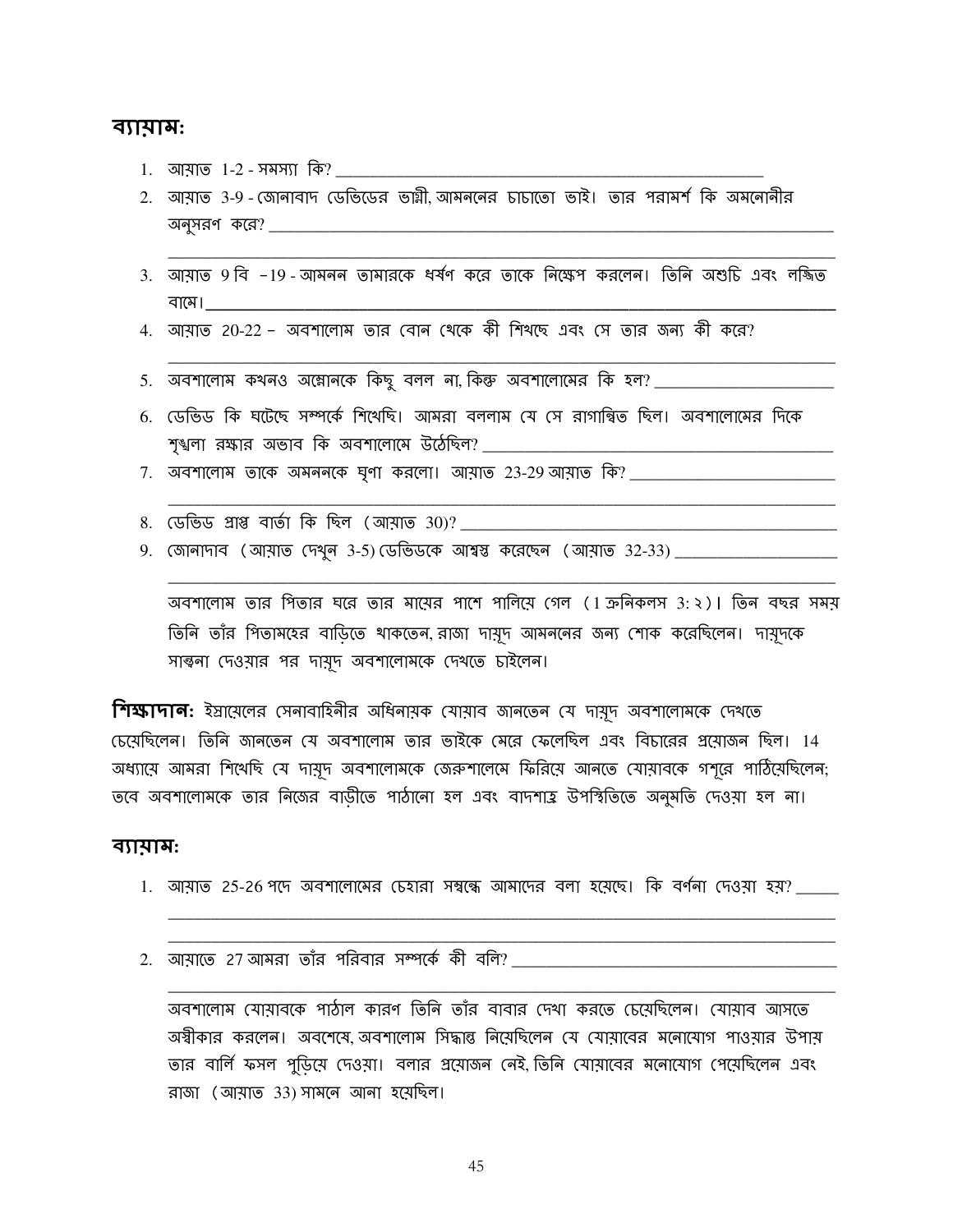## ব্যায়াম:

1. আয়াত 1-2 - সমস্যা কি? ____________________
2. আয়াত 3-9 - জোনাবাদ ডেভিডের ভাগ্নী, আমননের চাচাতো ভাই। তার পরামর্শ কি অমনোনীর অনুসরণ করে? ____________________
3. আয়াত 9 বি –19 - আমনন তামারকে ধর্ষণ করে তাকে নিক্ষেপ করলেন। তিনি অশুচি এবং লজ্জিত বামে। ____________________
4. আয়াত 20-22 – অবশালোম তার বোন থেকে কী শিখছে এবং সে তার জন্য কী করে? ____________________
5. অবশালোম কখনও অম্লোনকে কিছু বলল না, কিন্তু অবশালোমের কি হল? ____________________
6. ডেভিড কি ঘটেছে সম্পর্কে শিখেছি। আমরা বললাম যে সে রাগান্বিত ছিল। অবশালোমের দিকে শৃঙ্খলা রক্ষার অভাব কি অবশালোমে উঠেছিল? ____________________
7. অবশালোম তাকে অমননকে ঘৃণা করলো। আয়াত 23-29 আয়াত কি? ____________________
8. ডেভিড প্রাপ্ত বার্তা কি ছিল (আয়াত 30)? ____________________
9. জোনাদাব (আয়াত দেখুন 3-5) ডেভিডকে আশ্বস্ত করেছেন (আয়াত 32-33) ____________________

অবশালোম তার পিতার ঘরে তার মায়ের পাশে পালিয়ে গেল (1 ক্রনিকলস 3:২)। তিন বছর সময় তিনি তাঁর পিতামহের বাড়িতে থাকতেন, রাজা দায়ূদ আমননের জন্য শোক করেছিলেন। দায়ূদকে সান্ত্বনা দেওয়ার পর দায়ূদ অবশালোমকে দেখতে চাইলেন।

**শিক্ষাদান:** ইস্রায়েলের সেনাবাহিনীর অধিনায়ক যোয়াব জানতেন যে দায়ূদ অবশালোমকে দেখতে চেয়েছিলেন। তিনি জানতেন যে অবশালোম তার ভাইকে মেরে ফেলেছিল এবং বিচারের প্রয়োজন ছিল। 14 অধ্যায়ে আমরা শিখেছি যে দায়ূদ অবশালোমকে জেরুশালেমে ফিরিয়ে আনতে যোয়াবকে গশূরে পাঠিয়েছিলেন; তবে অবশালোমকে তার নিজের বাড়ীতে পাঠানো হল এবং বাদশাহ্র উপস্থিতিতে অনুমতি দেওয়া হল না।

## ব্যায়াম:

1. আয়াত 25-26 পদে অবশালোমের চেহারা সম্বন্ধে আমাদের বলা হয়েছে। কি বর্ণনা দেওয়া হয়? ____________________
2. আয়াতে 27 আমরা তাঁর পরিবার সম্পর্কে কী বলি? ____________________

অবশালোম যোয়াবকে পাঠাল কারণ তিনি তাঁর বাবার দেখা করতে চেয়েছিলেন। যোয়াব আসতে অস্বীকার করলেন। অবশেষে, অবশালোম সিদ্ধান্ত নিয়েছিলেন যে যোয়াবের মনোযোগ পাওয়ার উপায় তার বার্লি ফসল পুড়িয়ে দেওয়া। বলার প্রয়োজন নেই, তিনি যোয়াবের মনোযোগ পেয়েছিলেন এবং রাজা (আয়াত 33) সামনে আনা হয়েছিল।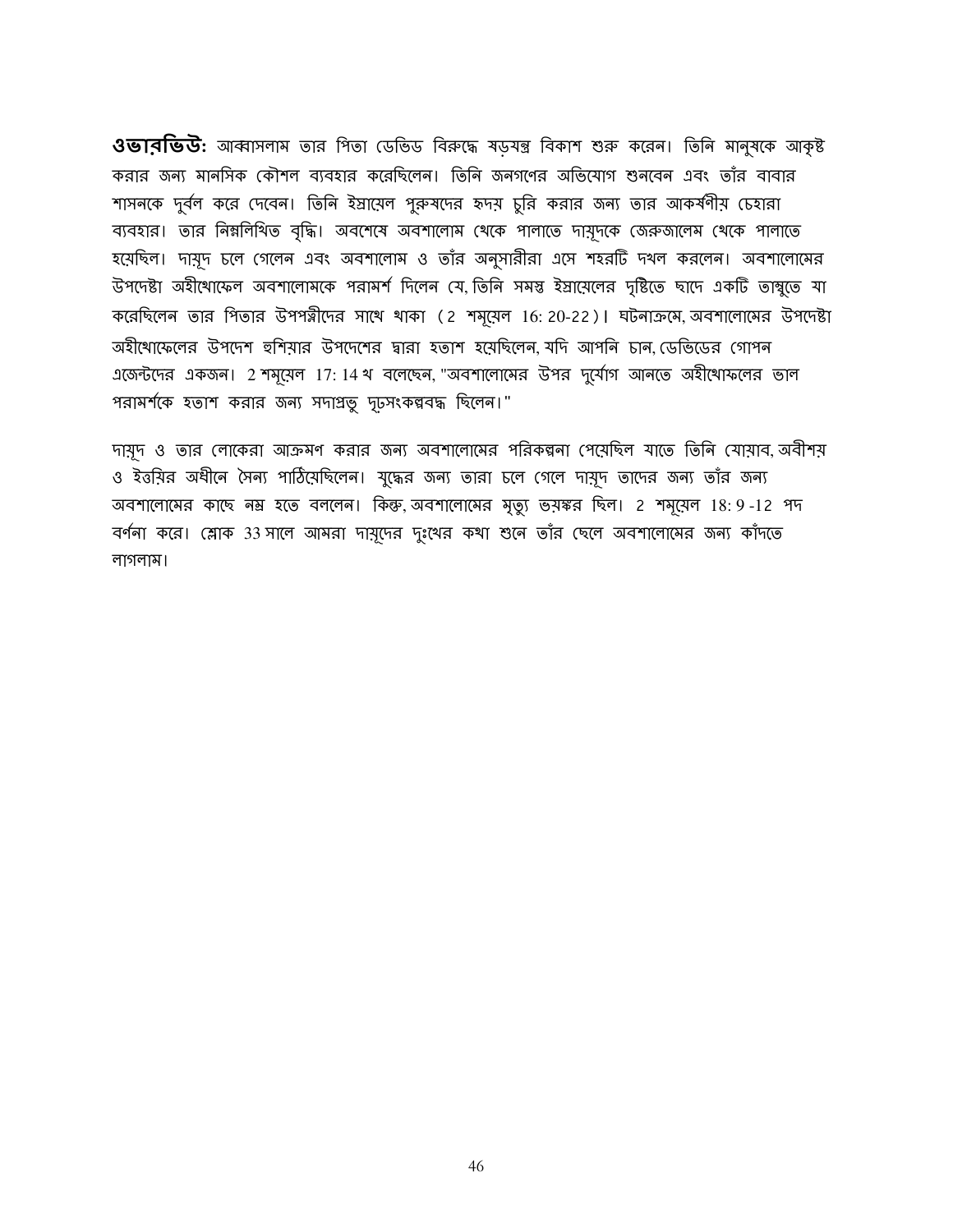**ওভারভিউ:** আব্বাসলাম তার পিতা ডেভিড বিরুদ্ধে ষড়যন্ত্র বিকাশ শুরু করেন। তিনি মানুষকে আকৃষ্ট করার জন্য মানসিক কৌশল ব্যবহার করেছিলেন। তিনি জনগণের অভিযোগ শুনবেন এবং তাঁর বাবার শাসনকে দুর্বল করে দেবেন। তিনি ইস্রায়েল পুরুষদের হৃদয় চুরি করার জন্য তার আকর্ষণীয় চেহারা ব্যবহার। তার নিম্নলিখিত বৃদ্ধি। অবশেষে অবশালোম থেকে পালাতে দায়ূদকে জেরুজালেম থেকে পালাতে হয়েছিল। দায়ূদ চলে গেলেন এবং অবশালোম ও তাঁর অনুসারীরা এসে শহরটি দখল করলেন। অবশালোমের উপদেষ্টা অহীথোফেল অবশালোমকে পরামর্শ দিলেন যে, তিনি সমস্ত ইস্রায়েলের দৃষ্টিতে ছাদে একটি তাম্বুতে যা করেছিলেন তার পিতার উপপত্নীদের সাথে থাকা (2 শমূয়েল 16: 20-22)। ঘটনাক্রমে, অবশালোমের উপদেষ্টা অহীথোফেলের উপদেশ হুশিয়ার উপদেশের দ্বারা হতাশ হয়েছিলেন, যদি আপনি চান, ডেভিডের গোপন এজেন্টদের একজন। 2 শমূয়েল 17: 14 খ বলেছেন, "অবশালোমের উপর দুর্যোগ আনতে অহীথোফলের ভাল পরামর্শকে হতাশ করার জন্য সদাপ্রভু দৃঢ়সংকল্পবদ্ধ ছিলেন।"

দায়ূদ ও তার লোকেরা আক্রমণ করার জন্য অবশালোমের পরিকল্পনা পেয়েছিল যাতে তিনি যোয়াব, অবীশয় ও ইত্তয়ির অধীনে সৈন্য পাঠিয়েছিলেন। যুদ্ধের জন্য তারা চলে গেলে দায়ূদ তাদের জন্য তাঁর জন্য অবশালোমের কাছে নম্র হতে বললেন। কিন্তু, অবশালোমের মৃত্যু ভয়ঙ্কর ছিল। 2 শমূয়েল 18: 9 -12 পদ বর্ণনা করে। শ্লোক 33 সালে আমরা দায়ূদের দুঃখের কথা শুনে তাঁর ছেলে অবশালোমের জন্য কাঁদতে লাগলাম।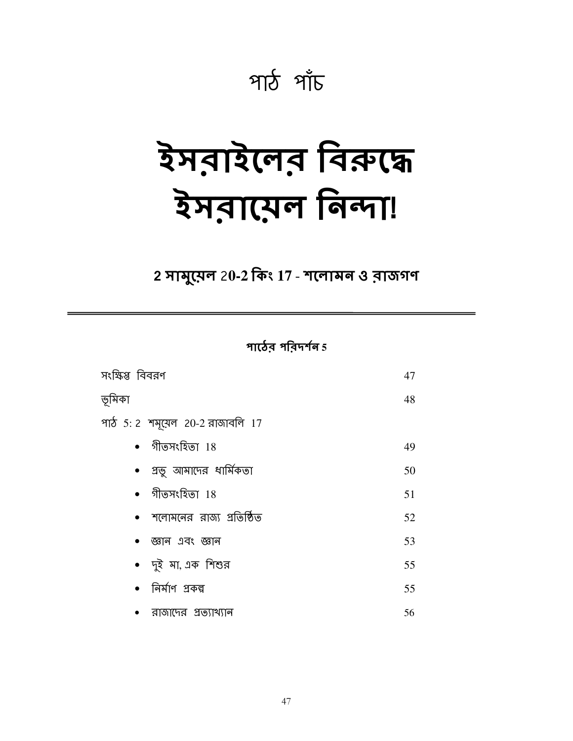পাঠ পাঁচ

# ইসরাইলের বিরুদ্ধে ইসরায়েল নিন্দা!

## 2 সামুয়েল 20-2 কিং 17 - শলোমন ও রাজগণ

---

**পাঠের পরিদর্শন 5**

| | |
|---|---|
| সংক্ষিপ্ত বিবরণ | 47 |
| ভূমিকা | 48 |
| পাঠ 5: 2 শমূয়েল 20-2 রাজাবলি 17 | |
| • গীতসংহিতা 18 | 49 |
| • প্রভু আমাদের ধার্মিকতা | 50 |
| • গীতসংহিতা 18 | 51 |
| • শলোমনের রাজ্য প্রতির্ষ্ঠিত | 52 |
| • জ্ঞান এবং জ্ঞান | 53 |
| • দুই মা, এক শিশুর | 55 |
| • নির্মাণ প্রকল্প | 55 |
| • রাজাদের প্রত্যাখ্যান | 56 |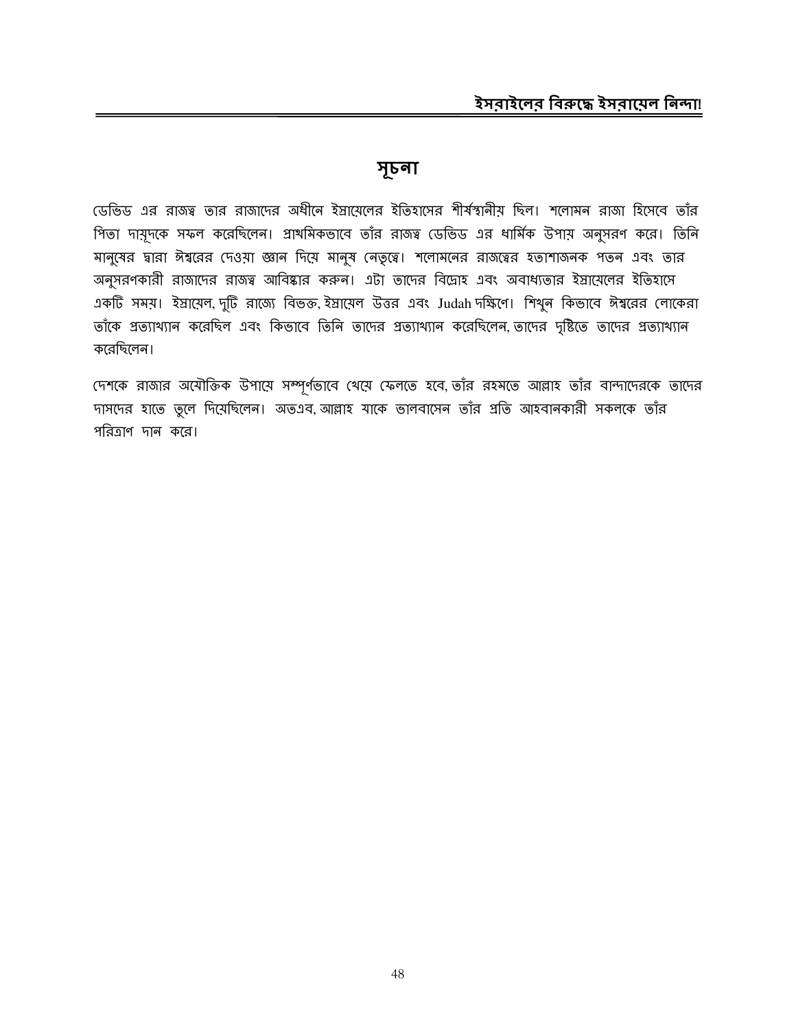## সূচনা

ডেভিড এর রাজত্ব তার রাজাদের অধীনে ইস্রায়েলের ইতিহাসের শীর্ষস্থানীয় ছিল। শলোমন রাজা হিসেবে তাঁর পিতা দায়ূদকে সফল করেছিলেন। প্রাথমিকভাবে তাঁর রাজত্ব ডেভিড এর ধার্মিক উপায় অনুসরণ করে। তিনি মানুষের দ্বারা ঈশ্বরের দেওয়া জ্ঞান দিয়ে মানুষ নেতৃত্বে। শলোমনের রাজত্বের হতাশাজনক পতন এবং তার অনুসরণকারী রাজাদের রাজত্ব আবিষ্কার করুন। এটা তাদের বিদ্রোহ এবং অবাধ্যতার ইস্রায়েলের ইতিহাসে একটি সময়। ইস্রায়েল, দুটি রাজ্যে বিভক্ত, ইস্রায়েল উত্তর এবং Judah দক্ষিণে। শিখুন কিভাবে ঈশ্বরের লোকেরা তাঁকে প্রত্যাখ্যান করেছিল এবং কিভাবে তিনি তাদের প্রত্যাখ্যান করেছিলেন, তাদের দৃষ্টিতে তাদের প্রত্যাখ্যান করেছিলেন।

দেশকে রাজার অযৌক্তিক উপায়ে সম্পূর্ণভাবে খেয়ে ফেলতে হবে, তাঁর রহমতে আল্লাহ তাঁর বান্দাদেরকে তাদের দাসদের হাতে তুলে দিয়েছিলেন। অতএব, আল্লাহ যাকে ভালবাসেন তাঁর প্রতি আহবানকারী সকলকে তাঁর পরিত্রাণ দান করে।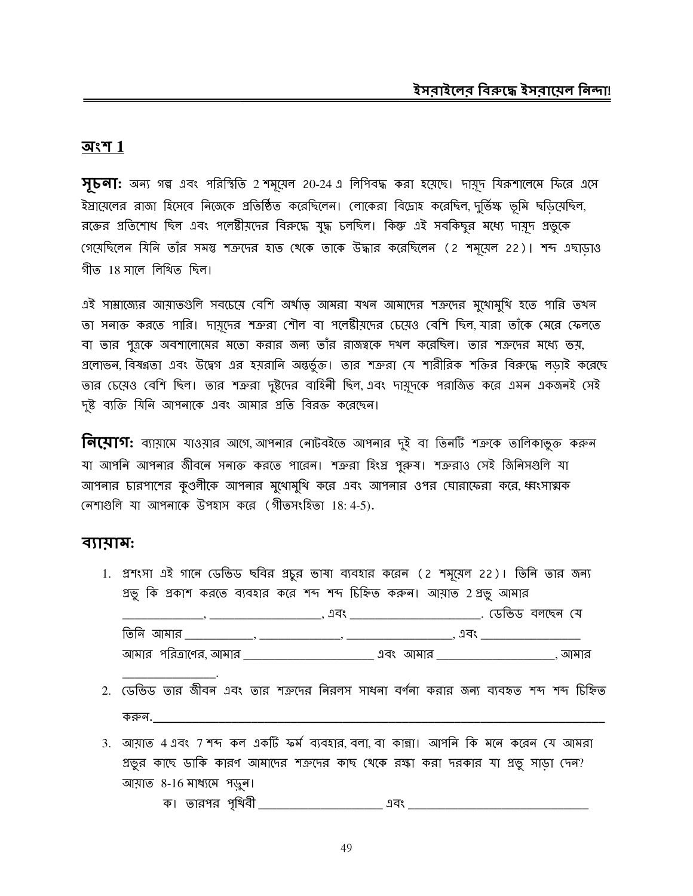## অংশ 1

**সূচনা:** অন্য গল্প এবং পরিস্থিতি 2 শমূয়েল 20-24 এ লিপিবদ্ধ করা হয়েছে। দায়ূদ যিরূশালেমে ফিরে এসে ইস্রায়েলের রাজা হিসেবে নিজেকে প্রতিষ্ঠিত করেছিলেন। লোকেরা বিদ্রোহ করেছিল, দুর্ভিক্ষ ভূমি ছড়িয়েছিল, রক্তের প্রতিশোধ ছিল এবং পলেষ্টীয়দের বিরুদ্ধে যুদ্ধ চলছিল। কিন্তু এই সবকিছুর মধ্যে দায়ূদ প্রভুকে গেয়েছিলেন যিনি তাঁর সমস্ত শত্রুদের হাত থেকে তাকে উদ্ধার করেছিলেন (2 শমূয়েল 22)। শব্দ এছাড়াও গীত 18 সালে লিখিত ছিল।

এই সাম্রাজ্যের আয়াতগুলি সবচেয়ে বেশি অর্থাত্‍ আমরা যখন আমাদের শত্রুদের মুখোমুখি হতে পারি তখন তা সনাক্ত করতে পারি। দায়ূদের শত্রুরা শৌল বা পলেষ্টীয়দের চেয়েও বেশি ছিল, যারা তাঁকে মেরে ফেলতে বা তার পুত্রকে অবশালোমের মতো করার জন্য তাঁর রাজত্বকে দখল করেছিল। তার শত্রুদের মধ্যে ভয়, প্রলোভন, বিষণ্নতা এবং উদ্বেগ এর হয়রানি অন্তর্ভুক্ত। তার শত্রুরা যে শারীরিক শক্তির বিরুদ্ধে লড়াই করেছে তার চেয়েও বেশি ছিল। তার শত্রুরা দুষ্টদের বাহিনী ছিল, এবং দায়ূদকে পরাজিত করে এমন একজনই সেই দুষ্ট ব্যক্তি যিনি আপনাকে এবং আমার প্রতি বিরক্ত করেছেন।

**নিয়োগ:** ব্যায়ামে যাওয়ার আগে, আপনার নোটবইতে আপনার দুই বা তিনটি শত্রুকে তালিকাভুক্ত করুন যা আপনি আপনার জীবনে সনাক্ত করতে পারেন। শত্রুরা হিংস্র পুরুষ। শত্রুরাও সেই জিনিসগুলি যা আপনার চারপাশের কুণ্ডলীকে আপনার মুখোমুখি করে এবং আপনার ওপর ঘোরাফেরা করে, ধ্বংসাত্মক নেশাগুলি যা আপনাকে উপহাস করে (গীতসংহিতা 18: 4-5).

## ব্যায়াম:

1. প্রশংসা এই গানে ডেভিড ছবির প্রচুর ভাষা ব্যবহার করেন (2 শমূয়েল 22)। তিনি তার জন্য প্রভু কি প্রকাশ করতে ব্যবহার করে শব্দ শব্দ চিহ্নিত করুন। আয়াত 2 প্রভু আমার \_\_\_\_\_\_\_\_\_\_\_\_\_, \_\_\_\_\_\_\_\_\_\_\_\_\_\_\_\_\_, এবং \_\_\_\_\_\_\_\_\_\_\_\_\_\_\_\_\_\_\_\_. ডেভিড বলছেন যে তিনি আমার \_\_\_\_\_\_\_\_\_\_\_, \_\_\_\_\_\_\_\_\_\_\_\_\_, \_\_\_\_\_\_\_\_\_\_\_\_\_\_\_\_\_, এবং \_\_\_\_\_\_\_\_\_\_\_\_\_\_\_\_ আমার পরিত্রাণের, আমার \_\_\_\_\_\_\_\_\_\_\_\_\_\_\_\_\_\_\_\_\_ এবং আমার \_\_\_\_\_\_\_\_\_\_\_\_\_\_\_\_\_\_\_, আমার \_\_\_\_\_\_\_\_\_\_\_\_\_\_\_.
2. ডেভিড তার জীবন এবং তার শত্রুদের নিরলস সাধনা বর্ণনা করার জন্য ব্যবহৃত শব্দ শব্দ চিহ্নিত করুন.\_\_\_\_\_\_\_\_\_\_\_\_\_\_\_\_\_\_\_\_\_\_\_\_\_\_\_\_\_\_\_\_\_\_\_\_\_\_\_\_\_\_\_\_\_\_\_\_\_\_\_\_\_\_\_\_\_\_\_\_\_\_\_\_\_\_\_\_\_\_
3. আয়াত 4 এবং 7 শব্দ কল একটি ফর্ম ব্যবহার, বলা, বা কান্না। আপনি কি মনে করেন যে আমরা প্রভুর কাছে ডাকি কারণ আমাদের শত্রুদের কাছ থেকে রক্ষা করা দরকার যা প্রভু সাড়া দেন? আয়াত 8-16 মাধ্যমে পড়ুন।

   ক। তারপর পৃথিবী \_\_\_\_\_\_\_\_\_\_\_\_\_\_\_\_\_\_\_ এবং \_\_\_\_\_\_\_\_\_\_\_\_\_\_\_\_\_\_\_\_\_\_\_\_\_\_\_\_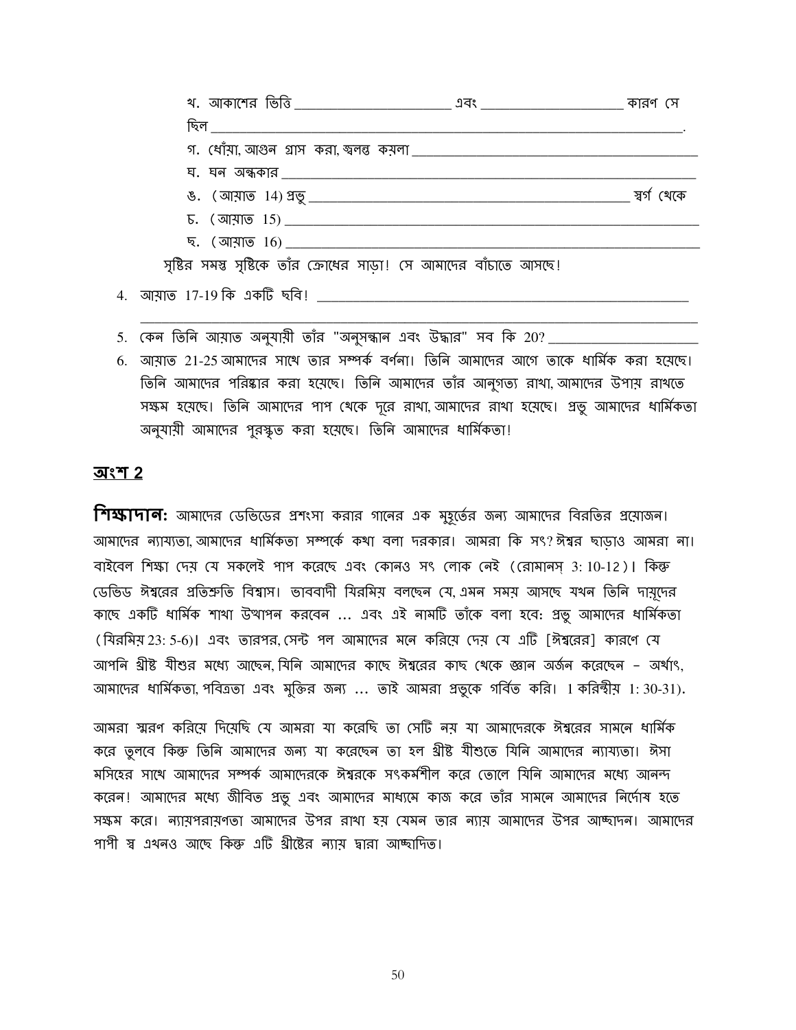খ. আকাশের ভিত্তি ______________________ এবং ____________________ কারণ সে ছিল ______________________________________________________________.

গ. ধোঁয়া, আগুন গ্রাস করা, জ্বলন্ত কয়লা ________________________________________

ঘ. ঘন অন্ধকার _____________________________________________________________

ঙ. (আয়াত 14) প্রভু _____________________________________________ স্বর্গ থেকে

চ. (আয়াত 15) ____________________________________________________________

ছ. (আয়াত 16) ____________________________________________________________

সৃষ্টির সমস্ত সৃষ্টিকে তাঁর ক্রোধের সাড়া! সে আমাদের বাঁচাতে আসছে!

4. আয়াত 17-19 কি একটি ছবি! ____________________________________________________
_____________________________________________________________________________

5. কেন তিনি আয়াত অনুযায়ী তাঁর "অনুসন্ধান এবং উদ্ধার" সব কি 20? ____________________

6. আয়াত 21-25 আমাদের সাথে তার সম্পর্ক বর্ণনা। তিনি আমাদের আগে তাকে ধার্মিক করা হয়েছে। তিনি আমাদের পরিষ্কার করা হয়েছে। তিনি আমাদের তাঁর আনুগত্য রাখা, আমাদের উপায় রাখতে সক্ষম হয়েছে। তিনি আমাদের পাপ থেকে দূরে রাখা, আমাদের রাখা হয়েছে। প্রভু আমাদের ধার্মিকতা অনুযায়ী আমাদের পুরস্কৃত করা হয়েছে। তিনি আমাদের ধার্মিকতা!

## অংশ 2

**শিক্ষাদান:** আমাদের ডেভিডের প্রশংসা করার গানের এক মুহূর্তের জন্য আমাদের বিরতির প্রয়োজন। আমাদের ন্যায্যতা, আমাদের ধার্মিকতা সম্পর্কে কথা বলা দরকার। আমরা কি সৎ? ঈশ্বর ছাড়াও আমরা না। বাইবেল শিক্ষা দেয় যে সকলেই পাপ করেছে এবং কোনও সৎ লোক নেই (রোমানস্ 3: 10-12)। কিন্তু ডেভিড ঈশ্বরের প্রতিশ্রুতি বিশ্বাস। ভাববাদী যিরমিয় বলছেন যে, এমন সময় আসছে যখন তিনি দায়ূদের কাছে একটি ধার্মিক শাখা উত্থাপন করবেন ... এবং এই নামটি তাঁকে বলা হবে: প্রভু আমাদের ধার্মিকতা (যিরমিয় 23: 5-6)। এবং তারপর, সেন্ট পল আমাদের মনে করিয়ে দেয় যে এটি [ঈশ্বরের] কারণে যে আপনি খ্রীষ্ট যীশুর মধ্যে আছেন, যিনি আমাদের কাছে ঈশ্বরের কাছ থেকে জ্ঞান অর্জন করেছেন – অর্থাৎ, আমাদের ধার্মিকতা, পবিত্রতা এবং মুক্তির জন্য ... তাই আমরা প্রভুকে গর্বিত করি। 1 করিন্থীয় 1: 30-31).

আমরা স্মরণ করিয়ে দিয়েছি যে আমরা যা করেছি তা সেটি নয় যা আমাদেরকে ঈশ্বরের সামনে ধার্মিক করে তুলবে কিন্তু তিনি আমাদের জন্য যা করেছেন তা হল খ্রীষ্ট যীশুতে যিনি আমাদের ন্যায্যতা। ঈসা মসিহের সাথে আমাদের সম্পর্ক আমাদেরকে ঈশ্বরকে সৎকর্মশীল করে তোলে যিনি আমাদের মধ্যে আনন্দ করেন! আমাদের মধ্যে জীবিত প্রভু এবং আমাদের মাধ্যমে কাজ করে তাঁর সামনে আমাদের নির্দোষ হতে সক্ষম করে। ন্যায়পরায়ণতা আমাদের উপর রাখা হয় যেমন তার ন্যায় আমাদের উপর আচ্ছাদন। আমাদের পাপী স্ব এখনও আছে কিন্তু এটি খ্রীষ্টের ন্যায় দ্বারা আচ্ছাদিত।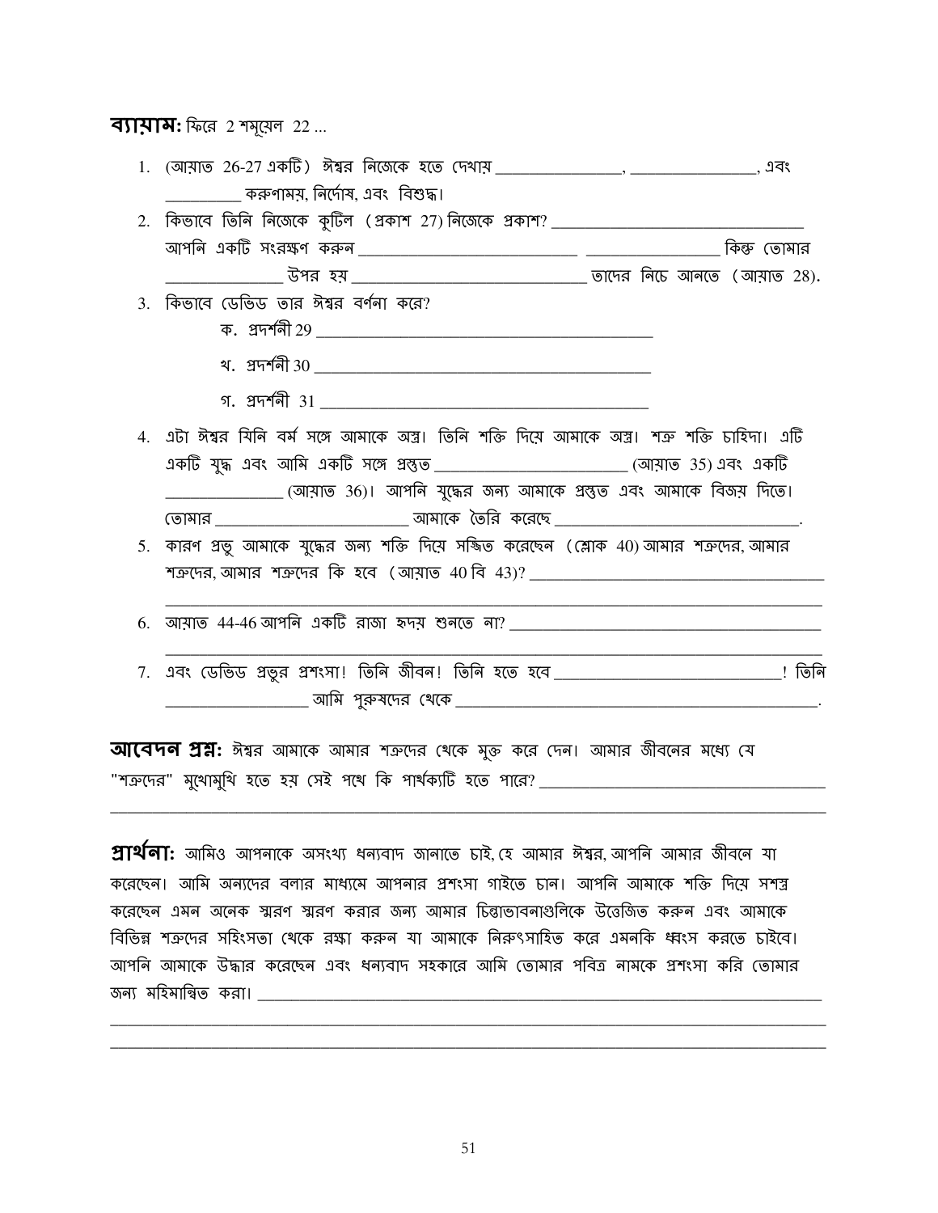**ব্যায়াম:** ফিরে 2 শমূয়েল 22 ...

1. (আয়াত 26-27 একটি) ঈশ্বর নিজেকে হতে দেখায় ________________, ________________, এবং __________ করুণাময়, নির্দোষ, এবং বিশুদ্ধ।
2. কিভাবে তিনি নিজেকে কুটিল (প্রকাশ 27) নিজেকে প্রকাশ? ________________________________ আপনি একটি সংরক্ষণ করুন ____________________________ ________________ কিন্তু তোমার ________________ উপর হয় ______________________________ তাদের নিচে আনতে (আয়াত 28).
3. কিভাবে ডেভিড তার ঈশ্বর বর্ণনা করে?
   - ক. প্রদর্শনী 29 ________________________________________
   - খ. প্রদর্শনী 30 ________________________________________
   - গ. প্রদর্শনী 31 ________________________________________
4. এটা ঈশ্বর যিনি বর্ম সঙ্গে আমাকে অস্ত্র। তিনি শক্তি দিয়ে আমাকে অস্ত্র। শত্রু শক্তি চাহিদা। এটি একটি যুদ্ধ এবং আমি একটি সঙ্গে প্রস্তুত ________________________ (আয়াত 35) এবং একটি ________________ (আয়াত 36)। আপনি যুদ্ধের জন্য আমাকে প্রস্তুত এবং আমাকে বিজয় দিতে। তোমার ________________________ আমাকে তৈরি করেছে ______________________________.
5. কারণ প্রভু আমাকে যুদ্ধের জন্য শক্তি দিয়ে সজ্জিত করেছেন (শ্লোক 40) আমার শত্রুদের, আমার শত্রুদের, আমার শত্রুদের কি হবে (আয়াত 40 বি 43)? ____________________________________
   ________________________________________________________________________________
6. আয়াত 44-46 আপনি একটি রাজা হৃদয় শুনতে না? ________________________________________
   ________________________________________________________________________________
7. এবং ডেভিড প্রভুর প্রশংসা! তিনি জীবন! তিনি হতে হবে ____________________________! তিনি __________________ আমি পুরুষদের থেকে ______________________________________________.

**আবেদন প্রশ্ন:** ঈশ্বর আমাকে আমার শত্রুদের থেকে মুক্ত করে দেন। আমার জীবনের মধ্যে যে "শত্রুদের" মুখোমুখি হতে হয় সেই পথে কি পার্থক্যটি হতে পারে? ____________________________________
________________________________________________________________________________

**প্রার্থনা:** আমিও আপনাকে অসংখ্য ধন্যবাদ জানাতে চাই, হে আমার ঈশ্বর, আপনি আমার জীবনে যা করেছেন। আমি অন্যদের বলার মাধ্যমে আপনার প্রশংসা গাইতে চান। আপনি আমাকে শক্তি দিয়ে সশস্ত্র করেছেন এমন অনেক স্মরণ স্মরণ করার জন্য আমার চিন্তাভাবনাগুলিকে উত্তেজিত করুন এবং আমাকে বিভিন্ন শত্রুদের সহিংসতা থেকে রক্ষা করুন যা আমাকে নিরুৎসাহিত করে এমনকি ধ্বংস করতে চাইবে। আপনি আমাকে উদ্ধার করেছেন এবং ধন্যবাদ সহকারে আমি তোমার পবিত্র নামকে প্রশংসা করি তোমার জন্য মহিমান্বিত করা। ________________________________________________________________
________________________________________________________________________________
________________________________________________________________________________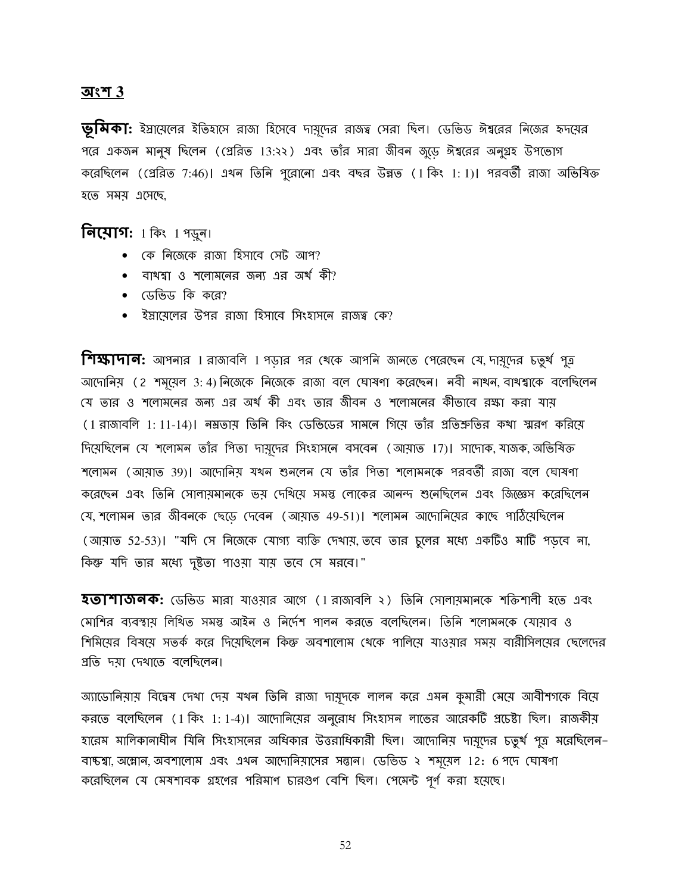## অংশ 3

**ভূমিকা:** ইস্রায়েলের ইতিহাসে রাজা হিসেবে দায়ূদের রাজত্ব সেরা ছিল। ডেভিড ঈশ্বরের নিজের হৃদয়ের পরে একজন মানুষ ছিলেন (প্রেরিত 13:২২) এবং তাঁর সারা জীবন জুড়ে ঈশ্বরের অনুগ্রহ উপভোগ করেছিলেন (প্রেরিত 7:46)। এখন তিনি পুরোনো এবং বছর উন্নত (1 কিং 1: 1)। পরবর্তী রাজা অভিষিক্ত হতে সময় এসেছে,

**নিয়োগ:** 1 কিং 1 পড়ুন।

- কে নিজেকে রাজা হিসাবে সেট আপ?
- বাথশ্বা ও শলোমনের জন্য এর অর্থ কী?
- ডেভিড কি করে?
- ইস্রায়েলের উপর রাজা হিসাবে সিংহাসনে রাজত্ব কে?

**শিক্ষাদান:** আপনার 1 রাজাবলি 1 পড়ার পর থেকে আপনি জানতে পেরেছেন যে, দায়ূদের চতুর্থ পুত্র আদোনিয় (2 শমূয়েল 3: 4) নিজেকে নিজেকে রাজা বলে ঘোষণা করেছেন। নবী নাথন, বাথশ্বাকে বলেছিলেন যে তার ও শলোমনের জন্য এর অর্থ কী এবং তার জীবন ও শলোমনের কীভাবে রক্ষা করা যায় (1 রাজাবলি 1: 11-14)। নম্রতায় তিনি কিং ডেভিডের সামনে গিয়ে তাঁর প্রতিশ্রুতির কথা স্মরণ করিয়ে দিয়েছিলেন যে শলোমন তাঁর পিতা দায়ূদের সিংহাসনে বসবেন (আয়াত 17)। সাদোক, যাজক, অভিষিক্ত শলোমন (আয়াত 39)। আদোনিয় যখন শুনলেন যে তাঁর পিতা শলোমনকে পরবর্তী রাজা বলে ঘোষণা করেছেন এবং তিনি সোলায়মানকে ভয় দেখিয়ে সমস্ত লোকের আনন্দ শুনেছিলেন এবং জিজ্ঞেস করেছিলেন যে, শলোমন তার জীবনকে ছেড়ে দেবেন (আয়াত 49-51)। শলোমন আদোনিয়ের কাছে পাঠিয়েছিলেন (আয়াত 52-53)। "যদি সে নিজেকে যোগ্য ব্যক্তি দেখায়, তবে তার চুলের মধ্যে একটিও মাটি পড়বে না, কিন্তু যদি তার মধ্যে দুষ্টতা পাওয়া যায় তবে সে মরবে।"

**হতাশাজনক:** ডেভিড মারা যাওয়ার আগে (1 রাজাবলি ২) তিনি সোলায়মানকে শক্তিশালী হতে এবং মোশির ব্যবস্থায় লিখিত সমস্ত আইন ও নির্দেশ পালন করতে বলেছিলেন। তিনি শলোমনকে যোয়াব ও শিমিয়ের বিষয়ে সতর্ক করে দিয়েছিলেন কিন্তু অবশালোম থেকে পালিয়ে যাওয়ার সময় বার্সীলয়ের ছেলেদের প্রতি দয়া দেখাতে বলেছিলেন।

অ্যাডোনিয়ায় বিদ্বেষ দেখা দেয় যখন তিনি রাজা দায়ূদকে লালন করে এমন কুমারী মেয়ে আবীশগকে বিয়ে করতে বলেছিলেন (1 কিং 1: 1-4)। আদোনিয়ের অনুরোধ সিংহাসন লাভের আরেকটি প্রচেষ্টা ছিল। রাজকীয় হারেম মালিকানাধীন যিনি সিংহাসনের অধিকার উত্তরাধিকারী ছিল। আদোনিয় দায়ূদের চতুর্থ পুত্র মরেছিলেন- বাচ্চশ্বা, অম্নোন, অবশালোম এবং এখন আদোনিয়াসের সন্তান। ডেভিড ২ শমূয়েল 12: 6 পদে ঘোষণা করেছিলেন যে মেষশাবক গ্রহণের পরিমাণ চারগুণ বেশি ছিল। পেমেন্ট পূর্ণ করা হয়েছে।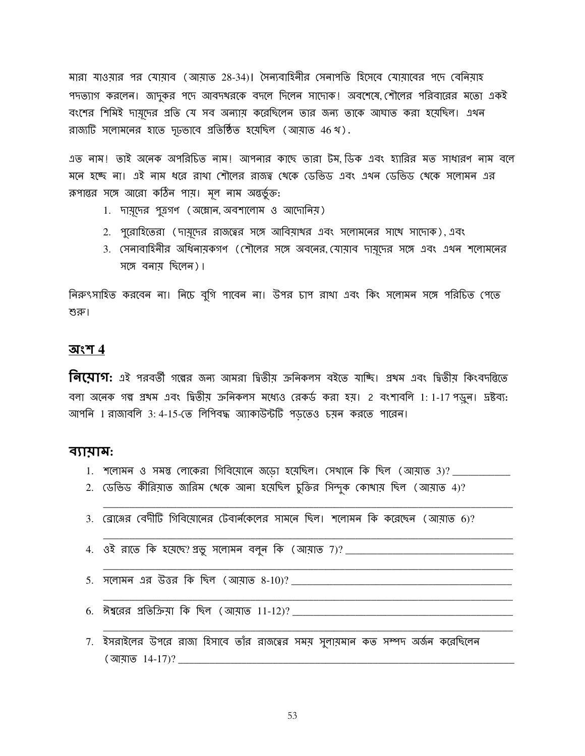মারা যাওয়ার পর যোয়াব (আয়াত 28-34)। সৈন্যবাহিনীর সেনাপতি হিসেবে যোয়াবের পদে বেনিয়াহ পদত্যাগ করলেন। জাদুকর পদে আবদথরকে বদলে দিলেন সাদোক! অবশেষে, শৌলের পরিবারের মতো একই বংশের শিমিই দায়ূদের প্রতি যে সব অন্যায় করেছিলেন তার জন্য তাকে আঘাত করা হয়েছিল। এখন রাজ্যটি সলোমনের হাতে দৃঢ়ভাবে প্রতিষ্ঠিত হয়েছিল (আয়াত 46খ).

এত নাম! তাই অনেক অপরিচিত নাম! আপনার কাছে তারা টম, ডিক এবং হ্যারির মত সাধারণ নাম বলে মনে হচ্ছে না। এই নাম ধরে রাখা শৌলের রাজত্ব থেকে ডেভিড এবং এখন ডেভিড থেকে সলোমন এর রূপান্তর সঙ্গে আরো কঠিন পায়। মূল নাম অন্তর্ভুক্ত:

1. দায়ূদের পুত্রগণ (অম্নোন, অবশালোম ও আদোনিয়)
2. পুরোহিতেরা (দায়ূদের রাজত্বের সঙ্গে আবিয়াথর এবং সলোমনের সাথে সাদোক), এবং
3. সেনাবাহিনীর অধিনায়কগণ (শৌলের সঙ্গে অবনের, যোয়াব দায়ূদের সঙ্গে এবং এখন শলোমনের সঙ্গে বনায় ছিলেন)।

নিরুৎসাহিত করবেন না। নিচে বুগি পাবেন না। উপর চাপ রাখা এবং কিং সলোমন সঙ্গে পরিচিত পেতে শুরু।

## অংশ 4

**নিয়োগ:** এই পরবর্তী গল্পের জন্য আমরা দ্বিতীয় ক্রনিকলস বইতে যাচ্ছি। প্রথম এবং দ্বিতীয় কিংবদন্তিতে বলা অনেক গল্প প্রথম এবং দ্বিতীয় ক্রনিকলস মধ্যেও রেকর্ড করা হয়। 2 বংশাবলি 1: 1-17 পড়ুন। দ্রষ্টব্য: আপনি 1 রাজাবলি 3: 4-15-তে লিপিবদ্ধ অ্যাকাউন্টটি পড়তেও চয়ন করতে পারেন।

### ব্যায়াম:

1. শলোমন ও সমস্ত লোকেরা গিবিয়োনে জড়ো হয়েছিল। সেখানে কি ছিল (আয়াত 3)? ___________
2. ডেভিড কীরিয়াত জারিম থেকে আনা হয়েছিল চুক্তির সিন্দুক কোথায় ছিল (আয়াত 4)? ___________
3. ব্রোঞ্জের বেদীটি গিবিয়োনের টেবার্নকেলের সামনে ছিল। শলোমন কি করেছেন (আয়াত 6)? ___________
4. ওই রাতে কি হয়েছে? প্রভু সলোমন বলুন কি (আয়াত 7)? ___________
5. সলোমন এর উত্তর কি ছিল (আয়াত 8-10)? ___________
6. ঈশ্বরের প্রতিক্রিয়া কি ছিল (আয়াত 11-12)? ___________
7. ইসরাইলের উপরে রাজা হিসাবে তাঁর রাজত্বের সময় সুলায়মান কত সম্পদ অর্জন করেছিলেন (আয়াত 14-17)? ___________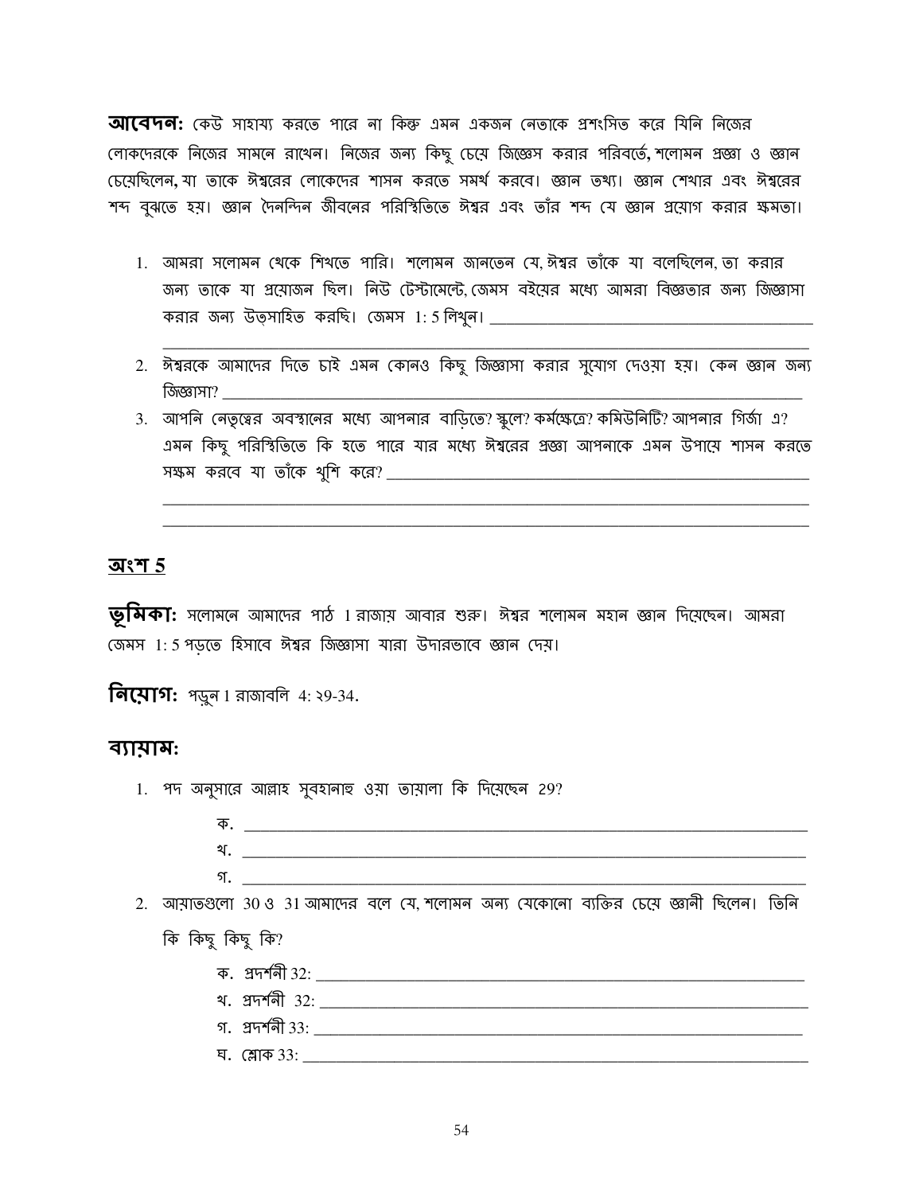**আবেদন:** কেউ সাহায্য করতে পারে না কিন্তু এমন একজন নেতাকে প্রশংসিত করে যিনি নিজের লোকদেরকে নিজের সামনে রাখেন। নিজের জন্য কিছু চেয়ে জিজ্ঞেস করার পরিবর্তে, শলোমন প্রজ্ঞা ও জ্ঞান চেয়েছিলেন, যা তাকে ঈশ্বরের লোকেদের শাসন করতে সমর্থ করবে। জ্ঞান তথ্য। জ্ঞান শেখার এবং ঈশ্বরের শব্দ বুঝতে হয়। জ্ঞান দৈনন্দিন জীবনের পরিস্থিতিতে ঈশ্বর এবং তাঁর শব্দ যে জ্ঞান প্রয়োগ করার ক্ষমতা।

1. আমরা সলোমন থেকে শিখতে পারি। শলোমন জানতেন যে, ঈশ্বর তাঁকে যা বলেছিলেন, তা করার জন্য তাকে যা প্রয়োজন ছিল। নিউ টেস্টামেন্টে, জেমস বইয়ের মধ্যে আমরা বিজ্ঞতার জন্য জিজ্ঞাসা করার জন্য উত্সাহিত করছি। জেমস 1: 5 লিখুন। ________________________________________
   ________________________________________________________________________
2. ঈশ্বরকে আমাদের দিতে চাই এমন কোনও কিছু জিজ্ঞাসা করার সুযোগ দেওয়া হয়। কেন জ্ঞান জন্য জিজ্ঞাসা? ____________________________________________________________
3. আপনি নেতৃত্বের অবস্থানের মধ্যে আপনার বাড়িতে? স্কুলে? কর্মক্ষেত্রে? কমিউনিটি? আপনার গির্জা এ? এমন কিছু পরিস্থিতিতে কি হতে পারে যার মধ্যে ঈশ্বরের প্রজ্ঞা আপনাকে এমন উপায়ে শাসন করতে সক্ষম করবে যা তাঁকে খুশি করে? ________________________________________________
   ________________________________________________________________________
   ________________________________________________________________________

## অংশ 5

**ভূমিকা:** সলোমনে আমাদের পাঠ 1 রাজায় আবার শুরু। ঈশ্বর শলোমন মহান জ্ঞান দিয়েছেন। আমরা জেমস 1: 5 পড়তে হিসাবে ঈশ্বর জিজ্ঞাসা যারা উদারভাবে জ্ঞান দেয়।

**নিয়োগ:** পড়ুন 1 রাজাবলি 4: ২9-34.

### ব্যায়াম:

1. পদ অনুসারে আল্লাহ সুবহানাহু ওয়া তায়ালা কি দিয়েছেন 29?
   - ক. ________________________________________________________________
   - খ. ________________________________________________________________
   - গ. ________________________________________________________________
2. আয়াতগুলো 30 ও 31 আমাদের বলে যে, শলোমন অন্য যেকোনো ব্যক্তির চেয়ে জ্ঞানী ছিলেন। তিনি কি কিছু কিছু কি?
   - ক. প্রদর্শনী 32: ________________________________________________________
   - খ. প্রদর্শনী 32: ________________________________________________________
   - গ. প্রদর্শনী 33: ________________________________________________________
   - ঘ. শ্লোক 33: ___________________________________________________________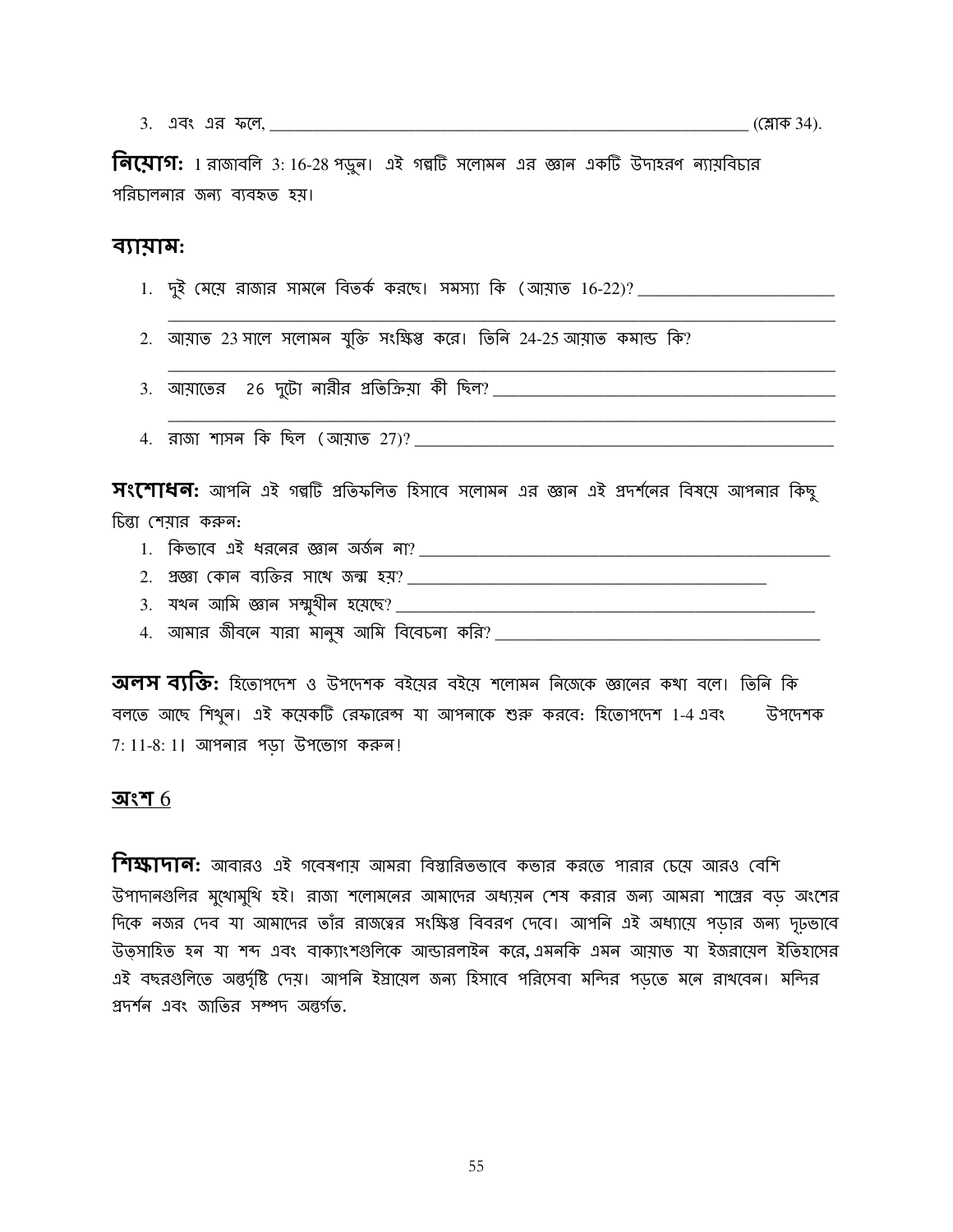3. এবং এর ফলে, ______________________________________________________________ (শ্লোক 34).

**নিয়োগ:** 1 রাজাবলি 3: 16-28 পড়ুন। এই গল্পটি সলোমন এর জ্ঞান একটি উদাহরণ ন্যায়বিচার পরিচালনার জন্য ব্যবহৃত হয়।

## ব্যায়াম:

1. দুই মেয়ে রাজার সামনে বিতর্ক করছে। সমস্যা কি (আয়াত 16-22)? ________________________
   ______________________________________________________________________________
2. আয়াত 23 সালে সলোমন যুক্তি সংক্ষিপ্ত করে। তিনি 24-25 আয়াত কমান্ড কি?
   ______________________________________________________________________________
3. আয়াতের 26 দুটো নারীর প্রতিক্রিয়া কী ছিল? ____________________________________________
   ______________________________________________________________________________
4. রাজা শাসন কি ছিল (আয়াত 27)? ____________________________________________________

**সংশোধন:** আপনি এই গল্পটি প্রতিফলিত হিসাবে সলোমন এর জ্ঞান এই প্রদর্শনের বিষয়ে আপনার কিছু চিন্তা শেয়ার করুন:

1. কিভাবে এই ধরনের জ্ঞান অর্জন না? ____________________________________________________
2. প্রজ্ঞা কোন ব্যক্তির সাথে জন্ম হয়? ______________________________________________
3. যখন আমি জ্ঞান সম্মুখীন হয়েছে? ____________________________________________________
4. আমার জীবনে যারা মানুষ আমি বিবেচনা করি? ________________________________________

**অলস ব্যক্তি:** হিতোপদেশ ও উপদেশক বইয়ের বইয়ে শলোমন নিজেকে জ্ঞানের কথা বলে। তিনি কি বলতে আছে শিখুন। এই কয়েকটি রেফারেন্স যা আপনাকে শুরু করবে: হিতোপদেশ 1-4 এবং উপদেশক 7: 11-8: 1। আপনার পড়া উপভোগ করুন!

## অংশ 6

**শিক্ষাদান:** আবারও এই গবেষণায় আমরা বিস্তারিতভাবে কভার করতে পারার চেয়ে আরও বেশি উপাদানগুলির মুখোমুখি হই। রাজা শলোমনের আমাদের অধ্যয়ন শেষ করার জন্য আমরা শাস্ত্রের বড় অংশের দিকে নজর দেব যা আমাদের তাঁর রাজত্বের সংক্ষিপ্ত বিবরণ দেবে। আপনি এই অধ্যায়ে পড়ার জন্য দৃঢ়ভাবে উত্সাহিত হন যা শব্দ এবং বাক্যাংশগুলিকে আন্ডারলাইন করে, এমনকি এমন আয়াত যা ইজরায়েল ইতিহাসের এই বছরগুলিতে অন্তর্দৃষ্টি দেয়। আপনি ইস্রায়েল জন্য হিসাবে পরিসেবা মন্দির পড়তে মনে রাখবেন। মন্দির প্রদর্শন এবং জাতির সম্পদ অন্তর্গত.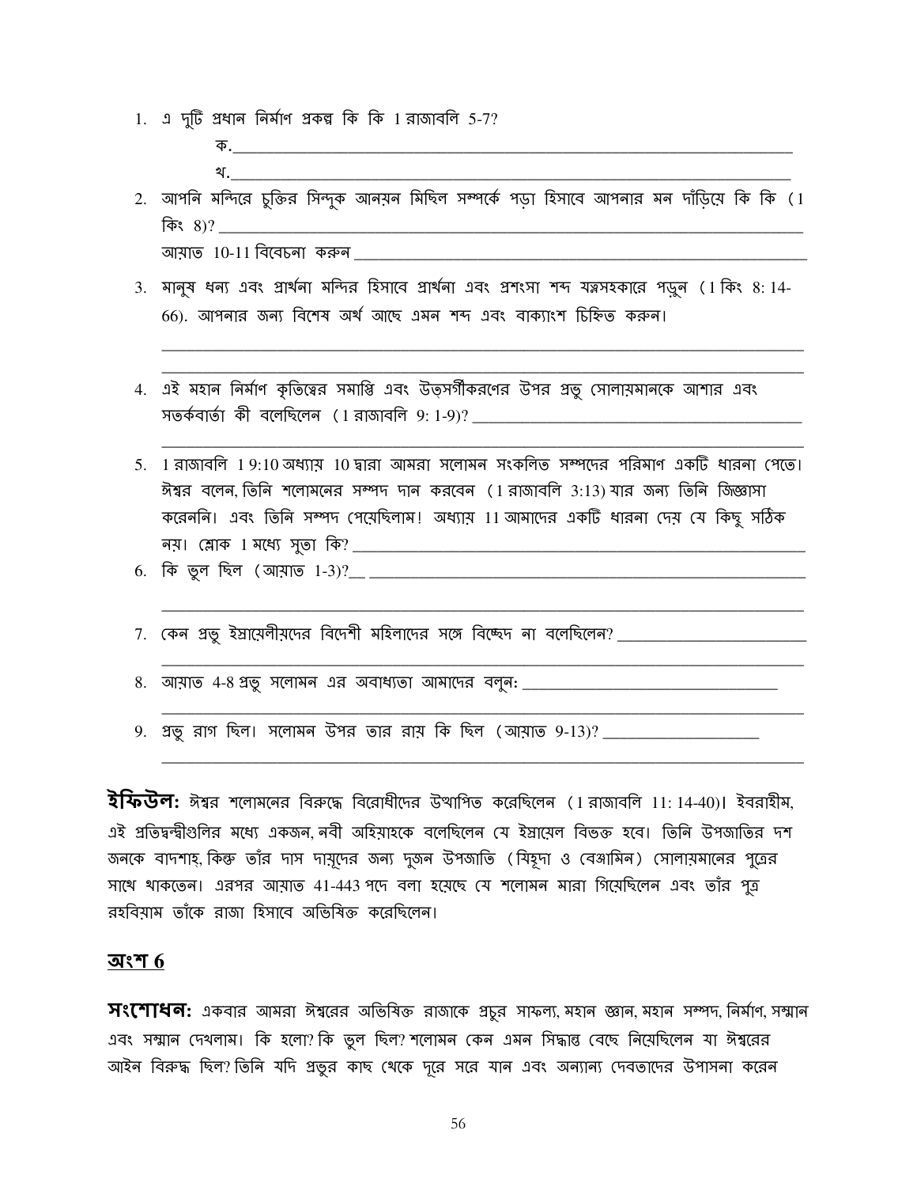1. এ দুটি প্রধান নির্মাণ প্রকল্প কি কি 1 রাজাবলি 5-7?

    ক.______________________________________________

    খ.______________________________________________

2. আপনি মন্দিরে চুক্তির সিন্দুক আনয়ন মিছিল সম্পর্কে পড়া হিসাবে আপনার মন দাঁড়িয়ে কি কি (1 কিং 8)? ______________________________________________

    আয়াত 10-11 বিবেচনা করুন ______________________________________________

3. মানুষ ধন্য এবং প্রার্থনা মন্দির হিসাবে প্রার্থনা এবং প্রশংসা শব্দ যত্নসহকারে পড়ুন (1 কিং 8: 14-66). আপনার জন্য বিশেষ অর্থ আছে এমন শব্দ এবং বাক্যাংশ চিহ্নিত করুন।

    ______________________________________________

    ______________________________________________

4. এই মহান নির্মাণ কৃতিত্বের সমাপ্তি এবং উত্সর্গীকরণের উপর প্রভু সোলায়মানকে আশার এবং সতর্কবার্তা কী বলেছিলেন (1 রাজাবলি 9: 1-9)? ______________________________________________

    ______________________________________________

5. 1 রাজাবলি 1 9:10 অধ্যায় 10 দ্বারা আমরা সলোমন সংকলিত সম্পদের পরিমাণ একটি ধারনা পেতে। ঈশ্বর বলেন, তিনি শলোমনের সম্পদ দান করবেন (1 রাজাবলি 3:13) যার জন্য তিনি জিজ্ঞাসা করেননি। এবং তিনি সম্পদ পেয়েছিলাম! অধ্যায় 11 আমাদের একটি ধারনা দেয় যে কিছু সঠিক নয়। শ্লোক 1 মধ্যে সুতা কি? ______________________________________________

6. কি ভুল ছিল (আয়াত 1-3)?__ ______________________________________________

    ______________________________________________

7. কেন প্রভু ইস্রায়েলীয়দের বিদেশী মহিলাদের সঙ্গে বিচ্ছেদ না বলেছিলেন? ______________________________________________

    ______________________________________________

8. আয়াত 4-8 প্রভু সলোমন এর অবাধ্যতা আমাদের বলুন: ______________________________________________

    ______________________________________________

9. প্রভু রাগ ছিল। সলোমন উপর তার রায় কি ছিল (আয়াত 9-13)? ______________________________________________

    ______________________________________________

**ইফিউল:** ঈশ্বর শলোমনের বিরুদ্ধে বিরোধীদের উত্থাপিত করেছিলেন (1 রাজাবলি 11: 14-40)। ইবরাহীম, এই প্রতিদ্বন্দ্বীগুলির মধ্যে একজন, নবী অহিয়াহকে বলেছিলেন যে ইস্রায়েল বিভক্ত হবে। তিনি উপজাতির দশ জনকে বাদশাহ, কিন্তু তাঁর দাস দায়ূদের জন্য দুজন উপজাতি (যিহূদা ও বেঞ্জামিন) সোলায়মানের পুত্রের সাথে থাকতেন। এরপর আয়াত 41-443 পদে বলা হয়েছে যে শলোমন মারা গিয়েছিলেন এবং তাঁর পুত্র রহবিয়াম তাঁকে রাজা হিসাবে অভিষিক্ত করেছিলেন।

## অংশ 6

**সংশোধন:** একবার আমরা ঈশ্বরের অভিষিক্ত রাজাকে প্রচুর সাফল্য, মহান জ্ঞান, মহান সম্পদ, নির্মাণ, সম্মান এবং সম্মান দেখলাম। কি হলো? কি ভুল ছিল? শলোমন কেন এমন সিদ্ধান্ত বেছে নিয়েছিলেন যা ঈশ্বরের আইন বিরুদ্ধ ছিল? তিনি যদি প্রভুর কাছ থেকে দূরে সরে যান এবং অন্যান্য দেবতাদের উপাসনা করেন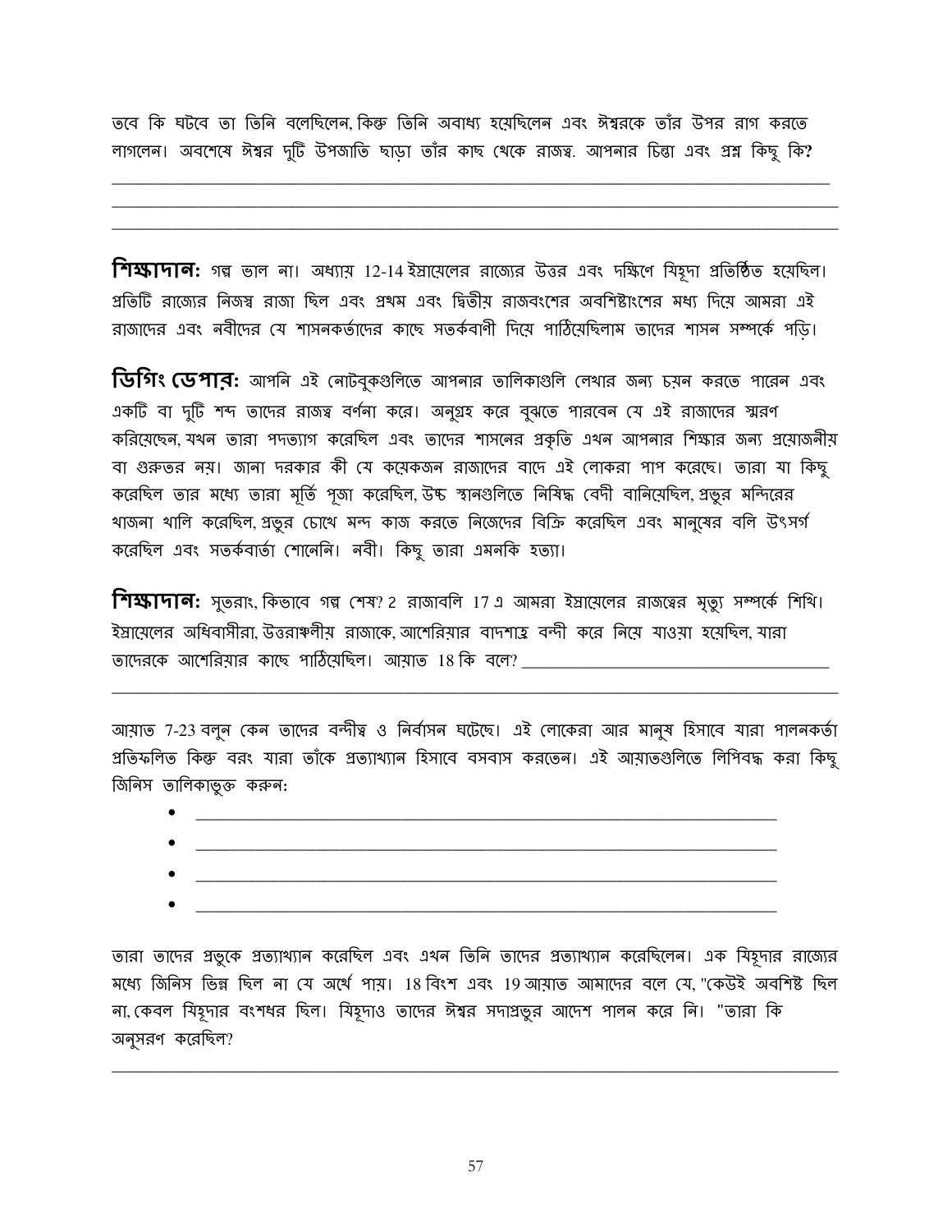তবে কি ঘটবে তা তিনি বলেছিলেন, কিন্তু তিনি অবাধ্য হয়েছিলেন এবং ঈশ্বরকে তাঁর উপর রাগ করতে লাগলেন। অবশেষে ঈশ্বর দুটি উপজাতি ছাড়া তাঁর কাছ থেকে রাজত্ব. আপনার চিন্তা এবং প্রশ্ন কিছু কি?

\_\_\_\_\_\_\_\_\_\_\_\_\_\_\_\_\_\_\_\_\_\_\_\_\_\_\_\_\_\_\_\_\_\_\_\_\_\_\_\_\_\_\_\_\_\_\_\_\_\_\_\_\_\_\_\_\_\_\_\_\_\_\_\_\_\_\_\_\_\_\_\_\_\_\_\_

\_\_\_\_\_\_\_\_\_\_\_\_\_\_\_\_\_\_\_\_\_\_\_\_\_\_\_\_\_\_\_\_\_\_\_\_\_\_\_\_\_\_\_\_\_\_\_\_\_\_\_\_\_\_\_\_\_\_\_\_\_\_\_\_\_\_\_\_\_\_\_\_\_\_\_\_

\_\_\_\_\_\_\_\_\_\_\_\_\_\_\_\_\_\_\_\_\_\_\_\_\_\_\_\_\_\_\_\_\_\_\_\_\_\_\_\_\_\_\_\_\_\_\_\_\_\_\_\_\_\_\_\_\_\_\_\_\_\_\_\_\_\_\_\_\_\_\_\_\_\_\_\_

**শিক্ষাদান:** গল্প ভাল না। অধ্যায় 12-14 ইস্রায়েলের রাজ্যের উত্তর এবং দক্ষিণে যিহূদা প্রতিষ্ঠিত হয়েছিল। প্রতিটি রাজ্যের নিজস্ব রাজা ছিল এবং প্রথম এবং দ্বিতীয় রাজবংশের অবশিষ্টাংশের মধ্য দিয়ে আমরা এই রাজাদের এবং নবীদের যে শাসনকর্তাদের কাছে সতর্কবাণী দিয়ে পাঠিয়েছিলাম তাদের শাসন সম্পর্কে পড়ি।

**ডিগিং ডেপার:** আপনি এই নোটবুকগুলিতে আপনার তালিকাগুলি লেখার জন্য চয়ন করতে পারেন এবং একটি বা দুটি শব্দ তাদের রাজত্ব বর্ণনা করে। অনুগ্রহ করে বুঝতে পারবেন যে এই রাজাদের স্মরণ করিয়েছেন, যখন তারা পদত্যাগ করেছিল এবং তাদের শাসনের প্রকৃতি এখন আপনার শিক্ষার জন্য প্রয়োজনীয় বা গুরুতর নয়। জানা দরকার কী যে কয়েকজন রাজাদের বাদে এই লোকরা পাপ করেছে। তারা যা কিছু করেছিল তার মধ্যে তারা মূর্তি পূজা করেছিল, উচ্চ স্থানগুলিতে নিষিদ্ধ বেদী বানিয়েছিল, প্রভুর মন্দিরের খাজনা খালি করেছিল, প্রভুর চোখে মন্দ কাজ করতে নিজেদের বিক্রি করেছিল এবং মানুষের বলি উৎসর্গ করেছিল এবং সতর্কবার্তা শোনেনি। নবী। কিছু তারা এমনকি হত্যা।

**শিক্ষাদান:** সুতরাং, কিভাবে গল্প শেষ? 2 রাজাবলি 17 এ আমরা ইস্রায়েলের রাজত্বের মৃত্যু সম্পর্কে শিখি। ইস্রায়েলের অধিবাসীরা, উত্তরাঞ্চলীয় রাজাকে, আশেরিয়ার বাদশাহ্র বন্দী করে নিয়ে যাওয়া হয়েছিল, যারা তাদেরকে আশেরিয়ার কাছে পাঠিয়েছিল। আয়াত 18 কি বলে? \_\_\_\_\_\_\_\_\_\_\_\_\_\_\_\_\_\_\_\_\_\_\_\_\_\_\_\_\_\_\_\_\_\_\_\_\_\_

\_\_\_\_\_\_\_\_\_\_\_\_\_\_\_\_\_\_\_\_\_\_\_\_\_\_\_\_\_\_\_\_\_\_\_\_\_\_\_\_\_\_\_\_\_\_\_\_\_\_\_\_\_\_\_\_\_\_\_\_\_\_\_\_\_\_\_\_\_\_\_\_\_\_\_\_

আয়াত 7-23 বলুন কেন তাদের বন্দীত্ব ও নির্বাসন ঘটেছে। এই লোকেরা আর মানুষ হিসাবে যারা পালনকর্তা প্রতিফলিত কিন্তু বরং যারা তাঁকে প্রত্যাখ্যান হিসাবে বসবাস করতেন। এই আয়াতগুলিতে লিপিবদ্ধ করা কিছু জিনিস তালিকাভুক্ত করুন:

- \_\_\_\_\_\_\_\_\_\_\_\_\_\_\_\_\_\_\_\_\_\_\_\_\_\_\_\_\_\_\_\_\_\_\_\_\_\_\_\_\_\_\_\_\_\_\_\_\_\_\_\_\_\_\_\_\_\_\_\_\_\_\_\_
- \_\_\_\_\_\_\_\_\_\_\_\_\_\_\_\_\_\_\_\_\_\_\_\_\_\_\_\_\_\_\_\_\_\_\_\_\_\_\_\_\_\_\_\_\_\_\_\_\_\_\_\_\_\_\_\_\_\_\_\_\_\_\_\_
- \_\_\_\_\_\_\_\_\_\_\_\_\_\_\_\_\_\_\_\_\_\_\_\_\_\_\_\_\_\_\_\_\_\_\_\_\_\_\_\_\_\_\_\_\_\_\_\_\_\_\_\_\_\_\_\_\_\_\_\_\_\_\_\_
- \_\_\_\_\_\_\_\_\_\_\_\_\_\_\_\_\_\_\_\_\_\_\_\_\_\_\_\_\_\_\_\_\_\_\_\_\_\_\_\_\_\_\_\_\_\_\_\_\_\_\_\_\_\_\_\_\_\_\_\_\_\_\_\_

তারা তাদের প্রভুকে প্রত্যাখ্যান করেছিল এবং এখন তিনি তাদের প্রত্যাখ্যান করেছিলেন। এক যিহূদার রাজ্যের মধ্যে জিনিস ভিন্ন ছিল না যে অর্থে পায়। 18 বিংশ এবং 19 আয়াত আমাদের বলে যে, "কেউই অবশিষ্ট ছিল না, কেবল যিহূদার বংশধর ছিল। যিহূদাও তাদের ঈশ্বর সদাপ্রভুর আদেশ পালন করে নি। "তারা কি অনুসরণ করেছিল?

\_\_\_\_\_\_\_\_\_\_\_\_\_\_\_\_\_\_\_\_\_\_\_\_\_\_\_\_\_\_\_\_\_\_\_\_\_\_\_\_\_\_\_\_\_\_\_\_\_\_\_\_\_\_\_\_\_\_\_\_\_\_\_\_\_\_\_\_\_\_\_\_\_\_\_\_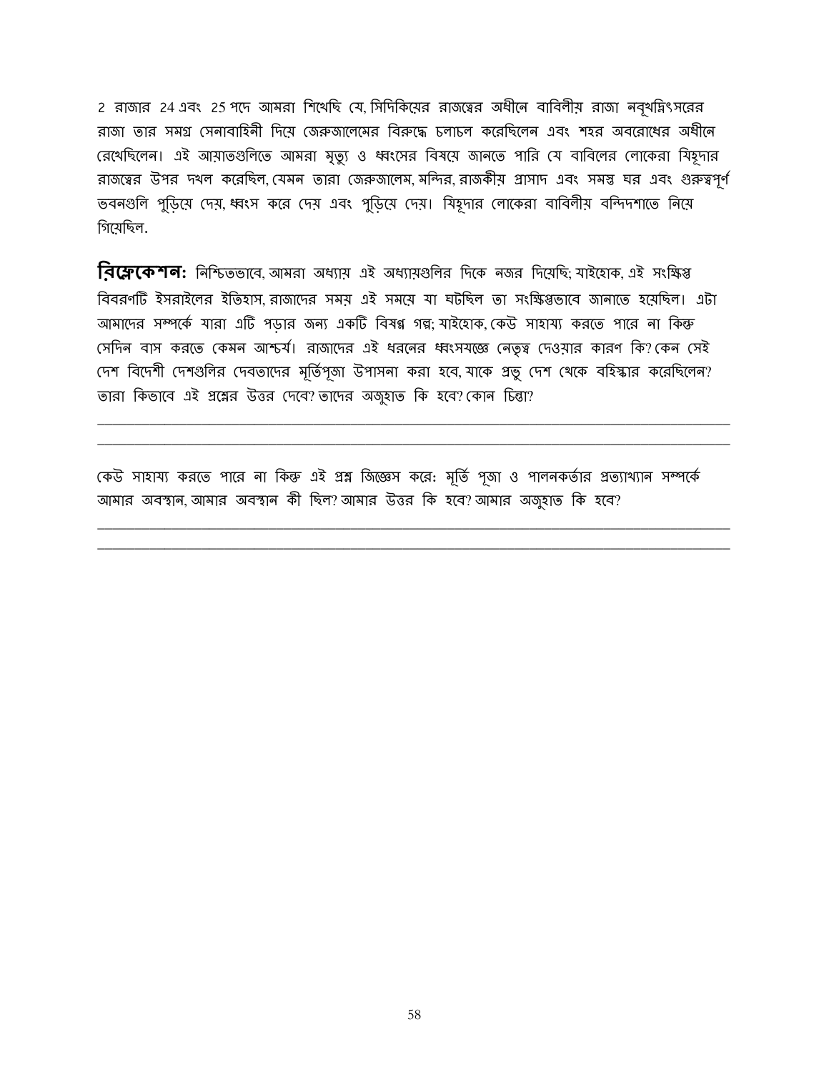2 রাজার 24 এবং 25 পদে আমরা শিখেছি যে, সিদিকিয়ের রাজত্বের অধীনে বাবিলীয় রাজা নবূখদ্নিৎসরের রাজা তার সমগ্র সেনাবাহিনী দিয়ে জেরুজালেমের বিরুদ্ধে চলাচল করেছিলেন এবং শহর অবরোধের অধীনে রেখেছিলেন। এই আয়াতগুলিতে আমরা মৃত্যু ও ধ্বংসের বিষয়ে জানতে পারি যে বাবিলের লোকেরা যিহূদার রাজত্বের উপর দখল করেছিল, যেমন তারা জেরুজালেম, মন্দির, রাজকীয় প্রাসাদ এবং সমস্ত ঘর এবং গুরুত্বপূর্ণ ভবনগুলি পুড়িয়ে দেয়, ধ্বংস করে দেয় এবং পুড়িয়ে দেয়। যিহূদার লোকেরা বাবিলীয় বন্দিদশাতে নিয়ে গিয়েছিল.

**রিফ্লেকেশন:** নিশ্চিতভাবে, আমরা অধ্যায় এই অধ্যায়গুলির দিকে নজর দিয়েছি; যাইহোক, এই সংক্ষিপ্ত বিবরণটি ইসরাইলের ইতিহাস, রাজাদের সময় এই সময়ে যা ঘটছিল তা সংক্ষিপ্তভাবে জানাতে হয়েছিল। এটা আমাদের সম্পর্কে যারা এটি পড়ার জন্য একটি বিষণ্ণ গল্প; যাইহোক, কেউ সাহায্য করতে পারে না কিন্তু সেদিন বাস করতে কেমন আশ্চর্য। রাজাদের এই ধরনের ধ্বংসযজ্ঞে নেতৃত্ব দেওয়ার কারণ কি? কেন সেই দেশ বিদেশী দেশগুলির দেবতাদের মূর্তিপূজা উপাসনা করা হবে, যাকে প্রভু দেশ থেকে বহিস্কার করেছিলেন? তারা কিভাবে এই প্রশ্নের উত্তর দেবে? তাদের অজুহাত কি হবে? কোন চিন্তা?

\_\_\_\_\_\_\_\_\_\_\_\_\_\_\_\_\_\_\_\_\_\_\_\_\_\_\_\_\_\_\_\_\_\_\_\_\_\_\_\_\_\_\_\_\_\_\_\_\_\_\_\_\_\_\_\_\_\_\_\_\_\_\_\_\_\_\_\_\_\_\_\_\_\_\_\_

\_\_\_\_\_\_\_\_\_\_\_\_\_\_\_\_\_\_\_\_\_\_\_\_\_\_\_\_\_\_\_\_\_\_\_\_\_\_\_\_\_\_\_\_\_\_\_\_\_\_\_\_\_\_\_\_\_\_\_\_\_\_\_\_\_\_\_\_\_\_\_\_\_\_\_\_

কেউ সাহায্য করতে পারে না কিন্তু এই প্রশ্ন জিজ্ঞেস করে: মূর্তি পূজা ও পালনকর্তার প্রত্যাখ্যান সম্পর্কে আমার অবস্থান, আমার অবস্থান কী ছিল? আমার উত্তর কি হবে? আমার অজুহাত কি হবে?

\_\_\_\_\_\_\_\_\_\_\_\_\_\_\_\_\_\_\_\_\_\_\_\_\_\_\_\_\_\_\_\_\_\_\_\_\_\_\_\_\_\_\_\_\_\_\_\_\_\_\_\_\_\_\_\_\_\_\_\_\_\_\_\_\_\_\_\_\_\_\_\_\_\_\_\_

\_\_\_\_\_\_\_\_\_\_\_\_\_\_\_\_\_\_\_\_\_\_\_\_\_\_\_\_\_\_\_\_\_\_\_\_\_\_\_\_\_\_\_\_\_\_\_\_\_\_\_\_\_\_\_\_\_\_\_\_\_\_\_\_\_\_\_\_\_\_\_\_\_\_\_\_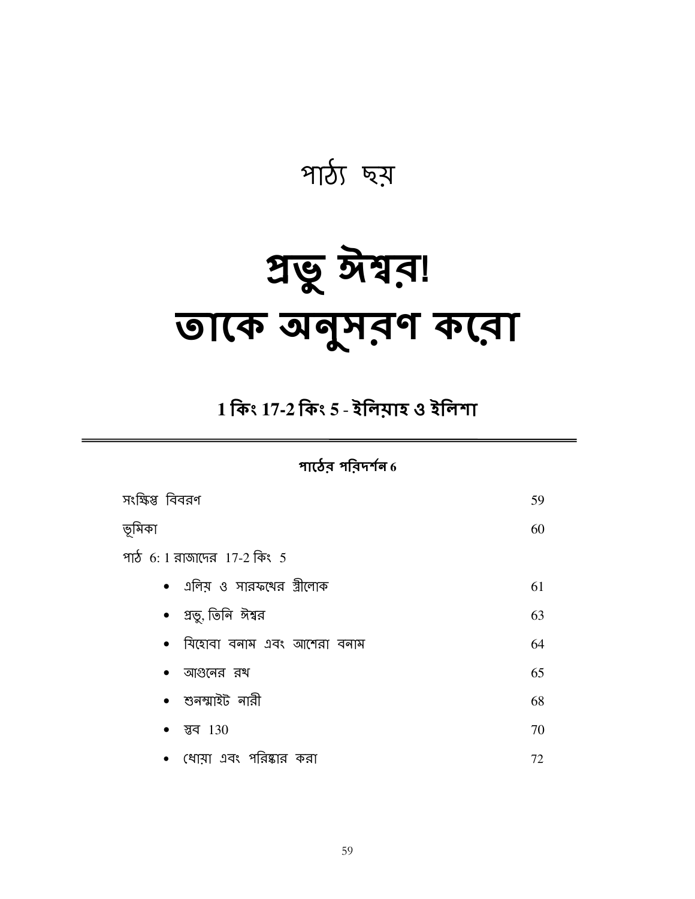# পাঠ্য ছয়

# প্রভু ঈশ্বর! তাকে অনুসরণ করো

## 1 কিং 17-2 কিং 5 - ইলিয়াহ ও ইলিশা

---

### পাঠের পরিদর্শন 6

| | |
|---|---|
| সংক্ষিপ্ত বিবরণ | 59 |
| ভূমিকা | 60 |
| পাঠ 6: 1 রাজাদের 17-2 কিং 5 | |
| • এলিয় ও সারফথের স্ত্রীলোক | 61 |
| • প্রভু, তিনি ঈশ্বর | 63 |
| • যিহোবা বনাম এবং আশেরা বনাম | 64 |
| • আগুনের রথ | 65 |
| • শুনম্মাইট নারী | 68 |
| • স্তব 130 | 70 |
| • ধোয়া এবং পরিষ্কার করা | 72 |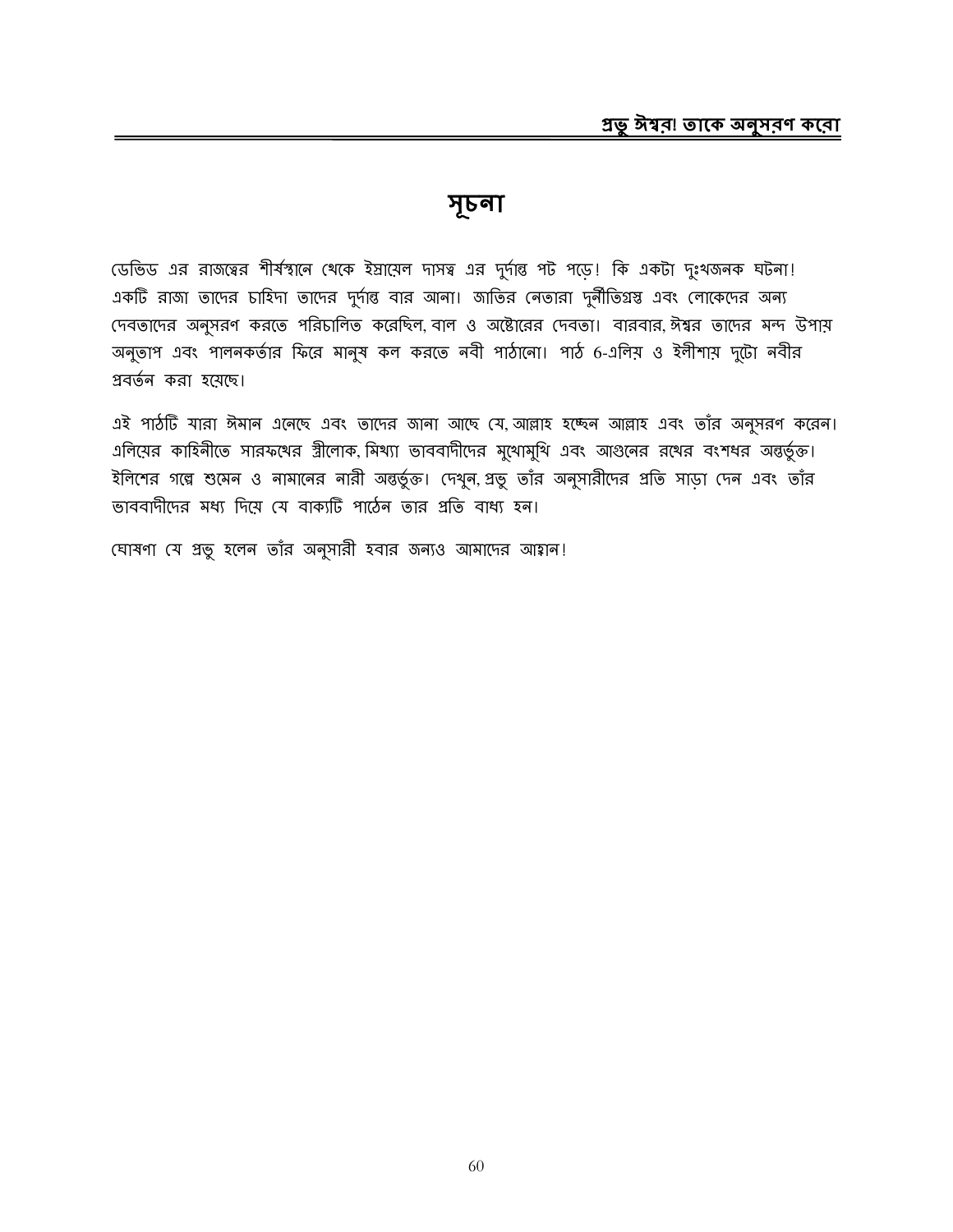# সূচনা

ডেভিড এর রাজত্বের শীর্ষস্থানে থেকে ইস্রায়েল দাসত্ব এর দুর্দান্ত পট পড়ে! কি একটা দুঃখজনক ঘটনা! একটি রাজা তাদের চাহিদা তাদের দুর্দান্ত বার আনা। জাতির নেতারা দুর্নীতিগ্রস্ত এবং লোকেদের অন্য দেবতাদের অনুসরণ করতে পরিচালিত করেছিল, বাল ও অষ্টোরের দেবতা। বারবার, ঈশ্বর তাদের মন্দ উপায় অনুতাপ এবং পালনকর্তার ফিরে মানুষ কল করতে নবী পাঠানো। পাঠ 6-এলিয় ও ইলীশায় দুটো নবীর প্রবর্তন করা হয়েছে।

এই পাঠটি যারা ঈমান এনেছে এবং তাদের জানা আছে যে, আল্লাহ হচ্ছেন আল্লাহ এবং তাঁর অনুসরণ করেন। এলিয়ের কাহিনীতে সারফথের স্ত্রীলোক, মিথ্যা ভাববাদীদের মুখোমুখি এবং আগুনের রথের বংশধর অন্তর্ভুক্ত। ইলিশের গল্পে শুমেন ও নামানের নারী অন্তর্ভুক্ত। দেখুন, প্রভু তাঁর অনুসারীদের প্রতি সাড়া দেন এবং তাঁর ভাববাদীদের মধ্য দিয়ে যে বাক্যটি পাঠেন তার প্রতি বাধ্য হন।

ঘোষণা যে প্রভু হলেন তাঁর অনুসারী হবার জন্যও আমাদের আহ্বান!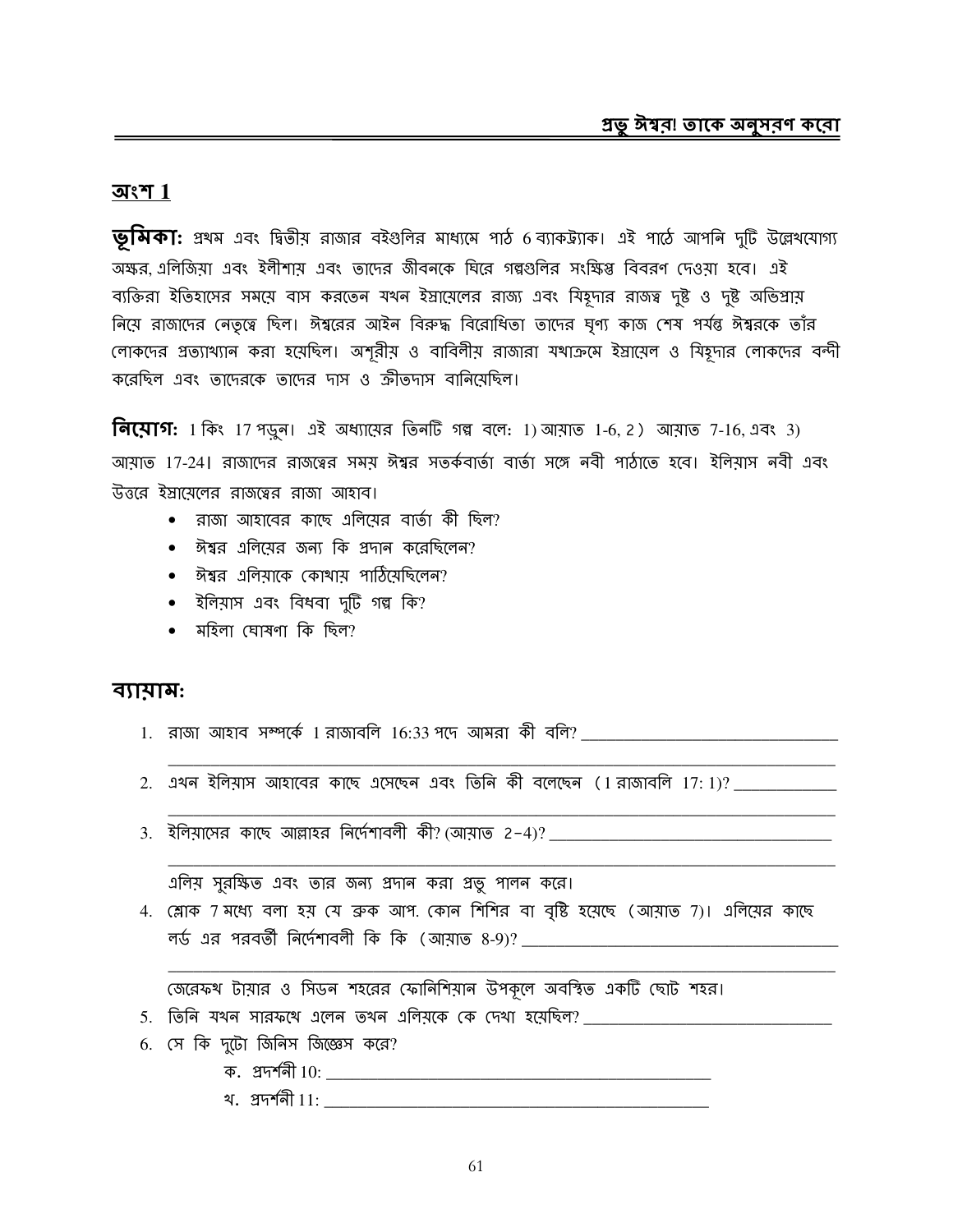## অংশ 1

**ভূমিকা:** প্রথম এবং দ্বিতীয় রাজার বইগুলির মাধ্যমে পাঠ 6 ব্যাকট্র্যাক। এই পাঠে আপনি দুটি উল্লেখযোগ্য অক্ষর, এলিজিয়া এবং ইলীশায় এবং তাদের জীবনকে ঘিরে গল্পগুলির সংক্ষিপ্ত বিবরণ দেওয়া হবে। এই ব্যক্তিরা ইতিহাসের সময়ে বাস করতেন যখন ইস্রায়েলের রাজ্য এবং যিহূদার রাজত্ব দুষ্ট ও দুষ্ট অভিপ্রায় নিয়ে রাজাদের নেতৃত্বে ছিল। ঈশ্বরের আইন বিরুদ্ধ বিরোধিতা তাদের ঘৃণ্য কাজ শেষ পর্যন্ত ঈশ্বরকে তাঁর লোকদের প্রত্যাখ্যান করা হয়েছিল। অশূরীয় ও বাবিলীয় রাজারা যথাক্রমে ইস্রায়েল ও যিহূদার লোকদের বন্দী করেছিল এবং তাদেরকে তাদের দাস ও ক্রীতদাস বানিয়েছিল।

**নিয়োগ:** 1 কিং 17 পড়ুন। এই অধ্যায়ের তিনটি গল্প বলে: 1) আয়াত 1-6, 2) আয়াত 7-16, এবং 3) আয়াত 17-24। রাজাদের রাজত্বের সময় ঈশ্বর সতর্কবার্তা বার্তা সঙ্গে নবী পাঠাতে হবে। ইলিয়াস নবী এবং উত্তরে ইস্রায়েলের রাজত্বের রাজা আহাব।

- রাজা আহাবের কাছে এলিয়ের বার্তা কী ছিল?
- ঈশ্বর এলিয়ের জন্য কি প্রদান করেছিলেন?
- ঈশ্বর এলিয়াকে কোথায় পাঠিয়েছিলেন?
- ইলিয়াস এবং বিধবা দুটি গল্প কি?
- মহিলা ঘোষণা কি ছিল?

## ব্যায়াম:

1. রাজা আহাব সম্পর্কে 1 রাজাবলি 16:33 পদে আমরা কী বলি? ________________________________
   ________________________________________________________________
2. এখন ইলিয়াস আহাবের কাছে এসেছেন এবং তিনি কী বলেছেন (1 রাজাবলি 17: 1)? ____________
   ________________________________________________________________
3. ইলিয়াসের কাছে আল্লাহর নির্দেশাবলী কী? (আয়াত 2-4)? ________________________________
   ________________________________________________________________

   এলিয় সুরক্ষিত এবং তার জন্য প্রদান করা প্রভু পালন করে।

4. শ্লোক 7 মধ্যে বলা হয় যে ব্রুক আপ. কোন শিশির বা বৃষ্টি হয়েছে (আয়াত 7)। এলিয়ের কাছে লর্ড এর পরবর্তী নির্দেশাবলী কি কি (আয়াত 8-9)? ________________________________
   ________________________________________________________________

   জেরেফথ টায়ার ও সিডন শহরের ফোনিশিয়ান উপকূলে অবস্থিত একটি ছোট শহর।

5. তিনি যখন সারফথে এলেন তখন এলিয়কে কে দেখা হয়েছিল? ____________________________
6. সে কি দুটো জিনিস জিজ্ঞেস করে?
   - ক. প্রদর্শনী 10: ________________________________________
   - খ. প্রদর্শনী 11: ________________________________________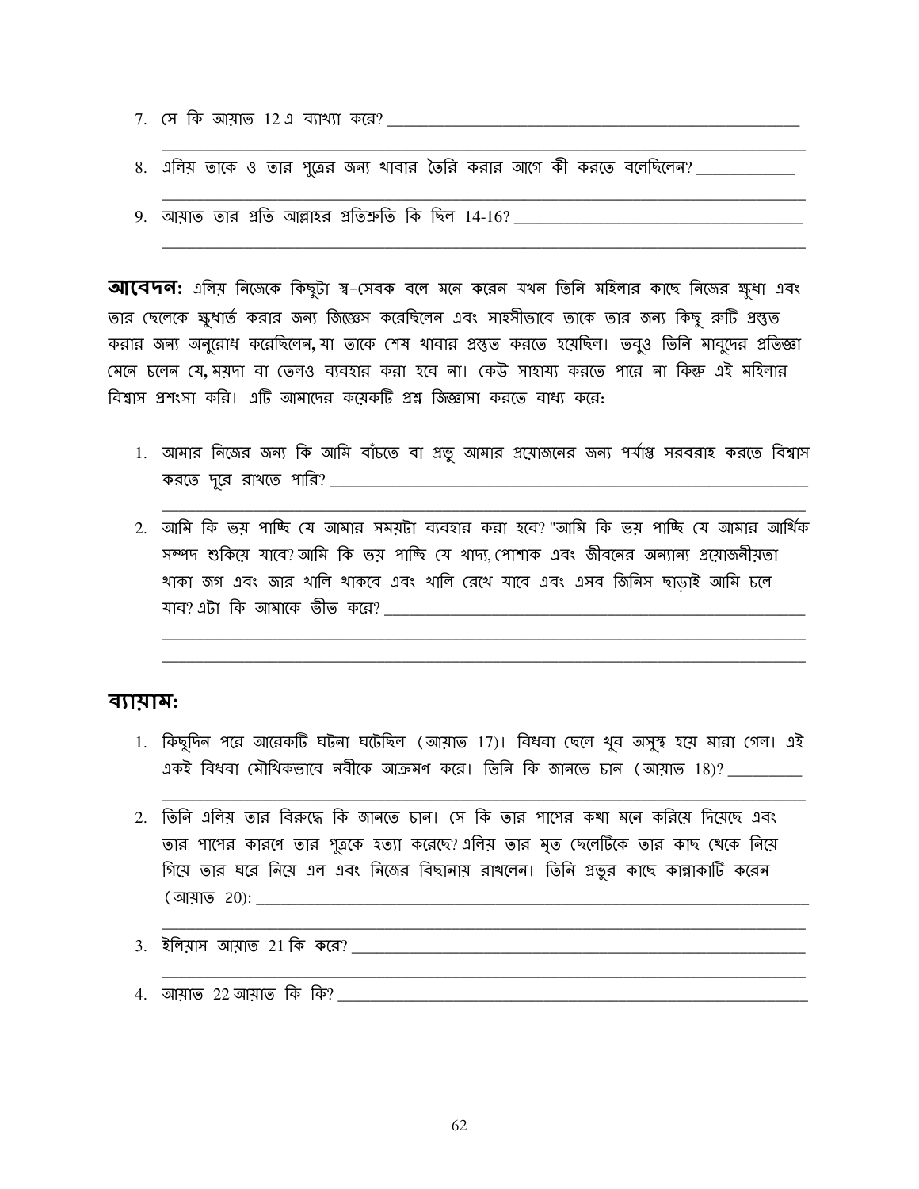7. সে কি আয়াত 12 এ ব্যাখ্যা করে? ______________________________________________
______________________________________________________________________

8. এলিয় তাকে ও তার পুত্রের জন্য খাবার তৈরি করার আগে কী করতে বলেছিলেন? ____________
______________________________________________________________________

9. আয়াত তার প্রতি আল্লাহর প্রতিশ্রুতি কি ছিল 14-16? ______________________________
______________________________________________________________________

**আবেদন:** এলিয় নিজেকে কিছুটা স্ব-সেবক বলে মনে করেন যখন তিনি মহিলার কাছে নিজের ক্ষুধা এবং তার ছেলেকে ক্ষুধার্ত করার জন্য জিজ্ঞেস করেছিলেন এবং সাহসীভাবে তাকে তার জন্য কিছু রুটি প্রস্তুত করার জন্য অনুরোধ করেছিলেন, যা তাকে শেষ খাবার প্রস্তুত করতে হয়েছিল। তবুও তিনি মাবুদের প্রতিজ্ঞা মেনে চলেন যে, ময়দা বা তেলও ব্যবহার করা হবে না। কেউ সাহায্য করতে পারে না কিন্তু এই মহিলার বিশ্বাস প্রশংসা করি। এটি আমাদের কয়েকটি প্রশ্ন জিজ্ঞাসা করতে বাধ্য করে:

1. আমার নিজের জন্য কি আমি বাঁচতে বা প্রভু আমার প্রয়োজনের জন্য পর্যাপ্ত সরবরাহ করতে বিশ্বাস করতে দূরে রাখতে পারি? ______________________________________________
______________________________________________________________________

2. আমি কি ভয় পাচ্ছি যে আমার সময়টা ব্যবহার করা হবে? "আমি কি ভয় পাচ্ছি যে আমার আর্থিক সম্পদ শুকিয়ে যাবে? আমি কি ভয় পাচ্ছি যে খাদ্য, পোশাক এবং জীবনের অন্যান্য প্রয়োজনীয়তা থাকা জগ এবং জার খালি থাকবে এবং খালি রেখে যাবে এবং এসব জিনিস ছাড়াই আমি চলে যাব? এটা কি আমাকে ভীত করে? ______________________________________________
______________________________________________________________________
______________________________________________________________________

## ব্যায়াম:

1. কিছুদিন পরে আরেকটি ঘটনা ঘটেছিল (আয়াত 17)। বিধবা ছেলে খুব অসুস্থ হয়ে মারা গেল। এই একই বিধবা মৌখিকভাবে নবীকে আক্রমণ করে। তিনি কি জানতে চান (আয়াত 18)? _________
______________________________________________________________________

2. তিনি এলিয় তার বিরুদ্ধে কি জানতে চান। সে কি তার পাপের কথা মনে করিয়ে দিয়েছে এবং তার পাপের কারণে তার পুত্রকে হত্যা করেছে? এলিয় তার মৃত ছেলেটিকে তার কাছ থেকে নিয়ে গিয়ে তার ঘরে নিয়ে এল এবং নিজের বিছানায় রাখলেন। তিনি প্রভুর কাছে কান্নাকাটি করেন (আয়াত 20): ______________________________________________
______________________________________________________________________

3. ইলিয়াস আয়াত 21 কি করে? ______________________________________________
______________________________________________________________________

4. আয়াত 22 আয়াত কি কি? ______________________________________________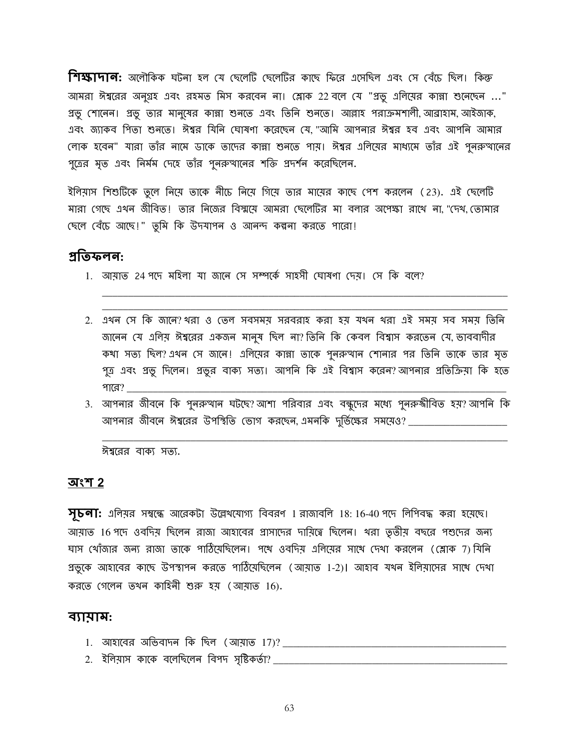**শিক্ষাদান:** অলৌকিক ঘটনা হল যে ছেলেটি ছেলেটির কাছে ফিরে এসেছিল এবং সে বেঁচে ছিল। কিন্তু আমরা ঈশ্বরের অনুগ্রহ এবং রহমত মিস করবেন না। শ্লোক 22 বলে যে "প্রভু এলিয়ের কান্না শুনেছেন ..." প্রভু শোনেন। প্রভু তার মানুষের কান্না শুনতে এবং তিনি শুনতে। আল্লাহ পরাক্রমশালী, আব্রাহাম, আইজাক, এবং জ্যাকব পিতা শুনতে। ঈশ্বর যিনি ঘোষণা করেছেন যে, "আমি আপনার ঈশ্বর হব এবং আপনি আমার লোক হবেন" যারা তাঁর নামে ডাকে তাদের কান্না শুনতে পায়। ঈশ্বর এলিয়ের মাধ্যমে তাঁর এই পুনরুত্থানের পুত্রের মৃত এবং নির্মম দেহে তাঁর পুনরুত্থানের শক্তি প্রদর্শন করেছিলেন.

ইলিয়াস শিশুটিকে তুলে নিয়ে তাকে নীচে নিয়ে গিয়ে তার মায়ের কাছে পেশ করলেন (23). এই ছেলেটি মারা গেছে এখন জীবিত! তার নিজের বিস্ময়ে আমরা ছেলেটির মা বলার অপেক্ষা রাখে না, "দেখ, তোমার ছেলে বেঁচে আছে!" তুমি কি উদযাপন ও আনন্দ কল্পনা করতে পারো!

## প্রতিফলন:

1. আয়াত 24 পদে মহিলা যা জানে সে সম্পর্কে সাহসী ঘোষণা দেয়। সে কি বলে?
   \_\_\_\_\_\_\_\_\_\_\_\_\_\_\_\_\_\_\_\_\_\_\_\_\_\_\_\_\_\_\_\_\_\_\_\_\_\_\_\_\_\_\_\_\_\_\_\_\_\_\_\_\_\_\_\_\_\_\_\_\_\_\_\_\_\_\_\_\_\_\_\_\_\_
   \_\_\_\_\_\_\_\_\_\_\_\_\_\_\_\_\_\_\_\_\_\_\_\_\_\_\_\_\_\_\_\_\_\_\_\_\_\_\_\_\_\_\_\_\_\_\_\_\_\_\_\_\_\_\_\_\_\_\_\_\_\_\_\_\_\_\_\_\_\_\_\_\_\_
2. এখন সে কি জানে? খরা ও তেল সবসময় সরবরাহ করা হয় যখন খরা এই সময় সব সময় তিনি জানেন যে এলিয় ঈশ্বরের একজন মানুষ ছিল না? তিনি কি কেবল বিশ্বাস করতেন যে, ভাববাদীর কথা সত্য ছিল? এখন সে জানে! এলিয়ের কান্না তাকে পুনরুত্থান শোনার পর তিনি তাকে তার মৃত পুত্র এবং প্রভু দিলেন। প্রভুর বাক্য সত্য। আপনি কি এই বিশ্বাস করেন? আপনার প্রতিক্রিয়া কি হতে পারে? \_\_\_\_\_\_\_\_\_\_\_\_\_\_\_\_\_\_\_\_\_\_\_\_\_\_\_\_\_\_\_\_\_\_\_\_\_\_\_\_\_\_\_\_\_\_\_\_\_\_\_\_\_\_\_\_\_\_\_\_\_\_
3. আপনার জীবনে কি পুনরুত্থান ঘটছে? আশা পরিবার এবং বন্ধুদের মধ্যে পুনরুজ্জীবিত হয়? আপনি কি আপনার জীবনে ঈশ্বরের উপস্থিতি ভোগ করছেন, এমনকি দুর্ভিক্ষের সময়েও? \_\_\_\_\_\_\_\_\_\_\_\_\_\_\_\_\_\_\_\_\_\_
   \_\_\_\_\_\_\_\_\_\_\_\_\_\_\_\_\_\_\_\_\_\_\_\_\_\_\_\_\_\_\_\_\_\_\_\_\_\_\_\_\_\_\_\_\_\_\_\_\_\_\_\_\_\_\_\_\_\_\_\_\_\_\_\_\_\_\_\_\_\_\_\_\_\_

   ঈশ্বরের বাক্য সত্য.

## অংশ 2

**সূচনা:** এলিয়র সম্বন্ধে আরেকটা উল্লেখযোগ্য বিবরণ 1 রাজাবলি 18: 16-40 পদে লিপিবদ্ধ করা হয়েছে। আয়াত 16 পদে ওবদিয় ছিলেন রাজা আহাবের প্রাসাদের দায়িত্বে ছিলেন। খরা তৃতীয় বছরে পশুদের জন্য ঘাস খোঁজার জন্য রাজা তাকে পাঠিয়েছিলেন। পথে ওবদিয় এলিয়ের সাথে দেখা করলেন (শ্লোক 7) যিনি প্রভুকে আহাবের কাছে উপস্থাপন করতে পাঠিয়েছিলেন (আয়াত 1-2)। আহাব যখন ইলিয়াসের সাথে দেখা করতে গেলেন তখন কাহিনী শুরু হয় (আয়াত 16).

## ব্যায়াম:

1. আহাবের অভিবাদন কি ছিল (আয়াত 17)? \_\_\_\_\_\_\_\_\_\_\_\_\_\_\_\_\_\_\_\_\_\_\_\_\_\_\_\_\_\_\_\_\_\_\_\_\_\_\_\_\_\_\_\_
2. ইলিয়াস কাকে বলেছিলেন বিপদ সৃষ্টিকর্তা? \_\_\_\_\_\_\_\_\_\_\_\_\_\_\_\_\_\_\_\_\_\_\_\_\_\_\_\_\_\_\_\_\_\_\_\_\_\_\_\_\_\_\_\_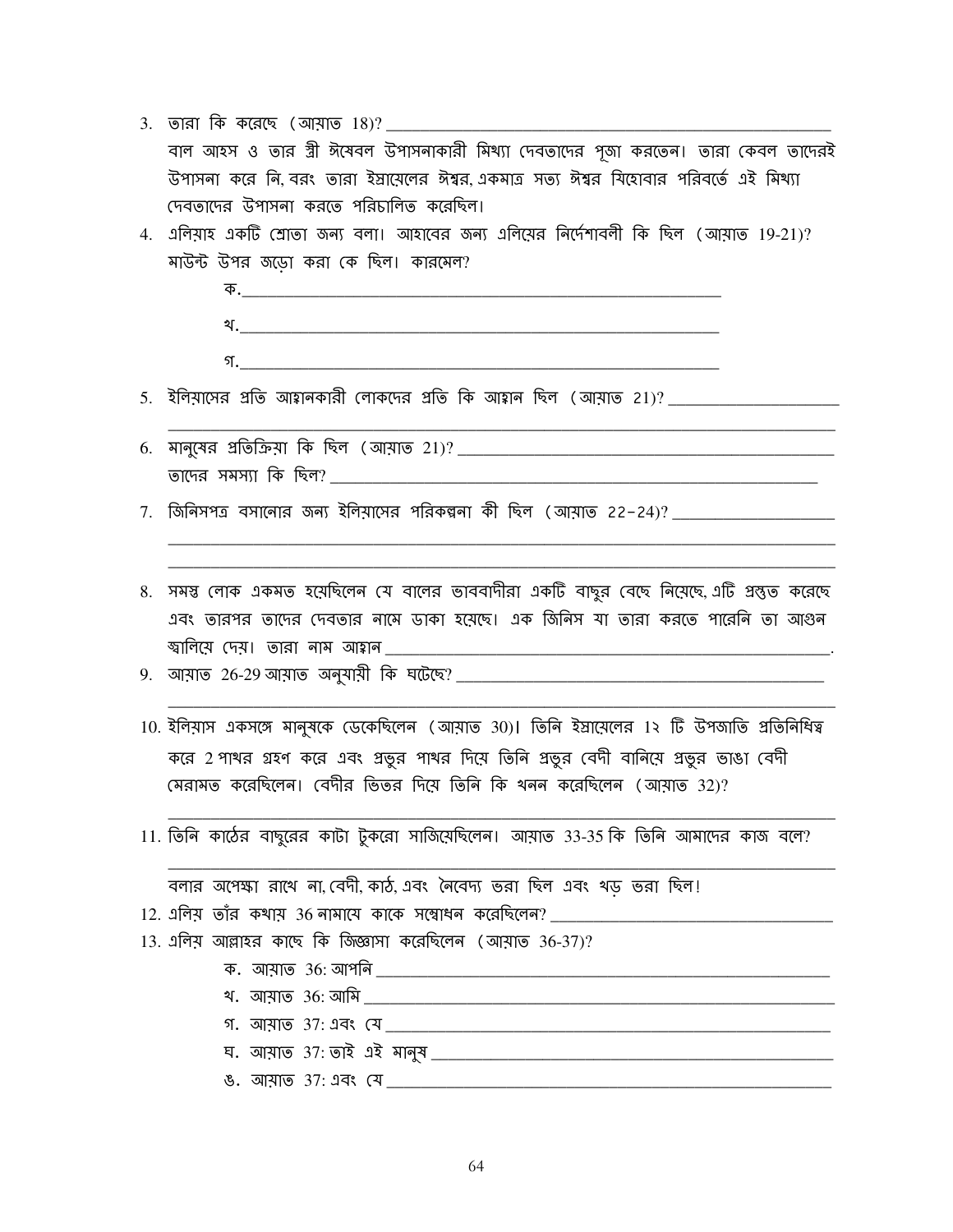3. তারা কি করেছে (আয়াত 18)? ______________________________________

   বাল আহস ও তার স্ত্রী ঈষেবল উপাসনাকারী মিথ্যা দেবতাদের পূজা করতেন। তারা কেবল তাদেরই উপাসনা করে নি, বরং তারা ইস্রায়েলের ঈশ্বর, একমাত্র সত্য ঈশ্বর যিহোবার পরিবর্তে এই মিথ্যা দেবতাদের উপাসনা করতে পরিচালিত করেছিল।

4. এলিয়াহ একটি শ্রোতা জন্য বলা। আহাবের জন্য এলিয়ের নির্দেশাবলী কি ছিল (আয়াত 19-21)? মাউন্ট উপর জড়ো করা কে ছিল। কারমেল?

   ক.______________________________________

   খ.______________________________________

   গ.______________________________________

5. ইলিয়াসের প্রতি আহ্বানকারী লোকদের প্রতি কি আহ্বান ছিল (আয়াত 21)? ____________________

   ______________________________________

6. মানুষের প্রতিক্রিয়া কি ছিল (আয়াত 21)? ______________________________________

   তাদের সমস্যা কি ছিল? ______________________________________

7. জিনিসপত্র বসানোর জন্য ইলিয়াসের পরিকল্পনা কী ছিল (আয়াত 22-24)? ____________________

   ______________________________________

   ______________________________________

8. সমস্ত লোক একমত হয়েছিলেন যে বালের ভাববাদীরা একটি বাছুর বেছে নিয়েছে, এটি প্রস্তুত করেছে এবং তারপর তাদের দেবতার নামে ডাকা হয়েছে। এক জিনিস যা তারা করতে পারেনি তা আগুন জ্বালিয়ে দেয়। তারা নাম আহ্বান ______________________________________.

9. আয়াত 26-29 আয়াত অনুযায়ী কি ঘটেছে? ______________________________________

   ______________________________________

10. ইলিয়াস একসঙ্গে মানুষকে ডেকেছিলেন (আয়াত 30)। তিনি ইস্রায়েলের ১২ টি উপজাতি প্রতিনিধিত্ব করে 2 পাথর গ্রহণ করে এবং প্রভুর পাথর দিয়ে তিনি প্রভুর বেদী বানিয়ে প্রভুর ভাঙা বেদী মেরামত করেছিলেন। বেদীর ভিতর দিয়ে তিনি কি খনন করেছিলেন (আয়াত 32)?

    ______________________________________

11. তিনি কাঠের বাছুরের কাটা টুকরো সাজিয়েছিলেন। আয়াত 33-35 কি তিনি আমাদের কাজ বলে?

    ______________________________________

    বলার অপেক্ষা রাখে না, বেদী, কাঠ, এবং নৈবেদ্য ভরা ছিল এবং খড় ভরা ছিল!

12. এলিয় তাঁর কথায় 36 নামাযে কাকে সম্বোধন করেছিলেন? ______________________________________

13. এলিয় আল্লাহর কাছে কি জিজ্ঞাসা করেছিলেন (আয়াত 36-37)?

    ক. আয়াত 36: আপনি ______________________________________

    খ. আয়াত 36: আমি ______________________________________

    গ. আয়াত 37: এবং যে ______________________________________

    ঘ. আয়াত 37: তাই এই মানুষ ______________________________________

    ঙ. আয়াত 37: এবং যে ______________________________________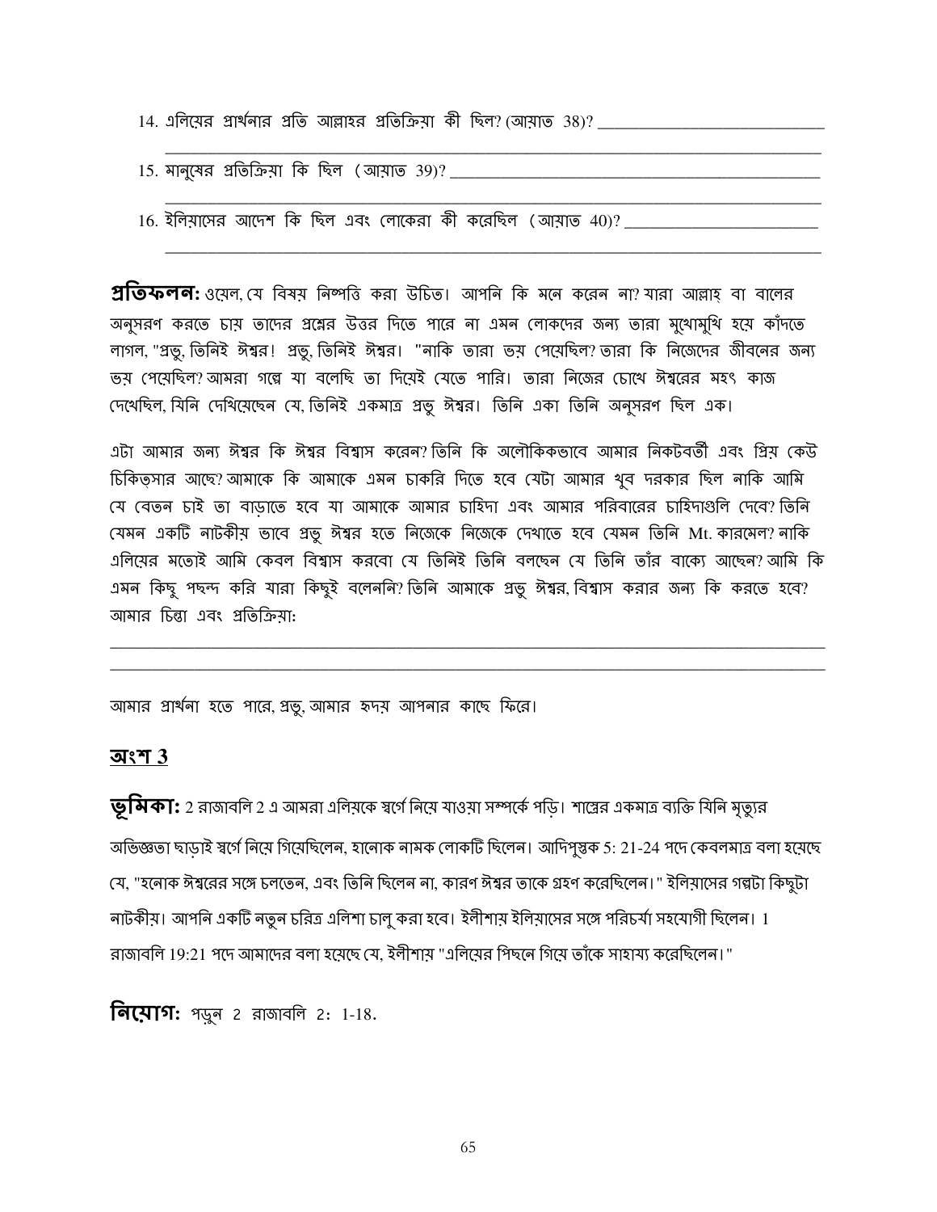14. এলিয়ের প্রার্থনার প্রতি আল্লাহর প্রতিক্রিয়া কী ছিল? (আয়াত 38)? ____________________________
______________________________________________________________________________

15. মানুষের প্রতিক্রিয়া কি ছিল (আয়াত 39)? _____________________________________________
______________________________________________________________________________

16. ইলিয়াসের আদেশ কি ছিল এবং লোকেরা কী করেছিল (আয়াত 40)? _________________________
______________________________________________________________________________

**প্রতিফলন:** ওয়েল, যে বিষয় নিষ্পত্তি করা উচিত। আপনি কি মনে করেন না? যারা আল্লাহ্ বা বালের অনুসরণ করতে চায় তাদের প্রশ্নের উত্তর দিতে পারে না এমন লোকদের জন্য তারা মুখোমুখি হয়ে কাঁদতে লাগল, "প্রভু, তিনিই ঈশ্বর! প্রভু, তিনিই ঈশ্বর। "নাকি তারা ভয় পেয়েছিল? তারা কি নিজেদের জীবনের জন্য ভয় পেয়েছিল? আমরা গল্পে যা বলেছি তা দিয়েই যেতে পারি। তারা নিজের চোখে ঈশ্বরের মহৎ কাজ দেখেছিল, যিনি দেখিয়েছেন যে, তিনিই একমাত্র প্রভু ঈশ্বর। তিনি একা তিনি অনুসরণ ছিল এক।

এটা আমার জন্য ঈশ্বর কি ঈশ্বর বিশ্বাস করেন? তিনি কি অলৌকিকভাবে আমার নিকটবর্তী এবং প্রিয় কেউ চিকিত্সার আছে? আমাকে কি আমাকে এমন চাকরি দিতে হবে যেটা আমার খুব দরকার ছিল নাকি আমি যে বেতন চাই তা বাড়াতে হবে যা আমাকে আমার চাহিদা এবং আমার পরিবারের চাহিদাগুলি দেবে? তিনি যেমন একটি নাটকীয় ভাবে প্রভু ঈশ্বর হতে নিজেকে নিজেকে দেখাতে হবে যেমন তিনি Mt. কারমেল? নাকি এলিয়ের মতোই আমি কেবল বিশ্বাস করবো যে তিনিই তিনি বলছেন যে তিনি তাঁর বাক্যে আছেন? আমি কি এমন কিছু পছন্দ করি যারা কিছুই বলেননি? তিনি আমাকে প্রভু ঈশ্বর, বিশ্বাস করার জন্য কি করতে হবে? আমার চিন্তা এবং প্রতিক্রিয়া:

______________________________________________________________________________
______________________________________________________________________________

আমার প্রার্থনা হতে পারে, প্রভু, আমার হৃদয় আপনার কাছে ফিরে।

## অংশ 3

**ভূমিকা:** 2 রাজাবলি 2 এ আমরা এলিয়কে স্বর্গে নিয়ে যাওয়া সম্পর্কে পড়ি। শাস্ত্রের একমাত্র ব্যক্তি যিনি মৃত্যুর অভিজ্ঞতা ছাড়াই স্বর্গে নিয়ে গিয়েছিলেন, হানোক নামক লোকটি ছিলেন। আদিপুস্তক 5: 21-24 পদে কেবলমাত্র বলা হয়েছে যে, "হনোক ঈশ্বরের সঙ্গে চলতেন, এবং তিনি ছিলেন না, কারণ ঈশ্বর তাকে গ্রহণ করেছিলেন।" ইলিয়াসের গল্পটা কিছুটা নাটকীয়। আপনি একটি নতুন চরিত্র এলিশা চালু করা হবে। ইলীশায় ইলিয়াসের সঙ্গে পরিচর্যা সহযোগী ছিলেন। 1 রাজাবলি 19:21 পদে আমাদের বলা হয়েছে যে, ইলীশায় "এলিয়ের পিছনে গিয়ে তাঁকে সাহায্য করেছিলেন।"

**নিয়োগ:** পড়ুন 2 রাজাবলি 2: 1-18.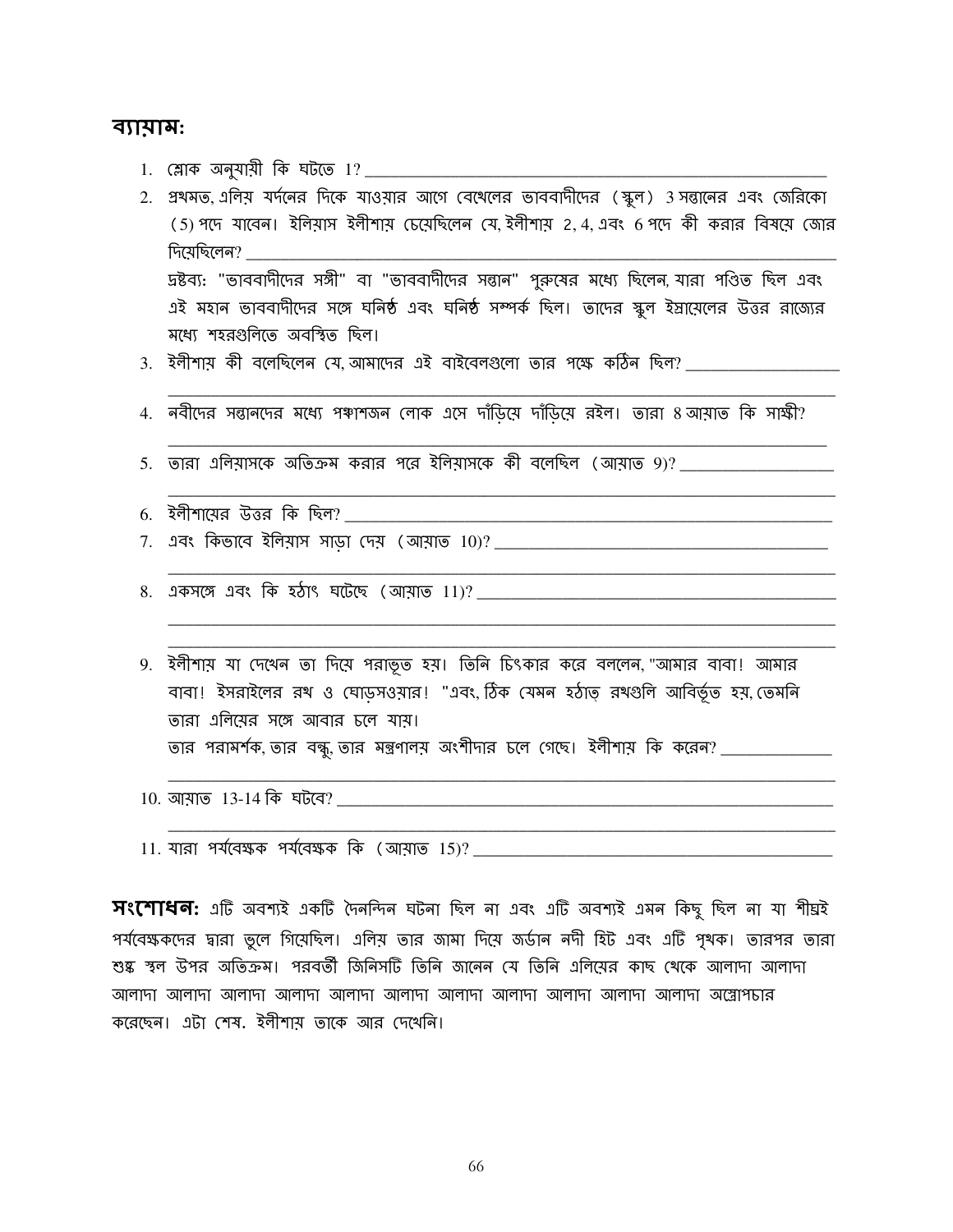## ব্যায়াম:

1. শ্লোক অনুযায়ী কি ঘটতে 1? ____________________________________________
2. প্রথমত, এলিয় যর্দনের দিকে যাওয়ার আগে বেথেলের ভাববাদীদের (স্কুল) 3 সন্তানের এবং জেরিকো (5) পদে যাবেন। ইলিয়াস ইলীশায় চেয়েছিলেন যে, ইলীশায় 2, 4, এবং 6 পদে কী করার বিষয়ে জোর দিয়েছিলেন? ____________________________________________

   দ্রষ্টব্য: "ভাববাদীদের সঙ্গী" বা "ভাববাদীদের সন্তান" পুরুষের মধ্যে ছিলেন, যারা পণ্ডিত ছিল এবং এই মহান ভাববাদীদের সঙ্গে ঘনিষ্ঠ এবং ঘনিষ্ঠ সম্পর্ক ছিল। তাদের স্কুল ইস্রায়েলের উত্তর রাজ্যের মধ্যে শহরগুলিতে অবস্থিত ছিল।
3. ইলীশায় কী বলেছিলেন যে, আমাদের এই বাইবেলগুলো তার পক্ষে কঠিন ছিল? ____________________________________________
4. নবীদের সন্তানদের মধ্যে পঞ্চাশজন লোক এসে দাঁড়িয়ে দাঁড়িয়ে রইল। তারা 8 আয়াত কি সাক্ষী? ____________________________________________
5. তারা এলিয়াসকে অতিক্রম করার পরে ইলিয়াসকে কী বলেছিল (আয়াত 9)? ____________________________________________
6. ইলীশায়ের উত্তর কি ছিল? ____________________________________________
7. এবং কিভাবে ইলিয়াস সাড়া দেয় (আয়াত 10)? ____________________________________________
8. একসঙ্গে এবং কি হঠাৎ ঘটেছে (আয়াত 11)? ____________________________________________
9. ইলীশায় যা দেখেন তা দিয়ে পরাভূত হয়। তিনি চিৎকার করে বললেন, "আমার বাবা! আমার বাবা! ইসরাইলের রথ ও ঘোড়সওয়ার! "এবং, ঠিক যেমন হঠাত্ রথগুলি আবির্ভূত হয়, তেমনি তারা এলিয়ের সঙ্গে আবার চলে যায়।

   তার পরামর্শক, তার বন্ধু, তার মন্ত্রণালয় অংশীদার চলে গেছে। ইলীশায় কি করেন? ____________________________________________
10. আয়াত 13-14 কি ঘটবে? ____________________________________________
11. যারা পর্যবেক্ষক পর্যবেক্ষক কি (আয়াত 15)? ____________________________________________

**সংশোধন:** এটি অবশ্যই একটি দৈনন্দিন ঘটনা ছিল না এবং এটি অবশ্যই এমন কিছু ছিল না যা শীঘ্রই পর্যবেক্ষকদের দ্বারা ভুলে গিয়েছিল। এলিয় তার জামা দিয়ে জর্ডান নদী হিট এবং এটি পৃথক। তারপর তারা শুষ্ক স্থল উপর অতিক্রম। পরবর্তী জিনিসটি তিনি জানেন যে তিনি এলিয়ের কাছ থেকে আলাদা আলাদা আলাদা আলাদা আলাদা আলাদা আলাদা আলাদা আলাদা আলাদা আলাদা আলাদা আলাদা আলাদা অস্ত্রোপচার করেছেন। এটা শেষ. ইলীশায় তাকে আর দেখেনি।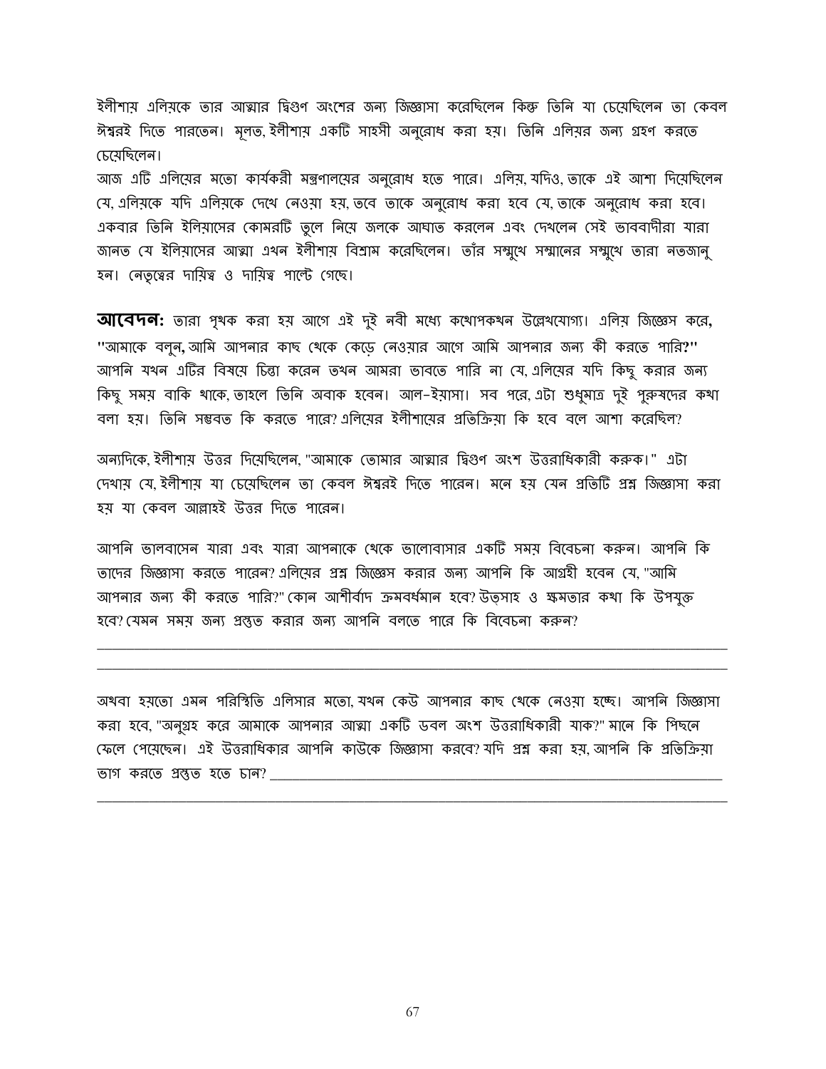ইলীশায় এলিয়কে তার আত্মার দ্বিগুণ অংশের জন্য জিজ্ঞাসা করেছিলেন কিন্তু তিনি যা চেয়েছিলেন তা কেবল ঈশ্বরই দিতে পারতেন। মূলত, ইলীশায় একটি সাহসী অনুরোধ করা হয়। তিনি এলিয়র জন্য গ্রহণ করতে চেয়েছিলেন।

আজ এটি এলিয়ের মতো কার্যকরী মন্ত্রণালয়ের অনুরোধ হতে পারে। এলিয়, যদিও, তাকে এই আশা দিয়েছিলেন যে, এলিয়কে যদি এলিয়কে দেখে নেওয়া হয়, তবে তাকে অনুরোধ করা হবে যে, তাকে অনুরোধ করা হবে। একবার তিনি ইলিয়াসের কোমরটি তুলে নিয়ে জলকে আঘাত করলেন এবং দেখলেন সেই ভাববাদীরা যারা জানত যে ইলিয়াসের আত্মা এখন ইলীশায় বিশ্রাম করেছিলেন। তাঁর সম্মুখে সম্মানের সম্মুখে তারা নতজানু হন। নেতৃত্বের দায়িত্ব ও দায়িত্ব পাল্টে গেছে।

**আবেদন:** তারা পৃথক করা হয় আগে এই দুই নবী মধ্যে কথোপকথন উল্লেখযোগ্য। এলিয় জিজ্ঞেস করে, **"**আমাকে বলুন**,** আমি আপনার কাছ থেকে কেড়ে নেওয়ার আগে আমি আপনার জন্য কী করতে পারি**?"** আপনি যখন এটির বিষয়ে চিন্তা করেন তখন আমরা ভাবতে পারি না যে, এলিয়ের যদি কিছু করার জন্য কিছু সময় বাকি থাকে, তাহলে তিনি অবাক হবেন। আল-ইয়াসা। সব পরে, এটা শুধুমাত্র দুই পুরুষদের কথা বলা হয়। তিনি সম্ভবত কি করতে পারে? এলিয়ের ইলীশায়ের প্রতিক্রিয়া কি হবে বলে আশা করেছিল?

অন্যদিকে, ইলীশায় উত্তর দিয়েছিলেন, "আমাকে তোমার আত্মার দ্বিগুণ অংশ উত্তরাধিকারী করুক।" এটা দেখায় যে, ইলীশায় যা চেয়েছিলেন তা কেবল ঈশ্বরই দিতে পারেন। মনে হয় যেন প্রতিটি প্রশ্ন জিজ্ঞাসা করা হয় যা কেবল আল্লাহই উত্তর দিতে পারেন।

আপনি ভালবাসেন যারা এবং যারা আপনাকে থেকে ভালোবাসার একটি সময় বিবেচনা করুন। আপনি কি তাদের জিজ্ঞাসা করতে পারেন? এলিয়ের প্রশ্ন জিজ্ঞেস করার জন্য আপনি কি আগ্রহী হবেন যে, "আমি আপনার জন্য কী করতে পারি?" কোন আশীর্বাদ ক্রমবর্ধমান হবে? উত্সাহ ও ক্ষমতার কথা কি উপযুক্ত হবে? যেমন সময় জন্য প্রস্তুত করার জন্য আপনি বলতে পারে কি বিবেচনা করুন?

\_\_\_\_\_\_\_\_\_\_\_\_\_\_\_\_\_\_\_\_\_\_\_\_\_\_\_\_\_\_\_\_\_\_\_\_\_\_\_\_\_\_\_\_\_\_\_\_\_\_\_\_\_\_\_\_\_\_\_\_\_\_\_\_\_\_\_\_\_\_\_\_

\_\_\_\_\_\_\_\_\_\_\_\_\_\_\_\_\_\_\_\_\_\_\_\_\_\_\_\_\_\_\_\_\_\_\_\_\_\_\_\_\_\_\_\_\_\_\_\_\_\_\_\_\_\_\_\_\_\_\_\_\_\_\_\_\_\_\_\_\_\_\_\_

অথবা হয়তো এমন পরিস্থিতি এলিসার মতো, যখন কেউ আপনার কাছ থেকে নেওয়া হচ্ছে। আপনি জিজ্ঞাসা করা হবে, "অনুগ্রহ করে আমাকে আপনার আত্মা একটি ডবল অংশ উত্তরাধিকারী যাক?" মানে কি পিছনে ফেলে পেয়েছেন। এই উত্তরাধিকার আপনি কাউকে জিজ্ঞাসা করবে? যদি প্রশ্ন করা হয়, আপনি কি প্রতিক্রিয়া ভাগ করতে প্রস্তুত হতে চান? \_\_\_\_\_\_\_\_\_\_\_\_\_\_\_\_\_\_\_\_\_\_\_\_\_\_\_\_\_\_\_\_\_\_\_\_\_\_\_\_\_\_\_\_\_\_\_\_

\_\_\_\_\_\_\_\_\_\_\_\_\_\_\_\_\_\_\_\_\_\_\_\_\_\_\_\_\_\_\_\_\_\_\_\_\_\_\_\_\_\_\_\_\_\_\_\_\_\_\_\_\_\_\_\_\_\_\_\_\_\_\_\_\_\_\_\_\_\_\_\_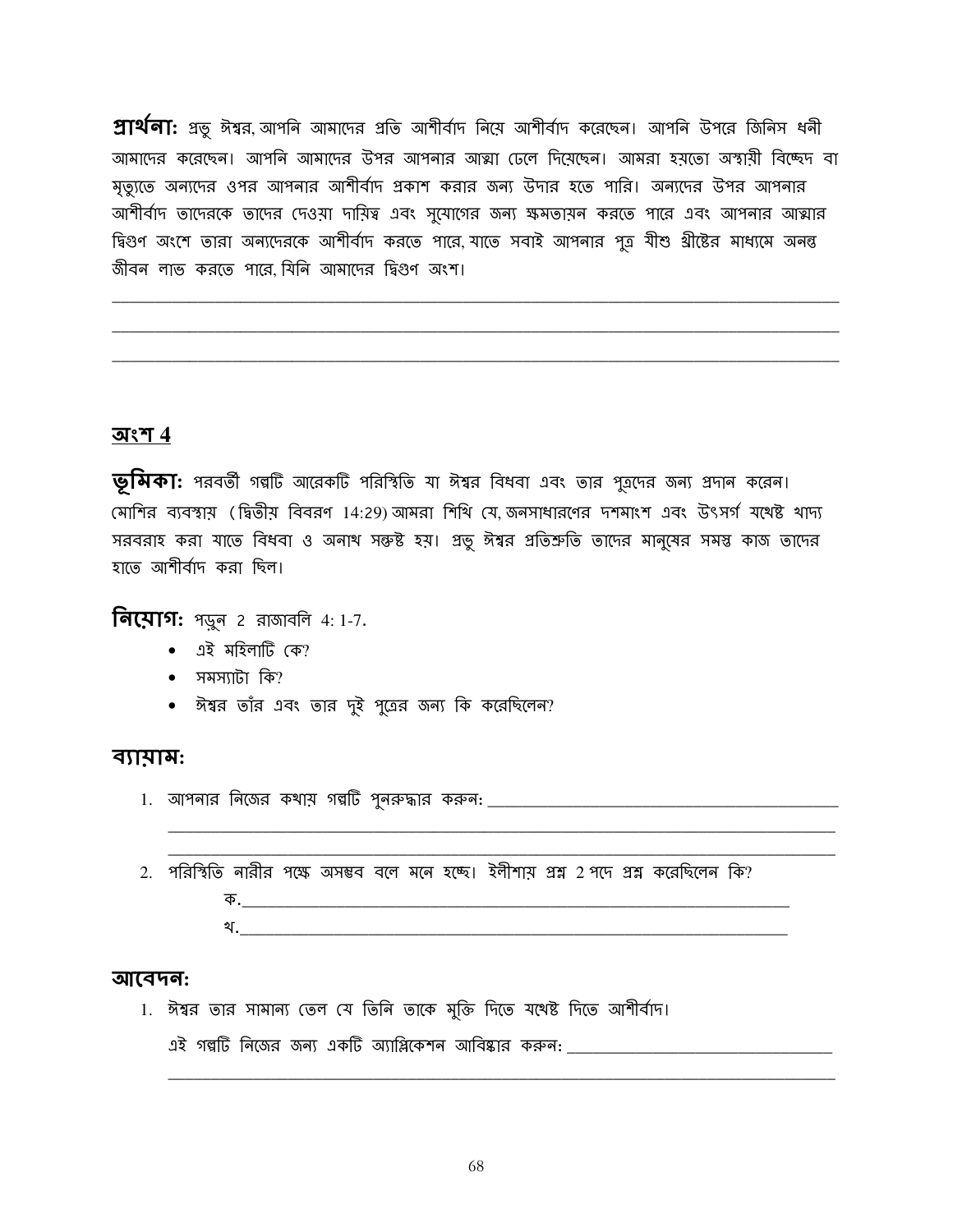**প্রার্থনা:** প্রভু ঈশ্বর, আপনি আমাদের প্রতি আশীর্বাদ নিয়ে আশীর্বাদ করেছেন। আপনি উপরে জিনিস ধনী আমাদের করেছেন। আপনি আমাদের উপর আপনার আত্মা ঢেলে দিয়েছেন। আমরা হয়তো অস্থায়ী বিচ্ছেদ বা মৃত্যুতে অন্যদের ওপর আপনার আশীর্বাদ প্রকাশ করার জন্য উদার হতে পারি। অন্যদের উপর আপনার আশীর্বাদ তাদেরকে তাদের দেওয়া দায়িত্ব এবং সুযোগের জন্য ক্ষমতায়ন করতে পারে এবং আপনার আত্মার দ্বিগুণ অংশে তারা অন্যদেরকে আশীর্বাদ করতে পারে, যাতে সবাই আপনার পুত্র যীশু খ্রীষ্টের মাধ্যমে অনন্ত জীবন লাভ করতে পারে, যিনি আমাদের দ্বিগুণ অংশ।

______________________________________________________________________________

______________________________________________________________________________

______________________________________________________________________________

## অংশ 4

**ভূমিকা:** পরবর্তী গল্পটি আরেকটি পরিস্থিতি যা ঈশ্বর বিধবা এবং তার পুত্রদের জন্য প্রদান করেন। মোশির ব্যবস্থায় (দ্বিতীয় বিবরণ 14:29) আমরা শিখি যে, জনসাধারণের দশমাংশ এবং উৎসর্গ যথেষ্ট খাদ্য সরবরাহ করা যাতে বিধবা ও অনাথ সন্তুষ্ট হয়। প্রভু ঈশ্বর প্রতিশ্রুতি তাদের মানুষের সমস্ত কাজ তাদের হাতে আশীর্বাদ করা ছিল।

**নিয়োগ:** পড়ুন 2 রাজাবলি 4: 1-7.

- এই মহিলাটি কে?
- সমস্যাটা কি?
- ঈশ্বর তাঁর এবং তার দুই পুত্রের জন্য কি করেছিলেন?

### ব্যায়াম:

1. আপনার নিজের কথায় গল্পটি পুনরুদ্ধার করুন: ______________________________________

   ______________________________________________________________________________

   ______________________________________________________________________________

2. পরিস্থিতি নারীর পক্ষে অসম্ভব বলে মনে হচ্ছে। ইলীশায় প্রশ্ন 2 পদে প্রশ্ন করেছিলেন কি?

   ক.______________________________________________________________________

   খ.______________________________________________________________________

### আবেদন:

1. ঈশ্বর তার সামান্য তেল যে তিনি তাকে মুক্তি দিতে যথেষ্ট দিতে আশীর্বাদ।

   এই গল্পটি নিজের জন্য একটি অ্যাপ্লিকেশন আবিষ্কার করুন: ______________________________

   ______________________________________________________________________________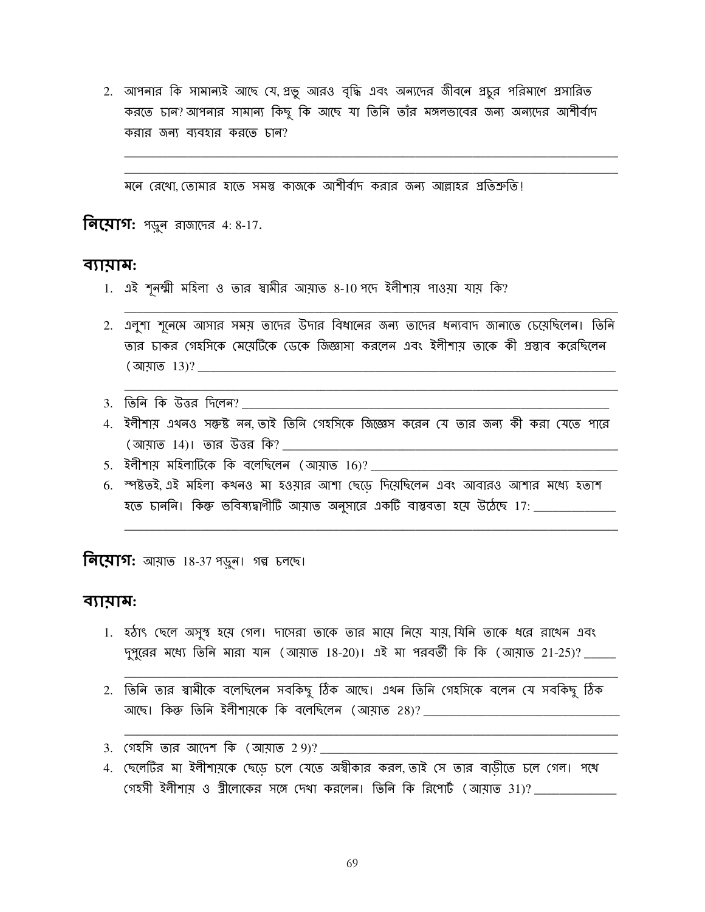2. আপনার কি সামান্যই আছে যে, প্রভু আরও বৃদ্ধি এবং অন্যদের জীবনে প্রচুর পরিমাণে প্রসারিত করতে চান? আপনার সামান্য কিছু কি আছে যা তিনি তাঁর মঙ্গলভাবের জন্য অন্যদের আশীর্বাদ করার জন্য ব্যবহার করতে চান?

_______________________________________________________________________________

_______________________________________________________________________________

মনে রেখো, তোমার হাতে সমস্ত কাজকে আশীর্বাদ করার জন্য আল্লাহর প্রতিশ্রুতি!

**নিয়োগ:** পড়ুন রাজাদের 4: 8-17.

## ব্যায়াম:

1. এই শূনম্মী মহিলা ও তার স্বামীর আয়াত 8-10 পদে ইলীশায় পাওয়া যায় কি?
   _______________________________________________________________________________
2. এলুশা শূনেমে আসার সময় তাদের উদার বিধানের জন্য তাদের ধন্যবাদ জানাতে চেয়েছিলেন। তিনি তার চাকর গেহসিকে মেয়েটিকে ডেকে জিজ্ঞাসা করলেন এবং ইলীশায় তাকে কী প্রস্তাব করেছিলেন (আয়াত 13)? _______________________________________________________________________________
   _______________________________________________________________________________
3. তিনি কি উত্তর দিলেন? _______________________________________________________________
4. ইলীশায় এখনও সন্তুষ্ট নন, তাই তিনি গেহসিকে জিজ্ঞেস করেন যে তার জন্য কী করা যেতে পারে (আয়াত 14)। তার উত্তর কি? _______________________________________________
5. ইলীশায় মহিলাটিকে কি বলেছিলেন (আয়াত 16)? ______________________________________
6. স্পষ্টতই, এই মহিলা কখনও মা হওয়ার আশা ছেড়ে দিয়েছিলেন এবং আবারও আশার মধ্যে হতাশ হতে চাননি। কিন্তু ভবিষ্যদ্বাণীটি আয়াত অনুসারে একটি বাস্তবতা হয়ে উঠেছে 17: ____________
   _______________________________________________________________________________

**নিয়োগ:** আয়াত 18-37 পড়ুন। গল্প চলছে।

## ব্যায়াম:

1. হঠাৎ ছেলে অসুস্থ হয়ে গেল। দাসেরা তাকে তার মায়ে নিয়ে যায়, যিনি তাকে ধরে রাখেন এবং দুপুরের মধ্যে তিনি মারা যান (আয়াত 18-20)। এই মা পরবর্তী কি কি (আয়াত 21-25)? _____
   _______________________________________________________________________________
2. তিনি তার স্বামীকে বলেছিলেন সবকিছু ঠিক আছে। এখন তিনি গেহসিকে বলেন যে সবকিছু ঠিক আছে। কিন্তু তিনি ইলীশায়কে কি বলেছিলেন (আয়াত 28)? _____________________________
   _______________________________________________________________________________
3. গেহসি তার আদেশ কি (আয়াত 2 9)? _____________________________________________
4. ছেলেটির মা ইলীশায়কে ছেড়ে চলে যেতে অস্বীকার করল, তাই সে তার বাড়ীতে চলে গেল। পথে গেহসী ইলীশায় ও স্ত্রীলোকের সঙ্গে দেখা করলেন। তিনি কি রিপোর্ট (আয়াত 31)? ____________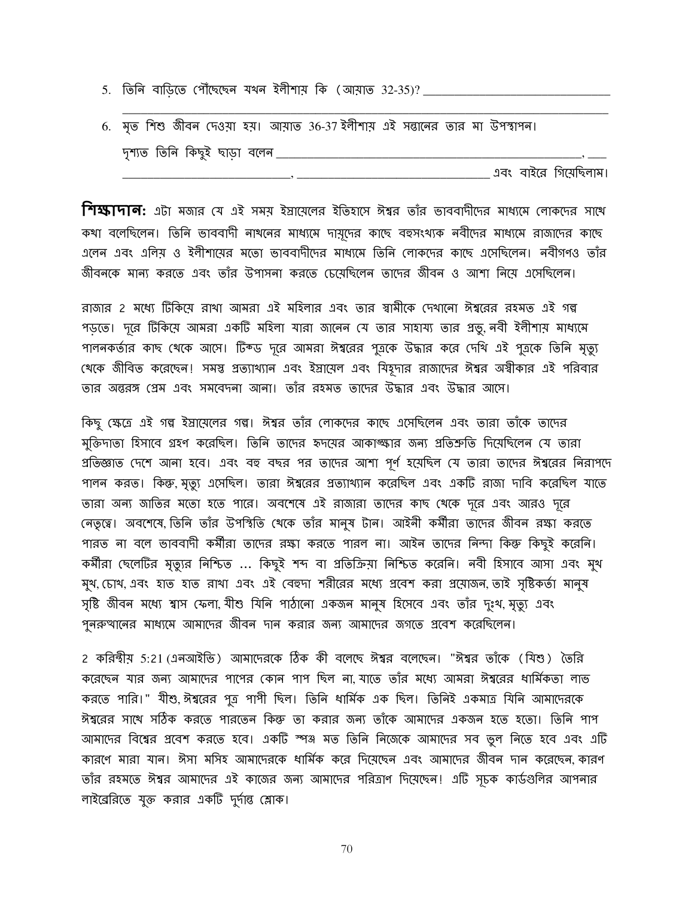5. তিনি বাড়িতে পৌঁছেছেন যখন ইলীশায় কি (আয়াত 32-35)? _______________________________

_______________________________________________________________________________

6. মৃত শিশু জীবন দেওয়া হয়। আয়াত 36-37 ইলীশায় এই সন্তানের তার মা উপস্থাপন।

দৃশ্যত তিনি কিছুই ছাড়া বলেন ___________________________________________________, ___

_____________________________, _________________________________ এবং বাইরে গিয়েছিলাম।

**শিক্ষাদান:** এটা মজার যে এই সময় ইস্রায়েলের ইতিহাসে ঈশ্বর তাঁর ভাববাদীদের মাধ্যমে লোকদের সাথে কথা বলেছিলেন। তিনি ভাববাদী নাথনের মাধ্যমে দায়ূদের কাছে বহুসংখ্যক নবীদের মাধ্যমে রাজাদের কাছে এলেন এবং এলিয় ও ইলীশায়ের মতো ভাববাদীদের মাধ্যমে তিনি লোকদের কাছে এসেছিলেন। নবীগণও তাঁর জীবনকে মান্য করতে এবং তাঁর উপাসনা করতে চেয়েছিলেন তাদের জীবন ও আশা নিয়ে এসেছিলেন।

রাজার 2 মধ্যে টিকিয়ে রাখা আমরা এই মহিলার এবং তার স্বামীকে দেখানো ঈশ্বরের রহমত এই গল্প পড়তে। দূরে টিকিয়ে আমরা একটি মহিলা যারা জানেন যে তার সাহায্য তার প্রভু, নবী ইলীশায় মাধ্যমে পালনকর্তার কাছ থেকে আসে। টিক্ড দূরে আমরা ঈশ্বরের পুত্রকে উদ্ধার করে দেখি এই পুত্রকে তিনি মৃত্যু থেকে জীবিত করেছেন! সমস্ত প্রত্যাখ্যান এবং ইস্রায়েল এবং যিহূদার রাজাদের ঈশ্বর অস্বীকার এই পরিবার তার অন্তরঙ্গ প্রেম এবং সমবেদনা আনা। তাঁর রহমত তাদের উদ্ধার এবং উদ্ধার আসে।

কিছু ক্ষেত্রে এই গল্প ইস্রায়েলের গল্প। ঈশ্বর তাঁর লোকদের কাছে এসেছিলেন এবং তারা তাঁকে তাদের মুক্তিদাতা হিসাবে গ্রহণ করেছিল। তিনি তাদের হৃদয়ের আকাঙ্ক্ষার জন্য প্রতিশ্রুতি দিয়েছিলেন যে তারা প্রতিজ্ঞাত দেশে আনা হবে। এবং বহু বছর পর তাদের আশা পূর্ণ হয়েছিল যে তারা তাদের ঈশ্বরের নিরাপদে পালন করত। কিন্তু, মৃত্যু এসেছিল। তারা ঈশ্বরের প্রত্যাখ্যান করেছিল এবং একটি রাজা দাবি করেছিল যাতে তারা অন্য জাতির মতো হতে পারে। অবশেষে এই রাজারা তাদের কাছ থেকে দূরে এবং আরও দূরে নেতৃত্বে। অবশেষে, তিনি তাঁর উপস্থিতি থেকে তাঁর মানুষ টান। আইনী কর্মীরা তাদের জীবন রক্ষা করতে পারত না বলে ভাববাদী কর্মীরা তাদের রক্ষা করতে পারল না। আইন তাদের নিন্দা কিন্তু কিছুই করেনি। কর্মীরা ছেলেটির মৃত্যুর নিশ্চিত … কিছুই শব্দ বা প্রতিক্রিয়া নিশ্চিত করেনি। নবী হিসাবে আসা এবং মুখ মুখ, চোখ, এবং হাত হাত রাখা এবং এই বেহুদা শরীরের মধ্যে প্রবেশ করা প্রয়োজন, তাই সৃষ্টিকর্তা মানুষ সৃষ্টি জীবন মধ্যে শ্বাস ফেলা, যীশু যিনি পাঠানো একজন মানুষ হিসেবে এবং তাঁর দুঃখ, মৃত্যু এবং পুনরুত্থানের মাধ্যমে আমাদের জীবন দান করার জন্য আমাদের জগতে প্রবেশ করেছিলেন।

2 করিন্থীয় 5:21 (এনআইভি) আমাদেরকে ঠিক কী বলেছে ঈশ্বর বলেছেন। "ঈশ্বর তাঁকে (যিশু) তৈরি করেছেন যার জন্য আমাদের পাপের কোন পাপ ছিল না, যাতে তাঁর মধ্যে আমরা ঈশ্বরের ধার্মিকতা লাভ করতে পারি।" যীশু, ঈশ্বরের পুত্র পাপী ছিল। তিনি ধার্মিক এক ছিল। তিনিই একমাত্র যিনি আমাদেরকে ঈশ্বরের সাথে সঠিক করতে পারতেন কিন্তু তা করার জন্য তাঁকে আমাদের একজন হতে হতো। তিনি পাপ আমাদের বিশ্বের প্রবেশ করতে হবে। একটি স্পঞ্জ মত তিনি নিজেকে আমাদের সব ভুল নিতে হবে এবং এটি কারণে মারা যান। ঈসা মসিহ আমাদেরকে ধার্মিক করে দিয়েছেন এবং আমাদের জীবন দান করেছেন, কারণ তাঁর রহমতে ঈশ্বর আমাদের এই কাজের জন্য আমাদের পরিত্রাণ দিয়েছেন! এটি সূচক কার্ডগুলির আপনার লাইব্রেরিতে যুক্ত করার একটি দুর্দান্ত শ্লোক।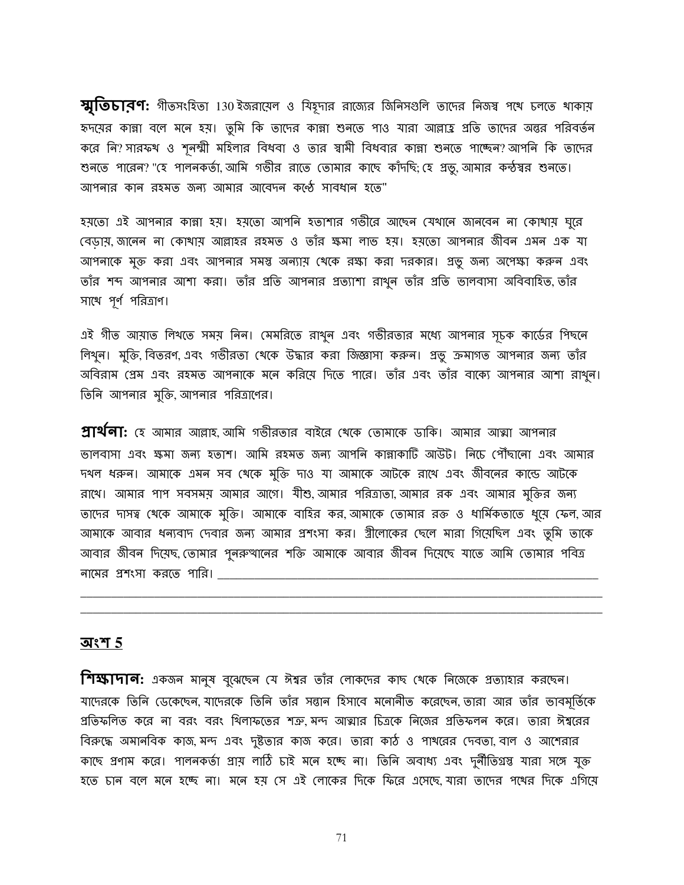**স্মৃতিচারণ:** গীতসংহিতা 130 ইজরায়েল ও যিহূদার রাজ্যের জিনিসগুলি তাদের নিজস্ব পথে চলতে থাকায় হৃদয়ের কান্না বলে মনে হয়। তুমি কি তাদের কান্না শুনতে পাও যারা আল্লাহ্র প্রতি তাদের অন্তর পরিবর্তন করে নি? সারফথ ও শূনম্মী মহিলার বিধবা ও তার স্বামী বিধবার কান্না শুনতে পাচ্ছেন? আপনি কি তাদের শুনতে পারেন? "হে পালনকর্তা, আমি গভীর রাতে তোমার কাছে কাঁদছি; হে প্রভু, আমার কন্ঠস্বর শুনতে। আপনার কান রহমত জন্য আমার আবেদন কণ্ঠে সাবধান হতে"

হয়তো এই আপনার কান্না হয়। হয়তো আপনি হতাশার গভীরে আছেন যেখানে জানবেন না কোথায় ঘুরে বেড়ায়, জানেন না কোথায় আল্লাহর রহমত ও তাঁর ক্ষমা লাভ হয়। হয়তো আপনার জীবন এমন এক যা আপনাকে মুক্ত করা এবং আপনার সমস্ত অন্যায় থেকে রক্ষা করা দরকার। প্রভু জন্য অপেক্ষা করুন এবং তাঁর শব্দ আপনার আশা করা। তাঁর প্রতি আপনার প্রত্যাশা রাখুন তাঁর প্রতি ভালবাসা অবিবাহিত, তাঁর সাথে পূর্ণ পরিত্রাণ।

এই গীত আয়াত লিখতে সময় নিন। মেমরিতে রাখুন এবং গভীরতার মধ্যে আপনার সূচক কার্ডের পিছনে লিখুন। মুক্তি, বিতরণ, এবং গভীরতা থেকে উদ্ধার করা জিজ্ঞাসা করুন। প্রভু ক্রমাগত আপনার জন্য তাঁর অবিরাম প্রেম এবং রহমত আপনাকে মনে করিয়ে দিতে পারে। তাঁর এবং তাঁর বাক্যে আপনার আশা রাখুন। তিনি আপনার মুক্তি, আপনার পরিত্রাণের।

**প্রার্থনা:** হে আমার আল্লাহ, আমি গভীরতার বাইরে থেকে তোমাকে ডাকি। আমার আত্মা আপনার ভালবাসা এবং ক্ষমা জন্য হতাশ। আমি রহমত জন্য আপনি কান্নাকাটি আউট। নিচে পৌঁছানো এবং আমার দখল ধরুন। আমাকে এমন সব থেকে মুক্তি দাও যা আমাকে আটকে রাখে এবং জীবনের কান্ডে আটকে রাখে। আমার পাপ সবসময় আমার আগে। যীশু, আমার পরিত্রাতা, আমার রক এবং আমার মুক্তির জন্য তাদের দাসত্ব থেকে আমাকে মুক্তি। আমাকে বাহির কর, আমাকে তোমার রক্ত ও ধার্মিকতাতে ধুয়ে ফেল, আর আমাকে আবার ধন্যবাদ দেবার জন্য আমার প্রশংসা কর। স্ত্রীলোকের ছেলে মারা গিয়েছিল এবং তুমি তাকে আবার জীবন দিয়েছ, তোমার পুনরুত্থানের শক্তি আমাকে আবার জীবন দিয়েছে যাতে আমি তোমার পবিত্র নামের প্রশংসা করতে পারি। ____________________________________________________________
________________________________________________________________________________
________________________________________________________________________________

## অংশ 5

**শিক্ষাদান:** একজন মানুষ বুঝেছেন যে ঈশ্বর তাঁর লোকদের কাছ থেকে নিজেকে প্রত্যাহার করছেন। যাদেরকে তিনি ডেকেছেন, যাদেরকে তিনি তাঁর সন্তান হিসাবে মনোনীত করেছেন, তারা আর তাঁর ভাবমূর্তিকে প্রতিফলিত করে না বরং বরং খিলাফতের শত্রু, মন্দ আত্মার চিত্রকে নিজের প্রতিফলন করে। তারা ঈশ্বরের বিরুদ্ধে অমানবিক কাজ, মন্দ এবং দুষ্টতার কাজ করে। তারা কাঠ ও পাথরের দেবতা, বাল ও আশেরার কাছে প্রণাম করে। পালনকর্তা প্রায় লাঠি চাই মনে হচ্ছে না। তিনি অবাধ্য এবং দুর্নীতিগ্রস্ত যারা সঙ্গে যুক্ত হতে চান বলে মনে হচ্ছে না। মনে হয় সে এই লোকের দিকে ফিরে এসেছে, যারা তাদের পথের দিকে এগিয়ে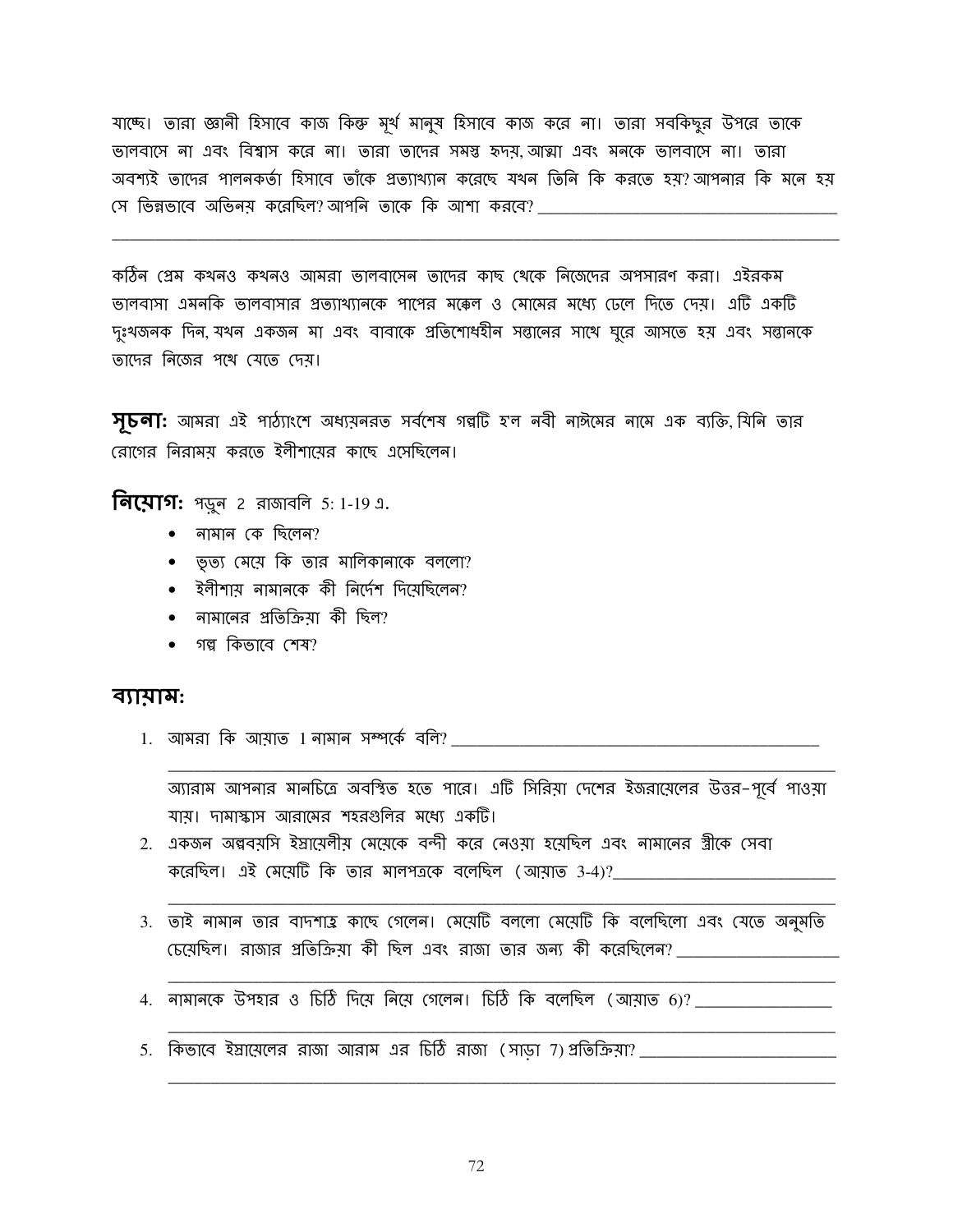যাচ্ছে। তারা জ্ঞানী হিসাবে কাজ কিন্তু মূর্খ মানুষ হিসাবে কাজ করে না। তারা সবকিছুর উপরে তাকে ভালবাসে না এবং বিশ্বাস করে না। তারা তাদের সমস্ত হৃদয়, আত্মা এবং মনকে ভালবাসে না। তারা অবশ্যই তাদের পালনকর্তা হিসাবে তাঁকে প্রত্যাখ্যান করেছে যখন তিনি কি করতে হয়? আপনার কি মনে হয় সে ভিন্নভাবে অভিনয় করেছিল? আপনি তাকে কি আশা করবে? ____________________________________

______________________________________________________________________________

কঠিন প্রেম কখনও কখনও আমরা ভালবাসেন তাদের কাছ থেকে নিজেদের অপসারণ করা। এইরকম ভালবাসা এমনকি ভালবাসার প্রত্যাখ্যানকে পাপের মক্কেল ও মোমের মধ্যে ঢেলে দিতে দেয়। এটি একটি দুঃখজনক দিন, যখন একজন মা এবং বাবাকে প্রতিশোধহীন সন্তানের সাথে ঘুরে আসতে হয় এবং সন্তানকে তাদের নিজের পথে যেতে দেয়।

**সূচনা:** আমরা এই পাঠ্যাংশে অধ্যয়নরত সর্বশেষ গল্পটি হ'ল নবী নাঈমের নামে এক ব্যক্তি, যিনি তার রোগের নিরাময় করতে ইলীশায়ের কাছে এসেছিলেন।

**নিয়োগ:** পড়ুন 2 রাজাবলি 5: 1-19 এ.

- নামান কে ছিলেন?
- ভৃত্য মেয়ে কি তার মালিকানাকে বললো?
- ইলীশায় নামানকে কী নির্দেশ দিয়েছিলেন?
- নামানের প্রতিক্রিয়া কী ছিল?
- গল্প কিভাবে শেষ?

## ব্যায়াম:

1. আমরা কি আয়াত 1 নামান সম্পর্কে বলি? ____________________________________

   ______________________________________________________________________________

   অ্যারাম আপনার মানচিত্রে অবস্থিত হতে পারে। এটি সিরিয়া দেশের ইজরায়েলের উত্তর-পূর্বে পাওয়া যায়। দামাস্কাস আরামের শহরগুলির মধ্যে একটি।

2. একজন অল্পবয়সি ইস্রায়েলীয় মেয়েকে বন্দী করে নেওয়া হয়েছিল এবং নামানের স্ত্রীকে সেবা করেছিল। এই মেয়েটি কি তার মালপত্রকে বলেছিল (আয়াত 3-4)?____________________

   ______________________________________________________________________________

3. তাই নামান তার বাদশাহ্র কাছে গেলেন। মেয়েটি বললো মেয়েটি কি বলেছিলো এবং যেতে অনুমতি চেয়েছিল। রাজার প্রতিক্রিয়া কী ছিল এবং রাজা তার জন্য কী করেছিলেন? ______________

   ______________________________________________________________________________

4. নামানকে উপহার ও চিঠি দিয়ে নিয়ে গেলেন। চিঠি কি বলেছিল (আয়াত 6)? ____________

   ______________________________________________________________________________

5. কিভাবে ইস্রায়েলের রাজা আরাম এর চিঠি রাজা (সাড়া 7) প্রতিক্রিয়া? __________________

   ______________________________________________________________________________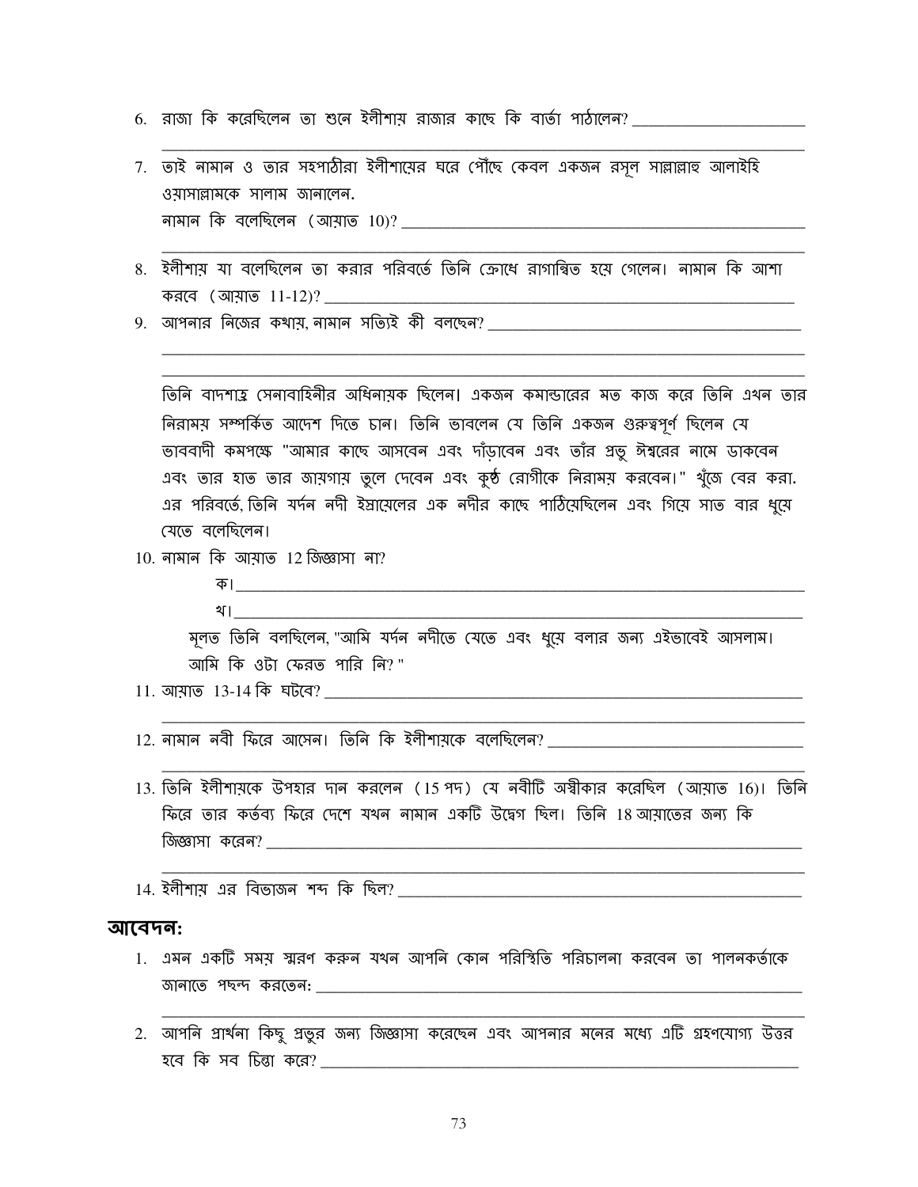6. রাজা কি করেছিলেন তা শুনে ইলীশায় রাজার কাছে কি বার্তা পাঠালেন? ______________________

______________________________________________________________________________

7. তাই নামান ও তার সহপাঠীরা ইলীশায়ের ঘরে পৌঁছে কেবল একজন রসূল সাল্লাল্লাহু আলাইহি ওয়াসাল্লামকে সালাম জানালেন.
   নামান কি বলেছিলেন (আয়াত 10)? ______________________________________________

______________________________________________________________________________

8. ইলীশায় যা বলেছিলেন তা করার পরিবর্তে তিনি ক্রোধে রাগান্বিত হয়ে গেলেন। নামান কি আশা করবে (আয়াত 11-12)? ______________________________________________________

9. আপনার নিজের কথায়, নামান সত্যিই কী বলছেন? ________________________________________

______________________________________________________________________________

______________________________________________________________________________

তিনি বাদশাহ্র সেনাবাহিনীর অধিনায়ক ছিলেন। একজন কমান্ডারের মত কাজ করে তিনি এখন তার নিরাময় সম্পর্কিত আদেশ দিতে চান। তিনি ভাবলেন যে তিনি একজন গুরুত্বপূর্ণ ছিলেন যে ভাববাদী কমপক্ষে "আমার কাছে আসবেন এবং দাঁড়াবেন এবং তাঁর প্রভু ঈশ্বরের নামে ডাকবেন এবং তার হাত তার জায়গায় তুলে দেবেন এবং কুষ্ঠ রোগীকে নিরাময় করবেন।" খুঁজে বের করা. এর পরিবর্তে, তিনি যর্দন নদী ইস্রায়েলের এক নদীর কাছে পাঠিয়েছিলেন এবং গিয়ে সাত বার ধুয়ে যেতে বলেছিলেন।

10. নামান কি আয়াত 12 জিজ্ঞাসা না?
    ক। ________________________________________________________________________
    খ। ________________________________________________________________________
    
    মূলত তিনি বলছিলেন, "আমি যর্দন নদীতে যেতে এবং ধুয়ে বলার জন্য এইভাবেই আসলাম। আমি কি ওটা ফেরত পারি নি? "

11. আয়াত 13-14 কি ঘটবে? ______________________________________________________

______________________________________________________________________________

12. নামান নবী ফিরে আসেন। তিনি কি ইলীশায়কে বলেছিলেন? ________________________________

______________________________________________________________________________

13. তিনি ইলীশায়কে উপহার দান করলেন (15 পদ) যে নবীটি অস্বীকার করেছিল (আয়াত 16)। তিনি ফিরে তার কর্তব্য ফিরে দেশে যখন নামান একটি উদ্বেগ ছিল। তিনি 18 আয়াতের জন্য কি জিজ্ঞাসা করেন? ______________________________________________________________

______________________________________________________________________________

14. ইলীশায় এর বিভাজন শব্দ কি ছিল? __________________________________________

## আবেদন:

1. এমন একটি সময় স্মরণ করুন যখন আপনি কোন পরিস্থিতি পরিচালনা করবেন তা পালনকর্তাকে জানাতে পছন্দ করতেন: ______________________________________________________

______________________________________________________________________________

2. আপনি প্রার্থনা কিছু প্রভুর জন্য জিজ্ঞাসা করেছেন এবং আপনার মনের মধ্যে এটি গ্রহণযোগ্য উত্তর হবে কি সব চিন্তা করে? ______________________________________________________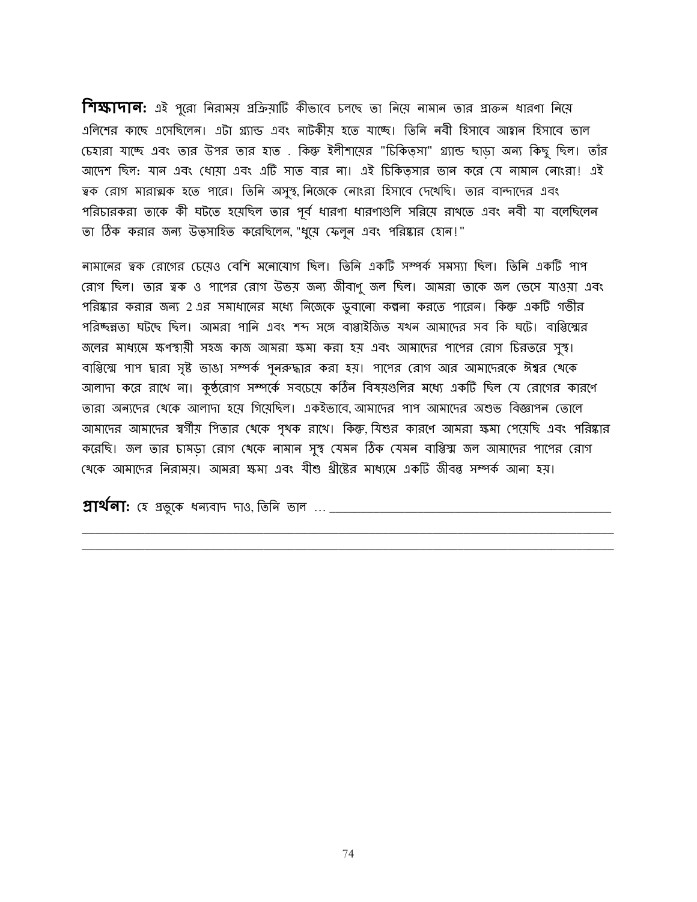**শিক্ষাদান:** এই পুরো নিরাময় প্রক্রিয়াটি কীভাবে চলছে তা নিয়ে নামান তার প্রাক্তন ধারণা নিয়ে এলিশের কাছে এসেছিলেন। এটা গ্র্যান্ড এবং নাটকীয় হতে যাচ্ছে। তিনি নবী হিসাবে আহ্বান হিসাবে ভাল চেহারা যাচ্ছে এবং তার উপর তার হাত . কিন্তু ইলীশায়ের "চিকিত্সা" গ্র্যান্ড ছাড়া অন্য কিছু ছিল। তাঁর আদেশ ছিল: যান এবং ধোয়া এবং এটি সাত বার না। এই চিকিত্সার ভান করে যে নামান নোংরা! এই ত্বক রোগ মারাত্মক হতে পারে। তিনি অসুস্থ, নিজেকে নোংরা হিসাবে দেখেছি। তার বান্দাদের এবং পরিচারকরা তাকে কী ঘটতে হয়েছিল তার পূর্ব ধারণা ধারণাগুলি সরিয়ে রাখতে এবং নবী যা বলেছিলেন তা ঠিক করার জন্য উত্সাহিত করেছিলেন, "ধুয়ে ফেলুন এবং পরিষ্কার হোন!"

নামানের ত্বক রোগের চেয়েও বেশি মনোযোগ ছিল। তিনি একটি সম্পর্ক সমস্যা ছিল। তিনি একটি পাপ রোগ ছিল। তার ত্বক ও পাপের রোগ উভয় জন্য জীবাণু জল ছিল। আমরা তাকে জল ভেসে যাওয়া এবং পরিষ্কার করার জন্য 2 এর সমাধানের মধ্যে নিজেকে ডুবানো কল্পনা করতে পারেন। কিন্তু একটি গভীর পরিচ্ছন্নতা ঘটছে ছিল। আমরা পানি এবং শব্দ সঙ্গে বাপ্তাইজিত যখন আমাদের সব কি ঘটে। বাপ্তিস্মের জলের মাধ্যমে ক্ষণস্থায়ী সহজ কাজ আমরা ক্ষমা করা হয় এবং আমাদের পাপের রোগ চিরতরে সুস্থ। বাপ্তিস্মে পাপ দ্বারা সৃষ্ট ভাঙা সম্পর্ক পুনরুদ্ধার করা হয়। পাপের রোগ আর আমাদেরকে ঈশ্বর থেকে আলাদা করে রাখে না। কুষ্ঠরোগ সম্পর্কে সবচেয়ে কঠিন বিষয়গুলির মধ্যে একটি ছিল যে রোগের কারণে তারা অন্যদের থেকে আলাদা হয়ে গিয়েছিল। একইভাবে, আমাদের পাপ আমাদের অশুভ বিজ্ঞাপন তোলে আমাদের আমাদের স্বর্গীয় পিতার থেকে পৃথক রাখে। কিন্তু, যিশুর কারণে আমরা ক্ষমা পেয়েছি এবং পরিষ্কার করেছি। জল তার চামড়া রোগ থেকে নামান সুস্থ যেমন ঠিক যেমন বাপ্তিস্ম জল আমাদের পাপের রোগ থেকে আমাদের নিরাময়। আমরা ক্ষমা এবং যীশু খ্রীষ্টের মাধ্যমে একটি জীবন্ত সম্পর্ক আনা হয়।

**প্রার্থনা:** হে প্রভুকে ধন্যবাদ দাও, তিনি ভাল … \_\_\_\_\_\_\_\_\_\_\_\_\_\_\_\_\_\_\_\_\_\_\_\_\_\_\_\_\_\_\_\_\_\_\_\_\_\_\_\_

\_\_\_\_\_\_\_\_\_\_\_\_\_\_\_\_\_\_\_\_\_\_\_\_\_\_\_\_\_\_\_\_\_\_\_\_\_\_\_\_\_\_\_\_\_\_\_\_\_\_\_\_\_\_\_\_\_\_\_\_\_\_\_\_\_\_\_\_\_\_\_\_\_\_\_\_\_\_

\_\_\_\_\_\_\_\_\_\_\_\_\_\_\_\_\_\_\_\_\_\_\_\_\_\_\_\_\_\_\_\_\_\_\_\_\_\_\_\_\_\_\_\_\_\_\_\_\_\_\_\_\_\_\_\_\_\_\_\_\_\_\_\_\_\_\_\_\_\_\_\_\_\_\_\_\_\_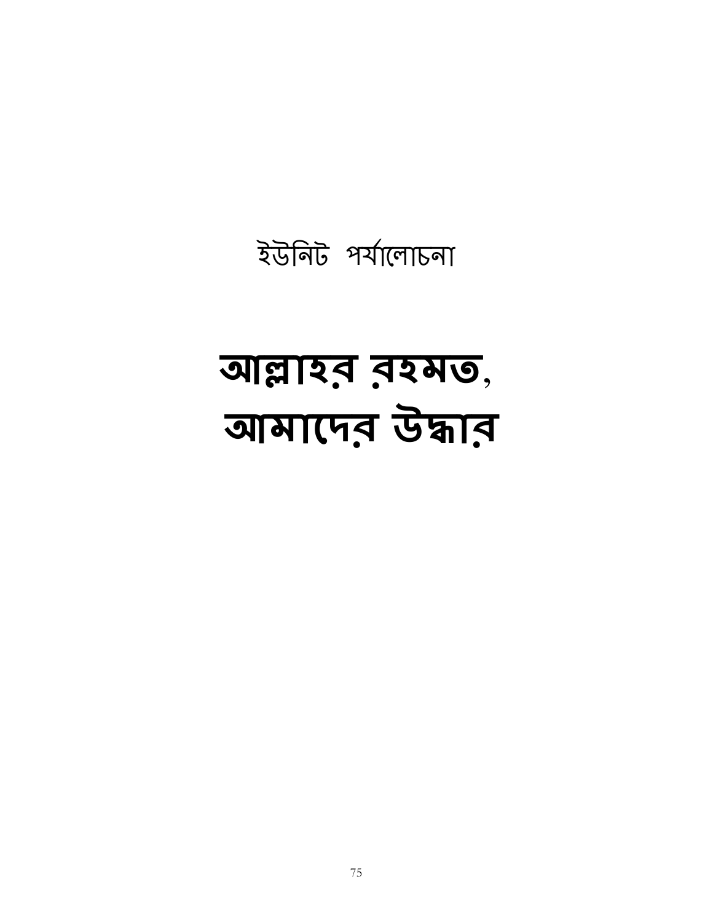ইউনিট পর্যালোচনা

# আল্লাহর রহমত, আমাদের উদ্ধার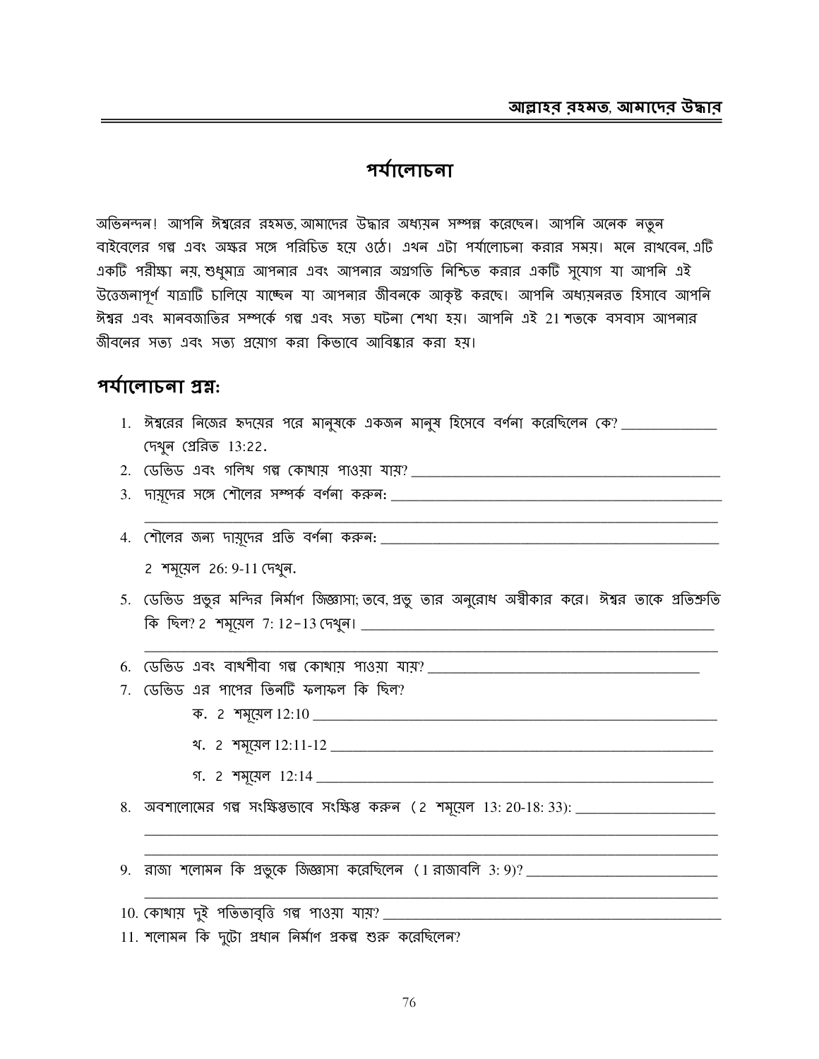# পর্যালোচনা

অভিনন্দন! আপনি ঈশ্বরের রহমত, আমাদের উদ্ধার অধ্যয়ন সম্পন্ন করেছেন। আপনি অনেক নতুন বাইবেলের গল্প এবং অক্ষর সঙ্গে পরিচিত হয়ে ওঠে। এখন এটা পর্যালোচনা করার সময়। মনে রাখবেন, এটি একটি পরীক্ষা নয়, শুধুমাত্র আপনার এবং আপনার অগ্রগতি নিশ্চিত করার একটি সুযোগ যা আপনি এই উত্তেজনাপূর্ণ যাত্রাটি চালিয়ে যাচ্ছেন যা আপনার জীবনকে আকৃষ্ট করছে। আপনি অধ্যয়নরত হিসাবে আপনি ঈশ্বর এবং মানবজাতির সম্পর্কে গল্প এবং সত্য ঘটনা শেখা হয়। আপনি এই 21 শতকে বসবাস আপনার জীবনের সত্য এবং সত্য প্রয়োগ করা কিভাবে আবিষ্কার করা হয়।

## পর্যালোচনা প্রশ্ন:

1. ঈশ্বরের নিজের হৃদয়ের পরে মানুষকে একজন মানুষ হিসেবে বর্ণনা করেছিলেন কে? _____________ দেখুন প্রেরিত 13:22.
2. ডেভিড এবং গলিথ গল্প কোথায় পাওয়া যায়? _____________________________________________
3. দায়ূদের সঙ্গে শৌলের সম্পর্ক বর্ণনা করুন: _____________________________________________
   _____________________________________________________________________________
4. শৌলের জন্য দায়ূদের প্রতি বর্ণনা করুন: _____________________________________________

   2 শমূয়েল 26: 9-11 দেখুন.
5. ডেভিড প্রভুর মন্দির নির্মাণ জিজ্ঞাসা; তবে, প্রভু তার অনুরোধ অস্বীকার করে। ঈশ্বর তাকে প্রতিশ্রুতি কি ছিল? 2 শমূয়েল 7: 12-13 দেখুন। _____________________________________________
   _____________________________________________________________________________
6. ডেভিড এবং বাথশীবা গল্প কোথায় পাওয়া যায়? ______________________________________
7. ডেভিড এর পাপের তিনটি ফলাফল কি ছিল?
   - ক. 2 শমূয়েল 12:10 _____________________________________________________
   - খ. 2 শমূয়েল 12:11-12 __________________________________________________
   - গ. 2 শমূয়েল 12:14 _____________________________________________________
8. অবশালোমের গল্প সংক্ষিপ্তভাবে সংক্ষিপ্ত করুন (2 শমূয়েল 13: 20-18: 33): __________________
   _____________________________________________________________________________
   _____________________________________________________________________________
9. রাজা শলোমন কি প্রভুকে জিজ্ঞাসা করেছিলেন (1 রাজাবলি 3: 9)? __________________________
   _____________________________________________________________________________
10. কোথায় দুই পতিতাবৃত্তি গল্প পাওয়া যায়? _____________________________________________
11. শলোমন কি দুটো প্রধান নির্মাণ প্রকল্প শুরু করেছিলেন?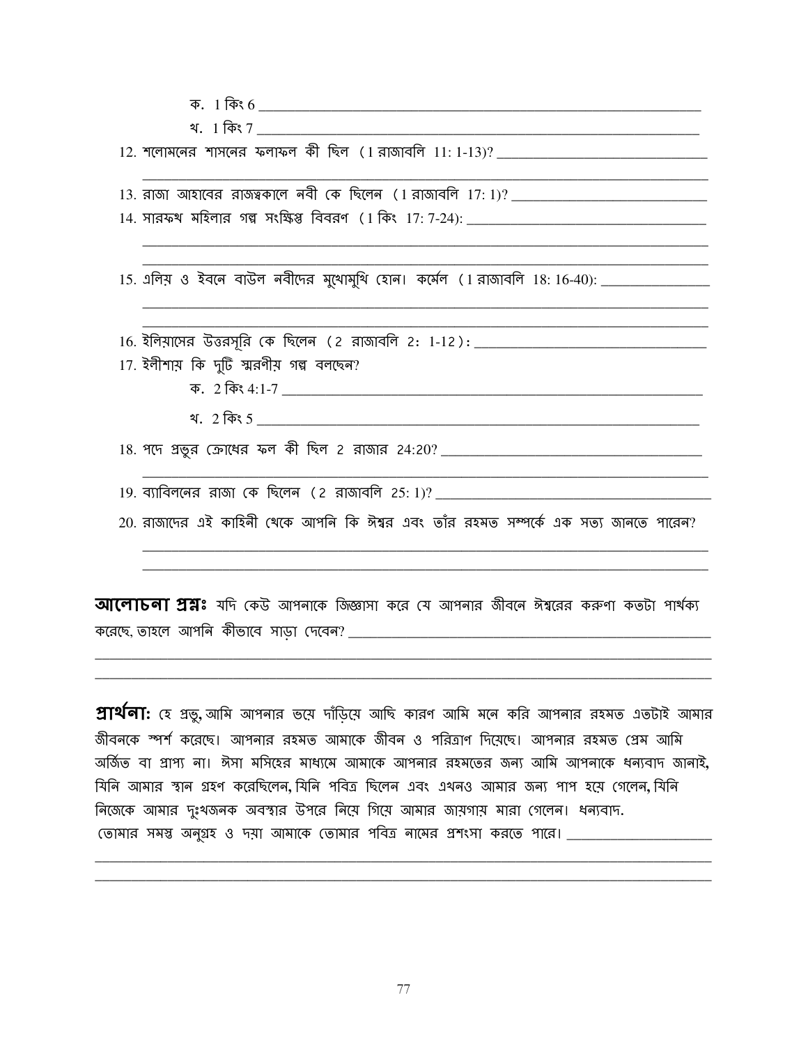ক. 1 কিং 6 ___________________________________________________________

খ. 1 কিং 7 ___________________________________________________________

12. শলোমনের শাসনের ফলাফল কী ছিল (1 রাজাবলি 11: 1-13)? ___________________________

_______________________________________________________________________

13. রাজা আহাবের রাজত্বকালে নবী কে ছিলেন (1 রাজাবলি 17: 1)? _________________________

14. সারফথ মহিলার গল্প সংক্ষিপ্ত বিবরণ (1 কিং 17: 7-24): _______________________________

_______________________________________________________________________

_______________________________________________________________________

15. এলিয় ও ইবনে বাউল নবীদের মুখোমুখি হোন। কর্মেল (1 রাজাবলি 18: 16-40): _______________

_______________________________________________________________________

_______________________________________________________________________

16. ইলিয়াসের উত্তরসূরি কে ছিলেন (2 রাজাবলি 2: 1-12): ________________________________

17. ইলীশায় কি দুটি স্মরণীয় গল্প বলছেন?

ক. 2 কিং 4:1-7 ________________________________________________________

খ. 2 কিং 5 ___________________________________________________________

18. পদে প্রভুর ক্রোধের ফল কী ছিল 2 রাজার 24:20? _____________________________________

_______________________________________________________________________

19. ব্যাবিলনের রাজা কে ছিলেন (2 রাজাবলি 25: 1)? ______________________________________

20. রাজাদের এই কাহিনী থেকে আপনি কি ঈশ্বর এবং তাঁর রহমত সম্পর্কে এক সত্য জানতে পারেন?

_______________________________________________________________________

_______________________________________________________________________

**আলোচনা প্রশ্নঃ** যদি কেউ আপনাকে জিজ্ঞাসা করে যে আপনার জীবনে ঈশ্বরের করুণা কতটা পার্থক্য করেছে, তাহলে আপনি কীভাবে সাড়া দেবেন? _____________________________________________

_______________________________________________________________________

_______________________________________________________________________

**প্রার্থনা:** হে প্রভু, আমি আপনার ভয়ে দাঁড়িয়ে আছি কারণ আমি মনে করি আপনার রহমত এতটাই আমার জীবনকে স্পর্শ করেছে। আপনার রহমত আমাকে জীবন ও পরিত্রাণ দিয়েছে। আপনার রহমত প্রেম আমি অর্জিত বা প্রাপ্য না। ঈসা মসিহের মাধ্যমে আমাকে আপনার রহমতের জন্য আমি আপনাকে ধন্যবাদ জানাই, যিনি আমার স্থান গ্রহণ করেছিলেন, যিনি পবিত্র ছিলেন এবং এখনও আমার জন্য পাপ হয়ে গেলেন, যিনি নিজেকে আমার দুঃখজনক অবস্থার উপরে নিয়ে গিয়ে আমার জায়গায় মারা গেলেন। ধন্যবাদ. তোমার সমস্ত অনুগ্রহ ও দয়া আমাকে তোমার পবিত্র নামের প্রশংসা করতে পারে। ___________________

_______________________________________________________________________

_______________________________________________________________________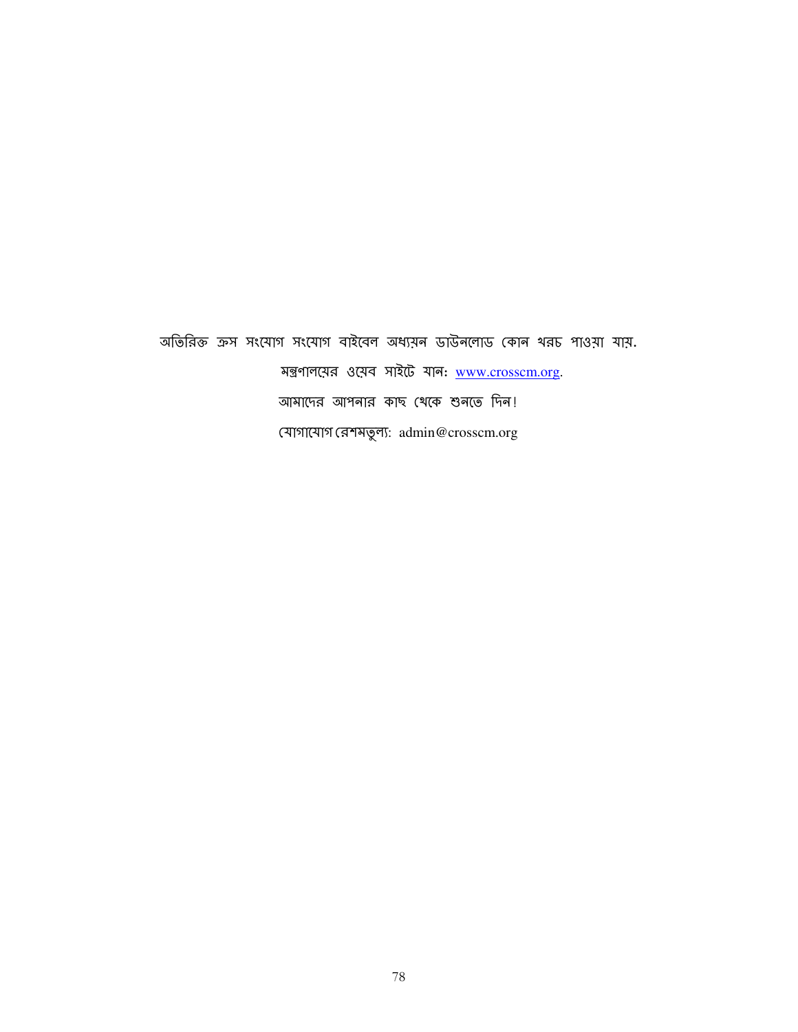অতিরিক্ত ক্রস সংযোগ সংযোগ বাইবেল অধ্যয়ন ডাউনলোড কোন খরচ পাওয়া যায়.

মন্ত্রণালয়ের ওয়েব সাইটে যান: www.crosscm.org.

আমাদের আপনার কাছ থেকে শুনতে দিন!

যোগাযোগ রেশমতুল্য: admin@crosscm.org